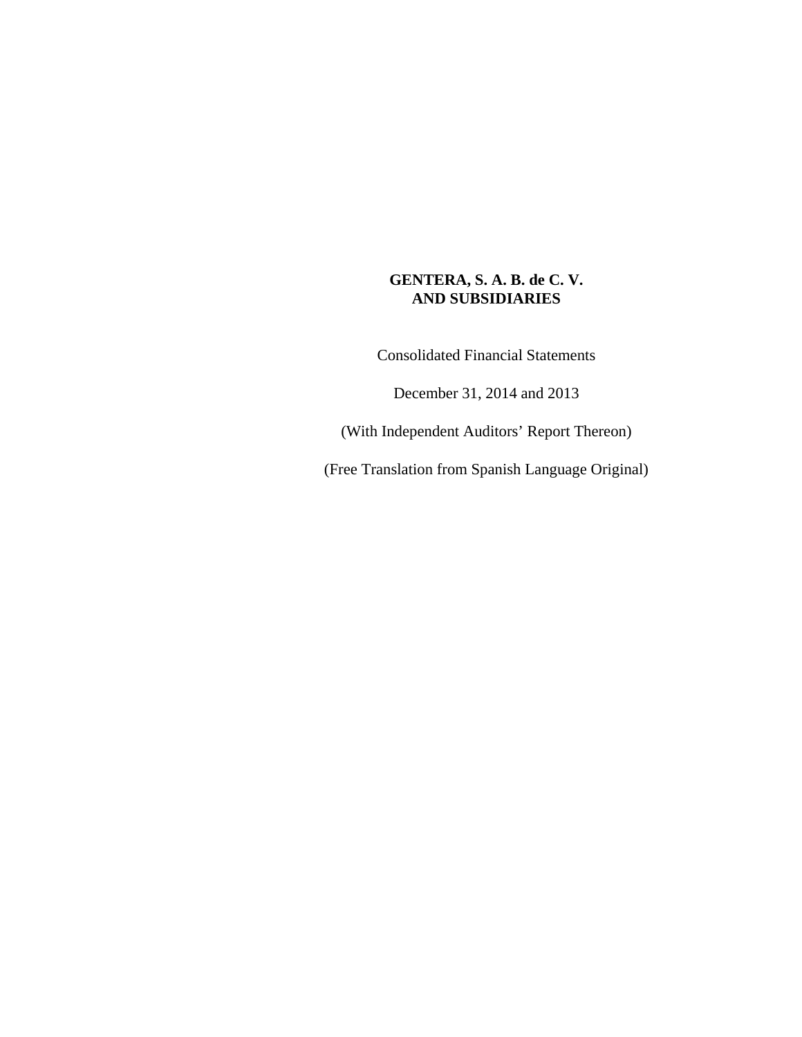# GENTERA, S. A. B. de C. V.
# AND SUBSIDIARIES

Consolidated Financial Statements

December 31, 2014 and 2013

(With Independent Auditors' Report Thereon)

(Free Translation from Spanish Language Original)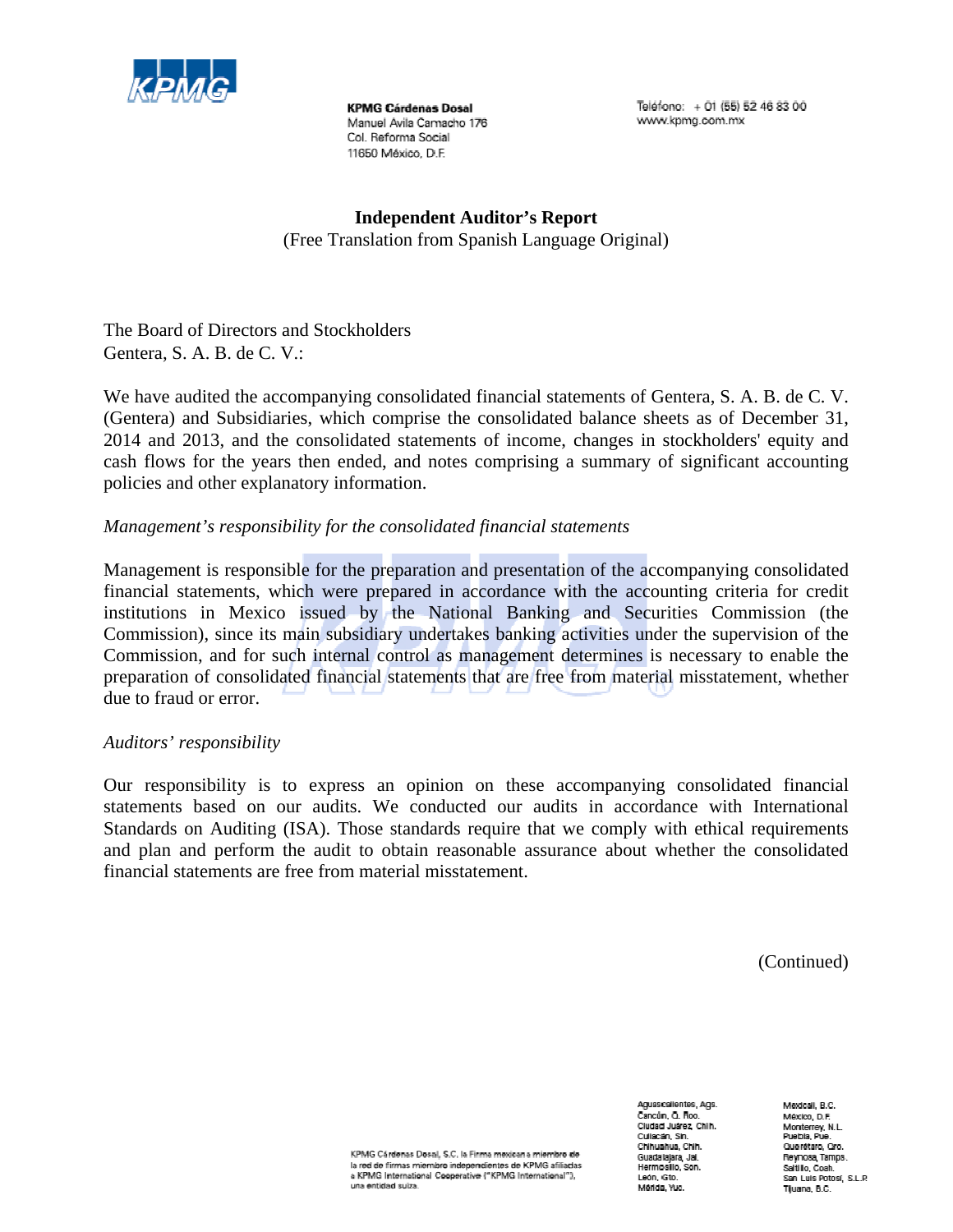KPMG Cárdenas Dosal
Manuel Avila Camacho 176
Col. Reforma Social
11650 México, D.F.

Teléfono: + 01 (55) 52 46 83 00
www.kpmg.com.mx

## Independent Auditor's Report

(Free Translation from Spanish Language Original)

The Board of Directors and Stockholders
Gentera, S. A. B. de C. V.:

We have audited the accompanying consolidated financial statements of Gentera, S. A. B. de C. V. (Gentera) and Subsidiaries, which comprise the consolidated balance sheets as of December 31, 2014 and 2013, and the consolidated statements of income, changes in stockholders' equity and cash flows for the years then ended, and notes comprising a summary of significant accounting policies and other explanatory information.

*Management's responsibility for the consolidated financial statements*

Management is responsible for the preparation and presentation of the accompanying consolidated financial statements, which were prepared in accordance with the accounting criteria for credit institutions in Mexico issued by the National Banking and Securities Commission (the Commission), since its main subsidiary undertakes banking activities under the supervision of the Commission, and for such internal control as management determines is necessary to enable the preparation of consolidated financial statements that are free from material misstatement, whether due to fraud or error.

*Auditors' responsibility*

Our responsibility is to express an opinion on these accompanying consolidated financial statements based on our audits. We conducted our audits in accordance with International Standards on Auditing (ISA). Those standards require that we comply with ethical requirements and plan and perform the audit to obtain reasonable assurance about whether the consolidated financial statements are free from material misstatement.

(Continued)

KPMG Cárdenas Dosal, S.C. la Firma mexicana miembro de la red de firmas miembro independientes de KPMG afiliadas a KPMG International Cooperative ("KPMG International"), una entidad suiza.

Aguascalientes, Ags.
Cancún, Q. Roo.
Ciudad Juárez, Chih.
Culiacán, Sin.
Chihuahua, Chih.
Guadalajara, Jal.
Hermosillo, Son.
León, Gto.
Mérida, Yuc.

Mexicali, B.C.
México, D.F.
Monterrey, N.L.
Puebla, Pue.
Querétaro, Qro.
Reynosa, Tamps.
Saltillo, Coah.
San Luis Potosí, S.L.P.
Tijuana, B.C.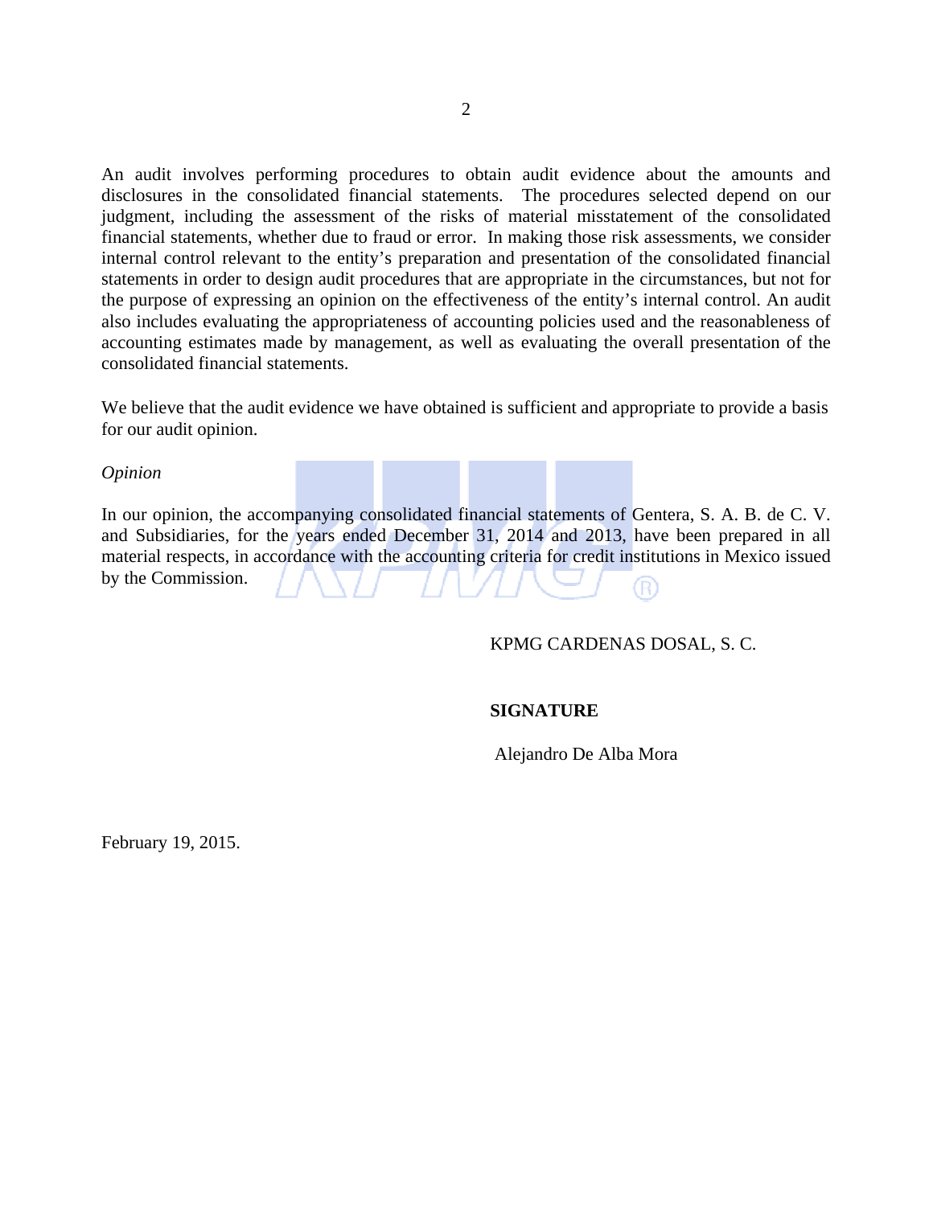An audit involves performing procedures to obtain audit evidence about the amounts and disclosures in the consolidated financial statements. The procedures selected depend on our judgment, including the assessment of the risks of material misstatement of the consolidated financial statements, whether due to fraud or error. In making those risk assessments, we consider internal control relevant to the entity's preparation and presentation of the consolidated financial statements in order to design audit procedures that are appropriate in the circumstances, but not for the purpose of expressing an opinion on the effectiveness of the entity's internal control. An audit also includes evaluating the appropriateness of accounting policies used and the reasonableness of accounting estimates made by management, as well as evaluating the overall presentation of the consolidated financial statements.

We believe that the audit evidence we have obtained is sufficient and appropriate to provide a basis for our audit opinion.

*Opinion*

In our opinion, the accompanying consolidated financial statements of Gentera, S. A. B. de C. V. and Subsidiaries, for the years ended December 31, 2014 and 2013, have been prepared in all material respects, in accordance with the accounting criteria for credit institutions in Mexico issued by the Commission.

KPMG CARDENAS DOSAL, S. C.

**SIGNATURE**

Alejandro De Alba Mora

February 19, 2015.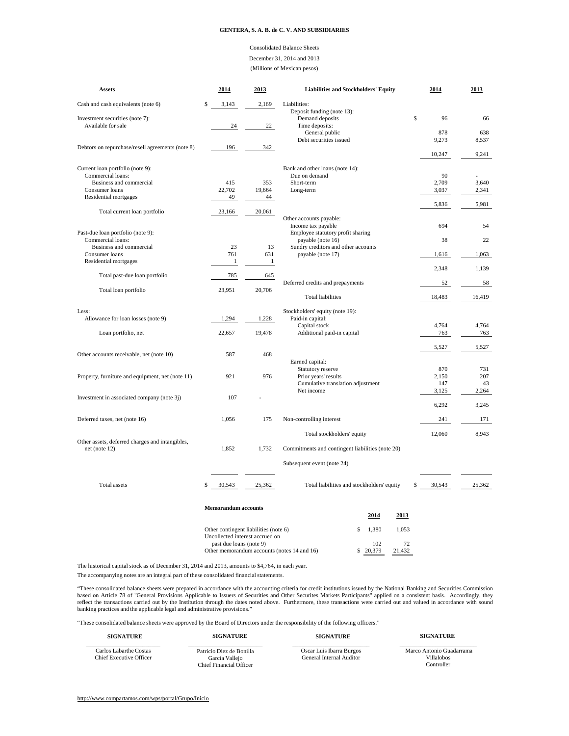**GENTERA, S. A. B. de C. V. AND SUBSIDIARIES**

Consolidated Balance Sheets

December 31, 2014 and 2013

(Millions of Mexican pesos)

| Assets | 2014 | 2013 |
|---|---|---|
| Cash and cash equivalents (note 6) | $ 3,143 | 2,169 |
| Investment securities (note 7): | | |
| Available for sale | 24 | 22 |
| Debtors on repurchase/resell agreements (note 8) | 196 | 342 |
| Current loan portfolio (note 9): | | |
| Commercial loans: | | |
| Business and commercial | 415 | 353 |
| Consumer loans | 22,702 | 19,664 |
| Residential mortgages | 49 | 44 |
| Total current loan portfolio | 23,166 | 20,061 |
| Past-due loan portfolio (note 9): | | |
| Commercial loans: | | |
| Business and commercial | 23 | 13 |
| Consumer loans | 761 | 631 |
| Residential mortgages | 1 | 1 |
| Total past-due loan portfolio | 785 | 645 |
| Total loan portfolio | 23,951 | 20,706 |
| Less: | | |
| Allowance for loan losses (note 9) | 1,294 | 1,228 |
| Loan portfolio, net | 22,657 | 19,478 |
| Other accounts receivable, net (note 10) | 587 | 468 |
| Property, furniture and equipment, net (note 11) | 921 | 976 |
| Investment in associated company (note 3j) | 107 | - |
| Deferred taxes, net (note 16) | 1,056 | 175 |
| Other assets, deferred charges and intangibles, net (note 12) | 1,852 | 1,732 |
| Total assets | $ 30,543 | 25,362 |

| Liabilities and Stockholders' Equity | 2014 | 2013 |
|---|---|---|
| Liabilities: | | |
| Deposit funding (note 13): | | |
| Demand deposits | $ 96 | 66 |
| Time deposits: | | |
| General public | 878 | 638 |
| Debt securities issued | 9,273 | 8,537 |
| | 10,247 | 9,241 |
| Bank and other loans (note 14): | | |
| Due on demand | 90 | - |
| Short-term | 2,709 | 3,640 |
| Long-term | 3,037 | 2,341 |
| | 5,836 | 5,981 |
| Other accounts payable: | | |
| Income tax payable | 694 | 54 |
| Employee statutory profit sharing payable (note 16) | 38 | 22 |
| Sundry creditors and other accounts payable (note 17) | 1,616 | 1,063 |
| | 2,348 | 1,139 |
| Deferred credits and prepayments | 52 | 58 |
| Total liabilities | 18,483 | 16,419 |
| Stockholders' equity (note 19): | | |
| Paid-in capital: | | |
| Capital stock | 4,764 | 4,764 |
| Additional paid-in capital | 763 | 763 |
| | 5,527 | 5,527 |
| Earned capital: | | |
| Statutory reserve | 870 | 731 |
| Prior years' results | 2,150 | 207 |
| Cumulative translation adjustment | 147 | 43 |
| Net income | 3,125 | 2,264 |
| | 6,292 | 3,245 |
| Non-controlling interest | 241 | 171 |
| Total stockholders' equity | 12,060 | 8,943 |
| Commitments and contingent liabilities (note 20) | | |
| Subsequent event (note 24) | | |
| Total liabilities and stockholders' equity | $ 30,543 | 25,362 |

**Memorandum accounts**

| | 2014 | 2013 |
|---|---|---|
| Other contingent liabilities (note 6) | $ 1,380 | 1,053 |
| Uncollected interest accrued on past due loans (note 9) | 102 | 72 |
| Other memorandum accounts (notes 14 and 16) | $ 20,379 | 21,432 |

The historical capital stock as of December 31, 2014 and 2013, amounts to $4,764, in each year.

The accompanying notes are an integral part of these consolidated financial statements.

"These consolidated balance sheets were prepared in accordance with the accounting criteria for credit institutions issued by the National Banking and Securities Commission based on Article 78 of "General Provisions Applicable to Issuers of Securities and Other Securities Markets Participants" applied on a consistent basis. Accordingly, they reflect the transactions carried out by the Institution through the dates noted above. Furthermore, these transactions were carried out and valued in accordance with sound banking practices and the applicable legal and administrative provisions."

"These consolidated balance sheets were approved by the Board of Directors under the responsibility of the following officers."

| SIGNATURE | SIGNATURE | SIGNATURE | SIGNATURE |
|---|---|---|---|
| Carlos Labarthe Costas<br>Chief Executive Officer | Patricio Diez de Bonilla García Vallejo<br>Chief Financial Officer | Oscar Luis Ibarra Burgos<br>General Internal Auditor | Marco Antonio Guadarrama Villalobos<br>Controller |

http://www.compartamos.com/wps/portal/Grupo/Inicio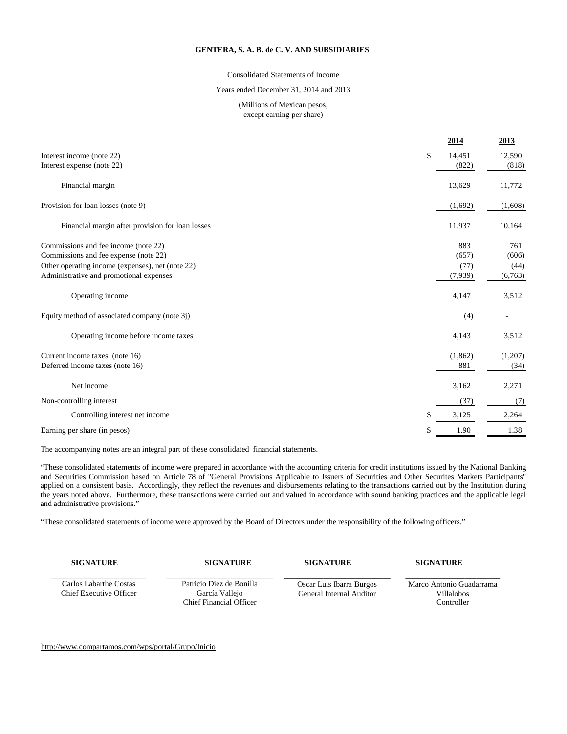**GENTERA, S. A. B. de C. V. AND SUBSIDIARIES**

Consolidated Statements of Income

Years ended December 31, 2014 and 2013

(Millions of Mexican pesos, except earning per share)

| | | 2014 | 2013 |
|---|---|---|---|
| Interest income (note 22) | $ | 14,451 | 12,590 |
| Interest expense (note 22) | | (822) | (818) |
| Financial margin | | 13,629 | 11,772 |
| Provision for loan losses (note 9) | | (1,692) | (1,608) |
| Financial margin after provision for loan losses | | 11,937 | 10,164 |
| Commissions and fee income (note 22) | | 883 | 761 |
| Commissions and fee expense (note 22) | | (657) | (606) |
| Other operating income (expenses), net (note 22) | | (77) | (44) |
| Administrative and promotional expenses | | (7,939) | (6,763) |
| Operating income | | 4,147 | 3,512 |
| Equity method of associated company (note 3j) | | (4) | - |
| Operating income before income taxes | | 4,143 | 3,512 |
| Current income taxes (note 16) | | (1,862) | (1,207) |
| Deferred income taxes (note 16) | | 881 | (34) |
| Net income | | 3,162 | 2,271 |
| Non-controlling interest | | (37) | (7) |
| Controlling interest net income | $ | 3,125 | 2,264 |
| Earning per share (in pesos) | $ | 1.90 | 1.38 |

The accompanying notes are an integral part of these consolidated financial statements.

"These consolidated statements of income were prepared in accordance with the accounting criteria for credit institutions issued by the National Banking and Securities Commission based on Article 78 of "General Provisions Applicable to Issuers of Securities and Other Securites Markets Participants" applied on a consistent basis. Accordingly, they reflect the revenues and disbursements relating to the transactions carried out by the Institution during the years noted above. Furthermore, these transactions were carried out and valued in accordance with sound banking practices and the applicable legal and administrative provisions."

"These consolidated statements of income were approved by the Board of Directors under the responsibility of the following officers."

| SIGNATURE | SIGNATURE | SIGNATURE | SIGNATURE |
|---|---|---|---|
| Carlos Labarthe Costas<br>Chief Executive Officer | Patricio Diez de Bonilla García Vallejo<br>Chief Financial Officer | Oscar Luis Ibarra Burgos<br>General Internal Auditor | Marco Antonio Guadarrama Villalobos<br>Controller |

http://www.compartamos.com/wps/portal/Grupo/Inicio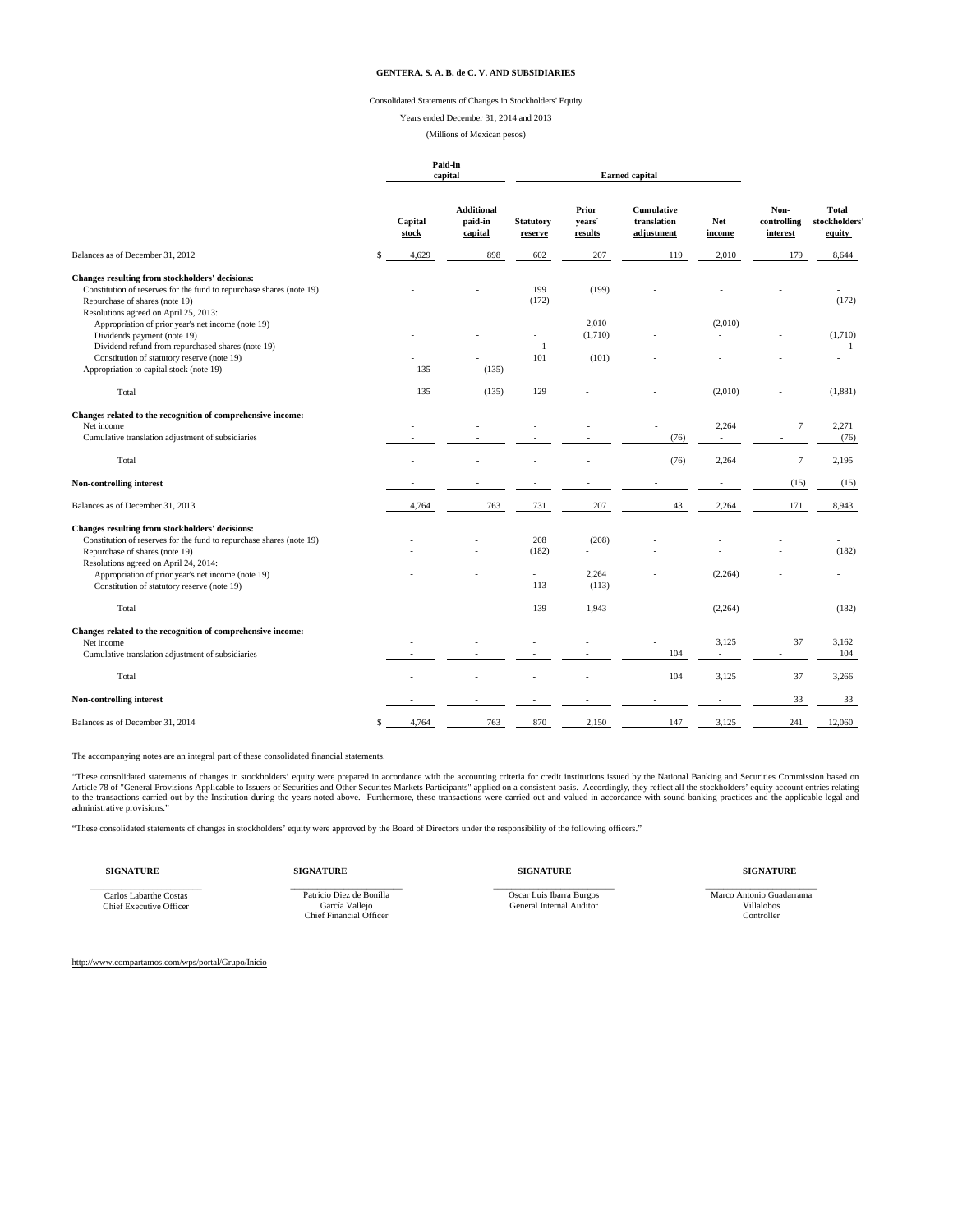**GENTERA, S. A. B. de C. V. AND SUBSIDIARIES**

Consolidated Statements of Changes in Stockholders' Equity

Years ended December 31, 2014 and 2013

(Millions of Mexican pesos)

| | Paid-in capital | | Earned capital | | | | | |
|---|---|---|---|---|---|---|---|---|
| | Capital stock | Additional paid-in capital | Statutory reserve | Prior years´ results | Cumulative translation adjustment | Net income | Non-controlling interest | Total stockholders' equity |
| Balances as of December 31, 2012 | $ 4,629 | 898 | 602 | 207 | 119 | 2,010 | 179 | 8,644 |
| **Changes resulting from stockholders' decisions:** | | | | | | | | |
| Constitution of reserves for the fund to repurchase shares (note 19) | - | - | 199 | (199) | - | - | - | - |
| Repurchase of shares (note 19) | - | - | (172) | - | - | - | - | (172) |
| Resolutions agreed on April 25, 2013: | | | | | | | | |
| Appropriation of prior year's net income (note 19) | - | - | - | 2,010 | - | (2,010) | - | - |
| Dividends payment (note 19) | - | - | - | (1,710) | - | - | - | (1,710) |
| Dividend refund from repurchased shares (note 19) | - | - | 1 | - | - | - | - | 1 |
| Constitution of statutory reserve (note 19) | - | - | 101 | (101) | - | - | - | - |
| Appropriation to capital stock (note 19) | 135 | (135) | - | - | - | - | - | - |
| Total | 135 | (135) | 129 | - | - | (2,010) | - | (1,881) |
| **Changes related to the recognition of comprehensive income:** | | | | | | | | |
| Net income | - | - | - | - | - | 2,264 | 7 | 2,271 |
| Cumulative translation adjustment of subsidiaries | - | - | - | - | (76) | - | - | (76) |
| Total | - | - | - | - | (76) | 2,264 | 7 | 2,195 |
| **Non-controlling interest** | - | - | - | - | - | - | (15) | (15) |
| Balances as of December 31, 2013 | 4,764 | 763 | 731 | 207 | 43 | 2,264 | 171 | 8,943 |
| **Changes resulting from stockholders' decisions:** | | | | | | | | |
| Constitution of reserves for the fund to repurchase shares (note 19) | - | - | 208 | (208) | - | - | - | - |
| Repurchase of shares (note 19) | - | - | (182) | - | - | - | - | (182) |
| Resolutions agreed on April 24, 2014: | | | | | | | | |
| Appropriation of prior year's net income (note 19) | - | - | - | 2,264 | - | (2,264) | - | - |
| Constitution of statutory reserve (note 19) | - | - | 113 | (113) | - | - | - | - |
| Total | - | - | 139 | 1,943 | - | (2,264) | - | (182) |
| **Changes related to the recognition of comprehensive income:** | | | | | | | | |
| Net income | - | - | - | - | - | 3,125 | 37 | 3,162 |
| Cumulative translation adjustment of subsidiaries | - | - | - | - | 104 | - | - | 104 |
| Total | - | - | - | - | 104 | 3,125 | 37 | 3,266 |
| **Non-controlling interest** | - | - | - | - | - | - | 33 | 33 |
| Balances as of December 31, 2014 | $ 4,764 | 763 | 870 | 2,150 | 147 | 3,125 | 241 | 12,060 |

The accompanying notes are an integral part of these consolidated financial statements.

"These consolidated statements of changes in stockholders' equity were prepared in accordance with the accounting criteria for credit institutions issued by the National Banking and Securities Commission based on Article 78 of "General Provisions Applicable to Issuers of Securities and Other Securites Markets Participants" applied on a consistent basis. Accordingly, they reflect all the stockholders' equity account entries relating to the transactions carried out by the Institution during the years noted above. Furthermore, these transactions were carried out and valued in accordance with sound banking practices and the applicable legal and administrative provisions."

"These consolidated statements of changes in stockholders' equity were approved by the Board of Directors under the responsibility of the following officers."

| SIGNATURE | SIGNATURE | SIGNATURE | SIGNATURE |
|---|---|---|---|
| Carlos Labarthe Costas<br>Chief Executive Officer | Patricio Diez de Bonilla García Vallejo<br>Chief Financial Officer | Oscar Luis Ibarra Burgos<br>General Internal Auditor | Marco Antonio Guadarrama Villalobos<br>Controller |

http://www.compartamos.com/wps/portal/Grupo/Inicio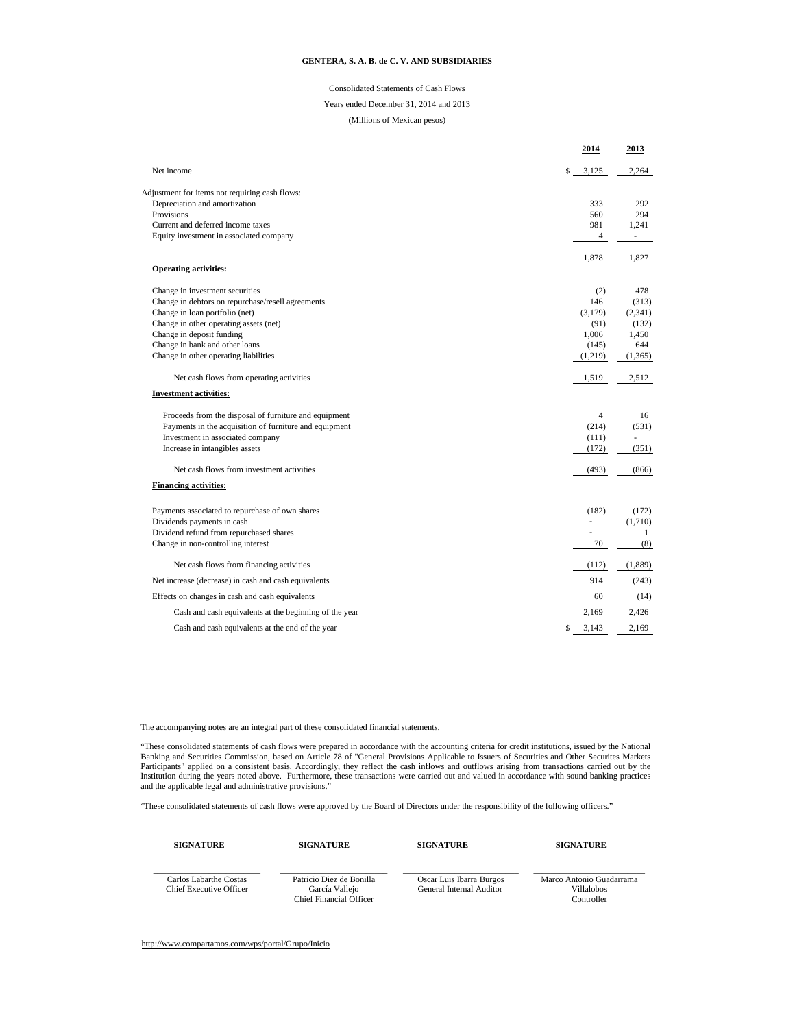**GENTERA, S. A. B. de C. V. AND SUBSIDIARIES**

Consolidated Statements of Cash Flows

Years ended December 31, 2014 and 2013

(Millions of Mexican pesos)

| | 2014 | 2013 |
|---|---|---|
| Net income | $ 3,125 | 2,264 |
| Adjustment for items not requiring cash flows: | | |
| Depreciation and amortization | 333 | 292 |
| Provisions | 560 | 294 |
| Current and deferred income taxes | 981 | 1,241 |
| Equity investment in associated company | 4 | - |
| | 1,878 | 1,827 |
| **Operating activities:** | | |
| Change in investment securities | (2) | 478 |
| Change in debtors on repurchase/resell agreements | 146 | (313) |
| Change in loan portfolio (net) | (3,179) | (2,341) |
| Change in other operating assets (net) | (91) | (132) |
| Change in deposit funding | 1,006 | 1,450 |
| Change in bank and other loans | (145) | 644 |
| Change in other operating liabilities | (1,219) | (1,365) |
| Net cash flows from operating activities | 1,519 | 2,512 |
| **Investment activities:** | | |
| Proceeds from the disposal of furniture and equipment | 4 | 16 |
| Payments in the acquisition of furniture and equipment | (214) | (531) |
| Investment in associated company | (111) | - |
| Increase in intangibles assets | (172) | (351) |
| Net cash flows from investment activities | (493) | (866) |
| **Financing activities:** | | |
| Payments associated to repurchase of own shares | (182) | (172) |
| Dividends payments in cash | - | (1,710) |
| Dividend refund from repurchased shares | - | 1 |
| Change in non-controlling interest | 70 | (8) |
| Net cash flows from financing activities | (112) | (1,889) |
| Net increase (decrease) in cash and cash equivalents | 914 | (243) |
| Effects on changes in cash and cash equivalents | 60 | (14) |
| Cash and cash equivalents at the beginning of the year | 2,169 | 2,426 |
| Cash and cash equivalents at the end of the year | $ 3,143 | 2,169 |

The accompanying notes are an integral part of these consolidated financial statements.

"These consolidated statements of cash flows were prepared in accordance with the accounting criteria for credit institutions, issued by the National Banking and Securities Commission, based on Article 78 of "General Provisions Applicable to Issuers of Securities and Other Securites Markets Participants" applied on a consistent basis. Accordingly, they reflect the cash inflows and outflows arising from transactions carried out by the Institution during the years noted above. Furthermore, these transactions were carried out and valued in accordance with sound banking practices and the applicable legal and administrative provisions."

"These consolidated statements of cash flows were approved by the Board of Directors under the responsibility of the following officers."

| SIGNATURE | SIGNATURE | SIGNATURE | SIGNATURE |
|---|---|---|---|
| Carlos Labarthe Costas<br>Chief Executive Officer | Patricio Diez de Bonilla García Vallejo<br>Chief Financial Officer | Oscar Luis Ibarra Burgos<br>General Internal Auditor | Marco Antonio Guadarrama Villalobos<br>Controller |

http://www.compartamos.com/wps/portal/Grupo/Inicio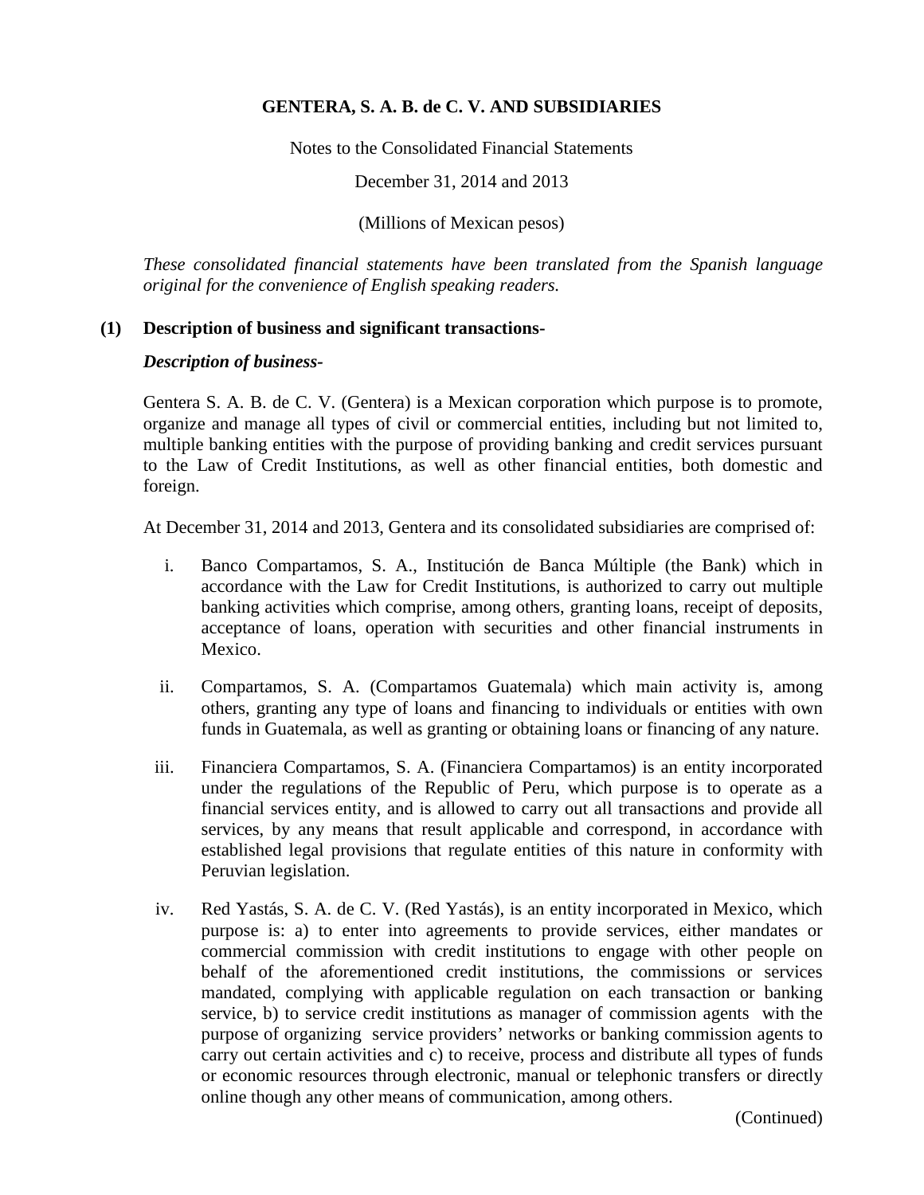**GENTERA, S. A. B. de C. V. AND SUBSIDIARIES**

Notes to the Consolidated Financial Statements

December 31, 2014 and 2013

(Millions of Mexican pesos)

*These consolidated financial statements have been translated from the Spanish language original for the convenience of English speaking readers.*

## (1) Description of business and significant transactions-

***Description of business-***

Gentera S. A. B. de C. V. (Gentera) is a Mexican corporation which purpose is to promote, organize and manage all types of civil or commercial entities, including but not limited to, multiple banking entities with the purpose of providing banking and credit services pursuant to the Law of Credit Institutions, as well as other financial entities, both domestic and foreign.

At December 31, 2014 and 2013, Gentera and its consolidated subsidiaries are comprised of:

i. Banco Compartamos, S. A., Institución de Banca Múltiple (the Bank) which in accordance with the Law for Credit Institutions, is authorized to carry out multiple banking activities which comprise, among others, granting loans, receipt of deposits, acceptance of loans, operation with securities and other financial instruments in Mexico.

ii. Compartamos, S. A. (Compartamos Guatemala) which main activity is, among others, granting any type of loans and financing to individuals or entities with own funds in Guatemala, as well as granting or obtaining loans or financing of any nature.

iii. Financiera Compartamos, S. A. (Financiera Compartamos) is an entity incorporated under the regulations of the Republic of Peru, which purpose is to operate as a financial services entity, and is allowed to carry out all transactions and provide all services, by any means that result applicable and correspond, in accordance with established legal provisions that regulate entities of this nature in conformity with Peruvian legislation.

iv. Red Yastás, S. A. de C. V. (Red Yastás), is an entity incorporated in Mexico, which purpose is: a) to enter into agreements to provide services, either mandates or commercial commission with credit institutions to engage with other people on behalf of the aforementioned credit institutions, the commissions or services mandated, complying with applicable regulation on each transaction or banking service, b) to service credit institutions as manager of commission agents with the purpose of organizing service providers' networks or banking commission agents to carry out certain activities and c) to receive, process and distribute all types of funds or economic resources through electronic, manual or telephonic transfers or directly online though any other means of communication, among others.

(Continued)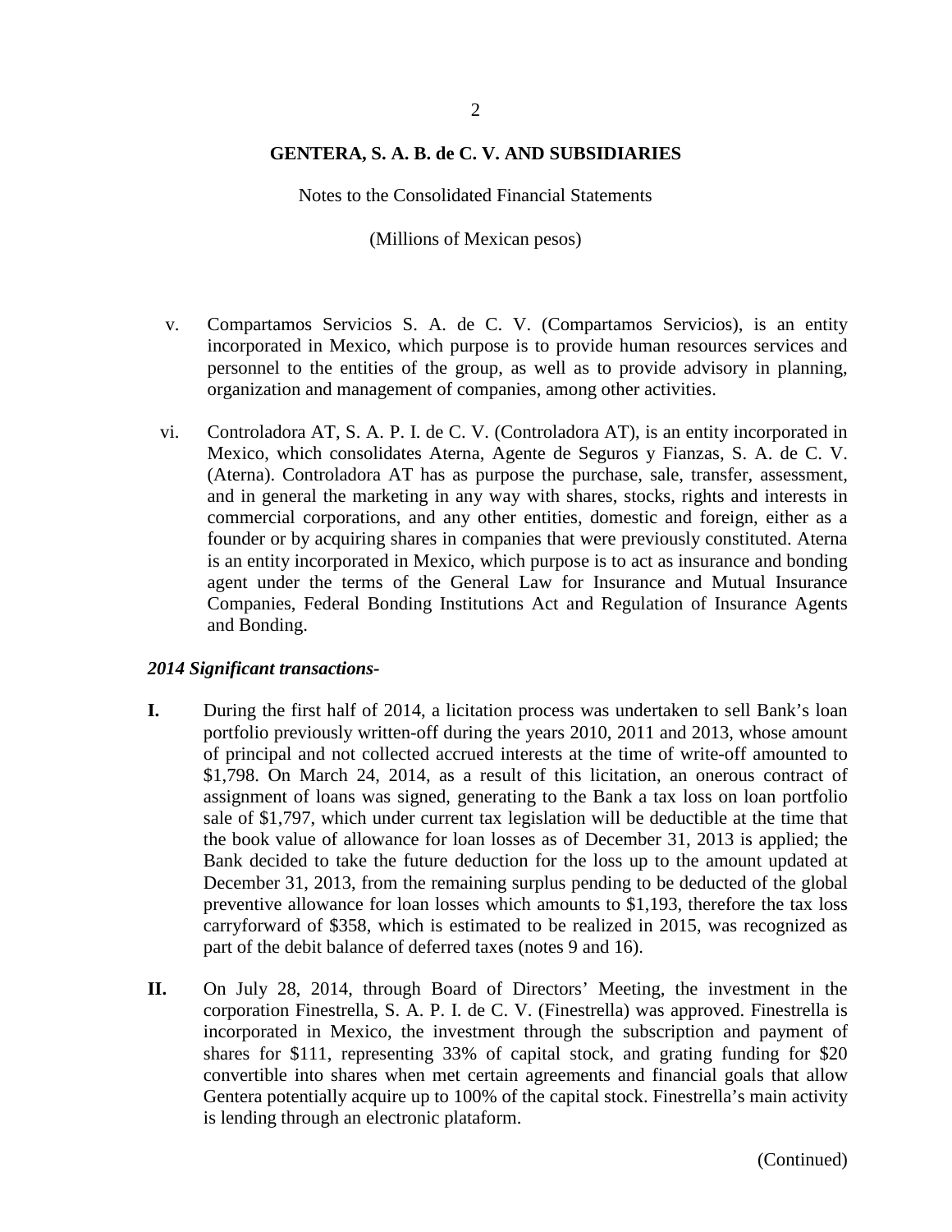v. Compartamos Servicios S. A. de C. V. (Compartamos Servicios), is an entity incorporated in Mexico, which purpose is to provide human resources services and personnel to the entities of the group, as well as to provide advisory in planning, organization and management of companies, among other activities.

vi. Controladora AT, S. A. P. I. de C. V. (Controladora AT), is an entity incorporated in Mexico, which consolidates Aterna, Agente de Seguros y Fianzas, S. A. de C. V. (Aterna). Controladora AT has as purpose the purchase, sale, transfer, assessment, and in general the marketing in any way with shares, stocks, rights and interests in commercial corporations, and any other entities, domestic and foreign, either as a founder or by acquiring shares in companies that were previously constituted. Aterna is an entity incorporated in Mexico, which purpose is to act as insurance and bonding agent under the terms of the General Law for Insurance and Mutual Insurance Companies, Federal Bonding Institutions Act and Regulation of Insurance Agents and Bonding.

***2014 Significant transactions-***

**I.** During the first half of 2014, a licitation process was undertaken to sell Bank's loan portfolio previously written-off during the years 2010, 2011 and 2013, whose amount of principal and not collected accrued interests at the time of write-off amounted to $1,798. On March 24, 2014, as a result of this licitation, an onerous contract of assignment of loans was signed, generating to the Bank a tax loss on loan portfolio sale of $1,797, which under current tax legislation will be deductible at the time that the book value of allowance for loan losses as of December 31, 2013 is applied; the Bank decided to take the future deduction for the loss up to the amount updated at December 31, 2013, from the remaining surplus pending to be deducted of the global preventive allowance for loan losses which amounts to $1,193, therefore the tax loss carryforward of $358, which is estimated to be realized in 2015, was recognized as part of the debit balance of deferred taxes (notes 9 and 16).

**II.** On July 28, 2014, through Board of Directors' Meeting, the investment in the corporation Finestrella, S. A. P. I. de C. V. (Finestrella) was approved. Finestrella is incorporated in Mexico, the investment through the subscription and payment of shares for $111, representing 33% of capital stock, and grating funding for $20 convertible into shares when met certain agreements and financial goals that allow Gentera potentially acquire up to 100% of the capital stock. Finestrella's main activity is lending through an electronic plataform.

(Continued)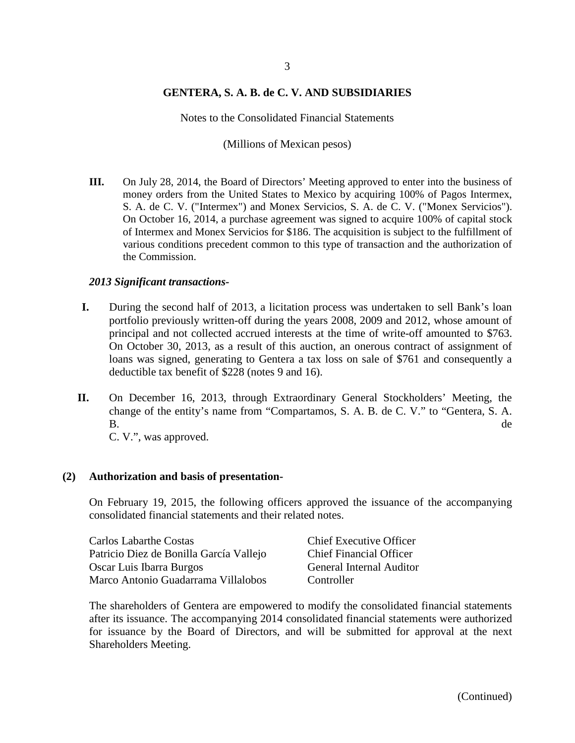**GENTERA, S. A. B. de C. V. AND SUBSIDIARIES**

Notes to the Consolidated Financial Statements

(Millions of Mexican pesos)

**III.** On July 28, 2014, the Board of Directors' Meeting approved to enter into the business of money orders from the United States to Mexico by acquiring 100% of Pagos Intermex, S. A. de C. V. ("Intermex") and Monex Servicios, S. A. de C. V. ("Monex Servicios"). On October 16, 2014, a purchase agreement was signed to acquire 100% of capital stock of Intermex and Monex Servicios for $186. The acquisition is subject to the fulfillment of various conditions precedent common to this type of transaction and the authorization of the Commission.

***2013 Significant transactions-***

**I.** During the second half of 2013, a licitation process was undertaken to sell Bank's loan portfolio previously written-off during the years 2008, 2009 and 2012, whose amount of principal and not collected accrued interests at the time of write-off amounted to $763. On October 30, 2013, as a result of this auction, an onerous contract of assignment of loans was signed, generating to Gentera a tax loss on sale of $761 and consequently a deductible tax benefit of $228 (notes 9 and 16).

**II.** On December 16, 2013, through Extraordinary General Stockholders' Meeting, the change of the entity's name from "Compartamos, S. A. B. de C. V." to "Gentera, S. A. B. de C. V.", was approved.

## (2) Authorization and basis of presentation-

On February 19, 2015, the following officers approved the issuance of the accompanying consolidated financial statements and their related notes.

| | |
|---|---|
| Carlos Labarthe Costas | Chief Executive Officer |
| Patricio Diez de Bonilla García Vallejo | Chief Financial Officer |
| Oscar Luis Ibarra Burgos | General Internal Auditor |
| Marco Antonio Guadarrama Villalobos | Controller |

The shareholders of Gentera are empowered to modify the consolidated financial statements after its issuance. The accompanying 2014 consolidated financial statements were authorized for issuance by the Board of Directors, and will be submitted for approval at the next Shareholders Meeting.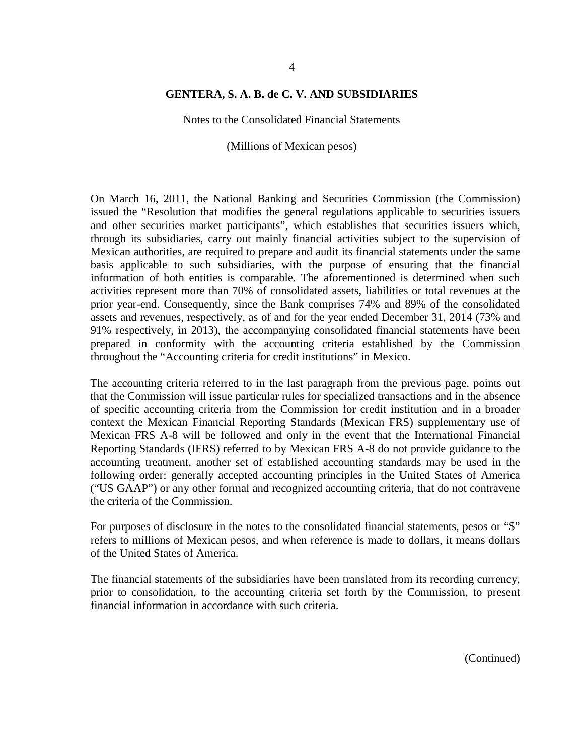On March 16, 2011, the National Banking and Securities Commission (the Commission) issued the "Resolution that modifies the general regulations applicable to securities issuers and other securities market participants", which establishes that securities issuers which, through its subsidiaries, carry out mainly financial activities subject to the supervision of Mexican authorities, are required to prepare and audit its financial statements under the same basis applicable to such subsidiaries, with the purpose of ensuring that the financial information of both entities is comparable. The aforementioned is determined when such activities represent more than 70% of consolidated assets, liabilities or total revenues at the prior year-end. Consequently, since the Bank comprises 74% and 89% of the consolidated assets and revenues, respectively, as of and for the year ended December 31, 2014 (73% and 91% respectively, in 2013), the accompanying consolidated financial statements have been prepared in conformity with the accounting criteria established by the Commission throughout the "Accounting criteria for credit institutions" in Mexico.

The accounting criteria referred to in the last paragraph from the previous page, points out that the Commission will issue particular rules for specialized transactions and in the absence of specific accounting criteria from the Commission for credit institution and in a broader context the Mexican Financial Reporting Standards (Mexican FRS) supplementary use of Mexican FRS A-8 will be followed and only in the event that the International Financial Reporting Standards (IFRS) referred to by Mexican FRS A-8 do not provide guidance to the accounting treatment, another set of established accounting standards may be used in the following order: generally accepted accounting principles in the United States of America ("US GAAP") or any other formal and recognized accounting criteria, that do not contravene the criteria of the Commission.

For purposes of disclosure in the notes to the consolidated financial statements, pesos or "$" refers to millions of Mexican pesos, and when reference is made to dollars, it means dollars of the United States of America.

The financial statements of the subsidiaries have been translated from its recording currency, prior to consolidation, to the accounting criteria set forth by the Commission, to present financial information in accordance with such criteria.

(Continued)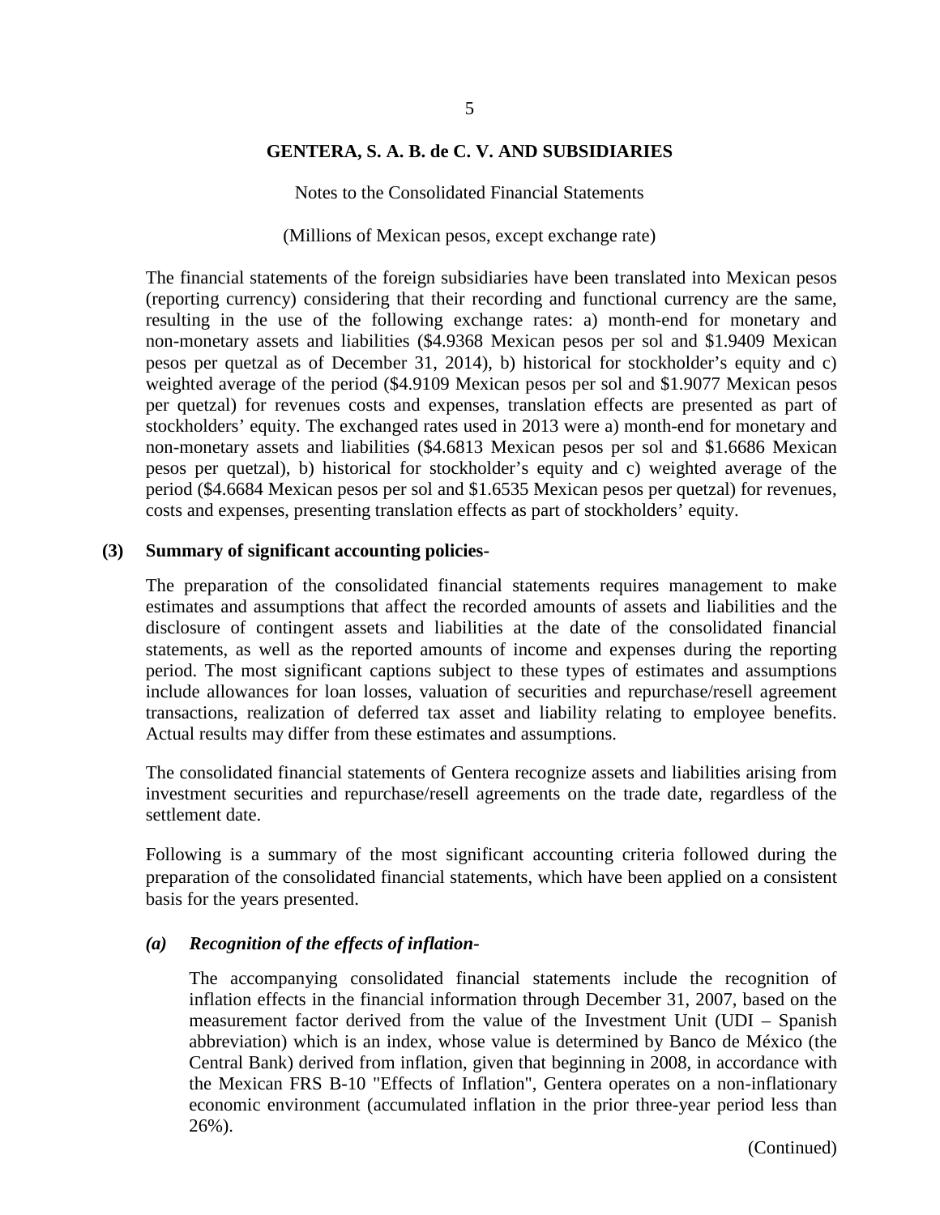The financial statements of the foreign subsidiaries have been translated into Mexican pesos (reporting currency) considering that their recording and functional currency are the same, resulting in the use of the following exchange rates: a) month-end for monetary and non-monetary assets and liabilities ($4.9368 Mexican pesos per sol and $1.9409 Mexican pesos per quetzal as of December 31, 2014), b) historical for stockholder's equity and c) weighted average of the period ($4.9109 Mexican pesos per sol and $1.9077 Mexican pesos per quetzal) for revenues costs and expenses, translation effects are presented as part of stockholders' equity. The exchanged rates used in 2013 were a) month-end for monetary and non-monetary assets and liabilities ($4.6813 Mexican pesos per sol and $1.6686 Mexican pesos per quetzal), b) historical for stockholder's equity and c) weighted average of the period ($4.6684 Mexican pesos per sol and $1.6535 Mexican pesos per quetzal) for revenues, costs and expenses, presenting translation effects as part of stockholders' equity.

## (3) Summary of significant accounting policies-

The preparation of the consolidated financial statements requires management to make estimates and assumptions that affect the recorded amounts of assets and liabilities and the disclosure of contingent assets and liabilities at the date of the consolidated financial statements, as well as the reported amounts of income and expenses during the reporting period. The most significant captions subject to these types of estimates and assumptions include allowances for loan losses, valuation of securities and repurchase/resell agreement transactions, realization of deferred tax asset and liability relating to employee benefits. Actual results may differ from these estimates and assumptions.

The consolidated financial statements of Gentera recognize assets and liabilities arising from investment securities and repurchase/resell agreements on the trade date, regardless of the settlement date.

Following is a summary of the most significant accounting criteria followed during the preparation of the consolidated financial statements, which have been applied on a consistent basis for the years presented.

### *(a) Recognition of the effects of inflation-*

The accompanying consolidated financial statements include the recognition of inflation effects in the financial information through December 31, 2007, based on the measurement factor derived from the value of the Investment Unit (UDI – Spanish abbreviation) which is an index, whose value is determined by Banco de México (the Central Bank) derived from inflation, given that beginning in 2008, in accordance with the Mexican FRS B-10 "Effects of Inflation", Gentera operates on a non-inflationary economic environment (accumulated inflation in the prior three-year period less than 26%).

(Continued)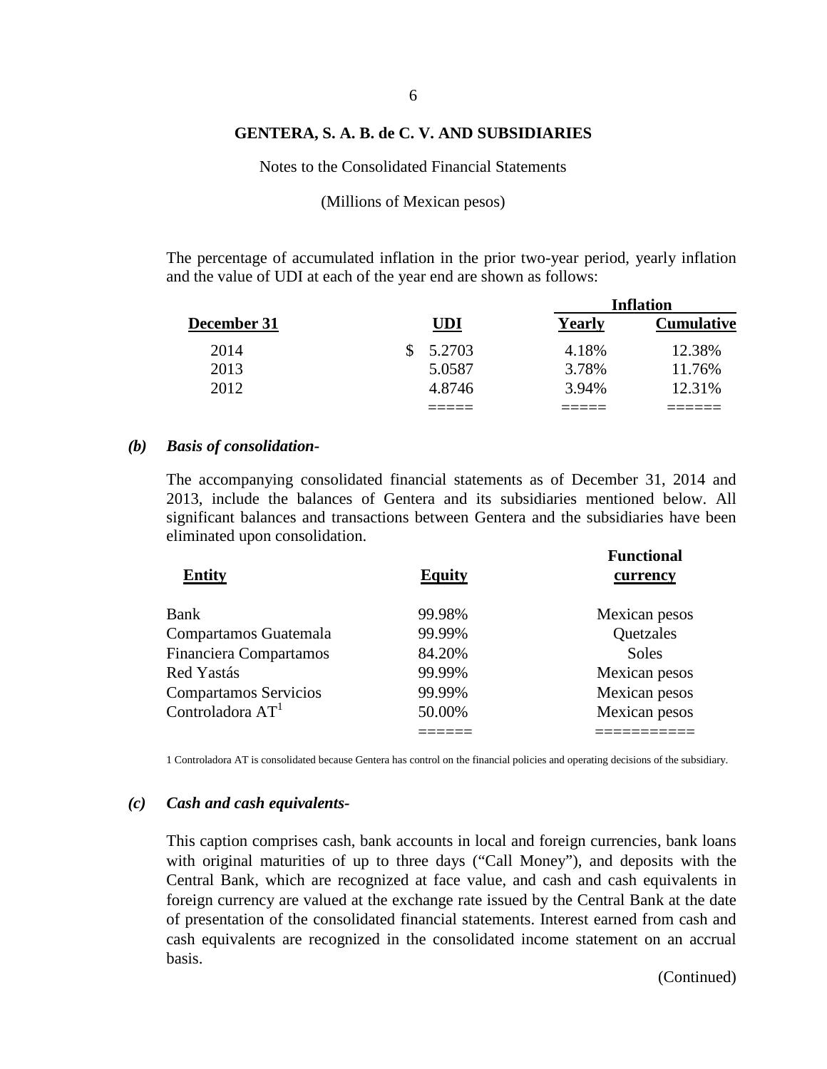The percentage of accumulated inflation in the prior two-year period, yearly inflation and the value of UDI at each of the year end are shown as follows:

| December 31 | UDI | Inflation Yearly | Inflation Cumulative |
|---|---|---|---|
| 2014 | $ 5.2703 | 4.18% | 12.38% |
| 2013 | 5.0587 | 3.78% | 11.76% |
| 2012 | 4.8746 | 3.94% | 12.31% |

### *(b) Basis of consolidation-*

The accompanying consolidated financial statements as of December 31, 2014 and 2013, include the balances of Gentera and its subsidiaries mentioned below. All significant balances and transactions between Gentera and the subsidiaries have been eliminated upon consolidation.

| Entity | Equity | Functional currency |
|---|---|---|
| Bank | 99.98% | Mexican pesos |
| Compartamos Guatemala | 99.99% | Quetzales |
| Financiera Compartamos | 84.20% | Soles |
| Red Yastás | 99.99% | Mexican pesos |
| Compartamos Servicios | 99.99% | Mexican pesos |
| Controladora AT[1] | 50.00% | Mexican pesos |

1 Controladora AT is consolidated because Gentera has control on the financial policies and operating decisions of the subsidiary.

### *(c) Cash and cash equivalents-*

This caption comprises cash, bank accounts in local and foreign currencies, bank loans with original maturities of up to three days ("Call Money"), and deposits with the Central Bank, which are recognized at face value, and cash and cash equivalents in foreign currency are valued at the exchange rate issued by the Central Bank at the date of presentation of the consolidated financial statements. Interest earned from cash and cash equivalents are recognized in the consolidated income statement on an accrual basis.

(Continued)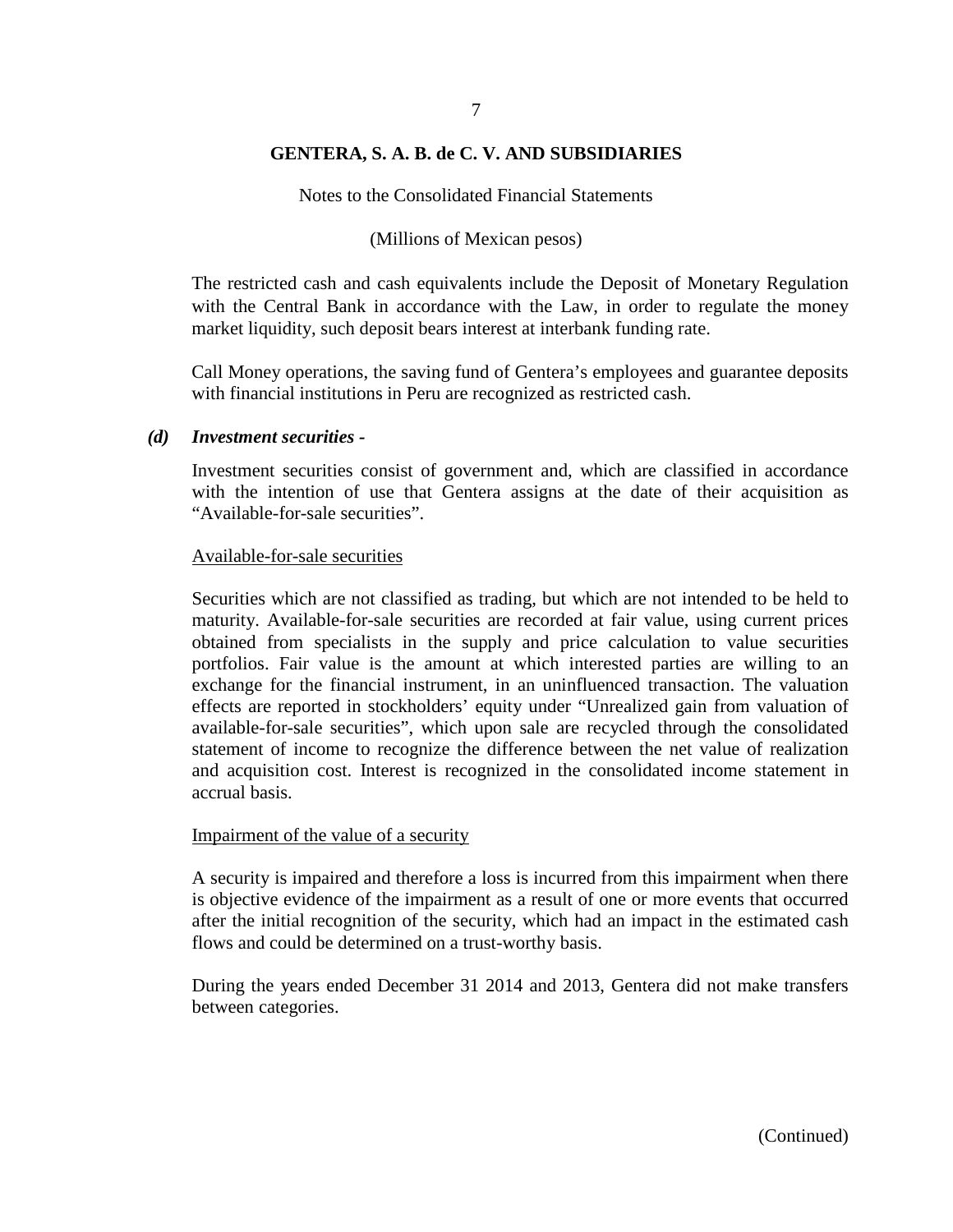The restricted cash and cash equivalents include the Deposit of Monetary Regulation with the Central Bank in accordance with the Law, in order to regulate the money market liquidity, such deposit bears interest at interbank funding rate.

Call Money operations, the saving fund of Gentera's employees and guarantee deposits with financial institutions in Peru are recognized as restricted cash.

***(d) Investment securities -***

Investment securities consist of government and, which are classified in accordance with the intention of use that Gentera assigns at the date of their acquisition as "Available-for-sale securities".

Available-for-sale securities

Securities which are not classified as trading, but which are not intended to be held to maturity. Available-for-sale securities are recorded at fair value, using current prices obtained from specialists in the supply and price calculation to value securities portfolios. Fair value is the amount at which interested parties are willing to an exchange for the financial instrument, in an uninfluenced transaction. The valuation effects are reported in stockholders' equity under "Unrealized gain from valuation of available-for-sale securities", which upon sale are recycled through the consolidated statement of income to recognize the difference between the net value of realization and acquisition cost. Interest is recognized in the consolidated income statement in accrual basis.

Impairment of the value of a security

A security is impaired and therefore a loss is incurred from this impairment when there is objective evidence of the impairment as a result of one or more events that occurred after the initial recognition of the security, which had an impact in the estimated cash flows and could be determined on a trust-worthy basis.

During the years ended December 31 2014 and 2013, Gentera did not make transfers between categories.

(Continued)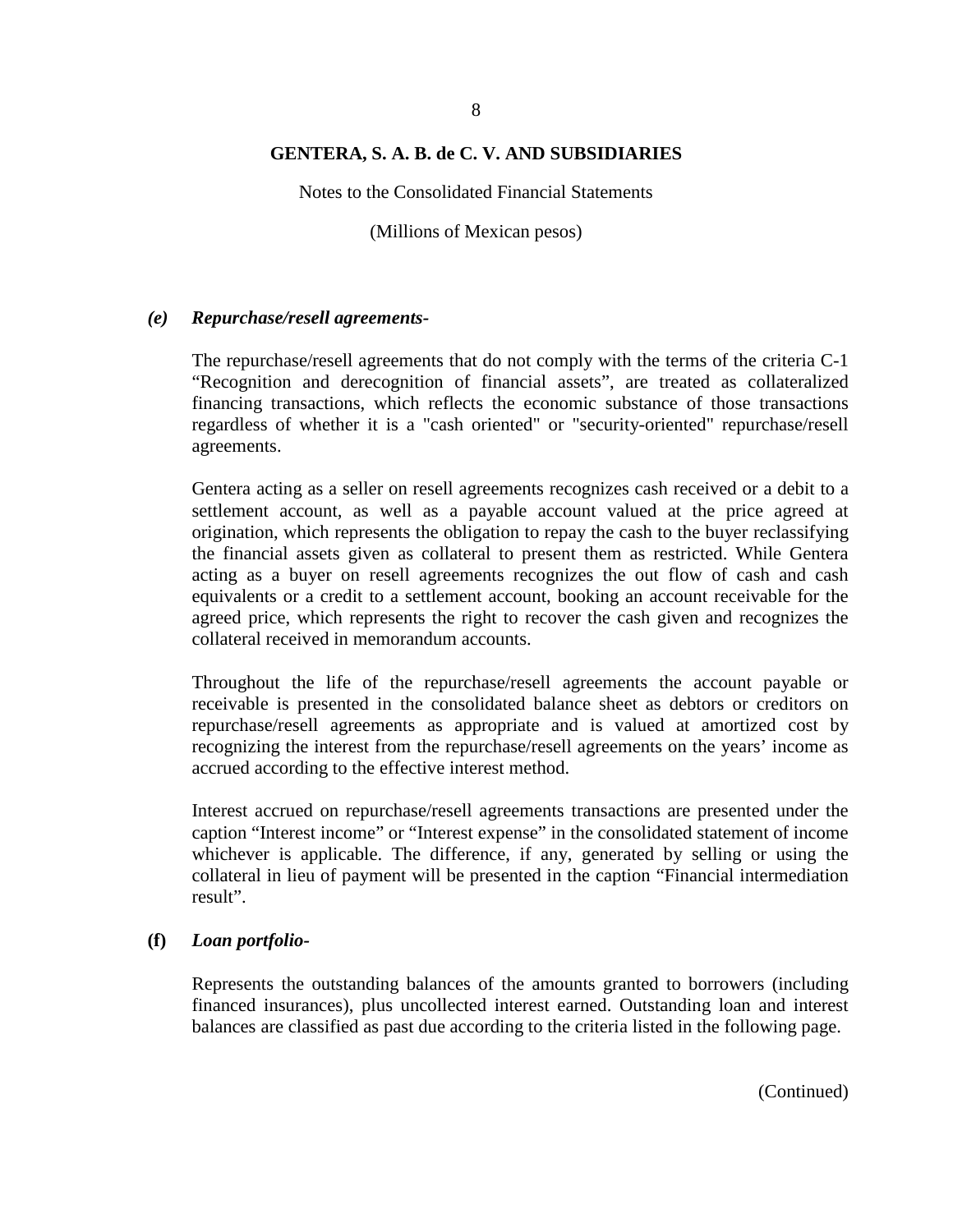# GENTERA, S. A. B. de C. V. AND SUBSIDIARIES

Notes to the Consolidated Financial Statements

(Millions of Mexican pesos)

***(e) Repurchase/resell agreements-***

The repurchase/resell agreements that do not comply with the terms of the criteria C-1 "Recognition and derecognition of financial assets", are treated as collateralized financing transactions, which reflects the economic substance of those transactions regardless of whether it is a "cash oriented" or "security-oriented" repurchase/resell agreements.

Gentera acting as a seller on resell agreements recognizes cash received or a debit to a settlement account, as well as a payable account valued at the price agreed at origination, which represents the obligation to repay the cash to the buyer reclassifying the financial assets given as collateral to present them as restricted. While Gentera acting as a buyer on resell agreements recognizes the out flow of cash and cash equivalents or a credit to a settlement account, booking an account receivable for the agreed price, which represents the right to recover the cash given and recognizes the collateral received in memorandum accounts.

Throughout the life of the repurchase/resell agreements the account payable or receivable is presented in the consolidated balance sheet as debtors or creditors on repurchase/resell agreements as appropriate and is valued at amortized cost by recognizing the interest from the repurchase/resell agreements on the years' income as accrued according to the effective interest method.

Interest accrued on repurchase/resell agreements transactions are presented under the caption "Interest income" or "Interest expense" in the consolidated statement of income whichever is applicable. The difference, if any, generated by selling or using the collateral in lieu of payment will be presented in the caption "Financial intermediation result".

**(f) *Loan portfolio-***

Represents the outstanding balances of the amounts granted to borrowers (including financed insurances), plus uncollected interest earned. Outstanding loan and interest balances are classified as past due according to the criteria listed in the following page.

(Continued)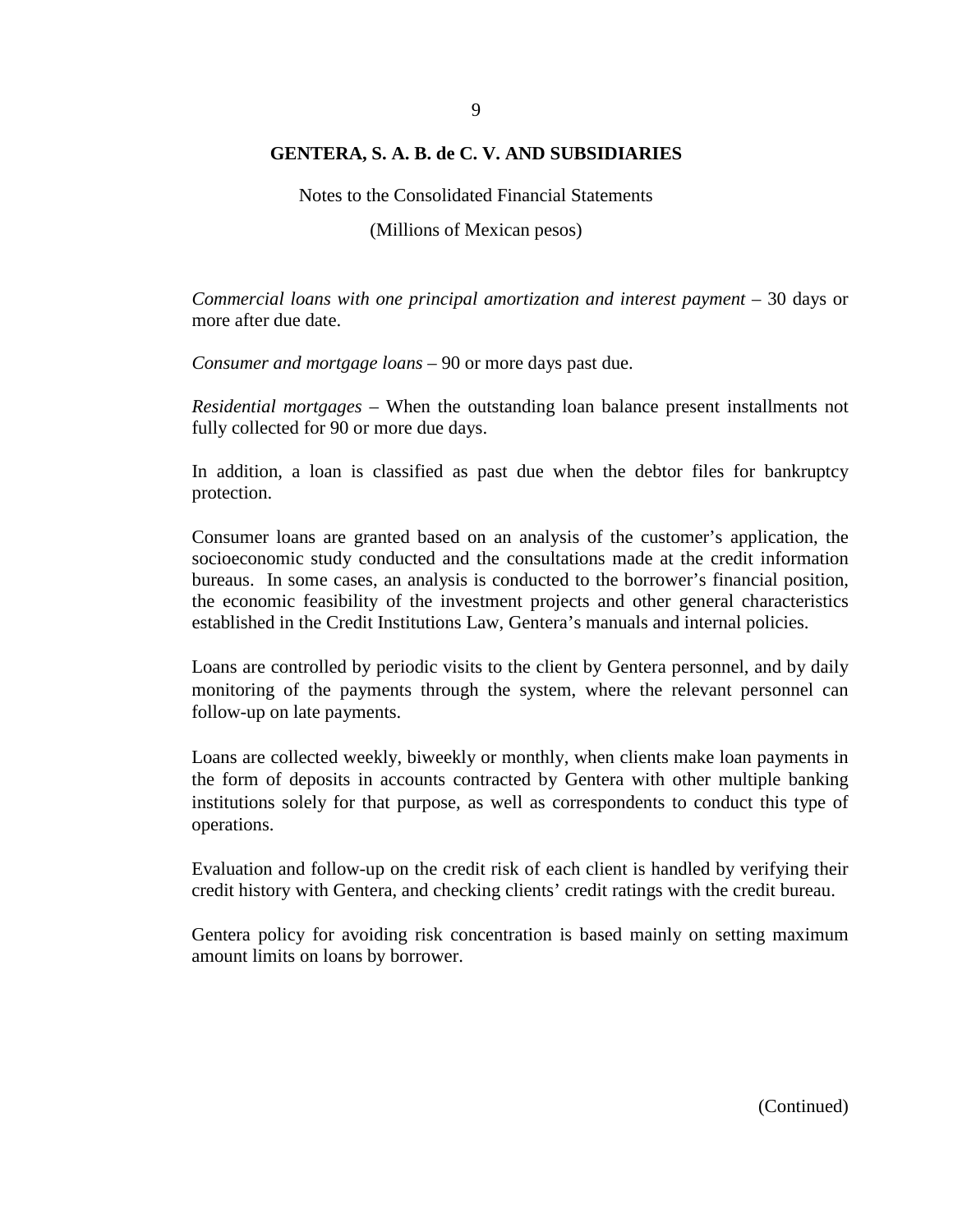*Commercial loans with one principal amortization and interest payment* – 30 days or more after due date.

*Consumer and mortgage loans* – 90 or more days past due.

*Residential mortgages* – When the outstanding loan balance present installments not fully collected for 90 or more due days.

In addition, a loan is classified as past due when the debtor files for bankruptcy protection.

Consumer loans are granted based on an analysis of the customer's application, the socioeconomic study conducted and the consultations made at the credit information bureaus. In some cases, an analysis is conducted to the borrower's financial position, the economic feasibility of the investment projects and other general characteristics established in the Credit Institutions Law, Gentera's manuals and internal policies.

Loans are controlled by periodic visits to the client by Gentera personnel, and by daily monitoring of the payments through the system, where the relevant personnel can follow-up on late payments.

Loans are collected weekly, biweekly or monthly, when clients make loan payments in the form of deposits in accounts contracted by Gentera with other multiple banking institutions solely for that purpose, as well as correspondents to conduct this type of operations.

Evaluation and follow-up on the credit risk of each client is handled by verifying their credit history with Gentera, and checking clients' credit ratings with the credit bureau.

Gentera policy for avoiding risk concentration is based mainly on setting maximum amount limits on loans by borrower.

(Continued)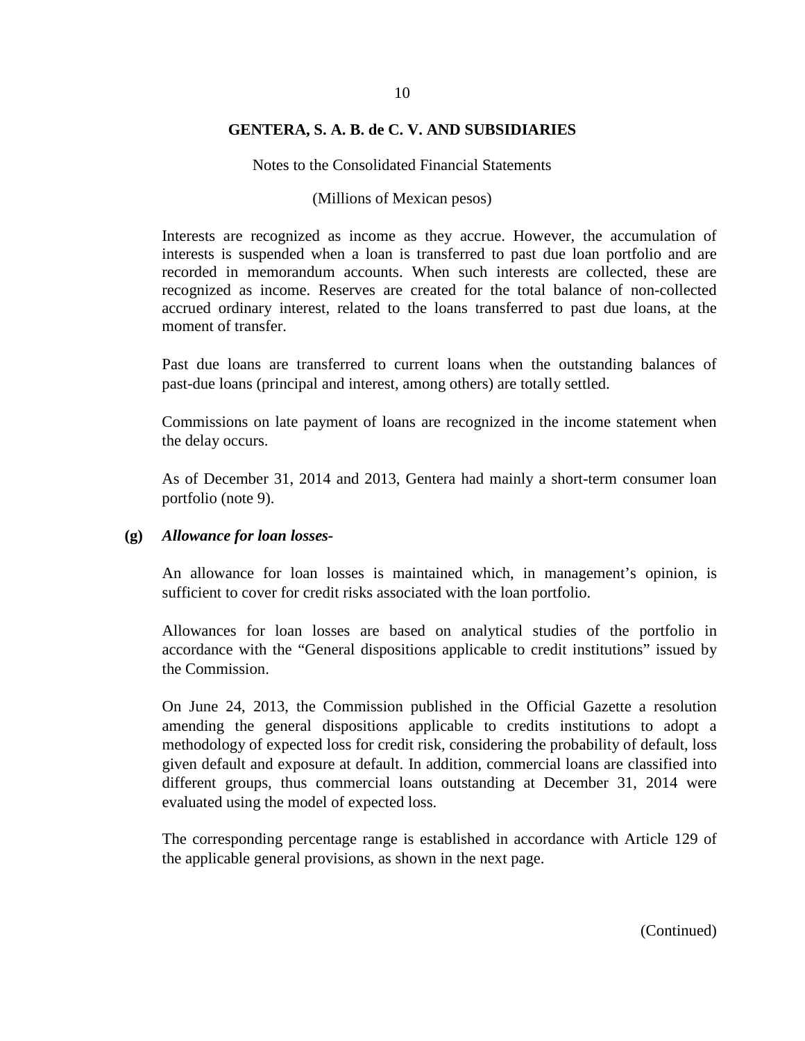Interests are recognized as income as they accrue. However, the accumulation of interests is suspended when a loan is transferred to past due loan portfolio and are recorded in memorandum accounts. When such interests are collected, these are recognized as income. Reserves are created for the total balance of non-collected accrued ordinary interest, related to the loans transferred to past due loans, at the moment of transfer.

Past due loans are transferred to current loans when the outstanding balances of past-due loans (principal and interest, among others) are totally settled.

Commissions on late payment of loans are recognized in the income statement when the delay occurs.

As of December 31, 2014 and 2013, Gentera had mainly a short-term consumer loan portfolio (note 9).

**(g)** ***Allowance for loan losses-***

An allowance for loan losses is maintained which, in management's opinion, is sufficient to cover for credit risks associated with the loan portfolio.

Allowances for loan losses are based on analytical studies of the portfolio in accordance with the "General dispositions applicable to credit institutions" issued by the Commission.

On June 24, 2013, the Commission published in the Official Gazette a resolution amending the general dispositions applicable to credits institutions to adopt a methodology of expected loss for credit risk, considering the probability of default, loss given default and exposure at default. In addition, commercial loans are classified into different groups, thus commercial loans outstanding at December 31, 2014 were evaluated using the model of expected loss.

The corresponding percentage range is established in accordance with Article 129 of the applicable general provisions, as shown in the next page.

(Continued)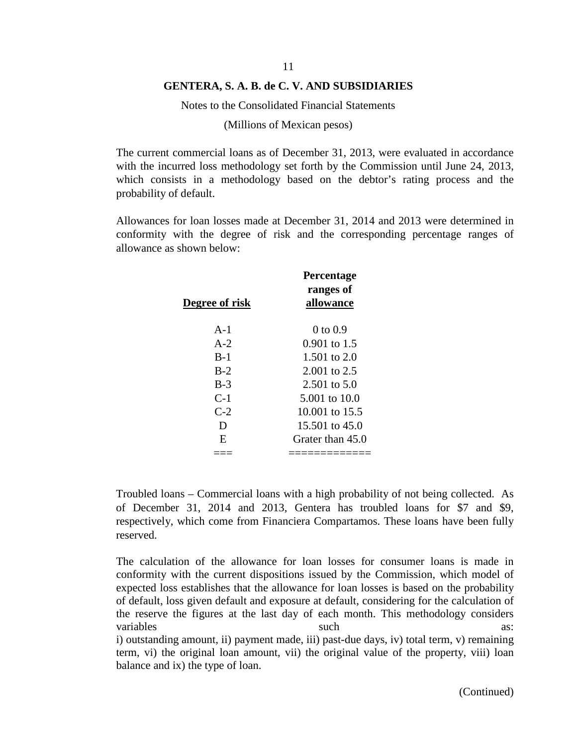The current commercial loans as of December 31, 2013, were evaluated in accordance with the incurred loss methodology set forth by the Commission until June 24, 2013, which consists in a methodology based on the debtor's rating process and the probability of default.

Allowances for loan losses made at December 31, 2014 and 2013 were determined in conformity with the degree of risk and the corresponding percentage ranges of allowance as shown below:

| Degree of risk | Percentage ranges of allowance |
|---|---|
| A-1 | 0 to 0.9 |
| A-2 | 0.901 to 1.5 |
| B-1 | 1.501 to 2.0 |
| B-2 | 2.001 to 2.5 |
| B-3 | 2.501 to 5.0 |
| C-1 | 5.001 to 10.0 |
| C-2 | 10.001 to 15.5 |
| D | 15.501 to 45.0 |
| E | Grater than 45.0 |

Troubled loans – Commercial loans with a high probability of not being collected. As of December 31, 2014 and 2013, Gentera has troubled loans for $7 and $9, respectively, which come from Financiera Compartamos. These loans have been fully reserved.

The calculation of the allowance for loan losses for consumer loans is made in conformity with the current dispositions issued by the Commission, which model of expected loss establishes that the allowance for loan losses is based on the probability of default, loss given default and exposure at default, considering for the calculation of the reserve the figures at the last day of each month. This methodology considers variables such as: i) outstanding amount, ii) payment made, iii) past-due days, iv) total term, v) remaining term, vi) the original loan amount, vii) the original value of the property, viii) loan balance and ix) the type of loan.

(Continued)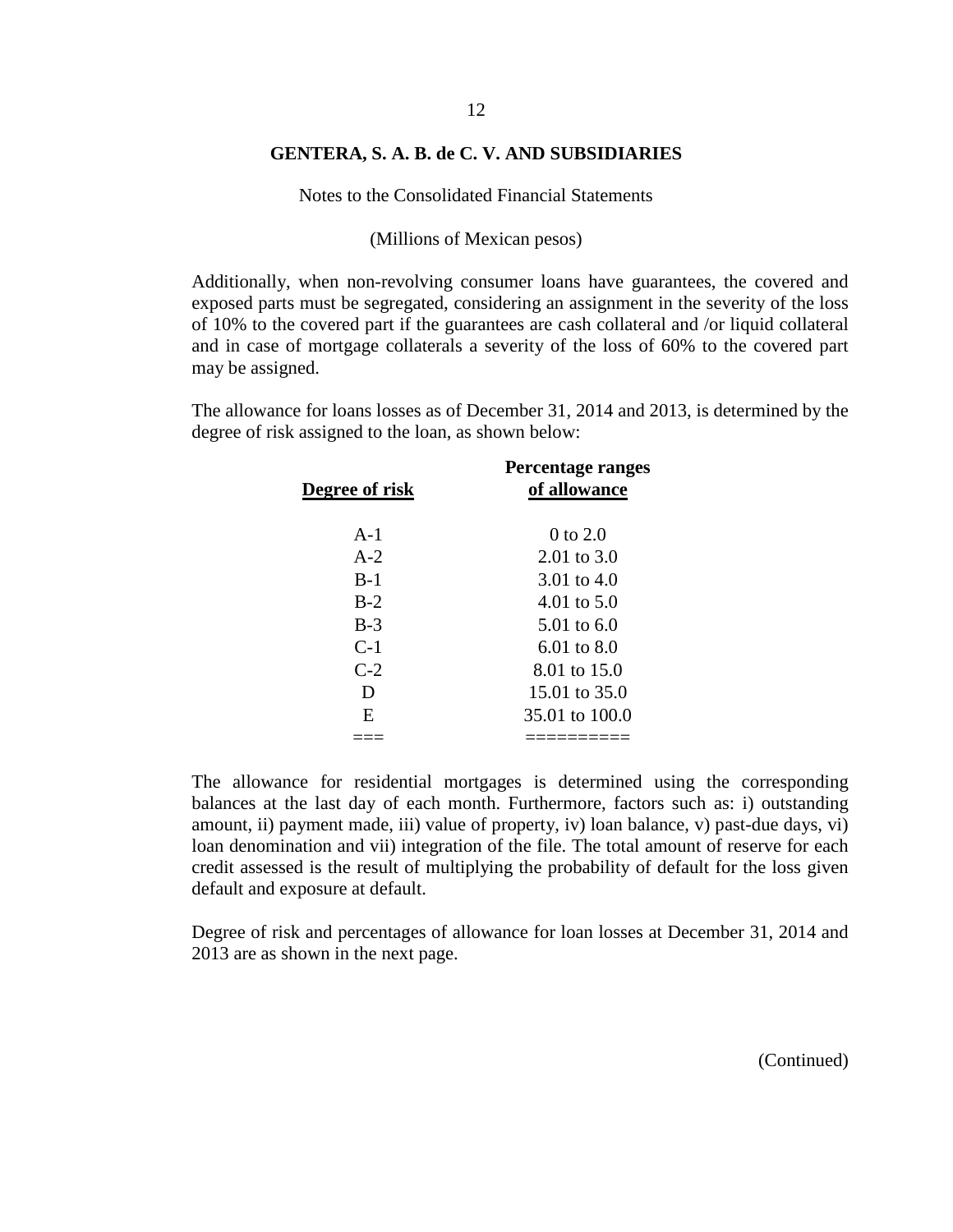Additionally, when non-revolving consumer loans have guarantees, the covered and exposed parts must be segregated, considering an assignment in the severity of the loss of 10% to the covered part if the guarantees are cash collateral and /or liquid collateral and in case of mortgage collaterals a severity of the loss of 60% to the covered part may be assigned.

The allowance for loans losses as of December 31, 2014 and 2013, is determined by the degree of risk assigned to the loan, as shown below:

| Degree of risk | Percentage ranges of allowance |
|---|---|
| A-1 | 0 to 2.0 |
| A-2 | 2.01 to 3.0 |
| B-1 | 3.01 to 4.0 |
| B-2 | 4.01 to 5.0 |
| B-3 | 5.01 to 6.0 |
| C-1 | 6.01 to 8.0 |
| C-2 | 8.01 to 15.0 |
| D | 15.01 to 35.0 |
| E | 35.01 to 100.0 |

The allowance for residential mortgages is determined using the corresponding balances at the last day of each month. Furthermore, factors such as: i) outstanding amount, ii) payment made, iii) value of property, iv) loan balance, v) past-due days, vi) loan denomination and vii) integration of the file. The total amount of reserve for each credit assessed is the result of multiplying the probability of default for the loss given default and exposure at default.

Degree of risk and percentages of allowance for loan losses at December 31, 2014 and 2013 are as shown in the next page.

(Continued)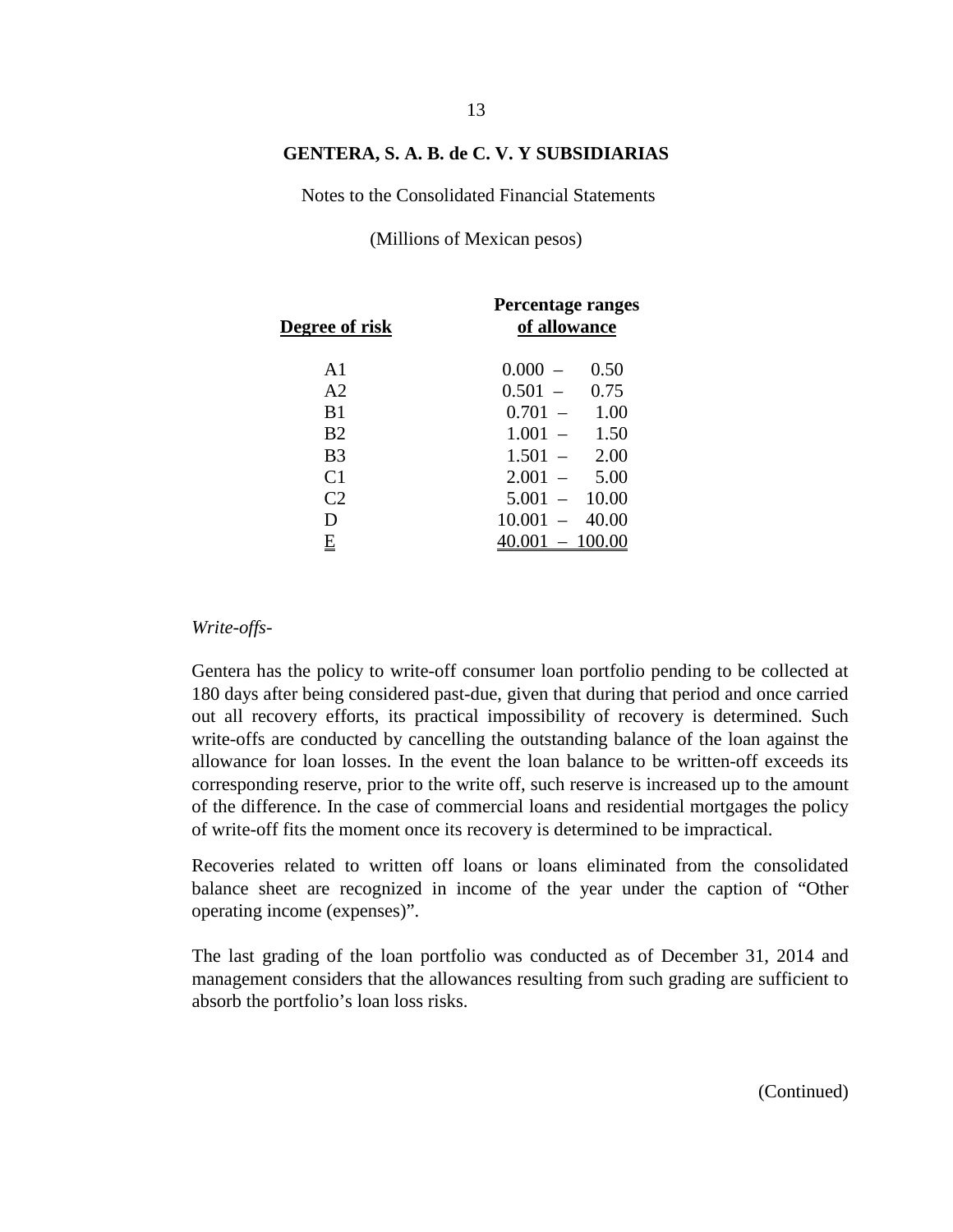**GENTERA, S. A. B. de C. V. Y SUBSIDIARIAS**

Notes to the Consolidated Financial Statements

(Millions of Mexican pesos)

| Degree of risk | Percentage ranges of allowance |
|---|---|
| A1 | 0.000 – 0.50 |
| A2 | 0.501 – 0.75 |
| B1 | 0.701 – 1.00 |
| B2 | 1.001 – 1.50 |
| B3 | 1.501 – 2.00 |
| C1 | 2.001 – 5.00 |
| C2 | 5.001 – 10.00 |
| D | 10.001 – 40.00 |
| E | 40.001 – 100.00 |

*Write-offs-*

Gentera has the policy to write-off consumer loan portfolio pending to be collected at 180 days after being considered past-due, given that during that period and once carried out all recovery efforts, its practical impossibility of recovery is determined. Such write-offs are conducted by cancelling the outstanding balance of the loan against the allowance for loan losses. In the event the loan balance to be written-off exceeds its corresponding reserve, prior to the write off, such reserve is increased up to the amount of the difference. In the case of commercial loans and residential mortgages the policy of write-off fits the moment once its recovery is determined to be impractical.

Recoveries related to written off loans or loans eliminated from the consolidated balance sheet are recognized in income of the year under the caption of “Other operating income (expenses)”.

The last grading of the loan portfolio was conducted as of December 31, 2014 and management considers that the allowances resulting from such grading are sufficient to absorb the portfolio’s loan loss risks.

(Continued)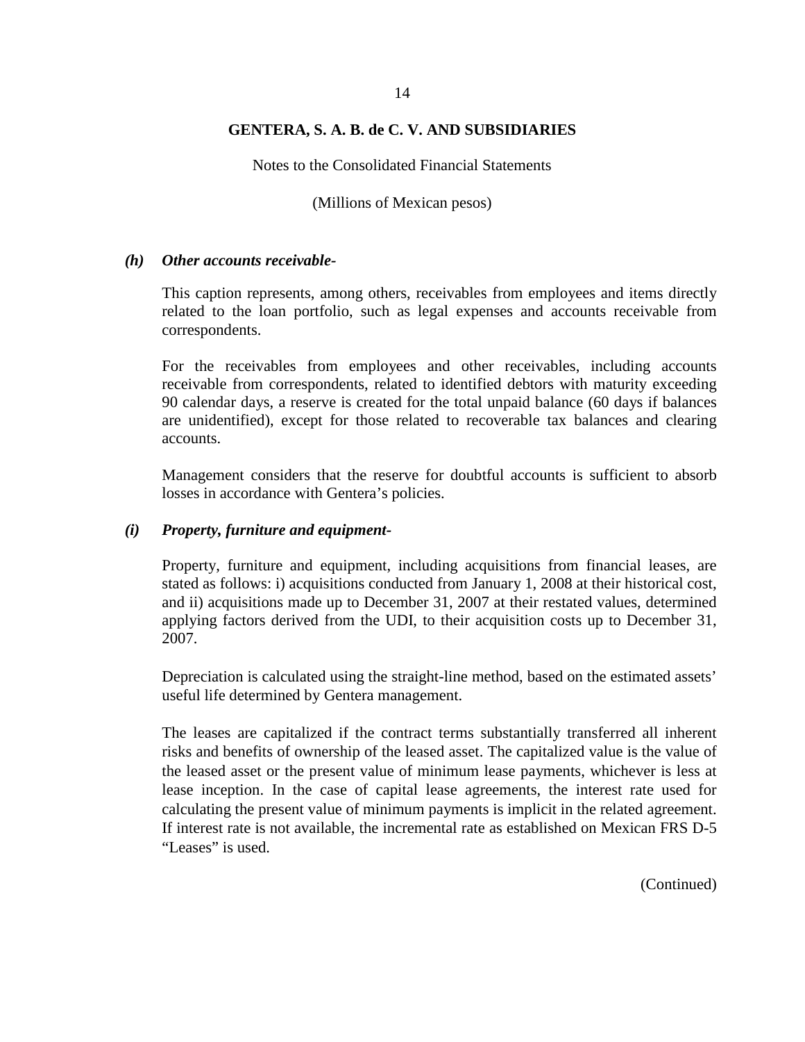***(h) Other accounts receivable-***

This caption represents, among others, receivables from employees and items directly related to the loan portfolio, such as legal expenses and accounts receivable from correspondents.

For the receivables from employees and other receivables, including accounts receivable from correspondents, related to identified debtors with maturity exceeding 90 calendar days, a reserve is created for the total unpaid balance (60 days if balances are unidentified), except for those related to recoverable tax balances and clearing accounts.

Management considers that the reserve for doubtful accounts is sufficient to absorb losses in accordance with Gentera's policies.

***(i) Property, furniture and equipment-***

Property, furniture and equipment, including acquisitions from financial leases, are stated as follows: i) acquisitions conducted from January 1, 2008 at their historical cost, and ii) acquisitions made up to December 31, 2007 at their restated values, determined applying factors derived from the UDI, to their acquisition costs up to December 31, 2007.

Depreciation is calculated using the straight-line method, based on the estimated assets' useful life determined by Gentera management.

The leases are capitalized if the contract terms substantially transferred all inherent risks and benefits of ownership of the leased asset. The capitalized value is the value of the leased asset or the present value of minimum lease payments, whichever is less at lease inception. In the case of capital lease agreements, the interest rate used for calculating the present value of minimum payments is implicit in the related agreement. If interest rate is not available, the incremental rate as established on Mexican FRS D-5 "Leases" is used.

(Continued)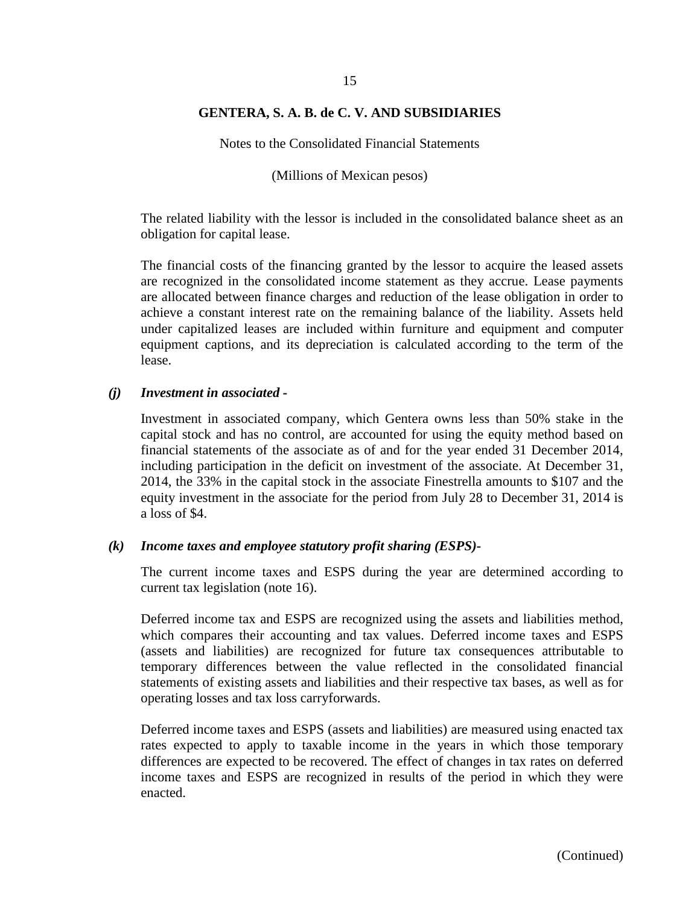The related liability with the lessor is included in the consolidated balance sheet as an obligation for capital lease.

The financial costs of the financing granted by the lessor to acquire the leased assets are recognized in the consolidated income statement as they accrue. Lease payments are allocated between finance charges and reduction of the lease obligation in order to achieve a constant interest rate on the remaining balance of the liability. Assets held under capitalized leases are included within furniture and equipment and computer equipment captions, and its depreciation is calculated according to the term of the lease.

***(j) Investment in associated -***

Investment in associated company, which Gentera owns less than 50% stake in the capital stock and has no control, are accounted for using the equity method based on financial statements of the associate as of and for the year ended 31 December 2014, including participation in the deficit on investment of the associate. At December 31, 2014, the 33% in the capital stock in the associate Finestrella amounts to $107 and the equity investment in the associate for the period from July 28 to December 31, 2014 is a loss of $4.

***(k) Income taxes and employee statutory profit sharing (ESPS)-***

The current income taxes and ESPS during the year are determined according to current tax legislation (note 16).

Deferred income tax and ESPS are recognized using the assets and liabilities method, which compares their accounting and tax values. Deferred income taxes and ESPS (assets and liabilities) are recognized for future tax consequences attributable to temporary differences between the value reflected in the consolidated financial statements of existing assets and liabilities and their respective tax bases, as well as for operating losses and tax loss carryforwards.

Deferred income taxes and ESPS (assets and liabilities) are measured using enacted tax rates expected to apply to taxable income in the years in which those temporary differences are expected to be recovered. The effect of changes in tax rates on deferred income taxes and ESPS are recognized in results of the period in which they were enacted.

(Continued)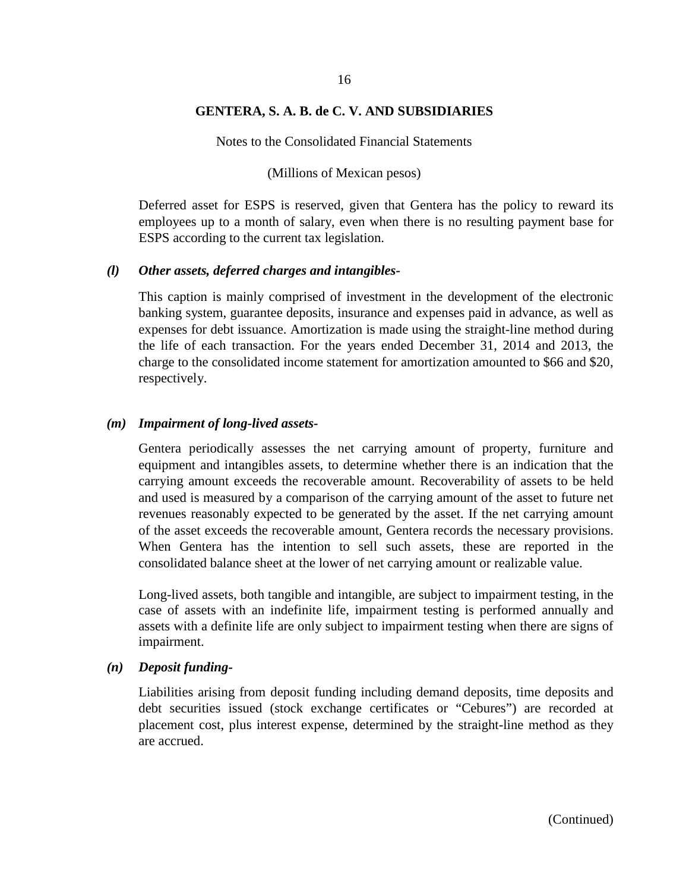Deferred asset for ESPS is reserved, given that Gentera has the policy to reward its employees up to a month of salary, even when there is no resulting payment base for ESPS according to the current tax legislation.

### *(l) Other assets, deferred charges and intangibles-*

This caption is mainly comprised of investment in the development of the electronic banking system, guarantee deposits, insurance and expenses paid in advance, as well as expenses for debt issuance. Amortization is made using the straight-line method during the life of each transaction. For the years ended December 31, 2014 and 2013, the charge to the consolidated income statement for amortization amounted to $66 and $20, respectively.

### *(m) Impairment of long-lived assets-*

Gentera periodically assesses the net carrying amount of property, furniture and equipment and intangibles assets, to determine whether there is an indication that the carrying amount exceeds the recoverable amount. Recoverability of assets to be held and used is measured by a comparison of the carrying amount of the asset to future net revenues reasonably expected to be generated by the asset. If the net carrying amount of the asset exceeds the recoverable amount, Gentera records the necessary provisions. When Gentera has the intention to sell such assets, these are reported in the consolidated balance sheet at the lower of net carrying amount or realizable value.

Long-lived assets, both tangible and intangible, are subject to impairment testing, in the case of assets with an indefinite life, impairment testing is performed annually and assets with a definite life are only subject to impairment testing when there are signs of impairment.

### *(n) Deposit funding-*

Liabilities arising from deposit funding including demand deposits, time deposits and debt securities issued (stock exchange certificates or "Cebures") are recorded at placement cost, plus interest expense, determined by the straight-line method as they are accrued.

(Continued)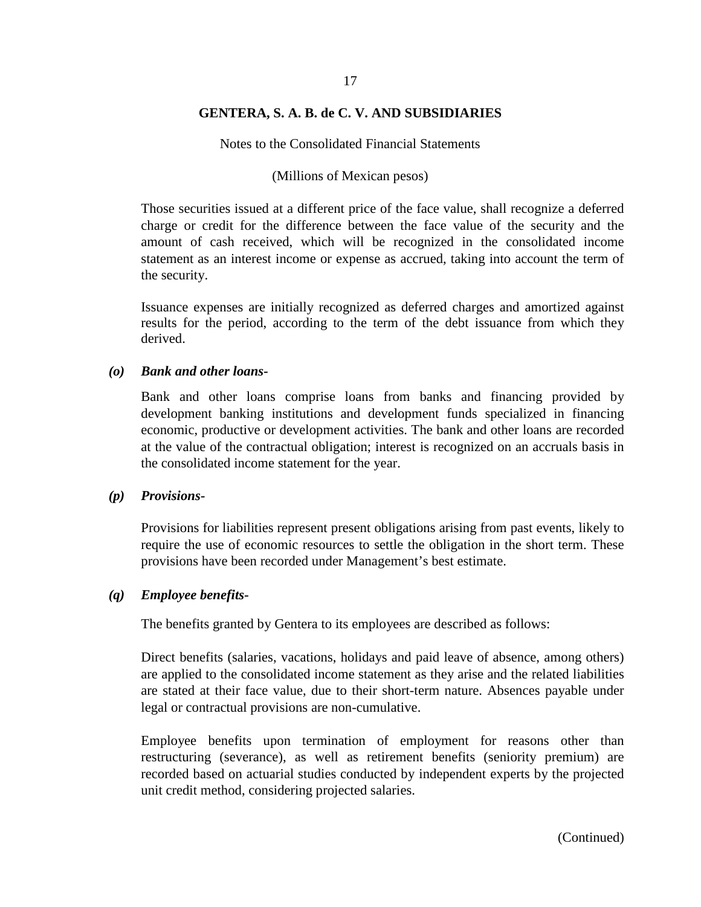Those securities issued at a different price of the face value, shall recognize a deferred charge or credit for the difference between the face value of the security and the amount of cash received, which will be recognized in the consolidated income statement as an interest income or expense as accrued, taking into account the term of the security.

Issuance expenses are initially recognized as deferred charges and amortized against results for the period, according to the term of the debt issuance from which they derived.

***(o) Bank and other loans-***

Bank and other loans comprise loans from banks and financing provided by development banking institutions and development funds specialized in financing economic, productive or development activities. The bank and other loans are recorded at the value of the contractual obligation; interest is recognized on an accruals basis in the consolidated income statement for the year.

***(p) Provisions-***

Provisions for liabilities represent present obligations arising from past events, likely to require the use of economic resources to settle the obligation in the short term. These provisions have been recorded under Management's best estimate.

***(q) Employee benefits-***

The benefits granted by Gentera to its employees are described as follows:

Direct benefits (salaries, vacations, holidays and paid leave of absence, among others) are applied to the consolidated income statement as they arise and the related liabilities are stated at their face value, due to their short-term nature. Absences payable under legal or contractual provisions are non-cumulative.

Employee benefits upon termination of employment for reasons other than restructuring (severance), as well as retirement benefits (seniority premium) are recorded based on actuarial studies conducted by independent experts by the projected unit credit method, considering projected salaries.

(Continued)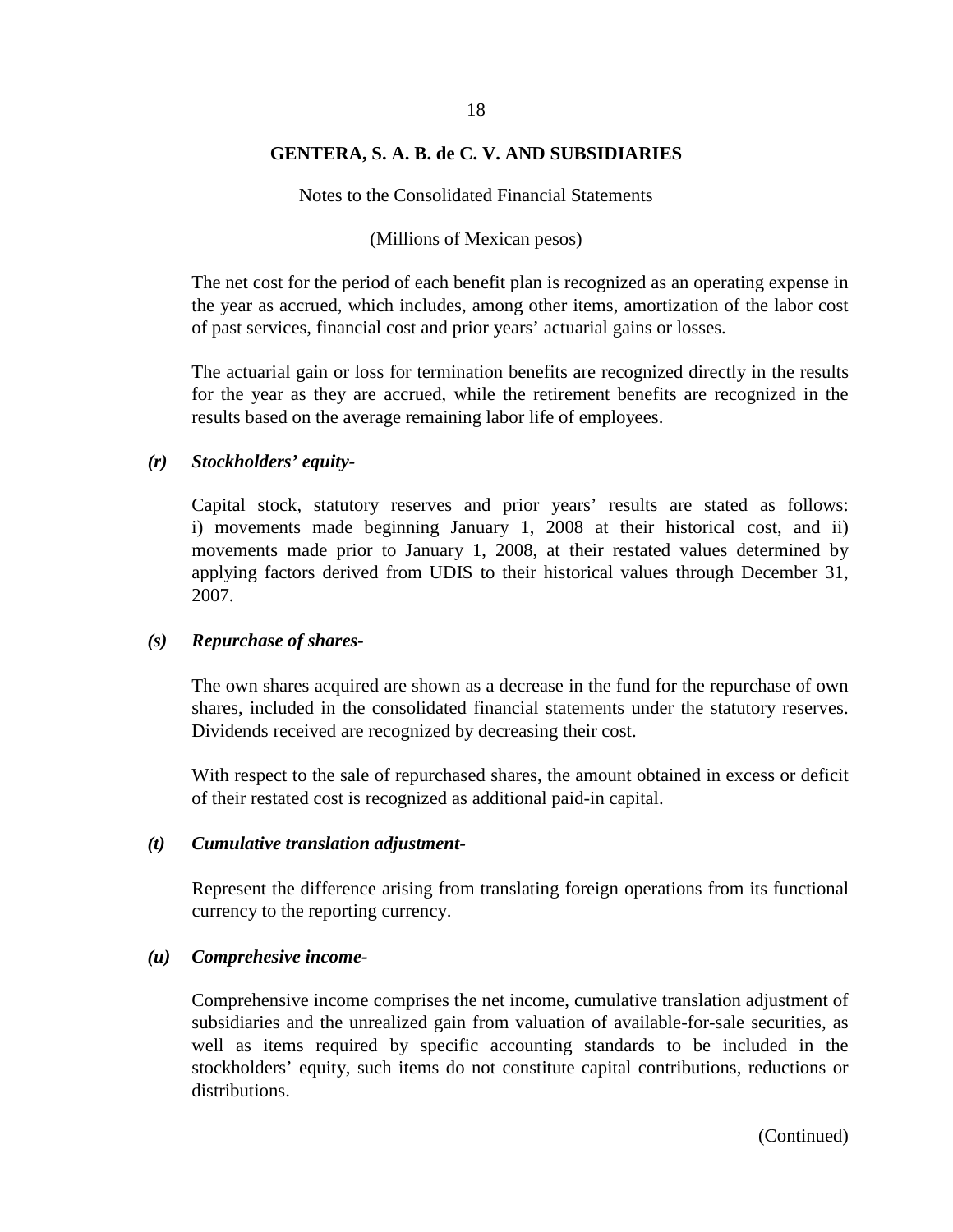The net cost for the period of each benefit plan is recognized as an operating expense in the year as accrued, which includes, among other items, amortization of the labor cost of past services, financial cost and prior years' actuarial gains or losses.

The actuarial gain or loss for termination benefits are recognized directly in the results for the year as they are accrued, while the retirement benefits are recognized in the results based on the average remaining labor life of employees.

***(r) Stockholders' equity-***

Capital stock, statutory reserves and prior years' results are stated as follows: i) movements made beginning January 1, 2008 at their historical cost, and ii) movements made prior to January 1, 2008, at their restated values determined by applying factors derived from UDIS to their historical values through December 31, 2007.

***(s) Repurchase of shares-***

The own shares acquired are shown as a decrease in the fund for the repurchase of own shares, included in the consolidated financial statements under the statutory reserves. Dividends received are recognized by decreasing their cost.

With respect to the sale of repurchased shares, the amount obtained in excess or deficit of their restated cost is recognized as additional paid-in capital.

***(t) Cumulative translation adjustment-***

Represent the difference arising from translating foreign operations from its functional currency to the reporting currency.

***(u) Comprehesive income-***

Comprehensive income comprises the net income, cumulative translation adjustment of subsidiaries and the unrealized gain from valuation of available-for-sale securities, as well as items required by specific accounting standards to be included in the stockholders' equity, such items do not constitute capital contributions, reductions or distributions.

(Continued)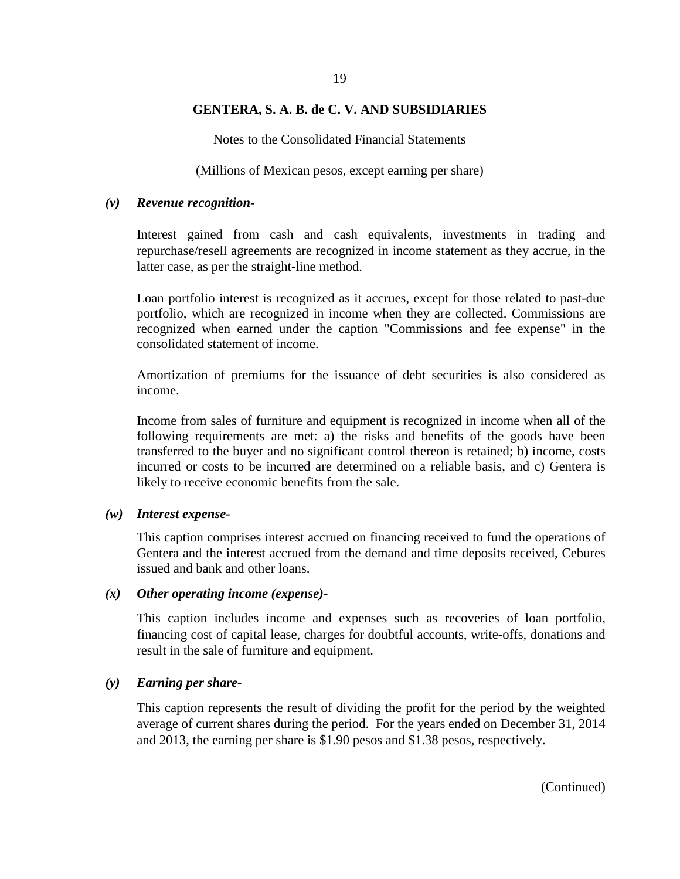### *(v)* ***Revenue recognition-***

Interest gained from cash and cash equivalents, investments in trading and repurchase/resell agreements are recognized in income statement as they accrue, in the latter case, as per the straight-line method.

Loan portfolio interest is recognized as it accrues, except for those related to past-due portfolio, which are recognized in income when they are collected. Commissions are recognized when earned under the caption "Commissions and fee expense" in the consolidated statement of income.

Amortization of premiums for the issuance of debt securities is also considered as income.

Income from sales of furniture and equipment is recognized in income when all of the following requirements are met: a) the risks and benefits of the goods have been transferred to the buyer and no significant control thereon is retained; b) income, costs incurred or costs to be incurred are determined on a reliable basis, and c) Gentera is likely to receive economic benefits from the sale.

### *(w)* ***Interest expense-***

This caption comprises interest accrued on financing received to fund the operations of Gentera and the interest accrued from the demand and time deposits received, Cebures issued and bank and other loans.

### *(x)* ***Other operating income (expense)-***

This caption includes income and expenses such as recoveries of loan portfolio, financing cost of capital lease, charges for doubtful accounts, write-offs, donations and result in the sale of furniture and equipment.

### *(y)* ***Earning per share-***

This caption represents the result of dividing the profit for the period by the weighted average of current shares during the period. For the years ended on December 31, 2014 and 2013, the earning per share is $1.90 pesos and $1.38 pesos, respectively.

(Continued)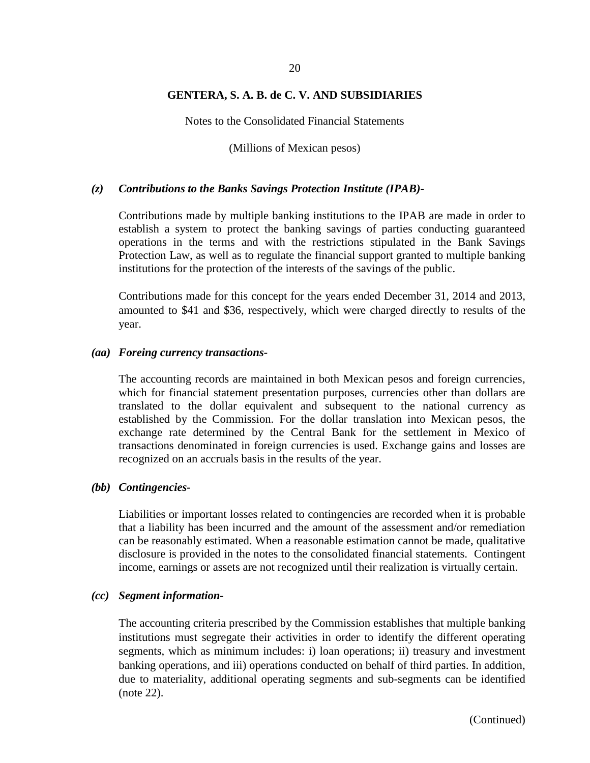### *(z) Contributions to the Banks Savings Protection Institute (IPAB)-*

Contributions made by multiple banking institutions to the IPAB are made in order to establish a system to protect the banking savings of parties conducting guaranteed operations in the terms and with the restrictions stipulated in the Bank Savings Protection Law, as well as to regulate the financial support granted to multiple banking institutions for the protection of the interests of the savings of the public.

Contributions made for this concept for the years ended December 31, 2014 and 2013, amounted to $41 and $36, respectively, which were charged directly to results of the year.

### *(aa) Foreing currency transactions-*

The accounting records are maintained in both Mexican pesos and foreign currencies, which for financial statement presentation purposes, currencies other than dollars are translated to the dollar equivalent and subsequent to the national currency as established by the Commission. For the dollar translation into Mexican pesos, the exchange rate determined by the Central Bank for the settlement in Mexico of transactions denominated in foreign currencies is used. Exchange gains and losses are recognized on an accruals basis in the results of the year.

### *(bb) Contingencies-*

Liabilities or important losses related to contingencies are recorded when it is probable that a liability has been incurred and the amount of the assessment and/or remediation can be reasonably estimated. When a reasonable estimation cannot be made, qualitative disclosure is provided in the notes to the consolidated financial statements. Contingent income, earnings or assets are not recognized until their realization is virtually certain.

### *(cc) Segment information-*

The accounting criteria prescribed by the Commission establishes that multiple banking institutions must segregate their activities in order to identify the different operating segments, which as minimum includes: i) loan operations; ii) treasury and investment banking operations, and iii) operations conducted on behalf of third parties. In addition, due to materiality, additional operating segments and sub-segments can be identified (note 22).

(Continued)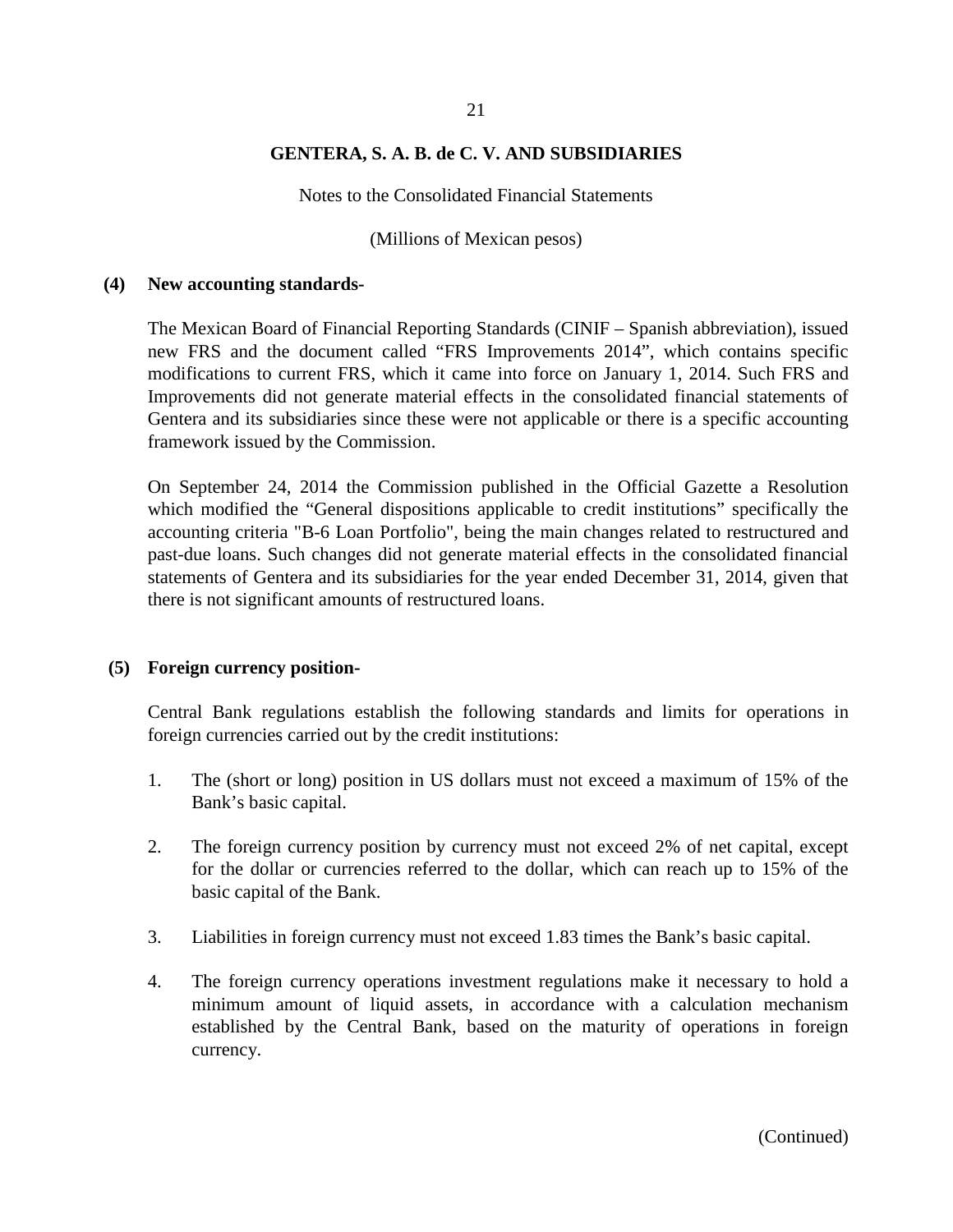**GENTERA, S. A. B. de C. V. AND SUBSIDIARIES**

Notes to the Consolidated Financial Statements

(Millions of Mexican pesos)

**(4) New accounting standards-**

The Mexican Board of Financial Reporting Standards (CINIF – Spanish abbreviation), issued new FRS and the document called "FRS Improvements 2014", which contains specific modifications to current FRS, which it came into force on January 1, 2014. Such FRS and Improvements did not generate material effects in the consolidated financial statements of Gentera and its subsidiaries since these were not applicable or there is a specific accounting framework issued by the Commission.

On September 24, 2014 the Commission published in the Official Gazette a Resolution which modified the "General dispositions applicable to credit institutions" specifically the accounting criteria "B-6 Loan Portfolio", being the main changes related to restructured and past-due loans. Such changes did not generate material effects in the consolidated financial statements of Gentera and its subsidiaries for the year ended December 31, 2014, given that there is not significant amounts of restructured loans.

**(5) Foreign currency position-**

Central Bank regulations establish the following standards and limits for operations in foreign currencies carried out by the credit institutions:

1. The (short or long) position in US dollars must not exceed a maximum of 15% of the Bank's basic capital.

2. The foreign currency position by currency must not exceed 2% of net capital, except for the dollar or currencies referred to the dollar, which can reach up to 15% of the basic capital of the Bank.

3. Liabilities in foreign currency must not exceed 1.83 times the Bank's basic capital.

4. The foreign currency operations investment regulations make it necessary to hold a minimum amount of liquid assets, in accordance with a calculation mechanism established by the Central Bank, based on the maturity of operations in foreign currency.

(Continued)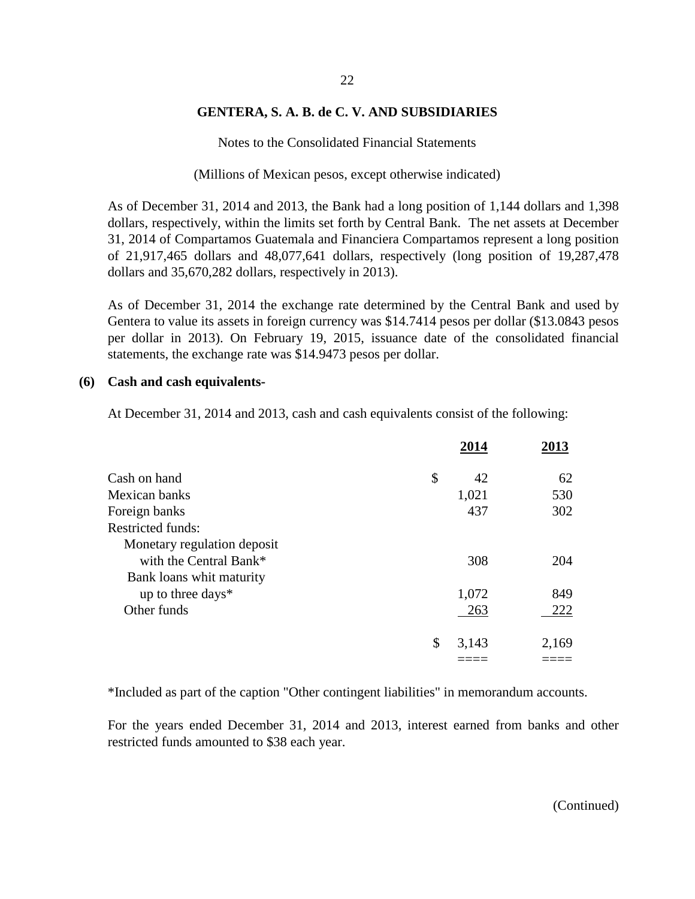**GENTERA, S. A. B. de C. V. AND SUBSIDIARIES**

Notes to the Consolidated Financial Statements

(Millions of Mexican pesos, except otherwise indicated)

As of December 31, 2014 and 2013, the Bank had a long position of 1,144 dollars and 1,398 dollars, respectively, within the limits set forth by Central Bank. The net assets at December 31, 2014 of Compartamos Guatemala and Financiera Compartamos represent a long position of 21,917,465 dollars and 48,077,641 dollars, respectively (long position of 19,287,478 dollars and 35,670,282 dollars, respectively in 2013).

As of December 31, 2014 the exchange rate determined by the Central Bank and used by Gentera to value its assets in foreign currency was $14.7414 pesos per dollar ($13.0843 pesos per dollar in 2013). On February 19, 2015, issuance date of the consolidated financial statements, the exchange rate was $14.9473 pesos per dollar.

## (6) Cash and cash equivalents-

At December 31, 2014 and 2013, cash and cash equivalents consist of the following:

| | 2014 | 2013 |
|---|---|---|
| Cash on hand | $ 42 | 62 |
| Mexican banks | 1,021 | 530 |
| Foreign banks | 437 | 302 |
| Restricted funds: | | |
| Monetary regulation deposit with the Central Bank* | 308 | 204 |
| Bank loans whit maturity up to three days* | 1,072 | 849 |
| Other funds | 263 | 222 |
| | $ 3,143 | 2,169 |

*Included as part of the caption "Other contingent liabilities" in memorandum accounts.

For the years ended December 31, 2014 and 2013, interest earned from banks and other restricted funds amounted to $38 each year.

(Continued)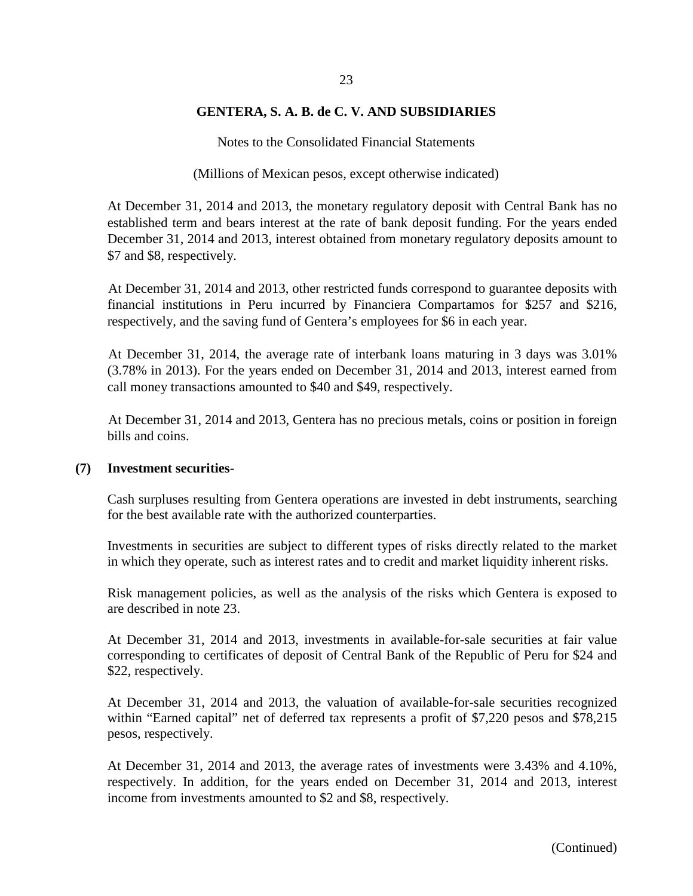At December 31, 2014 and 2013, the monetary regulatory deposit with Central Bank has no established term and bears interest at the rate of bank deposit funding. For the years ended December 31, 2014 and 2013, interest obtained from monetary regulatory deposits amount to $7 and $8, respectively.

At December 31, 2014 and 2013, other restricted funds correspond to guarantee deposits with financial institutions in Peru incurred by Financiera Compartamos for $257 and $216, respectively, and the saving fund of Gentera's employees for $6 in each year.

At December 31, 2014, the average rate of interbank loans maturing in 3 days was 3.01% (3.78% in 2013). For the years ended on December 31, 2014 and 2013, interest earned from call money transactions amounted to $40 and $49, respectively.

At December 31, 2014 and 2013, Gentera has no precious metals, coins or position in foreign bills and coins.

## (7) Investment securities-

Cash surpluses resulting from Gentera operations are invested in debt instruments, searching for the best available rate with the authorized counterparties.

Investments in securities are subject to different types of risks directly related to the market in which they operate, such as interest rates and to credit and market liquidity inherent risks.

Risk management policies, as well as the analysis of the risks which Gentera is exposed to are described in note 23.

At December 31, 2014 and 2013, investments in available-for-sale securities at fair value corresponding to certificates of deposit of Central Bank of the Republic of Peru for $24 and $22, respectively.

At December 31, 2014 and 2013, the valuation of available-for-sale securities recognized within "Earned capital" net of deferred tax represents a profit of $7,220 pesos and $78,215 pesos, respectively.

At December 31, 2014 and 2013, the average rates of investments were 3.43% and 4.10%, respectively. In addition, for the years ended on December 31, 2014 and 2013, interest income from investments amounted to $2 and $8, respectively.

(Continued)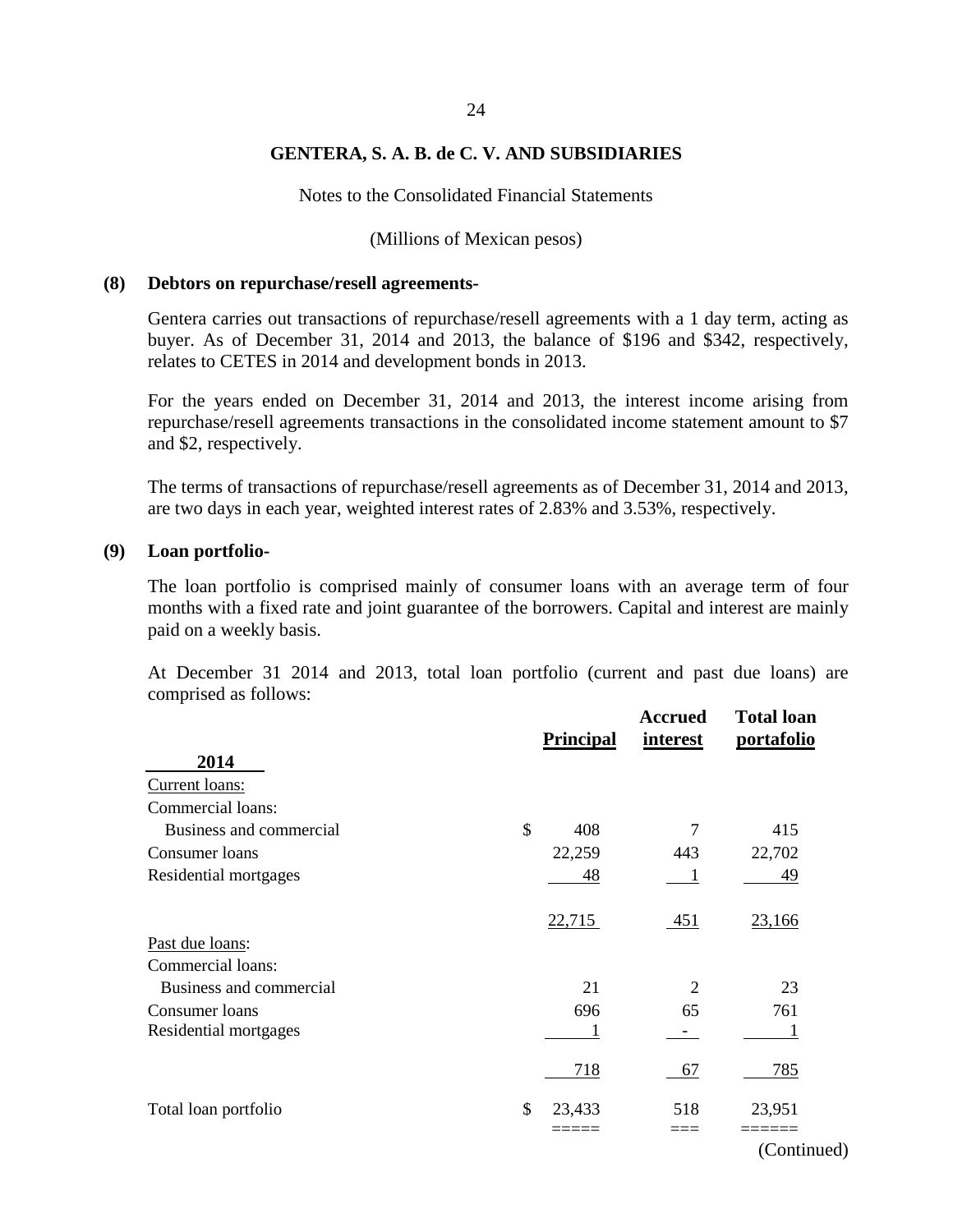**GENTERA, S. A. B. de C. V. AND SUBSIDIARIES**

Notes to the Consolidated Financial Statements

(Millions of Mexican pesos)

**(8) Debtors on repurchase/resell agreements-**

Gentera carries out transactions of repurchase/resell agreements with a 1 day term, acting as buyer. As of December 31, 2014 and 2013, the balance of $196 and $342, respectively, relates to CETES in 2014 and development bonds in 2013.

For the years ended on December 31, 2014 and 2013, the interest income arising from repurchase/resell agreements transactions in the consolidated income statement amount to $7 and $2, respectively.

The terms of transactions of repurchase/resell agreements as of December 31, 2014 and 2013, are two days in each year, weighted interest rates of 2.83% and 3.53%, respectively.

**(9) Loan portfolio-**

The loan portfolio is comprised mainly of consumer loans with an average term of four months with a fixed rate and joint guarantee of the borrowers. Capital and interest are mainly paid on a weekly basis.

At December 31 2014 and 2013, total loan portfolio (current and past due loans) are comprised as follows:

| **2014** | | **Principal** | **Accrued interest** | **Total loan portafolio** |
|---|---|---|---|---|
| Current loans: | | | | |
| Commercial loans: | | | | |
| Business and commercial | $ | 408 | 7 | 415 |
| Consumer loans | | 22,259 | 443 | 22,702 |
| Residential mortgages | | 48 | 1 | 49 |
| | | 22,715 | 451 | 23,166 |
| Past due loans: | | | | |
| Commercial loans: | | | | |
| Business and commercial | | 21 | 2 | 23 |
| Consumer loans | | 696 | 65 | 761 |
| Residential mortgages | | 1 | - | 1 |
| | | 718 | 67 | 785 |
| Total loan portfolio | $ | 23,433 | 518 | 23,951 |

(Continued)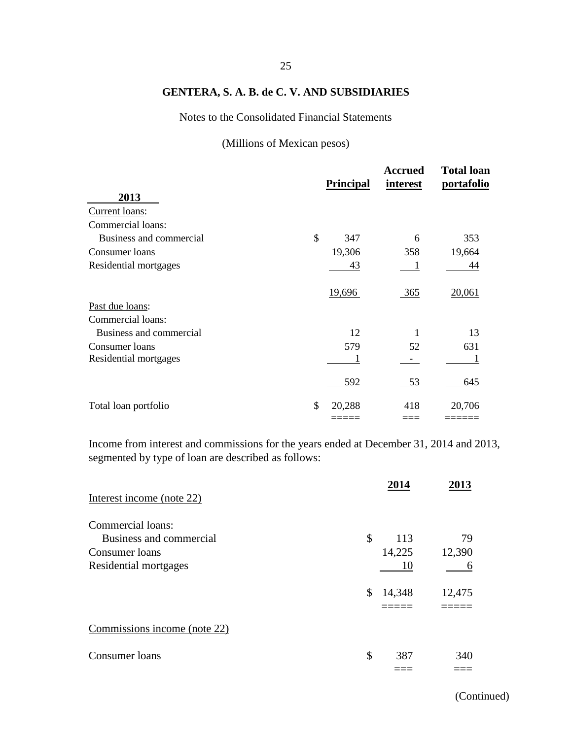**GENTERA, S. A. B. de C. V. AND SUBSIDIARIES**

Notes to the Consolidated Financial Statements

(Millions of Mexican pesos)

| 2013 | Principal | Accrued interest | Total loan portafolio |
|---|---|---|---|
| Current loans: | | | |
| Commercial loans: | | | |
| Business and commercial | $ 347 | 6 | 353 |
| Consumer loans | 19,306 | 358 | 19,664 |
| Residential mortgages | 43 | 1 | 44 |
| | 19,696 | 365 | 20,061 |
| Past due loans: | | | |
| Commercial loans: | | | |
| Business and commercial | 12 | 1 | 13 |
| Consumer loans | 579 | 52 | 631 |
| Residential mortgages | 1 | - | 1 |
| | 592 | 53 | 645 |
| Total loan portfolio | $ 20,288 | 418 | 20,706 |

Income from interest and commissions for the years ended at December 31, 2014 and 2013, segmented by type of loan are described as follows:

| | 2014 | 2013 |
|---|---|---|
| Interest income (note 22) | | |
| Commercial loans: | | |
| Business and commercial | $ 113 | 79 |
| Consumer loans | 14,225 | 12,390 |
| Residential mortgages | 10 | 6 |
| | $ 14,348 | 12,475 |
| Commissions income (note 22) | | |
| Consumer loans | $ 387 | 340 |

(Continued)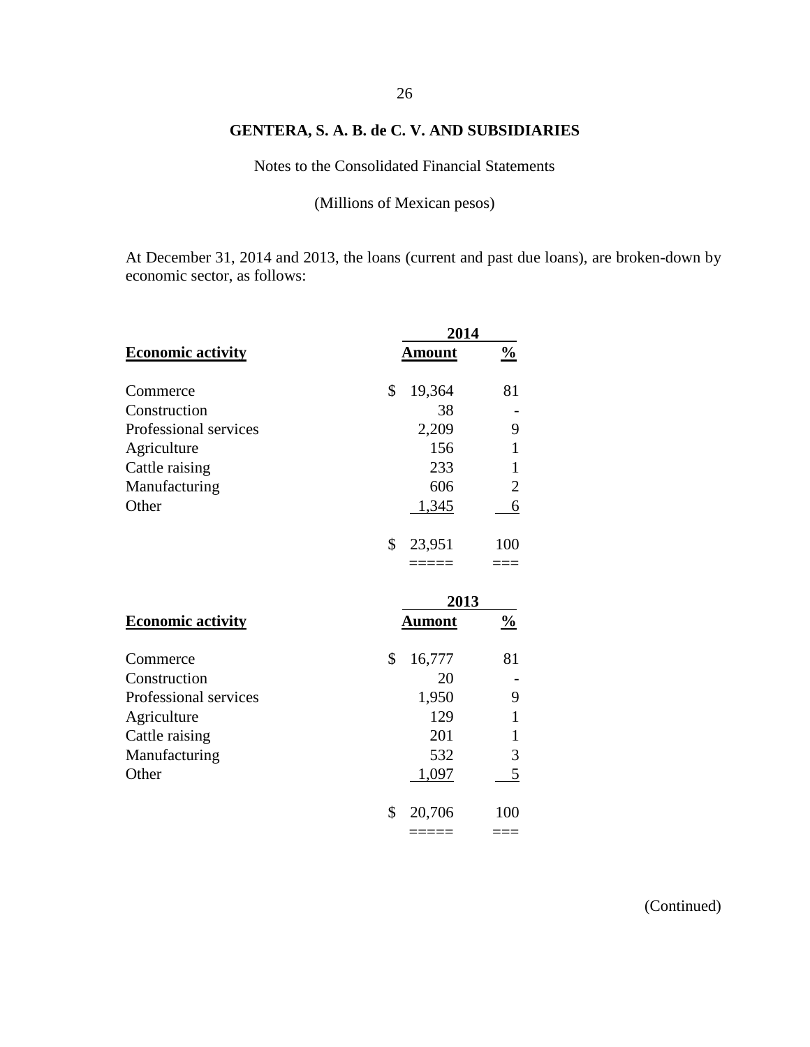## GENTERA, S. A. B. de C. V. AND SUBSIDIARIES

Notes to the Consolidated Financial Statements

(Millions of Mexican pesos)

At December 31, 2014 and 2013, the loans (current and past due loans), are broken-down by economic sector, as follows:

| | 2014 | |
|---|---|---|
| **Economic activity** | **Amount** | **%** |
| Commerce | $ 19,364 | 81 |
| Construction | 38 | - |
| Professional services | 2,209 | 9 |
| Agriculture | 156 | 1 |
| Cattle raising | 233 | 1 |
| Manufacturing | 606 | 2 |
| Other | 1,345 | 6 |
| | $ 23,951 | 100 |

| | 2013 | |
|---|---|---|
| **Economic activity** | **Aumont** | **%** |
| Commerce | $ 16,777 | 81 |
| Construction | 20 | - |
| Professional services | 1,950 | 9 |
| Agriculture | 129 | 1 |
| Cattle raising | 201 | 1 |
| Manufacturing | 532 | 3 |
| Other | 1,097 | 5 |
| | $ 20,706 | 100 |

(Continued)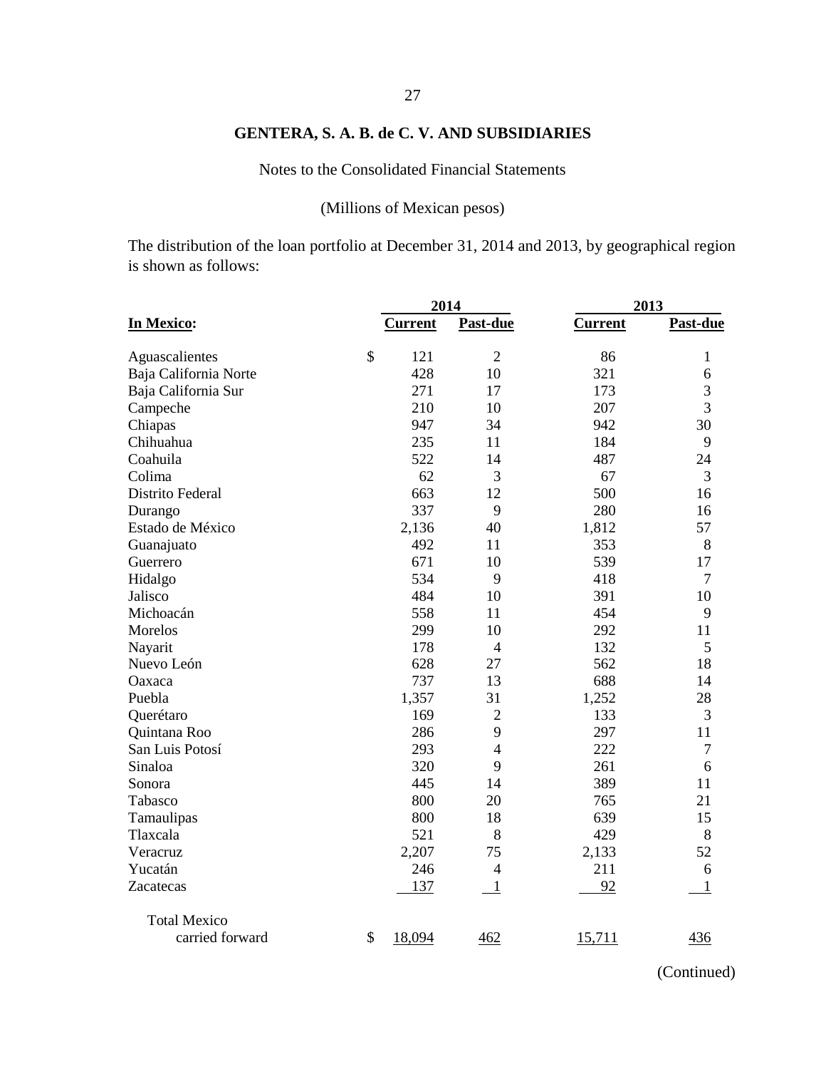# GENTERA, S. A. B. de C. V. AND SUBSIDIARIES

Notes to the Consolidated Financial Statements

(Millions of Mexican pesos)

The distribution of the loan portfolio at December 31, 2014 and 2013, by geographical region is shown as follows:

| | 2014 | | 2013 | |
|---|---|---|---|---|
| **In Mexico:** | **Current** | **Past-due** | **Current** | **Past-due** |
| Aguascalientes | $ 121 | 2 | 86 | 1 |
| Baja California Norte | 428 | 10 | 321 | 6 |
| Baja California Sur | 271 | 17 | 173 | 3 |
| Campeche | 210 | 10 | 207 | 3 |
| Chiapas | 947 | 34 | 942 | 30 |
| Chihuahua | 235 | 11 | 184 | 9 |
| Coahuila | 522 | 14 | 487 | 24 |
| Colima | 62 | 3 | 67 | 3 |
| Distrito Federal | 663 | 12 | 500 | 16 |
| Durango | 337 | 9 | 280 | 16 |
| Estado de México | 2,136 | 40 | 1,812 | 57 |
| Guanajuato | 492 | 11 | 353 | 8 |
| Guerrero | 671 | 10 | 539 | 17 |
| Hidalgo | 534 | 9 | 418 | 7 |
| Jalisco | 484 | 10 | 391 | 10 |
| Michoacán | 558 | 11 | 454 | 9 |
| Morelos | 299 | 10 | 292 | 11 |
| Nayarit | 178 | 4 | 132 | 5 |
| Nuevo León | 628 | 27 | 562 | 18 |
| Oaxaca | 737 | 13 | 688 | 14 |
| Puebla | 1,357 | 31 | 1,252 | 28 |
| Querétaro | 169 | 2 | 133 | 3 |
| Quintana Roo | 286 | 9 | 297 | 11 |
| San Luis Potosí | 293 | 4 | 222 | 7 |
| Sinaloa | 320 | 9 | 261 | 6 |
| Sonora | 445 | 14 | 389 | 11 |
| Tabasco | 800 | 20 | 765 | 21 |
| Tamaulipas | 800 | 18 | 639 | 15 |
| Tlaxcala | 521 | 8 | 429 | 8 |
| Veracruz | 2,207 | 75 | 2,133 | 52 |
| Yucatán | 246 | 4 | 211 | 6 |
| Zacatecas | 137 | 1 | 92 | 1 |
| Total Mexico carried forward | $ 18,094 | 462 | 15,711 | 436 |

(Continued)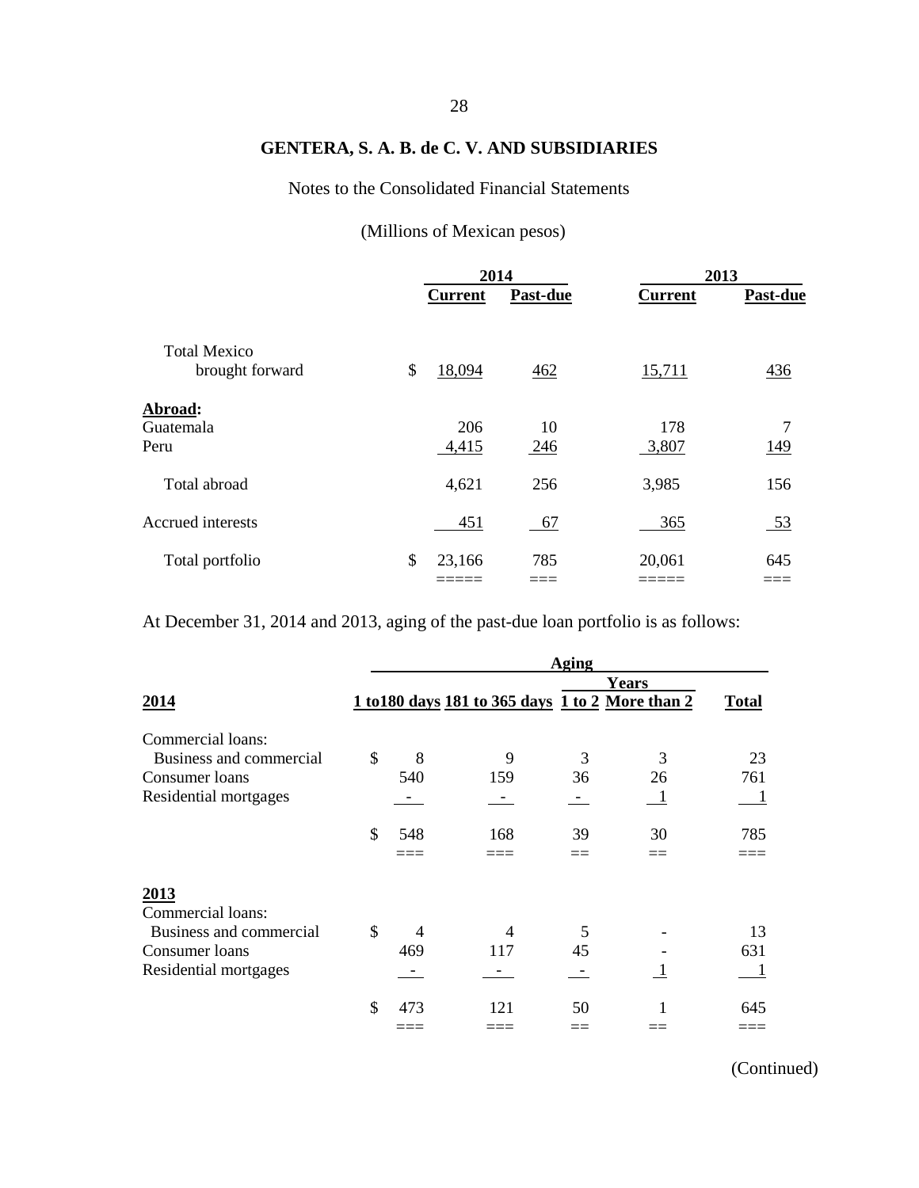# GENTERA, S. A. B. de C. V. AND SUBSIDIARIES

Notes to the Consolidated Financial Statements

(Millions of Mexican pesos)

| | 2014 | | 2013 | |
|---|---|---|---|---|
| | **Current** | **Past-due** | **Current** | **Past-due** |
| Total Mexico brought forward | $ 18,094 | 462 | 15,711 | 436 |
| **Abroad:** | | | | |
| Guatemala | 206 | 10 | 178 | 7 |
| Peru | 4,415 | 246 | 3,807 | 149 |
| Total abroad | 4,621 | 256 | 3,985 | 156 |
| Accrued interests | 451 | 67 | 365 | 53 |
| Total portfolio | $ 23,166 | 785 | 20,061 | 645 |

At December 31, 2014 and 2013, aging of the past-due loan portfolio is as follows:

| | Aging | | | | |
|---|---|---|---|---|---|
| | | | Years | | |
| **2014** | **1 to180 days** | **181 to 365 days** | **1 to 2** | **More than 2** | **Total** |
| Commercial loans: | | | | | |
| Business and commercial | $ 8 | 9 | 3 | 3 | 23 |
| Consumer loans | 540 | 159 | 36 | 26 | 761 |
| Residential mortgages | - | - | - | 1 | 1 |
| | $ 548 | 168 | 39 | 30 | 785 |
| **2013** | | | | | |
| Commercial loans: | | | | | |
| Business and commercial | $ 4 | 4 | 5 | - | 13 |
| Consumer loans | 469 | 117 | 45 | - | 631 |
| Residential mortgages | - | - | - | 1 | 1 |
| | $ 473 | 121 | 50 | 1 | 645 |

(Continued)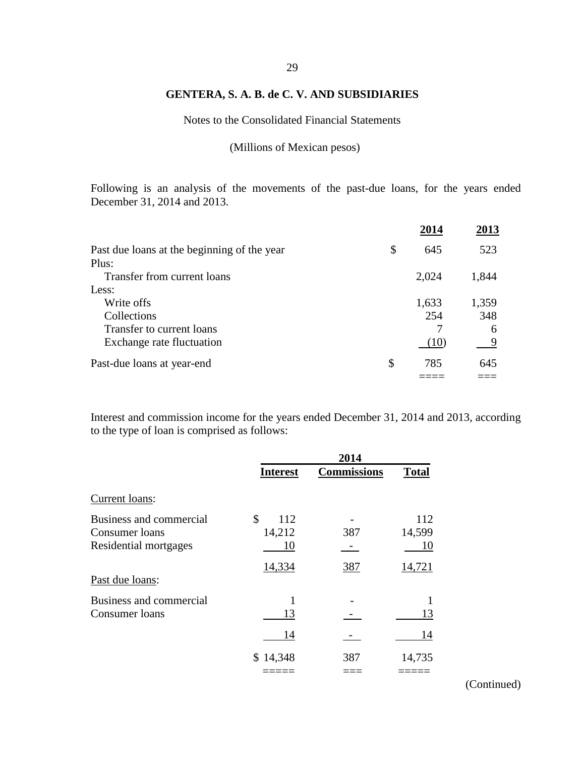**GENTERA, S. A. B. de C. V. AND SUBSIDIARIES**

Notes to the Consolidated Financial Statements

(Millions of Mexican pesos)

Following is an analysis of the movements of the past-due loans, for the years ended December 31, 2014 and 2013.

| | 2014 | 2013 |
|---|---|---|
| Past due loans at the beginning of the year | $ 645 | 523 |
| Plus: | | |
| Transfer from current loans | 2,024 | 1,844 |
| Less: | | |
| Write offs | 1,633 | 1,359 |
| Collections | 254 | 348 |
| Transfer to current loans | 7 | 6 |
| Exchange rate fluctuation | (10) | 9 |
| Past-due loans at year-end | $ 785 | 645 |

Interest and commission income for the years ended December 31, 2014 and 2013, according to the type of loan is comprised as follows:

| | 2014 | | |
|---|---|---|---|
| | Interest | Commissions | Total |
| Current loans: | | | |
| Business and commercial | $ 112 | - | 112 |
| Consumer loans | 14,212 | 387 | 14,599 |
| Residential mortgages | 10 | - | 10 |
| | 14,334 | 387 | 14,721 |
| Past due loans: | | | |
| Business and commercial | 1 | - | 1 |
| Consumer loans | 13 | - | 13 |
| | 14 | - | 14 |
| | $ 14,348 | 387 | 14,735 |

(Continued)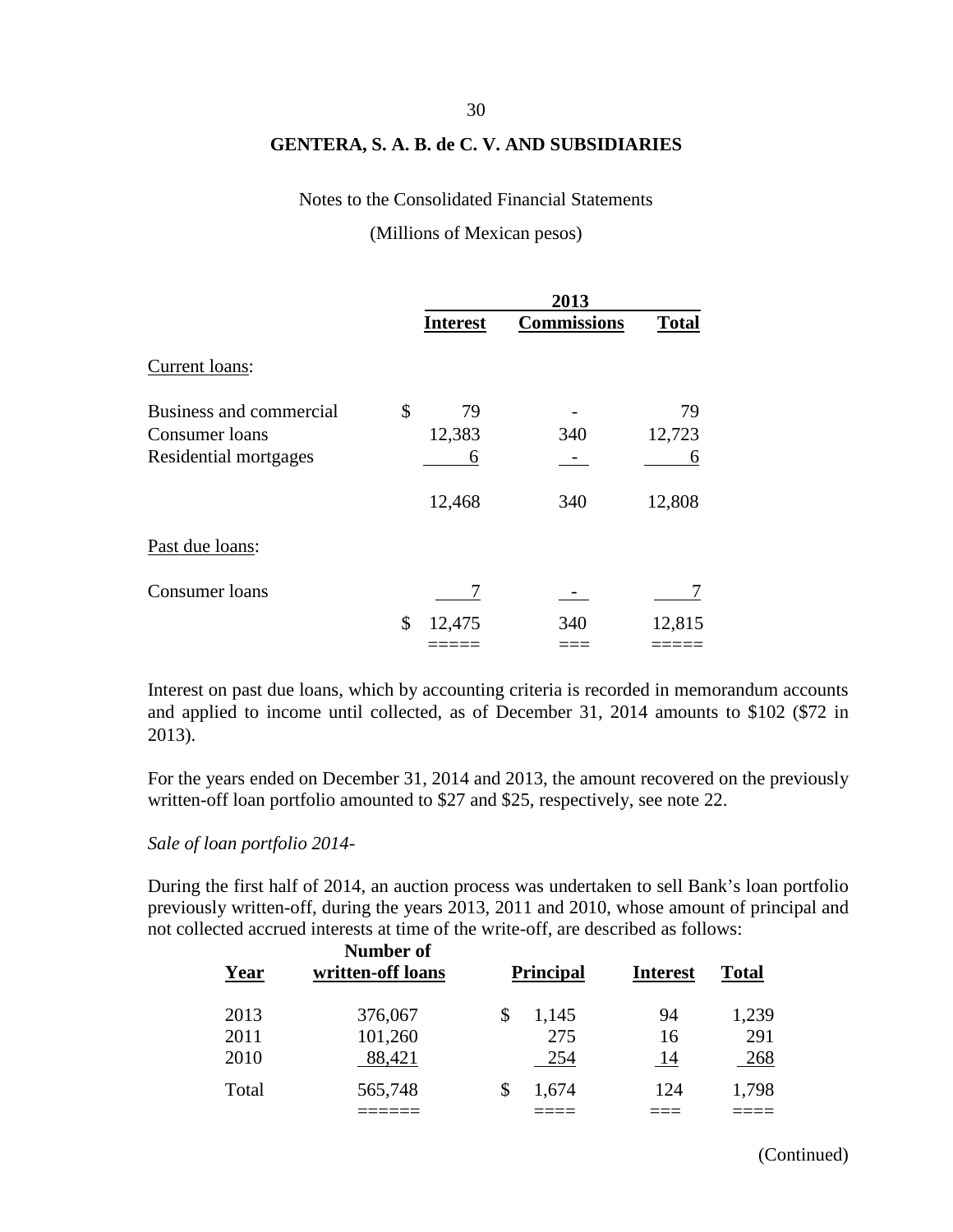**GENTERA, S. A. B. de C. V. AND SUBSIDIARIES**

Notes to the Consolidated Financial Statements

(Millions of Mexican pesos)

| | 2013 | | |
|---|---|---|---|
| | **Interest** | **Commissions** | **Total** |
| Current loans: | | | |
| Business and commercial | $ 79 | - | 79 |
| Consumer loans | 12,383 | 340 | 12,723 |
| Residential mortgages | 6 | - | 6 |
| | 12,468 | 340 | 12,808 |
| Past due loans: | | | |
| Consumer loans | 7 | - | 7 |
| | $ 12,475 | 340 | 12,815 |

Interest on past due loans, which by accounting criteria is recorded in memorandum accounts and applied to income until collected, as of December 31, 2014 amounts to $102 ($72 in 2013).

For the years ended on December 31, 2014 and 2013, the amount recovered on the previously written-off loan portfolio amounted to $27 and $25, respectively, see note 22.

*Sale of loan portfolio 2014-*

During the first half of 2014, an auction process was undertaken to sell Bank's loan portfolio previously written-off, during the years 2013, 2011 and 2010, whose amount of principal and not collected accrued interests at time of the write-off, are described as follows:

| Year | Number of written-off loans | Principal | Interest | Total |
|---|---|---|---|---|
| 2013 | 376,067 | $ 1,145 | 94 | 1,239 |
| 2011 | 101,260 | 275 | 16 | 291 |
| 2010 | 88,421 | 254 | 14 | 268 |
| Total | 565,748 | $ 1,674 | 124 | 1,798 |

(Continued)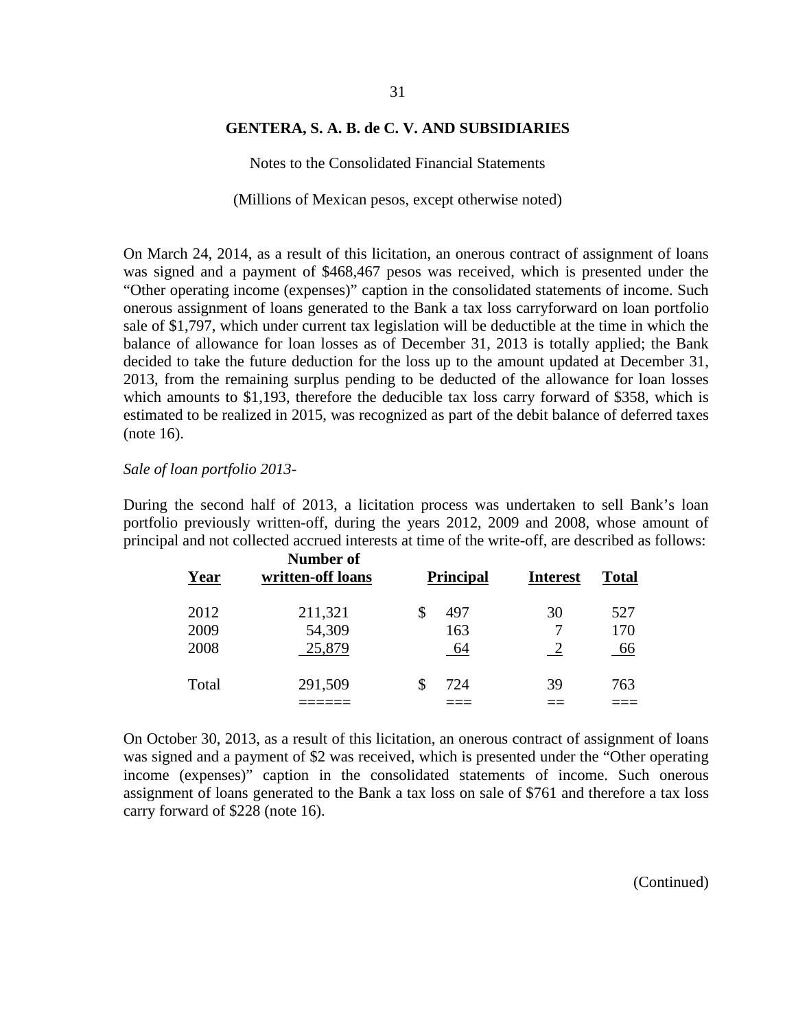On March 24, 2014, as a result of this licitation, an onerous contract of assignment of loans was signed and a payment of $468,467 pesos was received, which is presented under the "Other operating income (expenses)" caption in the consolidated statements of income. Such onerous assignment of loans generated to the Bank a tax loss carryforward on loan portfolio sale of $1,797, which under current tax legislation will be deductible at the time in which the balance of allowance for loan losses as of December 31, 2013 is totally applied; the Bank decided to take the future deduction for the loss up to the amount updated at December 31, 2013, from the remaining surplus pending to be deducted of the allowance for loan losses which amounts to $1,193, therefore the deducible tax loss carry forward of $358, which is estimated to be realized in 2015, was recognized as part of the debit balance of deferred taxes (note 16).

*Sale of loan portfolio 2013-*

During the second half of 2013, a licitation process was undertaken to sell Bank's loan portfolio previously written-off, during the years 2012, 2009 and 2008, whose amount of principal and not collected accrued interests at time of the write-off, are described as follows:

| Year | Number of written-off loans | Principal | Interest | Total |
|---|---|---|---|---|
| 2012 | 211,321 | $ 497 | 30 | 527 |
| 2009 | 54,309 | 163 | 7 | 170 |
| 2008 | 25,879 | 64 | 2 | 66 |
| Total | 291,509 | $ 724 | 39 | 763 |

On October 30, 2013, as a result of this licitation, an onerous contract of assignment of loans was signed and a payment of $2 was received, which is presented under the "Other operating income (expenses)" caption in the consolidated statements of income. Such onerous assignment of loans generated to the Bank a tax loss on sale of $761 and therefore a tax loss carry forward of $228 (note 16).

(Continued)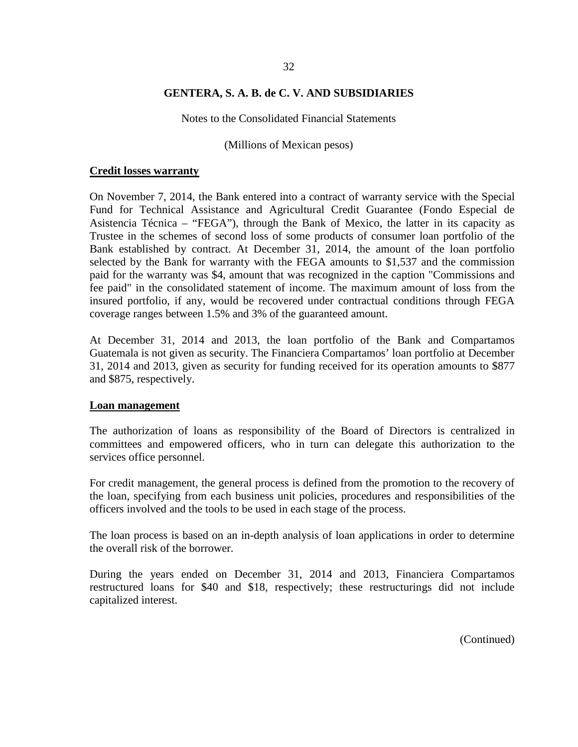**GENTERA, S. A. B. de C. V. AND SUBSIDIARIES**

Notes to the Consolidated Financial Statements

(Millions of Mexican pesos)

**Credit losses warranty**

On November 7, 2014, the Bank entered into a contract of warranty service with the Special Fund for Technical Assistance and Agricultural Credit Guarantee (Fondo Especial de Asistencia Técnica – "FEGA"), through the Bank of Mexico, the latter in its capacity as Trustee in the schemes of second loss of some products of consumer loan portfolio of the Bank established by contract. At December 31, 2014, the amount of the loan portfolio selected by the Bank for warranty with the FEGA amounts to $1,537 and the commission paid for the warranty was $4, amount that was recognized in the caption "Commissions and fee paid" in the consolidated statement of income. The maximum amount of loss from the insured portfolio, if any, would be recovered under contractual conditions through FEGA coverage ranges between 1.5% and 3% of the guaranteed amount.

At December 31, 2014 and 2013, the loan portfolio of the Bank and Compartamos Guatemala is not given as security. The Financiera Compartamos' loan portfolio at December 31, 2014 and 2013, given as security for funding received for its operation amounts to $877 and $875, respectively.

**Loan management**

The authorization of loans as responsibility of the Board of Directors is centralized in committees and empowered officers, who in turn can delegate this authorization to the services office personnel.

For credit management, the general process is defined from the promotion to the recovery of the loan, specifying from each business unit policies, procedures and responsibilities of the officers involved and the tools to be used in each stage of the process.

The loan process is based on an in-depth analysis of loan applications in order to determine the overall risk of the borrower.

During the years ended on December 31, 2014 and 2013, Financiera Compartamos restructured loans for $40 and $18, respectively; these restructurings did not include capitalized interest.

(Continued)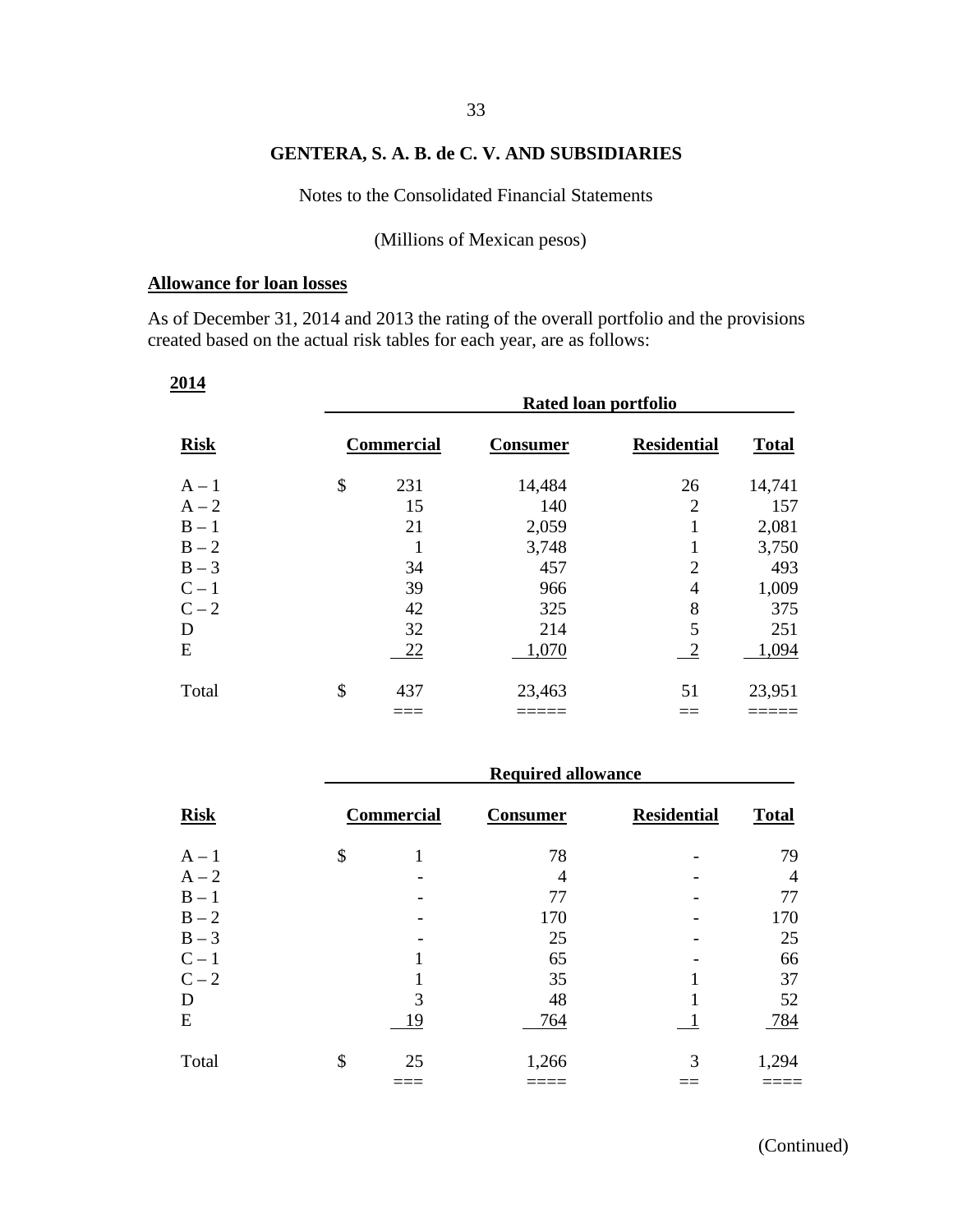# GENTERA, S. A. B. de C. V. AND SUBSIDIARIES

Notes to the Consolidated Financial Statements

(Millions of Mexican pesos)

**Allowance for loan losses**

As of December 31, 2014 and 2013 the rating of the overall portfolio and the provisions created based on the actual risk tables for each year, are as follows:

**2014**

| | Rated loan portfolio | | | |
|---|---|---|---|---|
| **Risk** | **Commercial** | **Consumer** | **Residential** | **Total** |
| A – 1 | $ 231 | 14,484 | 26 | 14,741 |
| A – 2 | 15 | 140 | 2 | 157 |
| B – 1 | 21 | 2,059 | 1 | 2,081 |
| B – 2 | 1 | 3,748 | 1 | 3,750 |
| B – 3 | 34 | 457 | 2 | 493 |
| C – 1 | 39 | 966 | 4 | 1,009 |
| C – 2 | 42 | 325 | 8 | 375 |
| D | 32 | 214 | 5 | 251 |
| E | 22 | 1,070 | 2 | 1,094 |
| Total | $ 437 | 23,463 | 51 | 23,951 |

| | Required allowance | | | |
|---|---|---|---|---|
| **Risk** | **Commercial** | **Consumer** | **Residential** | **Total** |
| A – 1 | $ 1 | 78 | - | 79 |
| A – 2 | - | 4 | - | 4 |
| B – 1 | - | 77 | - | 77 |
| B – 2 | - | 170 | - | 170 |
| B – 3 | - | 25 | - | 25 |
| C – 1 | 1 | 65 | - | 66 |
| C – 2 | 1 | 35 | 1 | 37 |
| D | 3 | 48 | 1 | 52 |
| E | 19 | 764 | 1 | 784 |
| Total | $ 25 | 1,266 | 3 | 1,294 |

(Continued)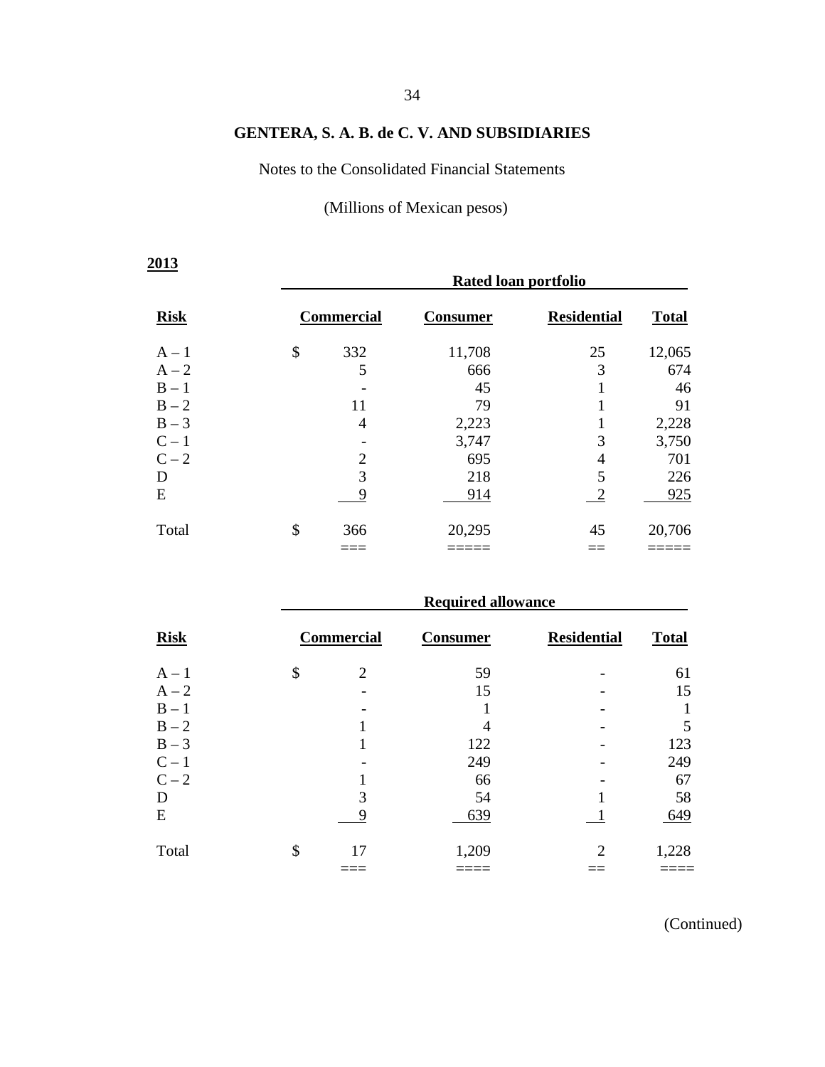**GENTERA, S. A. B. de C. V. AND SUBSIDIARIES**

Notes to the Consolidated Financial Statements

(Millions of Mexican pesos)

**2013**

| | Rated loan portfolio | | | |
|---|---|---|---|---|
| **Risk** | **Commercial** | **Consumer** | **Residential** | **Total** |
| A – 1 | $ 332 | 11,708 | 25 | 12,065 |
| A – 2 | 5 | 666 | 3 | 674 |
| B – 1 | - | 45 | 1 | 46 |
| B – 2 | 11 | 79 | 1 | 91 |
| B – 3 | 4 | 2,223 | 1 | 2,228 |
| C – 1 | - | 3,747 | 3 | 3,750 |
| C – 2 | 2 | 695 | 4 | 701 |
| D | 3 | 218 | 5 | 226 |
| E | 9 | 914 | 2 | 925 |
| Total | $ 366 | 20,295 | 45 | 20,706 |

| | Required allowance | | | |
|---|---|---|---|---|
| **Risk** | **Commercial** | **Consumer** | **Residential** | **Total** |
| A – 1 | $ 2 | 59 | - | 61 |
| A – 2 | - | 15 | - | 15 |
| B – 1 | - | 1 | - | 1 |
| B – 2 | 1 | 4 | - | 5 |
| B – 3 | 1 | 122 | - | 123 |
| C – 1 | - | 249 | - | 249 |
| C – 2 | 1 | 66 | - | 67 |
| D | 3 | 54 | 1 | 58 |
| E | 9 | 639 | 1 | 649 |
| Total | $ 17 | 1,209 | 2 | 1,228 |

(Continued)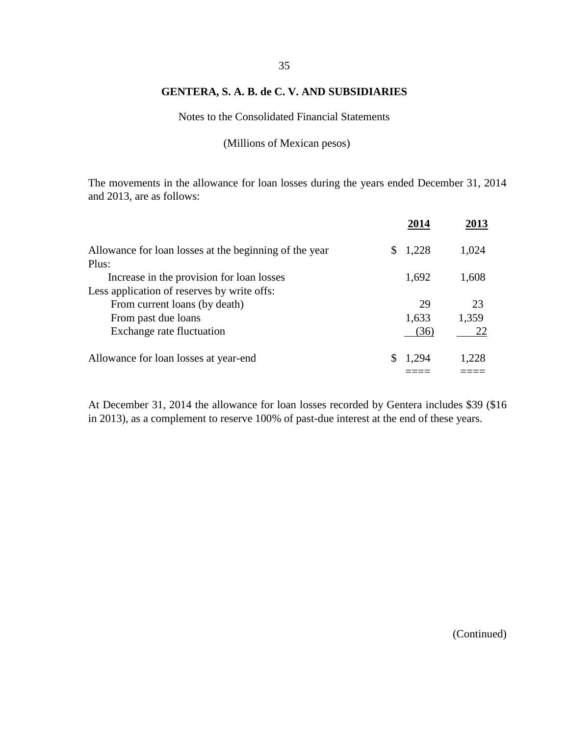**GENTERA, S. A. B. de C. V. AND SUBSIDIARIES**

Notes to the Consolidated Financial Statements

(Millions of Mexican pesos)

The movements in the allowance for loan losses during the years ended December 31, 2014 and 2013, are as follows:

| | **2014** | **2013** |
|---|---|---|
| Allowance for loan losses at the beginning of the year | $ 1,228 | 1,024 |
| Plus: | | |
| Increase in the provision for loan losses | 1,692 | 1,608 |
| Less application of reserves by write offs: | | |
| From current loans (by death) | 29 | 23 |
| From past due loans | 1,633 | 1,359 |
| Exchange rate fluctuation | (36) | 22 |
| Allowance for loan losses at year-end | $ 1,294 | 1,228 |

At December 31, 2014 the allowance for loan losses recorded by Gentera includes $39 ($16 in 2013), as a complement to reserve 100% of past-due interest at the end of these years.

(Continued)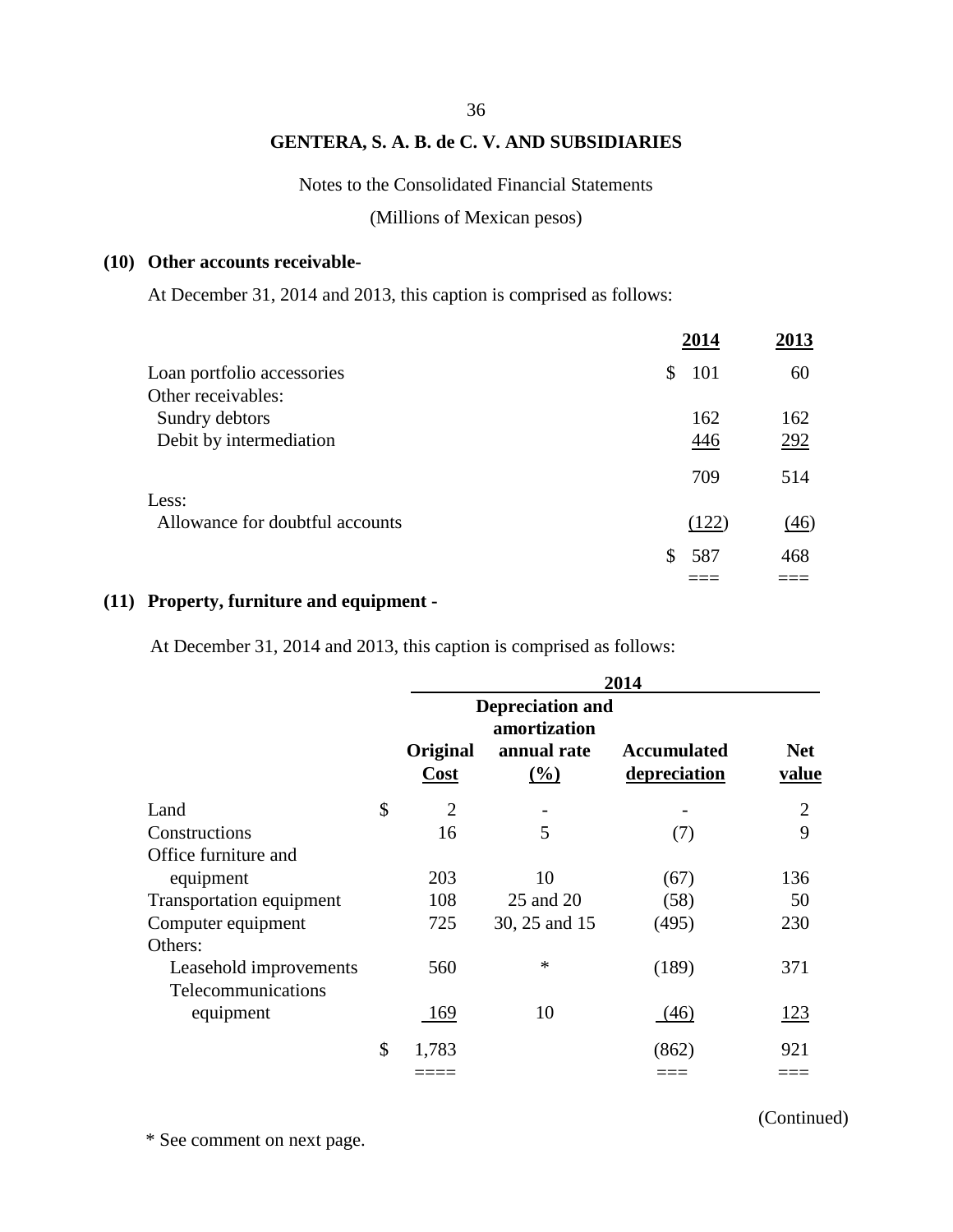**GENTERA, S. A. B. de C. V. AND SUBSIDIARIES**

Notes to the Consolidated Financial Statements

(Millions of Mexican pesos)

## (10) Other accounts receivable-

At December 31, 2014 and 2013, this caption is comprised as follows:

| | 2014 | 2013 |
|---|---|---|
| Loan portfolio accessories | $ 101 | 60 |
| Other receivables: | | |
| Sundry debtors | 162 | 162 |
| Debit by intermediation | 446 | 292 |
| | 709 | 514 |
| Less: | | |
| Allowance for doubtful accounts | (122) | (46) |
| | $ 587 | 468 |

## (11) Property, furniture and equipment -

At December 31, 2014 and 2013, this caption is comprised as follows:

| | 2014 | | | |
|---|---|---|---|---|
| | Original Cost | Depreciation and amortization annual rate (%) | Accumulated depreciation | Net value |
| Land | $ 2 | - | - | 2 |
| Constructions | 16 | 5 | (7) | 9 |
| Office furniture and equipment | 203 | 10 | (67) | 136 |
| Transportation equipment | 108 | 25 and 20 | (58) | 50 |
| Computer equipment | 725 | 30, 25 and 15 | (495) | 230 |
| Others: | | | | |
| Leasehold improvements | 560 | * | (189) | 371 |
| Telecommunications equipment | 169 | 10 | (46) | 123 |
| | $ 1,783 | | (862) | 921 |

(Continued)

\* See comment on next page.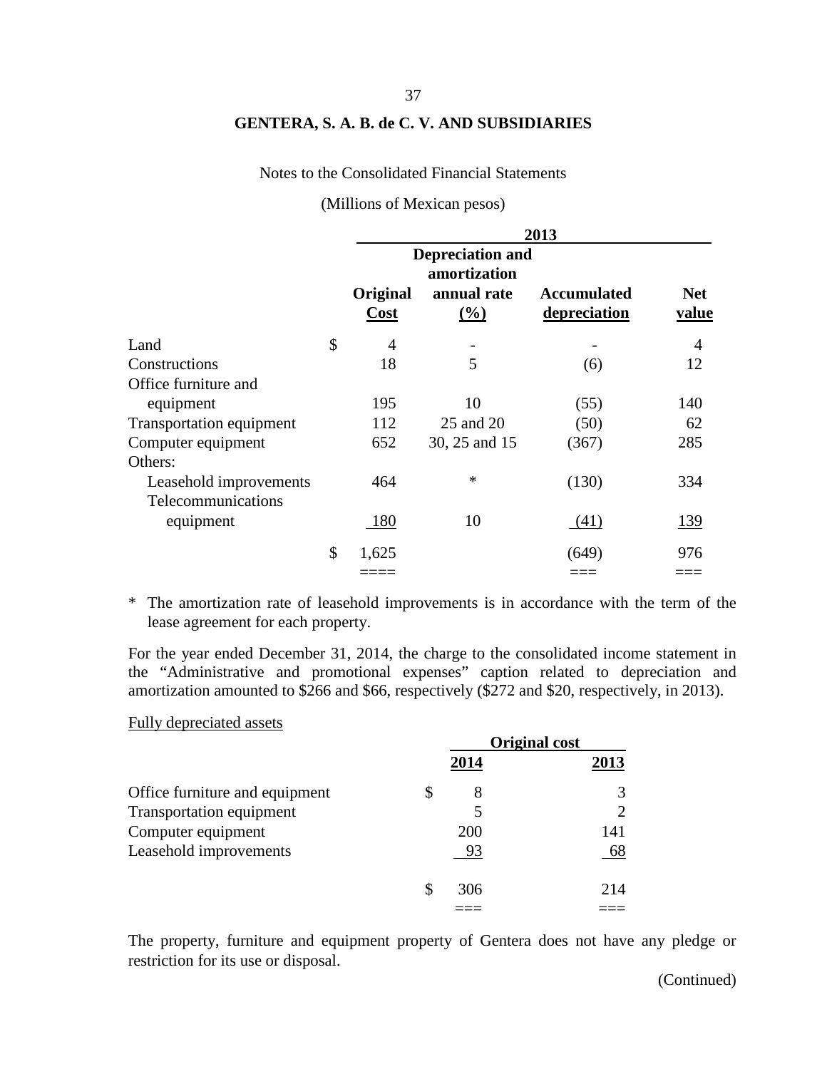**GENTERA, S. A. B. de C. V. AND SUBSIDIARIES**

Notes to the Consolidated Financial Statements

(Millions of Mexican pesos)

| | 2013 | | | |
|---|---|---|---|---|
| | Original Cost | Depreciation and amortization annual rate (%) | Accumulated depreciation | Net value |
| Land | $ 4 | - | - | 4 |
| Constructions | 18 | 5 | (6) | 12 |
| Office furniture and equipment | 195 | 10 | (55) | 140 |
| Transportation equipment | 112 | 25 and 20 | (50) | 62 |
| Computer equipment | 652 | 30, 25 and 15 | (367) | 285 |
| Others: | | | | |
| Leasehold improvements | 464 | * | (130) | 334 |
| Telecommunications equipment | 180 | 10 | (41) | 139 |
| | $ 1,625 | | (649) | 976 |

* The amortization rate of leasehold improvements is in accordance with the term of the lease agreement for each property.

For the year ended December 31, 2014, the charge to the consolidated income statement in the "Administrative and promotional expenses" caption related to depreciation and amortization amounted to $266 and $66, respectively ($272 and $20, respectively, in 2013).

Fully depreciated assets

| | Original cost | |
|---|---|---|
| | 2014 | 2013 |
| Office furniture and equipment | $ 8 | 3 |
| Transportation equipment | 5 | 2 |
| Computer equipment | 200 | 141 |
| Leasehold improvements | 93 | 68 |
| | $ 306 | 214 |

The property, furniture and equipment property of Gentera does not have any pledge or restriction for its use or disposal.

(Continued)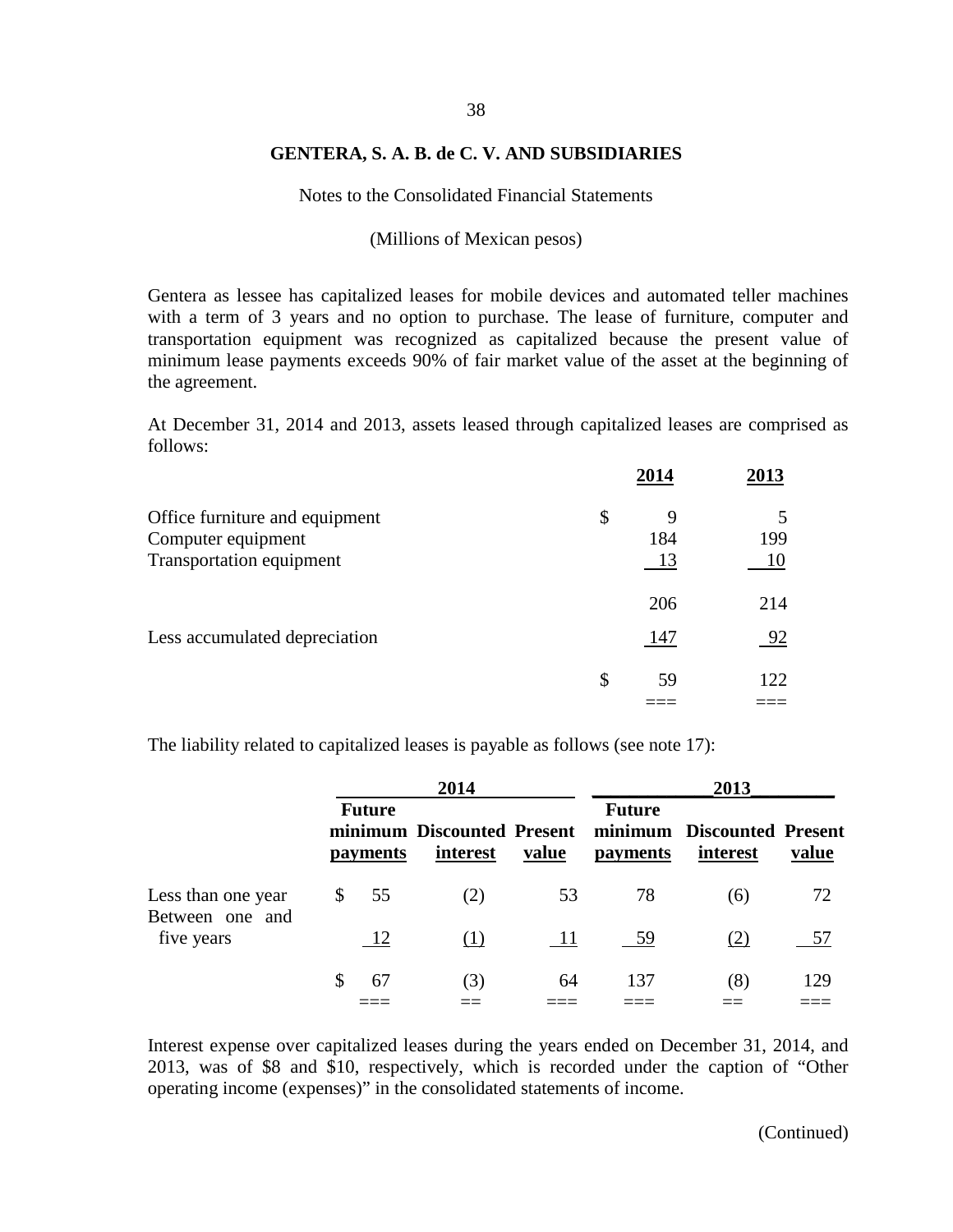**GENTERA, S. A. B. de C. V. AND SUBSIDIARIES**

Notes to the Consolidated Financial Statements

(Millions of Mexican pesos)

Gentera as lessee has capitalized leases for mobile devices and automated teller machines with a term of 3 years and no option to purchase. The lease of furniture, computer and transportation equipment was recognized as capitalized because the present value of minimum lease payments exceeds 90% of fair market value of the asset at the beginning of the agreement.

At December 31, 2014 and 2013, assets leased through capitalized leases are comprised as follows:

| | 2014 | 2013 |
|---|---|---|
| Office furniture and equipment | $ 9 | 5 |
| Computer equipment | 184 | 199 |
| Transportation equipment | 13 | 10 |
| | 206 | 214 |
| Less accumulated depreciation | 147 | 92 |
| | $ 59 | 122 |

The liability related to capitalized leases is payable as follows (see note 17):

| | 2014 | | | 2013 | | |
|---|---|---|---|---|---|---|
| | Future minimum payments | Discounted interest | Present value | Future minimum payments | Discounted interest | Present value |
| Less than one year | $ 55 | (2) | 53 | 78 | (6) | 72 |
| Between one and five years | 12 | (1) | 11 | 59 | (2) | 57 |
| | $ 67 | (3) | 64 | 137 | (8) | 129 |

Interest expense over capitalized leases during the years ended on December 31, 2014, and 2013, was of $8 and $10, respectively, which is recorded under the caption of "Other operating income (expenses)" in the consolidated statements of income.

(Continued)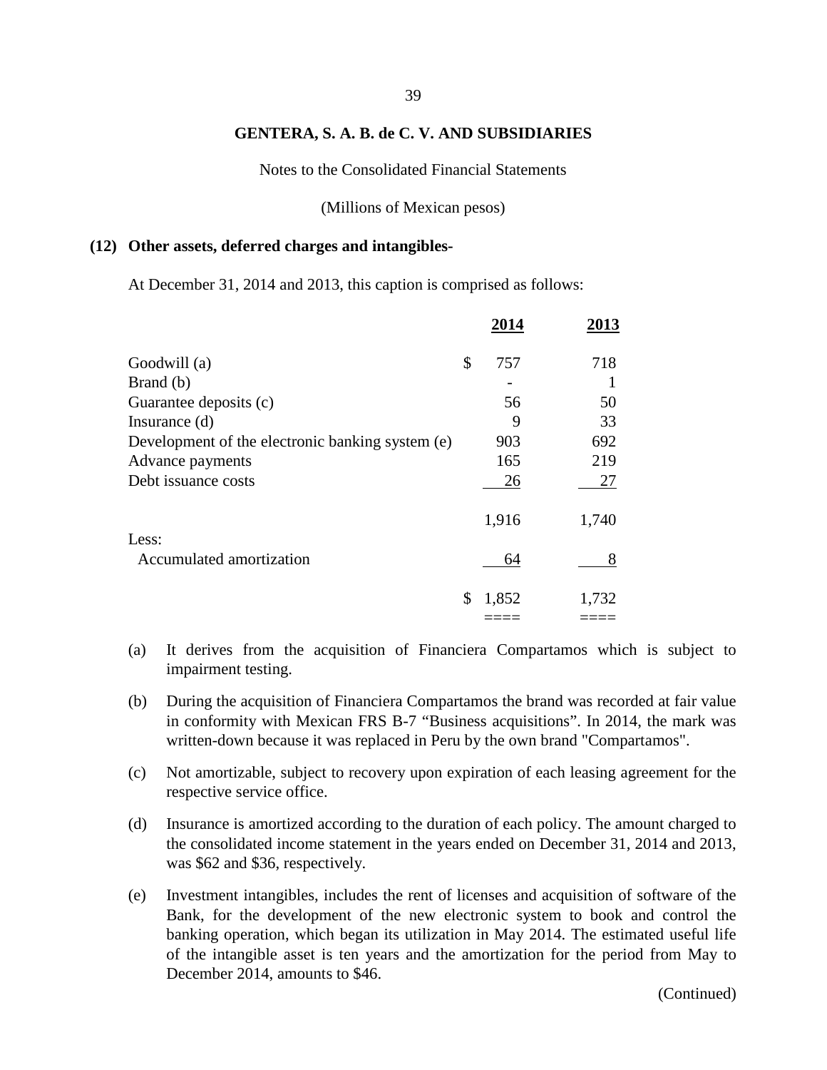**GENTERA, S. A. B. de C. V. AND SUBSIDIARIES**

Notes to the Consolidated Financial Statements

(Millions of Mexican pesos)

## (12) Other assets, deferred charges and intangibles-

At December 31, 2014 and 2013, this caption is comprised as follows:

| | | 2014 | 2013 |
|---|---|---|---|
| Goodwill (a) | $ | 757 | 718 |
| Brand (b) | | - | 1 |
| Guarantee deposits (c) | | 56 | 50 |
| Insurance (d) | | 9 | 33 |
| Development of the electronic banking system (e) | | 903 | 692 |
| Advance payments | | 165 | 219 |
| Debt issuance costs | | 26 | 27 |
| | | 1,916 | 1,740 |
| Less: | | | |
| Accumulated amortization | | 64 | 8 |
| | $ | 1,852 | 1,732 |

(a) It derives from the acquisition of Financiera Compartamos which is subject to impairment testing.

(b) During the acquisition of Financiera Compartamos the brand was recorded at fair value in conformity with Mexican FRS B-7 "Business acquisitions". In 2014, the mark was written-down because it was replaced in Peru by the own brand "Compartamos".

(c) Not amortizable, subject to recovery upon expiration of each leasing agreement for the respective service office.

(d) Insurance is amortized according to the duration of each policy. The amount charged to the consolidated income statement in the years ended on December 31, 2014 and 2013, was $62 and $36, respectively.

(e) Investment intangibles, includes the rent of licenses and acquisition of software of the Bank, for the development of the new electronic system to book and control the banking operation, which began its utilization in May 2014. The estimated useful life of the intangible asset is ten years and the amortization for the period from May to December 2014, amounts to $46.

(Continued)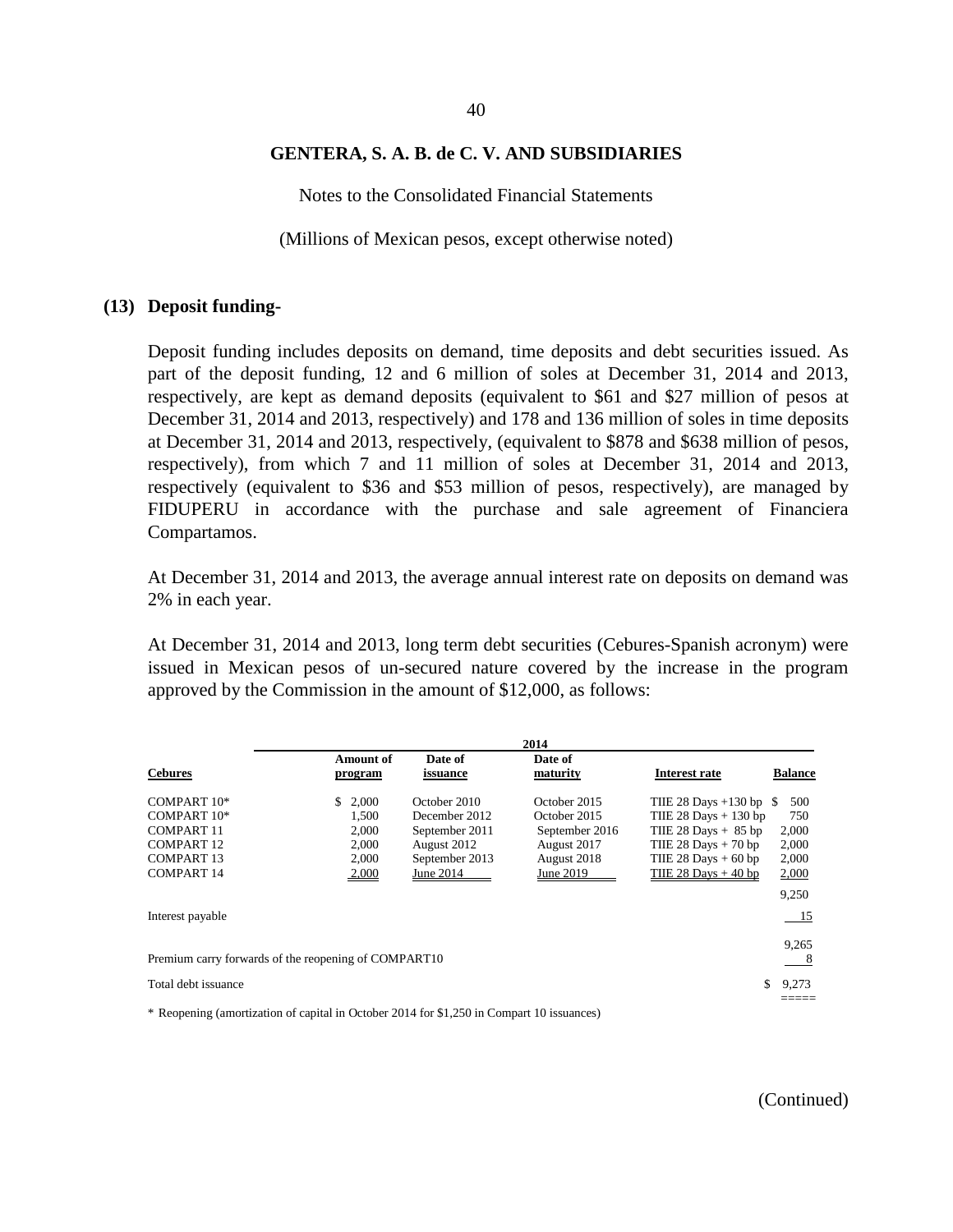**GENTERA, S. A. B. de C. V. AND SUBSIDIARIES**

Notes to the Consolidated Financial Statements

(Millions of Mexican pesos, except otherwise noted)

## (13) Deposit funding-

Deposit funding includes deposits on demand, time deposits and debt securities issued. As part of the deposit funding, 12 and 6 million of soles at December 31, 2014 and 2013, respectively, are kept as demand deposits (equivalent to $61 and $27 million of pesos at December 31, 2014 and 2013, respectively) and 178 and 136 million of soles in time deposits at December 31, 2014 and 2013, respectively, (equivalent to $878 and $638 million of pesos, respectively), from which 7 and 11 million of soles at December 31, 2014 and 2013, respectively (equivalent to $36 and $53 million of pesos, respectively), are managed by FIDUPERU in accordance with the purchase and sale agreement of Financiera Compartamos.

At December 31, 2014 and 2013, the average annual interest rate on deposits on demand was 2% in each year.

At December 31, 2014 and 2013, long term debt securities (Cebures-Spanish acronym) were issued in Mexican pesos of un-secured nature covered by the increase in the program approved by the Commission in the amount of $12,000, as follows:

| | 2014 | | | | |
|---|---|---|---|---|---|
| **Cebures** | **Amount of program** | **Date of issuance** | **Date of maturity** | **Interest rate** | **Balance** |
| COMPART 10* | $ 2,000 | October 2010 | October 2015 | TIIE 28 Days +130 bp | $ 500 |
| COMPART 10* | 1,500 | December 2012 | October 2015 | TIIE 28 Days + 130 bp | 750 |
| COMPART 11 | 2,000 | September 2011 | September 2016 | TIIE 28 Days + 85 bp | 2,000 |
| COMPART 12 | 2,000 | August 2012 | August 2017 | TIIE 28 Days + 70 bp | 2,000 |
| COMPART 13 | 2,000 | September 2013 | August 2018 | TIIE 28 Days + 60 bp | 2,000 |
| COMPART 14 | 2,000 | June 2014 | June 2019 | TIIE 28 Days + 40 bp | 2,000 |
| | | | | | 9,250 |
| Interest payable | | | | | 15 |
| | | | | | 9,265 |
| Premium carry forwards of the reopening of COMPART10 | | | | | 8 |
| Total debt issuance | | | | | $ 9,273 |

\* Reopening (amortization of capital in October 2014 for $1,250 in Compart 10 issuances)

(Continued)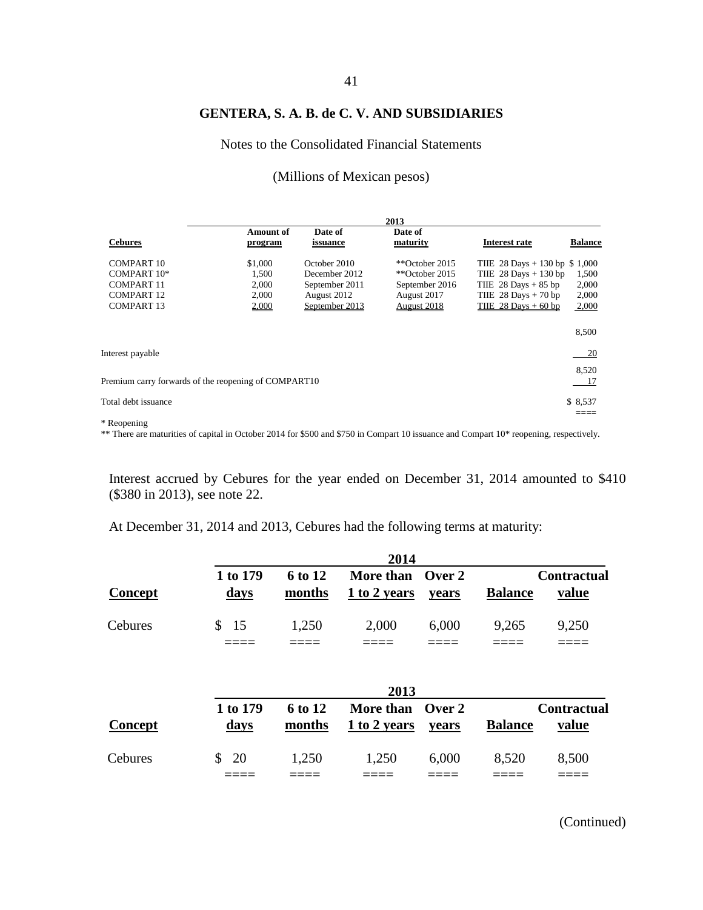# GENTERA, S. A. B. de C. V. AND SUBSIDIARIES

Notes to the Consolidated Financial Statements

(Millions of Mexican pesos)

| | 2013 | | | | |
|---|---|---|---|---|---|
| **Cebures** | **Amount of program** | **Date of issuance** | **Date of maturity** | **Interest rate** | **Balance** |
| COMPART 10 | $1,000 | October 2010 | **October 2015 | TIIE 28 Days + 130 bp | $ 1,000 |
| COMPART 10* | 1,500 | December 2012 | **October 2015 | TIIE 28 Days + 130 bp | 1,500 |
| COMPART 11 | 2,000 | September 2011 | September 2016 | TIIE 28 Days + 85 bp | 2,000 |
| COMPART 12 | 2,000 | August 2012 | August 2017 | TIIE 28 Days + 70 bp | 2,000 |
| COMPART 13 | 2,000 | September 2013 | August 2018 | TIIE 28 Days + 60 bp | 2,000 |
| | | | | | 8,500 |
| Interest payable | | | | | 20 |
| | | | | | 8,520 |
| Premium carry forwards of the reopening of COMPART10 | | | | | 17 |
| Total debt issuance | | | | | $ 8,537 |

\* Reopening

** There are maturities of capital in October 2014 for $500 and $750 in Compart 10 issuance and Compart 10* reopening, respectively.

Interest accrued by Cebures for the year ended on December 31, 2014 amounted to $410 ($380 in 2013), see note 22.

At December 31, 2014 and 2013, Cebures had the following terms at maturity:

| | 2014 | | | | | |
|---|---|---|---|---|---|---|
| **Concept** | **1 to 179 days** | **6 to 12 months** | **More than 1 to 2 years** | **Over 2 years** | **Balance** | **Contractual value** |
| Cebures | $ 15 | 1,250 | 2,000 | 6,000 | 9,265 | 9,250 |

| | 2013 | | | | | |
|---|---|---|---|---|---|---|
| **Concept** | **1 to 179 days** | **6 to 12 months** | **More than 1 to 2 years** | **Over 2 years** | **Balance** | **Contractual value** |
| Cebures | $ 20 | 1,250 | 1,250 | 6,000 | 8,520 | 8,500 |

(Continued)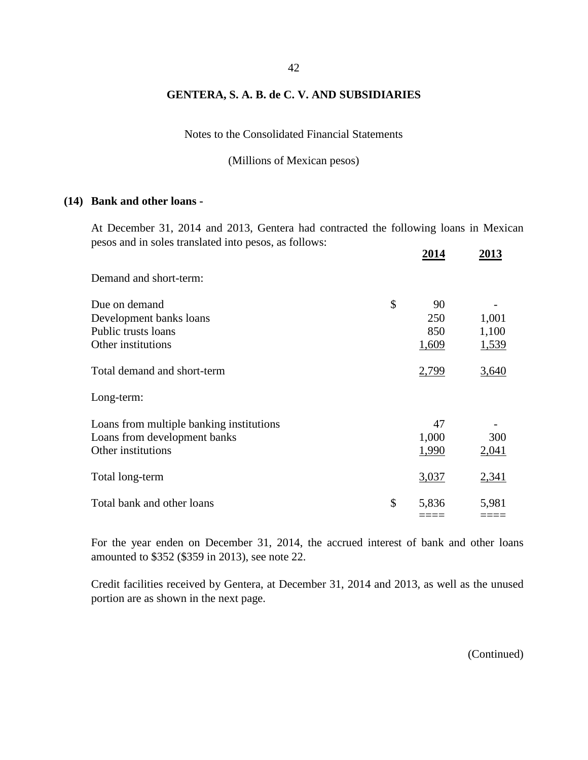GENTERA, S. A. B. de C. V. AND SUBSIDIARIES

Notes to the Consolidated Financial Statements

(Millions of Mexican pesos)

## (14) Bank and other loans -

At December 31, 2014 and 2013, Gentera had contracted the following loans in Mexican pesos and in soles translated into pesos, as follows:

| | | 2014 | 2013 |
|---|---|---|---|
| Demand and short-term: | | | |
| Due on demand | $ | 90 | - |
| Development banks loans | | 250 | 1,001 |
| Public trusts loans | | 850 | 1,100 |
| Other institutions | | 1,609 | 1,539 |
| Total demand and short-term | | 2,799 | 3,640 |
| Long-term: | | | |
| Loans from multiple banking institutions | | 47 | - |
| Loans from development banks | | 1,000 | 300 |
| Other institutions | | 1,990 | 2,041 |
| Total long-term | | 3,037 | 2,341 |
| Total bank and other loans | $ | 5,836 | 5,981 |

For the year enden on December 31, 2014, the accrued interest of bank and other loans amounted to $352 ($359 in 2013), see note 22.

Credit facilities received by Gentera, at December 31, 2014 and 2013, as well as the unused portion are as shown in the next page.

(Continued)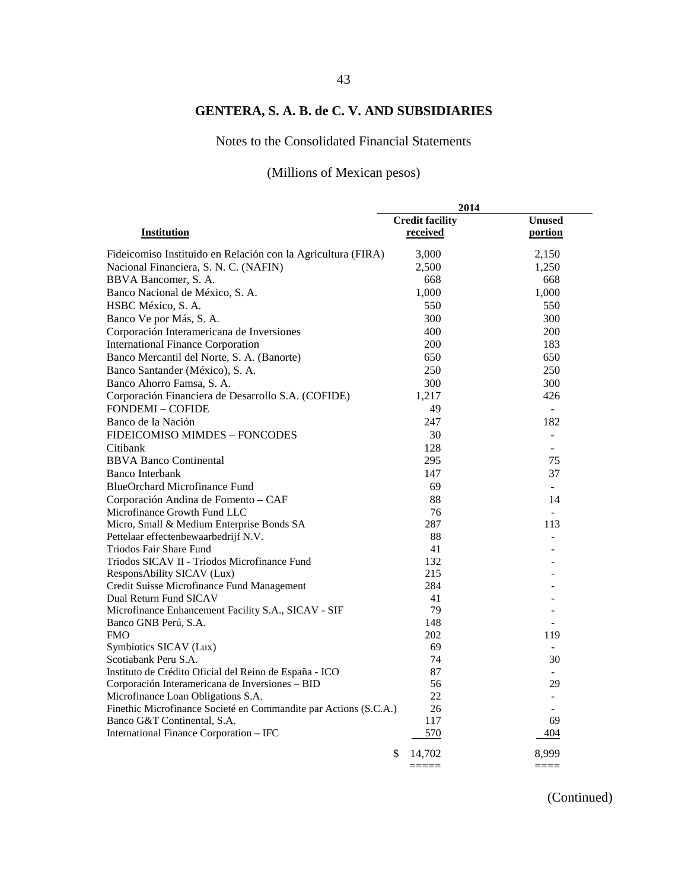# GENTERA, S. A. B. de C. V. AND SUBSIDIARIES

Notes to the Consolidated Financial Statements

(Millions of Mexican pesos)

| Institution | 2014 | |
|---|---|---|
| | Credit facility received | Unused portion |
| Fideicomiso Instituido en Relación con la Agricultura (FIRA) | 3,000 | 2,150 |
| Nacional Financiera, S. N. C. (NAFIN) | 2,500 | 1,250 |
| BBVA Bancomer, S. A. | 668 | 668 |
| Banco Nacional de México, S. A. | 1,000 | 1,000 |
| HSBC México, S. A. | 550 | 550 |
| Banco Ve por Más, S. A. | 300 | 300 |
| Corporación Interamericana de Inversiones | 400 | 200 |
| International Finance Corporation | 200 | 183 |
| Banco Mercantil del Norte, S. A. (Banorte) | 650 | 650 |
| Banco Santander (México), S. A. | 250 | 250 |
| Banco Ahorro Famsa, S. A. | 300 | 300 |
| Corporación Financiera de Desarrollo S.A. (COFIDE) | 1,217 | 426 |
| FONDEMI – COFIDE | 49 | - |
| Banco de la Nación | 247 | 182 |
| FIDEICOMISO MIMDES – FONCODES | 30 | - |
| Citibank | 128 | - |
| BBVA Banco Continental | 295 | 75 |
| Banco Interbank | 147 | 37 |
| BlueOrchard Microfinance Fund | 69 | - |
| Corporación Andina de Fomento – CAF | 88 | 14 |
| Microfinance Growth Fund LLC | 76 | - |
| Micro, Small & Medium Enterprise Bonds SA | 287 | 113 |
| Pettelaar effectenbewaarbedrijf N.V. | 88 | - |
| Triodos Fair Share Fund | 41 | - |
| Triodos SICAV II - Triodos Microfinance Fund | 132 | - |
| ResponsAbility SICAV (Lux) | 215 | - |
| Credit Suisse Microfinance Fund Management | 284 | - |
| Dual Return Fund SICAV | 41 | - |
| Microfinance Enhancement Facility S.A., SICAV - SIF | 79 | - |
| Banco GNB Perú, S.A. | 148 | - |
| FMO | 202 | 119 |
| Symbiotics SICAV (Lux) | 69 | - |
| Scotiabank Peru S.A. | 74 | 30 |
| Instituto de Crédito Oficial del Reino de España - ICO | 87 | - |
| Corporación Interamericana de Inversiones – BID | 56 | 29 |
| Microfinance Loan Obligations S.A. | 22 | - |
| Finethic Microfinance Societé en Commandite par Actions (S.C.A.) | 26 | - |
| Banco G&T Continental, S.A. | 117 | 69 |
| International Finance Corporation – IFC | 570 | 404 |
| | $ 14,702 | 8,999 |

(Continued)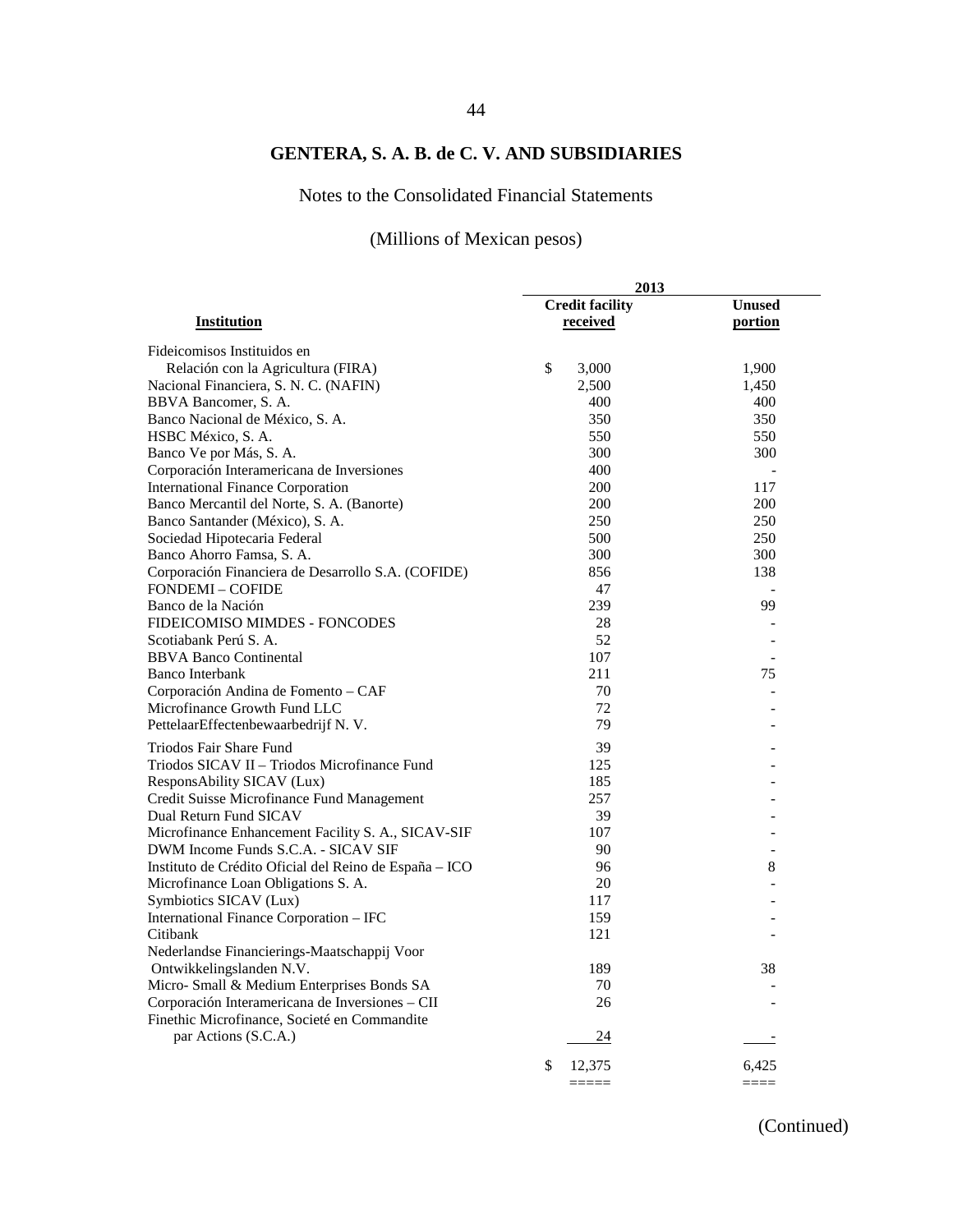# GENTERA, S. A. B. de C. V. AND SUBSIDIARIES

Notes to the Consolidated Financial Statements

(Millions of Mexican pesos)

| Institution | 2013 | |
|---|---|---|
| | Credit facility received | Unused portion |
| Fideicomisos Instituidos en Relación con la Agricultura (FIRA) | $ 3,000 | 1,900 |
| Nacional Financiera, S. N. C. (NAFIN) | 2,500 | 1,450 |
| BBVA Bancomer, S. A. | 400 | 400 |
| Banco Nacional de México, S. A. | 350 | 350 |
| HSBC México, S. A. | 550 | 550 |
| Banco Ve por Más, S. A. | 300 | 300 |
| Corporación Interamericana de Inversiones | 400 | - |
| International Finance Corporation | 200 | 117 |
| Banco Mercantil del Norte, S. A. (Banorte) | 200 | 200 |
| Banco Santander (México), S. A. | 250 | 250 |
| Sociedad Hipotecaria Federal | 500 | 250 |
| Banco Ahorro Famsa, S. A. | 300 | 300 |
| Corporación Financiera de Desarrollo S.A. (COFIDE) | 856 | 138 |
| FONDEMI – COFIDE | 47 | - |
| Banco de la Nación | 239 | 99 |
| FIDEICOMISO MIMDES - FONCODES | 28 | - |
| Scotiabank Perú S. A. | 52 | - |
| BBVA Banco Continental | 107 | - |
| Banco Interbank | 211 | 75 |
| Corporación Andina de Fomento – CAF | 70 | - |
| Microfinance Growth Fund LLC | 72 | - |
| PettelaarEffectenbewaarbedrijf N. V. | 79 | - |
| Triodos Fair Share Fund | 39 | - |
| Triodos SICAV II – Triodos Microfinance Fund | 125 | - |
| ResponsAbility SICAV (Lux) | 185 | - |
| Credit Suisse Microfinance Fund Management | 257 | - |
| Dual Return Fund SICAV | 39 | - |
| Microfinance Enhancement Facility S. A., SICAV-SIF | 107 | - |
| DWM Income Funds S.C.A. - SICAV SIF | 90 | - |
| Instituto de Crédito Oficial del Reino de España – ICO | 96 | 8 |
| Microfinance Loan Obligations S. A. | 20 | - |
| Symbiotics SICAV (Lux) | 117 | - |
| International Finance Corporation – IFC | 159 | - |
| Citibank | 121 | - |
| Nederlandse Financierings-Maatschappij Voor Ontwikkelingslanden N.V. | 189 | 38 |
| Micro- Small & Medium Enterprises Bonds SA | 70 | - |
| Corporación Interamericana de Inversiones – CII | 26 | - |
| Finethic Microfinance, Societé en Commandite par Actions (S.C.A.) | 24 | - |
| | $ 12,375 | 6,425 |

(Continued)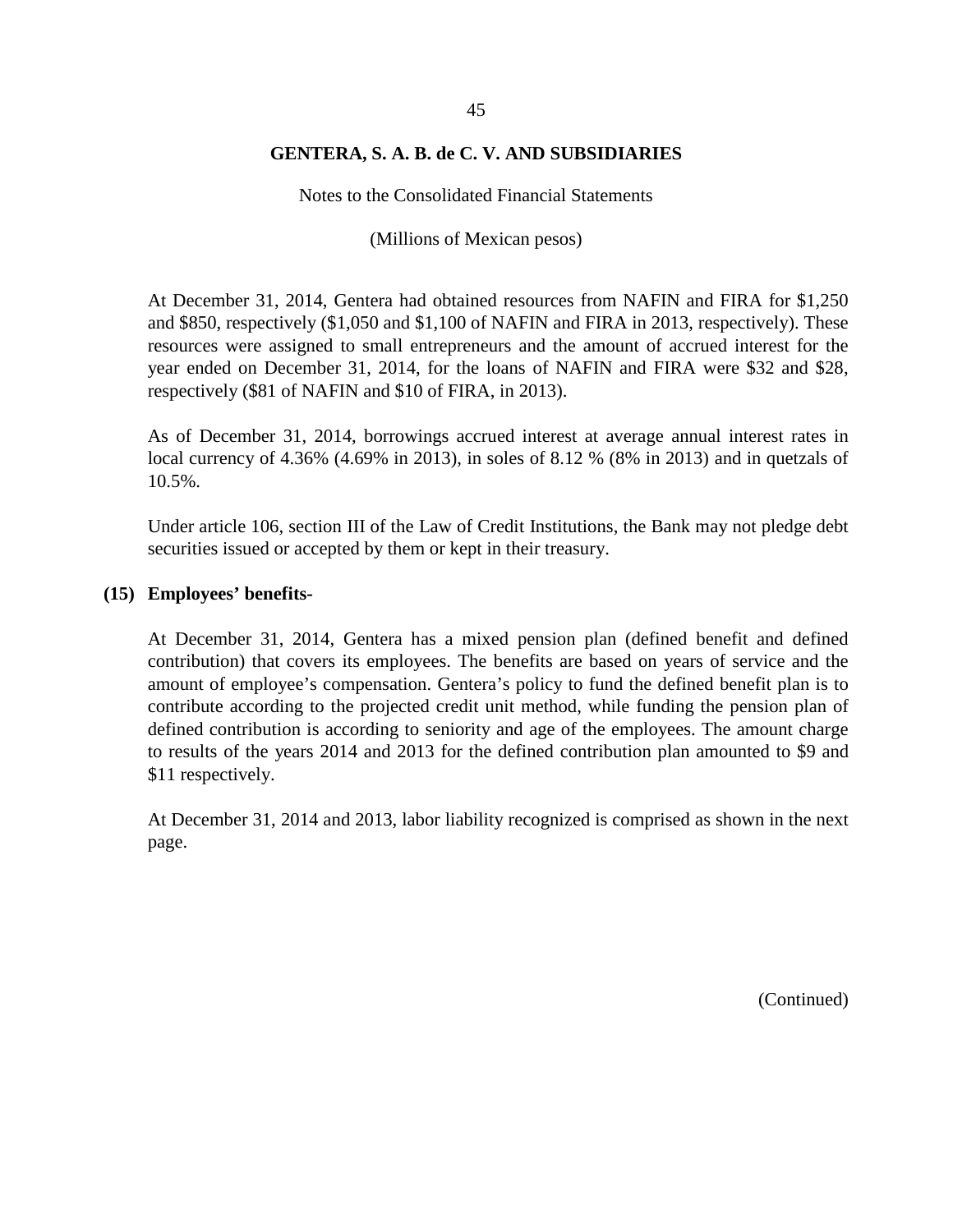At December 31, 2014, Gentera had obtained resources from NAFIN and FIRA for $1,250 and $850, respectively ($1,050 and $1,100 of NAFIN and FIRA in 2013, respectively). These resources were assigned to small entrepreneurs and the amount of accrued interest for the year ended on December 31, 2014, for the loans of NAFIN and FIRA were $32 and $28, respectively ($81 of NAFIN and $10 of FIRA, in 2013).

As of December 31, 2014, borrowings accrued interest at average annual interest rates in local currency of 4.36% (4.69% in 2013), in soles of 8.12 % (8% in 2013) and in quetzals of 10.5%.

Under article 106, section III of the Law of Credit Institutions, the Bank may not pledge debt securities issued or accepted by them or kept in their treasury.

## (15) Employees' benefits-

At December 31, 2014, Gentera has a mixed pension plan (defined benefit and defined contribution) that covers its employees. The benefits are based on years of service and the amount of employee's compensation. Gentera's policy to fund the defined benefit plan is to contribute according to the projected credit unit method, while funding the pension plan of defined contribution is according to seniority and age of the employees. The amount charge to results of the years 2014 and 2013 for the defined contribution plan amounted to $9 and $11 respectively.

At December 31, 2014 and 2013, labor liability recognized is comprised as shown in the next page.

(Continued)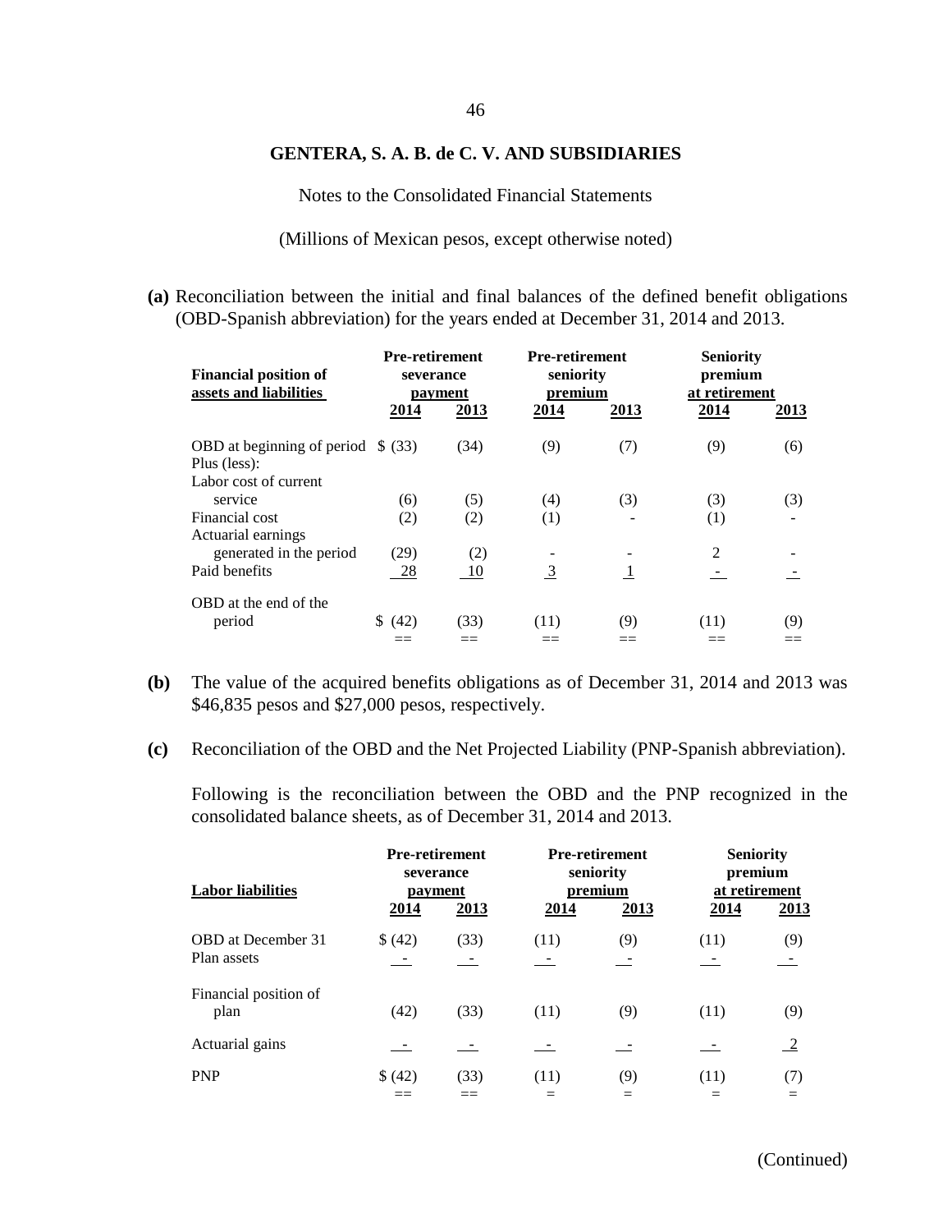# GENTERA, S. A. B. de C. V. AND SUBSIDIARIES

Notes to the Consolidated Financial Statements

(Millions of Mexican pesos, except otherwise noted)

**(a)** Reconciliation between the initial and final balances of the defined benefit obligations (OBD-Spanish abbreviation) for the years ended at December 31, 2014 and 2013.

| Financial position of assets and liabilities | Pre-retirement severance payment | | Pre-retirement seniority premium | | Seniority premium at retirement | |
|---|---|---|---|---|---|---|
| | 2014 | 2013 | 2014 | 2013 | 2014 | 2013 |
| OBD at beginning of period | $ (33) | (34) | (9) | (7) | (9) | (6) |
| Plus (less): | | | | | | |
| Labor cost of current service | (6) | (5) | (4) | (3) | (3) | (3) |
| Financial cost | (2) | (2) | (1) | - | (1) | - |
| Actuarial earnings generated in the period | (29) | (2) | - | - | 2 | - |
| Paid benefits | 28 | 10 | 3 | 1 | - | - |
| OBD at the end of the period | $ (42) | (33) | (11) | (9) | (11) | (9) |

**(b)** The value of the acquired benefits obligations as of December 31, 2014 and 2013 was \$46,835 pesos and \$27,000 pesos, respectively.

**(c)** Reconciliation of the OBD and the Net Projected Liability (PNP-Spanish abbreviation).

Following is the reconciliation between the OBD and the PNP recognized in the consolidated balance sheets, as of December 31, 2014 and 2013.

| Labor liabilities | Pre-retirement severance payment | | Pre-retirement seniority premium | | Seniority premium at retirement | |
|---|---|---|---|---|---|---|
| | 2014 | 2013 | 2014 | 2013 | 2014 | 2013 |
| OBD at December 31 | $ (42) | (33) | (11) | (9) | (11) | (9) |
| Plan assets | - | - | - | - | - | - |
| Financial position of plan | (42) | (33) | (11) | (9) | (11) | (9) |
| Actuarial gains | - | - | - | - | - | 2 |
| PNP | $ (42) | (33) | (11) | (9) | (11) | (7) |

(Continued)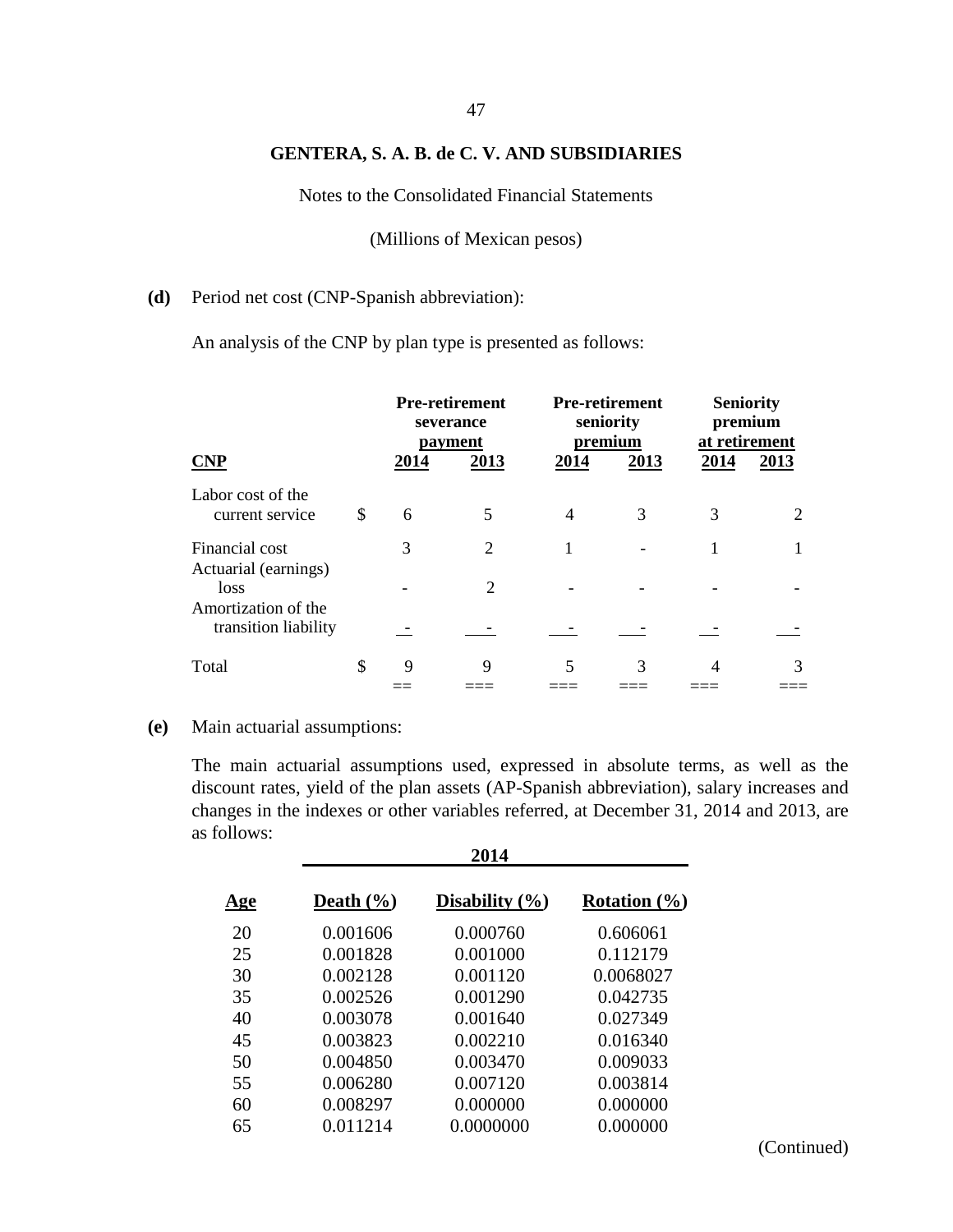**GENTERA, S. A. B. de C. V. AND SUBSIDIARIES**

Notes to the Consolidated Financial Statements

(Millions of Mexican pesos)

**(d)** Period net cost (CNP-Spanish abbreviation):

An analysis of the CNP by plan type is presented as follows:

| **CNP** | | **Pre-retirement severance payment** | | **Pre-retirement seniority premium** | | **Seniority premium at retirement** | |
|---|---|---|---|---|---|---|---|
| | | **2014** | **2013** | **2014** | **2013** | **2014** | **2013** |
| Labor cost of the current service | $ | 6 | 5 | 4 | 3 | 3 | 2 |
| Financial cost | | 3 | 2 | 1 | - | 1 | 1 |
| Actuarial (earnings) loss | | - | 2 | - | - | - | - |
| Amortization of the transition liability | | - | - | - | - | - | - |
| Total | $ | 9 | 9 | 5 | 3 | 4 | 3 |

**(e)** Main actuarial assumptions:

The main actuarial assumptions used, expressed in absolute terms, as well as the discount rates, yield of the plan assets (AP-Spanish abbreviation), salary increases and changes in the indexes or other variables referred, at December 31, 2014 and 2013, are as follows:

| | **2014** | | |
|---|---|---|---|
| **Age** | **Death (%)** | **Disability (%)** | **Rotation (%)** |
| 20 | 0.001606 | 0.000760 | 0.606061 |
| 25 | 0.001828 | 0.001000 | 0.112179 |
| 30 | 0.002128 | 0.001120 | 0.0068027 |
| 35 | 0.002526 | 0.001290 | 0.042735 |
| 40 | 0.003078 | 0.001640 | 0.027349 |
| 45 | 0.003823 | 0.002210 | 0.016340 |
| 50 | 0.004850 | 0.003470 | 0.009033 |
| 55 | 0.006280 | 0.007120 | 0.003814 |
| 60 | 0.008297 | 0.000000 | 0.000000 |
| 65 | 0.011214 | 0.0000000 | 0.000000 |

(Continued)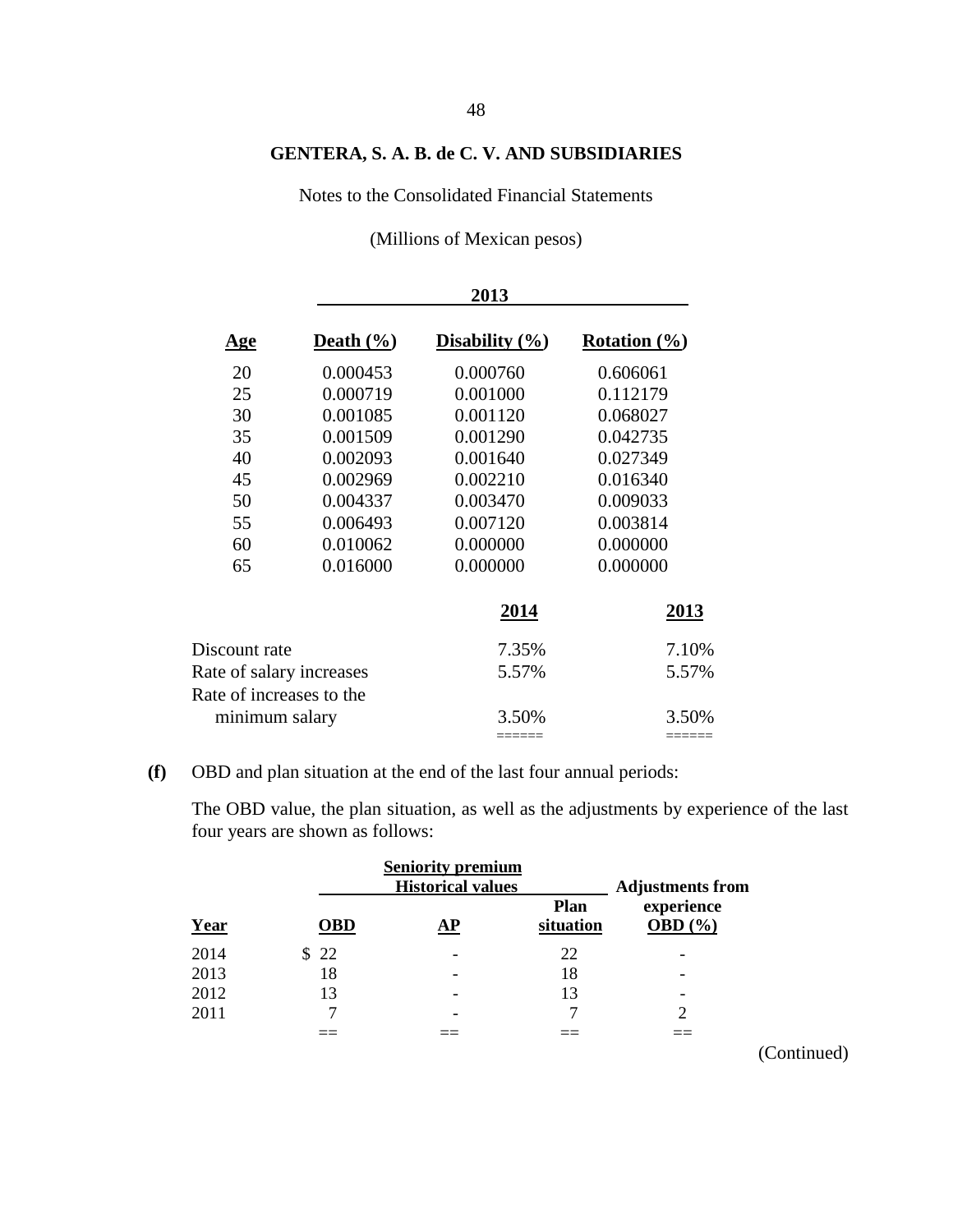GENTERA, S. A. B. de C. V. AND SUBSIDIARIES

Notes to the Consolidated Financial Statements

(Millions of Mexican pesos)

| | 2013 | | |
|---|---|---|---|
| **Age** | **Death (%)** | **Disability (%)** | **Rotation (%)** |
| 20 | 0.000453 | 0.000760 | 0.606061 |
| 25 | 0.000719 | 0.001000 | 0.112179 |
| 30 | 0.001085 | 0.001120 | 0.068027 |
| 35 | 0.001509 | 0.001290 | 0.042735 |
| 40 | 0.002093 | 0.001640 | 0.027349 |
| 45 | 0.002969 | 0.002210 | 0.016340 |
| 50 | 0.004337 | 0.003470 | 0.009033 |
| 55 | 0.006493 | 0.007120 | 0.003814 |
| 60 | 0.010062 | 0.000000 | 0.000000 |
| 65 | 0.016000 | 0.000000 | 0.000000 |

| | 2014 | 2013 |
|---|---|---|
| Discount rate | 7.35% | 7.10% |
| Rate of salary increases | 5.57% | 5.57% |
| Rate of increases to the minimum salary | 3.50% | 3.50% |

**(f)** OBD and plan situation at the end of the last four annual periods:

The OBD value, the plan situation, as well as the adjustments by experience of the last four years are shown as follows:

| | Seniority premium Historical values | | | Adjustments from experience |
|---|---|---|---|---|
| **Year** | **OBD** | **AP** | **Plan situation** | **OBD (%)** |
| 2014 | $ 22 | - | 22 | - |
| 2013 | 18 | - | 18 | - |
| 2012 | 13 | - | 13 | - |
| 2011 | 7 | - | 7 | 2 |

(Continued)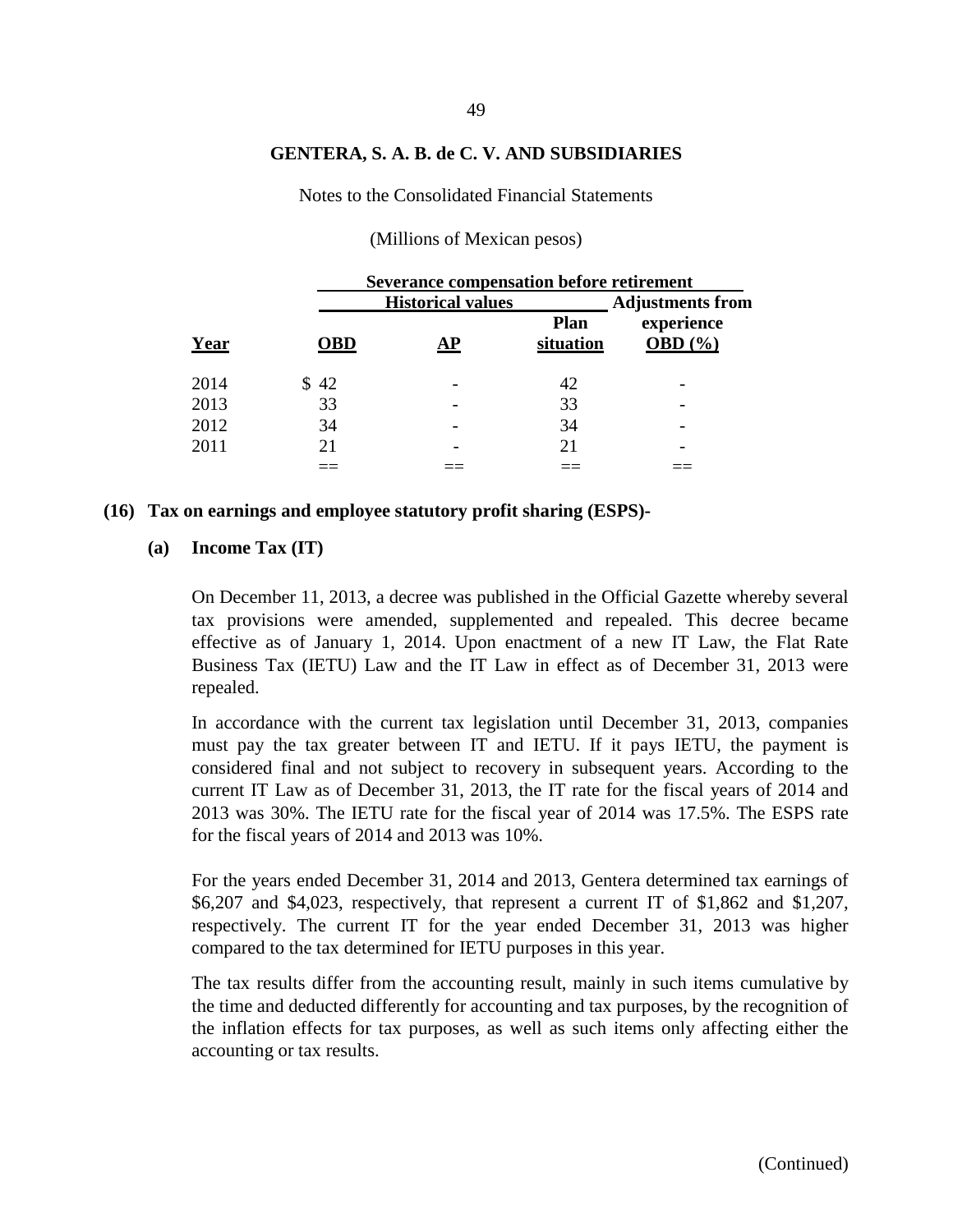GENTERA, S. A. B. de C. V. AND SUBSIDIARIES

Notes to the Consolidated Financial Statements

(Millions of Mexican pesos)

| | Severance compensation before retirement | | | |
|---|---|---|---|---|
| | Historical values | | | Adjustments from |
| Year | OBD | AP | Plan situation | experience OBD (%) |
| 2014 | $ 42 | - | 42 | - |
| 2013 | 33 | - | 33 | - |
| 2012 | 34 | - | 34 | - |
| 2011 | 21 | - | 21 | - |
| | == | == | == | == |

## (16) Tax on earnings and employee statutory profit sharing (ESPS)-

### (a) Income Tax (IT)

On December 11, 2013, a decree was published in the Official Gazette whereby several tax provisions were amended, supplemented and repealed. This decree became effective as of January 1, 2014. Upon enactment of a new IT Law, the Flat Rate Business Tax (IETU) Law and the IT Law in effect as of December 31, 2013 were repealed.

In accordance with the current tax legislation until December 31, 2013, companies must pay the tax greater between IT and IETU. If it pays IETU, the payment is considered final and not subject to recovery in subsequent years. According to the current IT Law as of December 31, 2013, the IT rate for the fiscal years of 2014 and 2013 was 30%. The IETU rate for the fiscal year of 2014 was 17.5%. The ESPS rate for the fiscal years of 2014 and 2013 was 10%.

For the years ended December 31, 2014 and 2013, Gentera determined tax earnings of $6,207 and $4,023, respectively, that represent a current IT of $1,862 and $1,207, respectively. The current IT for the year ended December 31, 2013 was higher compared to the tax determined for IETU purposes in this year.

The tax results differ from the accounting result, mainly in such items cumulative by the time and deducted differently for accounting and tax purposes, by the recognition of the inflation effects for tax purposes, as well as such items only affecting either the accounting or tax results.

(Continued)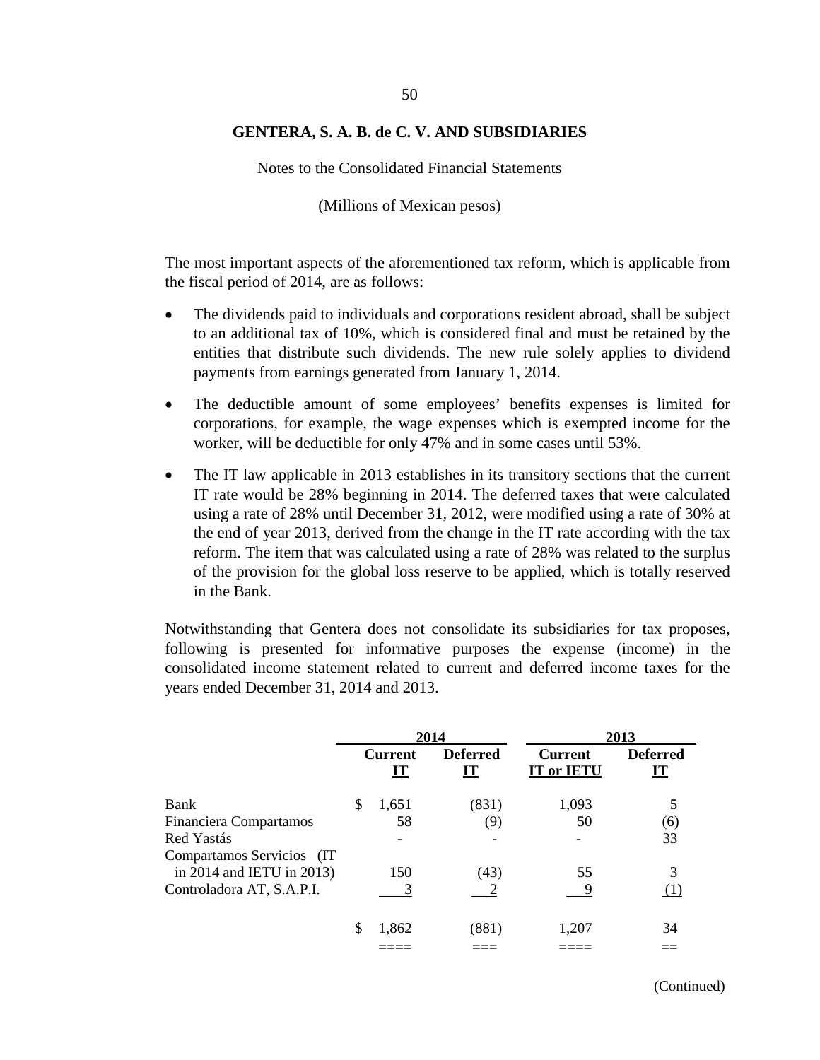The most important aspects of the aforementioned tax reform, which is applicable from the fiscal period of 2014, are as follows:

- The dividends paid to individuals and corporations resident abroad, shall be subject to an additional tax of 10%, which is considered final and must be retained by the entities that distribute such dividends. The new rule solely applies to dividend payments from earnings generated from January 1, 2014.
- The deductible amount of some employees' benefits expenses is limited for corporations, for example, the wage expenses which is exempted income for the worker, will be deductible for only 47% and in some cases until 53%.
- The IT law applicable in 2013 establishes in its transitory sections that the current IT rate would be 28% beginning in 2014. The deferred taxes that were calculated using a rate of 28% until December 31, 2012, were modified using a rate of 30% at the end of year 2013, derived from the change in the IT rate according with the tax reform. The item that was calculated using a rate of 28% was related to the surplus of the provision for the global loss reserve to be applied, which is totally reserved in the Bank.

Notwithstanding that Gentera does not consolidate its subsidiaries for tax proposes, following is presented for informative purposes the expense (income) in the consolidated income statement related to current and deferred income taxes for the years ended December 31, 2014 and 2013.

| | 2014 | | 2013 | |
|---|---|---|---|---|
| | Current IT | Deferred IT | Current IT or IETU | Deferred IT |
| Bank | $ 1,651 | (831) | 1,093 | 5 |
| Financiera Compartamos | 58 | (9) | 50 | (6) |
| Red Yastás | - | - | - | 33 |
| Compartamos Servicios (IT in 2014 and IETU in 2013) | 150 | (43) | 55 | 3 |
| Controladora AT, S.A.P.I. | 3 | 2 | 9 | (1) |
| | $ 1,862 | (881) | 1,207 | 34 |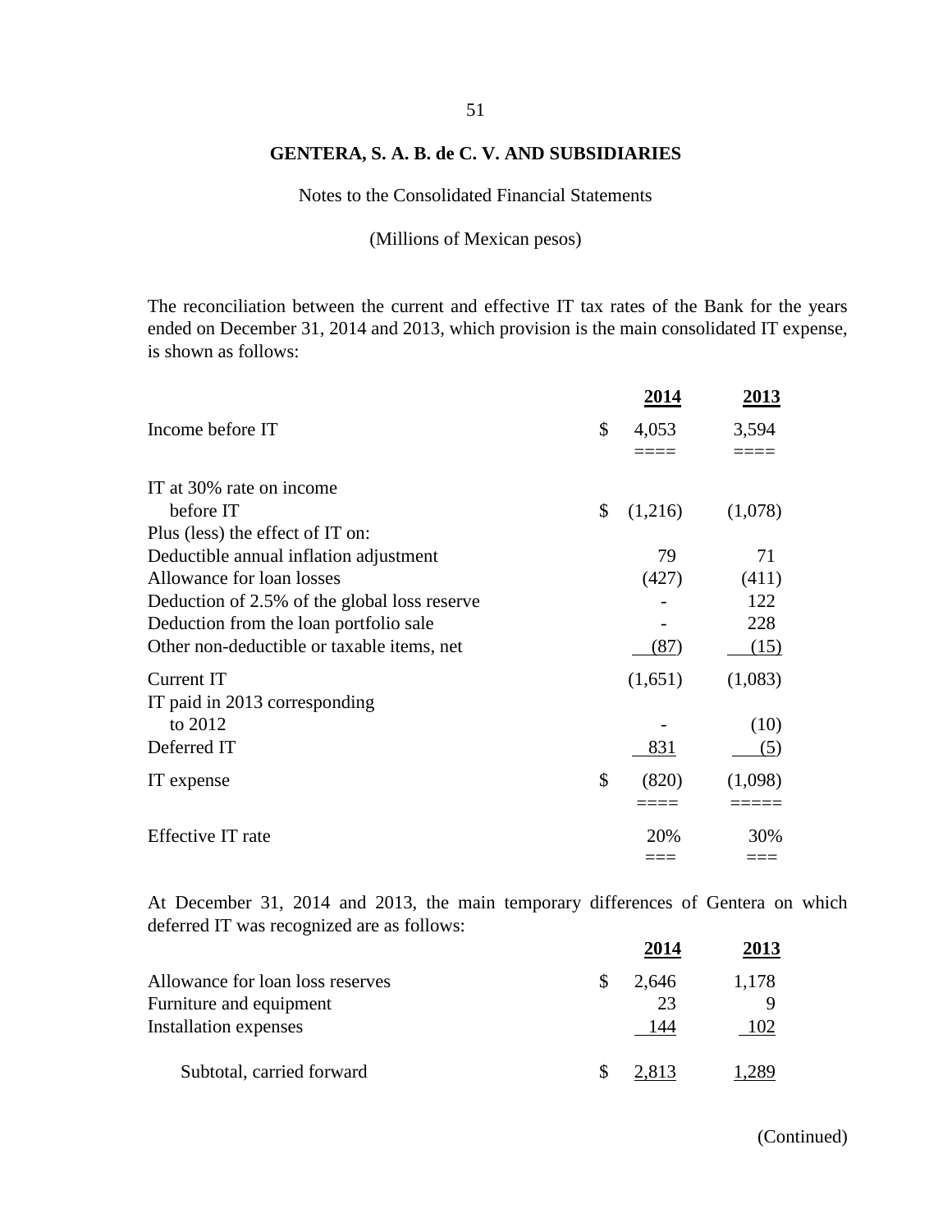**GENTERA, S. A. B. de C. V. AND SUBSIDIARIES**

Notes to the Consolidated Financial Statements

(Millions of Mexican pesos)

The reconciliation between the current and effective IT tax rates of the Bank for the years ended on December 31, 2014 and 2013, which provision is the main consolidated IT expense, is shown as follows:

| | | 2014 | 2013 |
|---|---|---|---|
| Income before IT | $ | 4,053 | 3,594 |
| IT at 30% rate on income before IT | $ | (1,216) | (1,078) |
| Plus (less) the effect of IT on: | | | |
| Deductible annual inflation adjustment | | 79 | 71 |
| Allowance for loan losses | | (427) | (411) |
| Deduction of 2.5% of the global loss reserve | | - | 122 |
| Deduction from the loan portfolio sale | | - | 228 |
| Other non-deductible or taxable items, net | | (87) | (15) |
| Current IT | | (1,651) | (1,083) |
| IT paid in 2013 corresponding to 2012 | | - | (10) |
| Deferred IT | | 831 | (5) |
| IT expense | $ | (820) | (1,098) |
| Effective IT rate | | 20% | 30% |

At December 31, 2014 and 2013, the main temporary differences of Gentera on which deferred IT was recognized are as follows:

| | | 2014 | 2013 |
|---|---|---|---|
| Allowance for loan loss reserves | $ | 2,646 | 1,178 |
| Furniture and equipment | | 23 | 9 |
| Installation expenses | | 144 | 102 |
| Subtotal, carried forward | $ | 2,813 | 1,289 |

(Continued)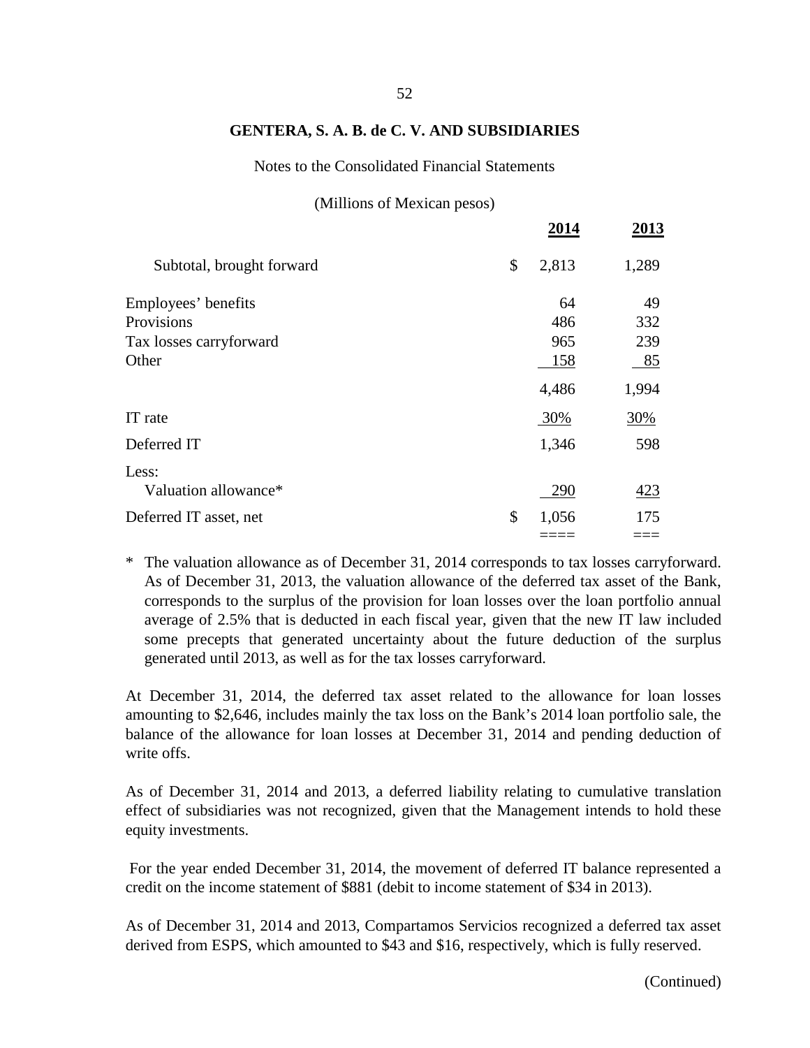**GENTERA, S. A. B. de C. V. AND SUBSIDIARIES**

Notes to the Consolidated Financial Statements

(Millions of Mexican pesos)

| | | 2014 | 2013 |
|---|---|---|---|
| Subtotal, brought forward | $ | 2,813 | 1,289 |
| Employees' benefits | | 64 | 49 |
| Provisions | | 486 | 332 |
| Tax losses carryforward | | 965 | 239 |
| Other | | 158 | 85 |
| | | 4,486 | 1,994 |
| IT rate | | 30% | 30% |
| Deferred IT | | 1,346 | 598 |
| Less: | | | |
| Valuation allowance* | | 290 | 423 |
| Deferred IT asset, net | $ | 1,056 | 175 |

\* The valuation allowance as of December 31, 2014 corresponds to tax losses carryforward. As of December 31, 2013, the valuation allowance of the deferred tax asset of the Bank, corresponds to the surplus of the provision for loan losses over the loan portfolio annual average of 2.5% that is deducted in each fiscal year, given that the new IT law included some precepts that generated uncertainty about the future deduction of the surplus generated until 2013, as well as for the tax losses carryforward.

At December 31, 2014, the deferred tax asset related to the allowance for loan losses amounting to $2,646, includes mainly the tax loss on the Bank's 2014 loan portfolio sale, the balance of the allowance for loan losses at December 31, 2014 and pending deduction of write offs.

As of December 31, 2014 and 2013, a deferred liability relating to cumulative translation effect of subsidiaries was not recognized, given that the Management intends to hold these equity investments.

For the year ended December 31, 2014, the movement of deferred IT balance represented a credit on the income statement of $881 (debit to income statement of $34 in 2013).

As of December 31, 2014 and 2013, Compartamos Servicios recognized a deferred tax asset derived from ESPS, which amounted to $43 and $16, respectively, which is fully reserved.

(Continued)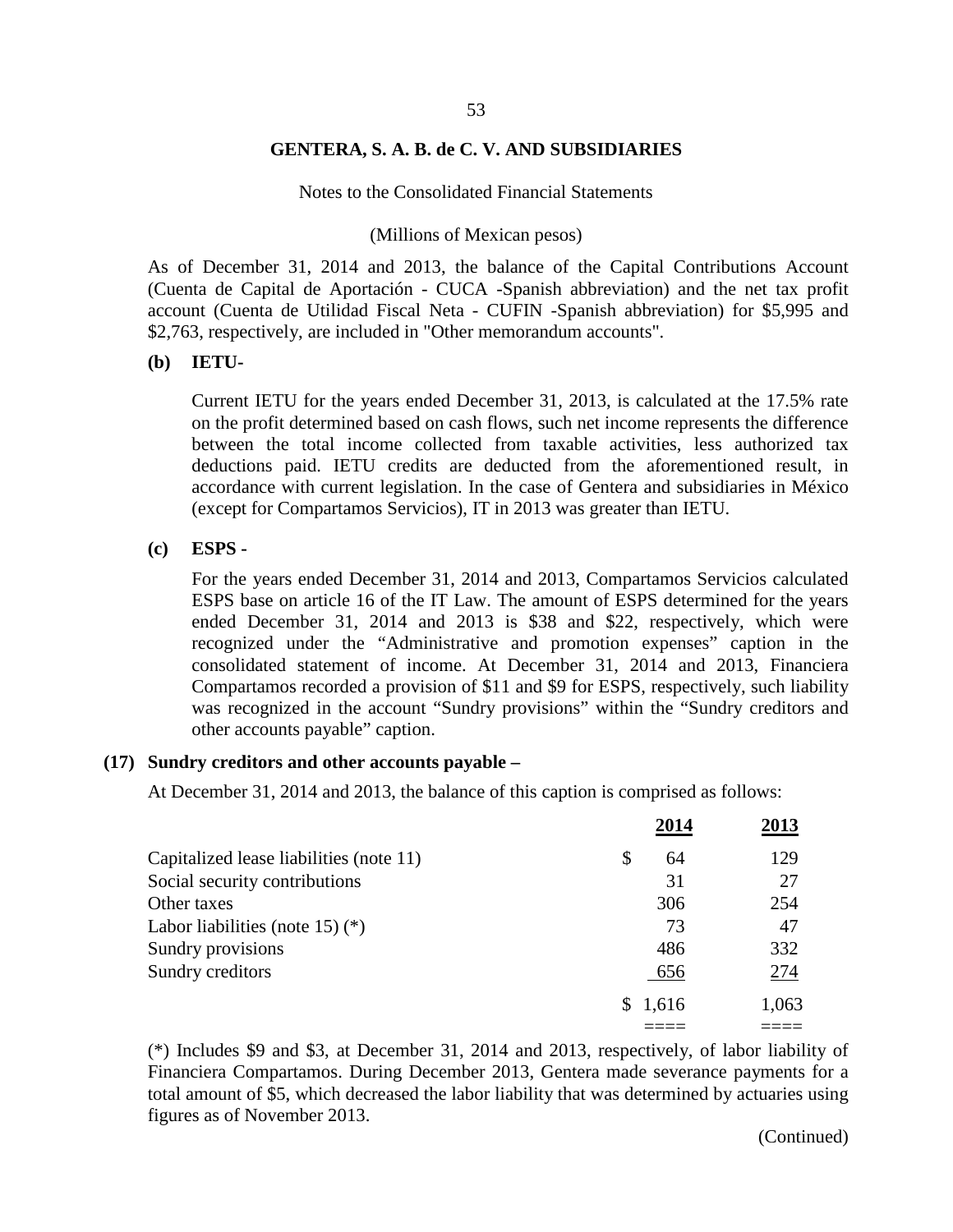As of December 31, 2014 and 2013, the balance of the Capital Contributions Account (Cuenta de Capital de Aportación - CUCA -Spanish abbreviation) and the net tax profit account (Cuenta de Utilidad Fiscal Neta - CUFIN -Spanish abbreviation) for $5,995 and $2,763, respectively, are included in "Other memorandum accounts".

**(b) IETU-**

Current IETU for the years ended December 31, 2013, is calculated at the 17.5% rate on the profit determined based on cash flows, such net income represents the difference between the total income collected from taxable activities, less authorized tax deductions paid. IETU credits are deducted from the aforementioned result, in accordance with current legislation. In the case of Gentera and subsidiaries in México (except for Compartamos Servicios), IT in 2013 was greater than IETU.

**(c) ESPS -**

For the years ended December 31, 2014 and 2013, Compartamos Servicios calculated ESPS base on article 16 of the IT Law. The amount of ESPS determined for the years ended December 31, 2014 and 2013 is $38 and $22, respectively, which were recognized under the "Administrative and promotion expenses" caption in the consolidated statement of income. At December 31, 2014 and 2013, Financiera Compartamos recorded a provision of $11 and $9 for ESPS, respectively, such liability was recognized in the account "Sundry provisions" within the "Sundry creditors and other accounts payable" caption.

## (17) Sundry creditors and other accounts payable –

At December 31, 2014 and 2013, the balance of this caption is comprised as follows:

| | 2014 | 2013 |
|---|---|---|
| Capitalized lease liabilities (note 11) | $ 64 | 129 |
| Social security contributions | 31 | 27 |
| Other taxes | 306 | 254 |
| Labor liabilities (note 15) (*) | 73 | 47 |
| Sundry provisions | 486 | 332 |
| Sundry creditors | 656 | 274 |
| | $ 1,616 | 1,063 |

(*) Includes $9 and $3, at December 31, 2014 and 2013, respectively, of labor liability of Financiera Compartamos. During December 2013, Gentera made severance payments for a total amount of $5, which decreased the labor liability that was determined by actuaries using figures as of November 2013.

(Continued)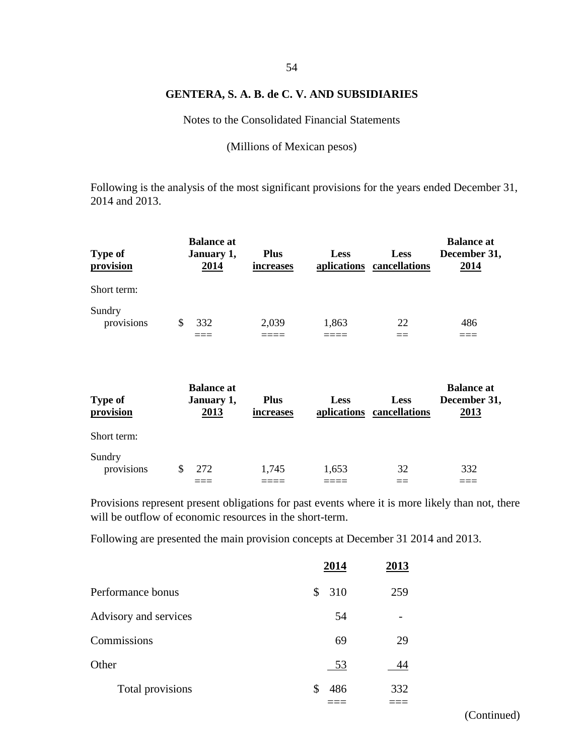**GENTERA, S. A. B. de C. V. AND SUBSIDIARIES**

Notes to the Consolidated Financial Statements

(Millions of Mexican pesos)

Following is the analysis of the most significant provisions for the years ended December 31, 2014 and 2013.

| Type of provision | Balance at January 1, 2014 | Plus increases | Less aplications | Less cancellations | Balance at December 31, 2014 |
|---|---|---|---|---|---|
| Short term: | | | | | |
| Sundry provisions | $ 332 | 2,039 | 1,863 | 22 | 486 |

| Type of provision | Balance at January 1, 2013 | Plus increases | Less aplications | Less cancellations | Balance at December 31, 2013 |
|---|---|---|---|---|---|
| Short term: | | | | | |
| Sundry provisions | $ 272 | 1,745 | 1,653 | 32 | 332 |

Provisions represent present obligations for past events where it is more likely than not, there will be outflow of economic resources in the short-term.

Following are presented the main provision concepts at December 31 2014 and 2013.

| | 2014 | 2013 |
|---|---|---|
| Performance bonus | $ 310 | 259 |
| Advisory and services | 54 | - |
| Commissions | 69 | 29 |
| Other | 53 | 44 |
| Total provisions | $ 486 | 332 |

(Continued)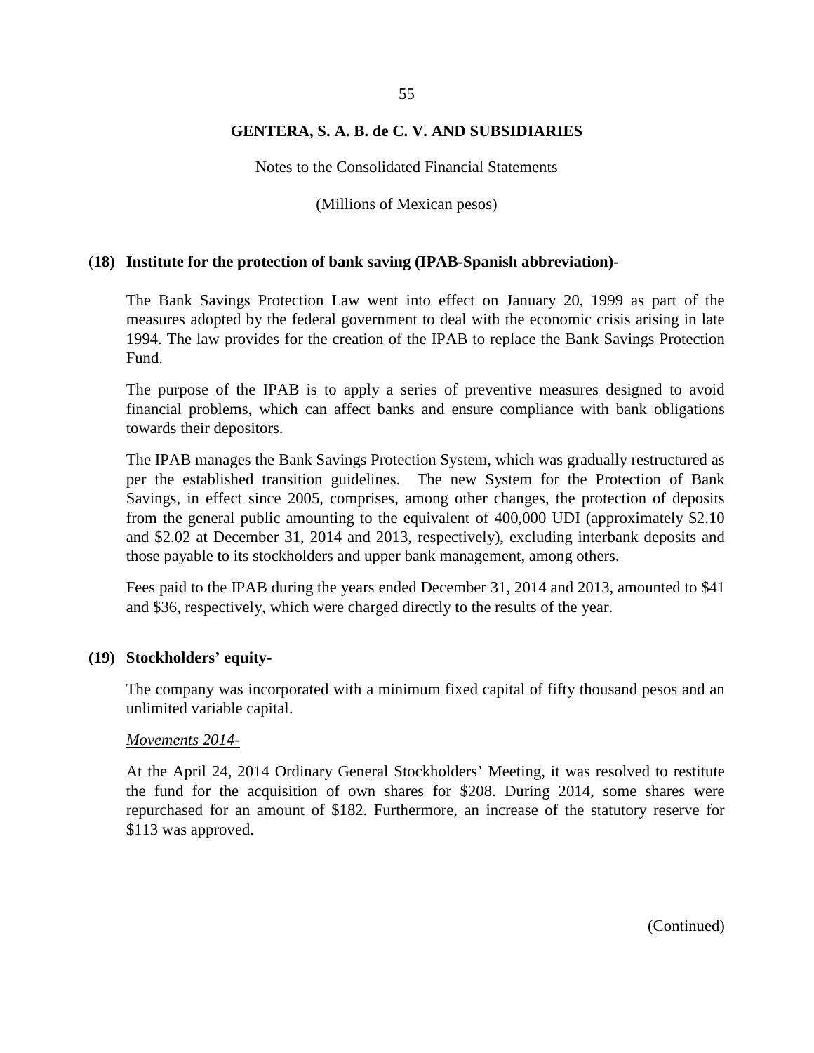# GENTERA, S. A. B. de C. V. AND SUBSIDIARIES

Notes to the Consolidated Financial Statements

(Millions of Mexican pesos)

## (18) Institute for the protection of bank saving (IPAB-Spanish abbreviation)-

The Bank Savings Protection Law went into effect on January 20, 1999 as part of the measures adopted by the federal government to deal with the economic crisis arising in late 1994. The law provides for the creation of the IPAB to replace the Bank Savings Protection Fund.

The purpose of the IPAB is to apply a series of preventive measures designed to avoid financial problems, which can affect banks and ensure compliance with bank obligations towards their depositors.

The IPAB manages the Bank Savings Protection System, which was gradually restructured as per the established transition guidelines. The new System for the Protection of Bank Savings, in effect since 2005, comprises, among other changes, the protection of deposits from the general public amounting to the equivalent of 400,000 UDI (approximately $2.10 and $2.02 at December 31, 2014 and 2013, respectively), excluding interbank deposits and those payable to its stockholders and upper bank management, among others.

Fees paid to the IPAB during the years ended December 31, 2014 and 2013, amounted to $41 and $36, respectively, which were charged directly to the results of the year.

## (19) Stockholders' equity-

The company was incorporated with a minimum fixed capital of fifty thousand pesos and an unlimited variable capital.

*Movements 2014-*

At the April 24, 2014 Ordinary General Stockholders' Meeting, it was resolved to restitute the fund for the acquisition of own shares for $208. During 2014, some shares were repurchased for an amount of $182. Furthermore, an increase of the statutory reserve for $113 was approved.

(Continued)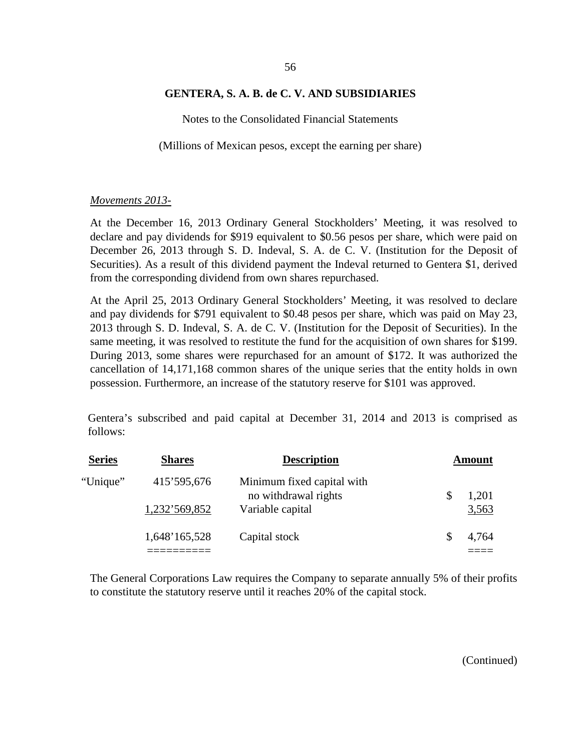*Movements 2013-*

At the December 16, 2013 Ordinary General Stockholders' Meeting, it was resolved to declare and pay dividends for $919 equivalent to $0.56 pesos per share, which were paid on December 26, 2013 through S. D. Indeval, S. A. de C. V. (Institution for the Deposit of Securities). As a result of this dividend payment the Indeval returned to Gentera $1, derived from the corresponding dividend from own shares repurchased.

At the April 25, 2013 Ordinary General Stockholders' Meeting, it was resolved to declare and pay dividends for $791 equivalent to $0.48 pesos per share, which was paid on May 23, 2013 through S. D. Indeval, S. A. de C. V. (Institution for the Deposit of Securities). In the same meeting, it was resolved to restitute the fund for the acquisition of own shares for $199. During 2013, some shares were repurchased for an amount of $172. It was authorized the cancellation of 14,171,168 common shares of the unique series that the entity holds in own possession. Furthermore, an increase of the statutory reserve for $101 was approved.

Gentera's subscribed and paid capital at December 31, 2014 and 2013 is comprised as follows:

| Series | Shares | Description | Amount |
|---|---|---|---|
| "Unique" | 415'595,676 | Minimum fixed capital with no withdrawal rights | $ 1,201 |
| | 1,232'569,852 | Variable capital | 3,563 |
| | 1,648'165,528 | Capital stock | $ 4,764 |

The General Corporations Law requires the Company to separate annually 5% of their profits to constitute the statutory reserve until it reaches 20% of the capital stock.

(Continued)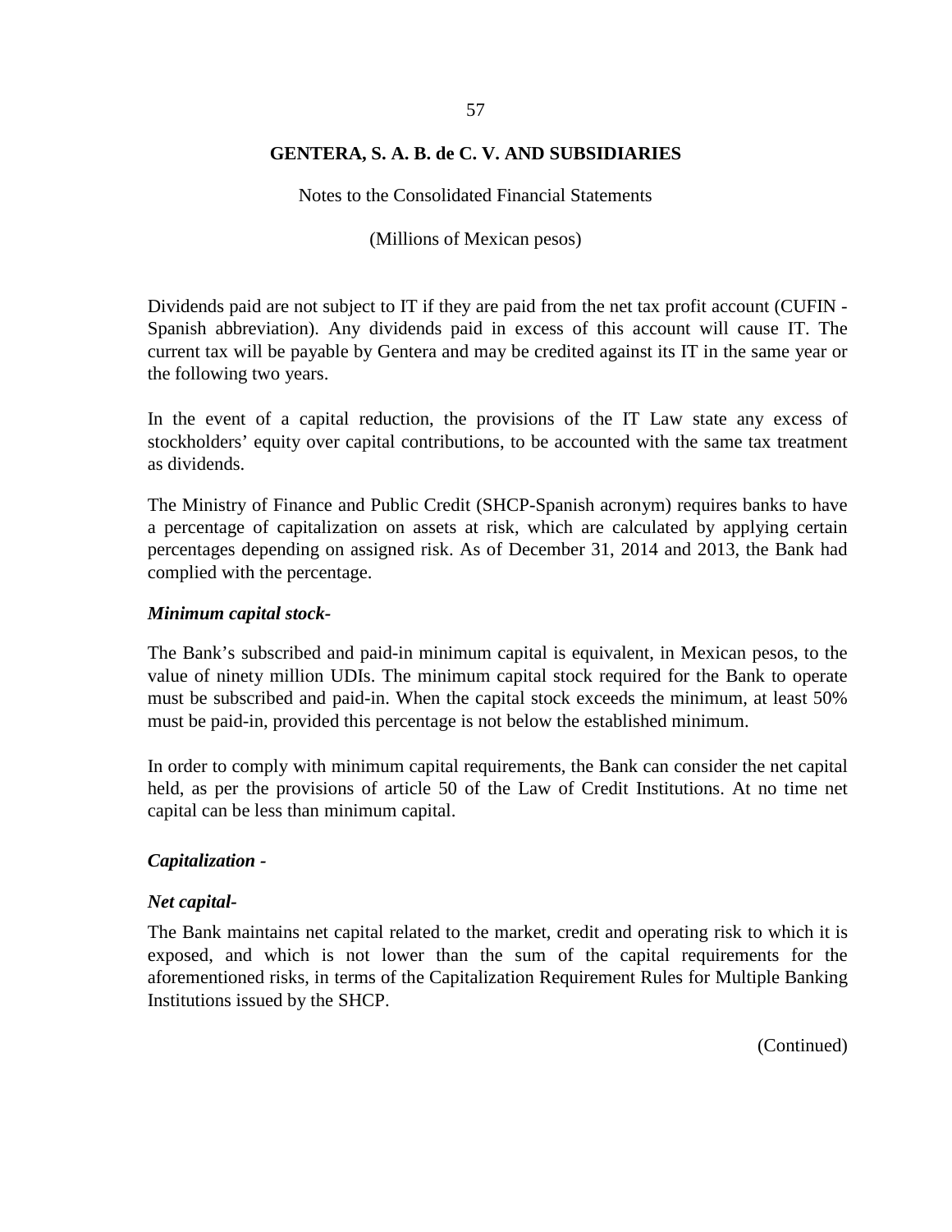Dividends paid are not subject to IT if they are paid from the net tax profit account (CUFIN - Spanish abbreviation). Any dividends paid in excess of this account will cause IT. The current tax will be payable by Gentera and may be credited against its IT in the same year or the following two years.

In the event of a capital reduction, the provisions of the IT Law state any excess of stockholders' equity over capital contributions, to be accounted with the same tax treatment as dividends.

The Ministry of Finance and Public Credit (SHCP-Spanish acronym) requires banks to have a percentage of capitalization on assets at risk, which are calculated by applying certain percentages depending on assigned risk. As of December 31, 2014 and 2013, the Bank had complied with the percentage.

***Minimum capital stock-***

The Bank's subscribed and paid-in minimum capital is equivalent, in Mexican pesos, to the value of ninety million UDIs. The minimum capital stock required for the Bank to operate must be subscribed and paid-in. When the capital stock exceeds the minimum, at least 50% must be paid-in, provided this percentage is not below the established minimum.

In order to comply with minimum capital requirements, the Bank can consider the net capital held, as per the provisions of article 50 of the Law of Credit Institutions. At no time net capital can be less than minimum capital.

***Capitalization -***

***Net capital-***

The Bank maintains net capital related to the market, credit and operating risk to which it is exposed, and which is not lower than the sum of the capital requirements for the aforementioned risks, in terms of the Capitalization Requirement Rules for Multiple Banking Institutions issued by the SHCP.

(Continued)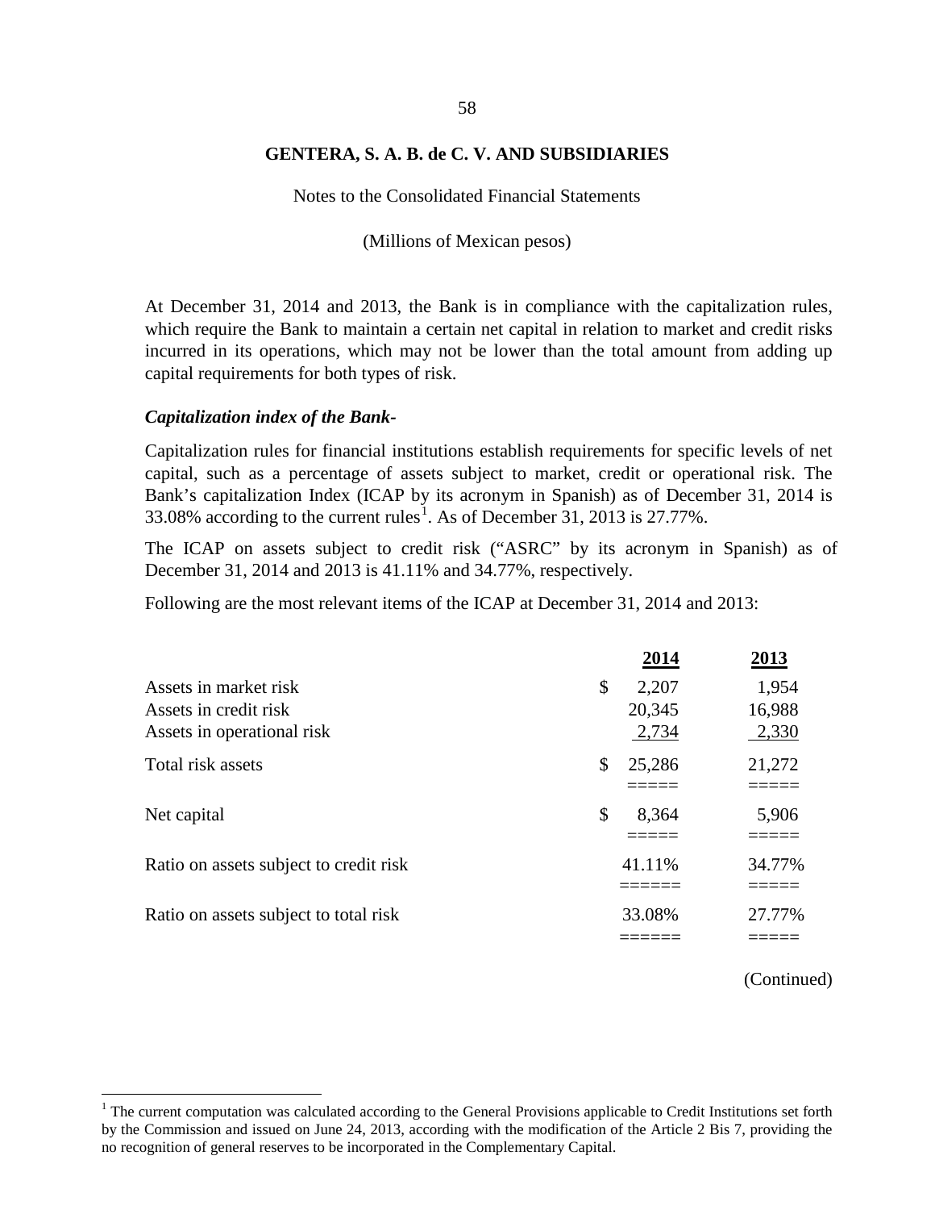**GENTERA, S. A. B. de C. V. AND SUBSIDIARIES**

Notes to the Consolidated Financial Statements

(Millions of Mexican pesos)

At December 31, 2014 and 2013, the Bank is in compliance with the capitalization rules, which require the Bank to maintain a certain net capital in relation to market and credit risks incurred in its operations, which may not be lower than the total amount from adding up capital requirements for both types of risk.

### *Capitalization index of the Bank-*

Capitalization rules for financial institutions establish requirements for specific levels of net capital, such as a percentage of assets subject to market, credit or operational risk. The Bank's capitalization Index (ICAP by its acronym in Spanish) as of December 31, 2014 is 33.08% according to the current rules[1]. As of December 31, 2013 is 27.77%.

The ICAP on assets subject to credit risk ("ASRC" by its acronym in Spanish) as of December 31, 2014 and 2013 is 41.11% and 34.77%, respectively.

Following are the most relevant items of the ICAP at December 31, 2014 and 2013:

| | 2014 | 2013 |
|---|---|---|
| Assets in market risk | $ 2,207 | 1,954 |
| Assets in credit risk | 20,345 | 16,988 |
| Assets in operational risk | 2,734 | 2,330 |
| Total risk assets | $ 25,286 | 21,272 |
| Net capital | $ 8,364 | 5,906 |
| Ratio on assets subject to credit risk | 41.11% | 34.77% |
| Ratio on assets subject to total risk | 33.08% | 27.77% |

(Continued)

[1] The current computation was calculated according to the General Provisions applicable to Credit Institutions set forth by the Commission and issued on June 24, 2013, according with the modification of the Article 2 Bis 7, providing the no recognition of general reserves to be incorporated in the Complementary Capital.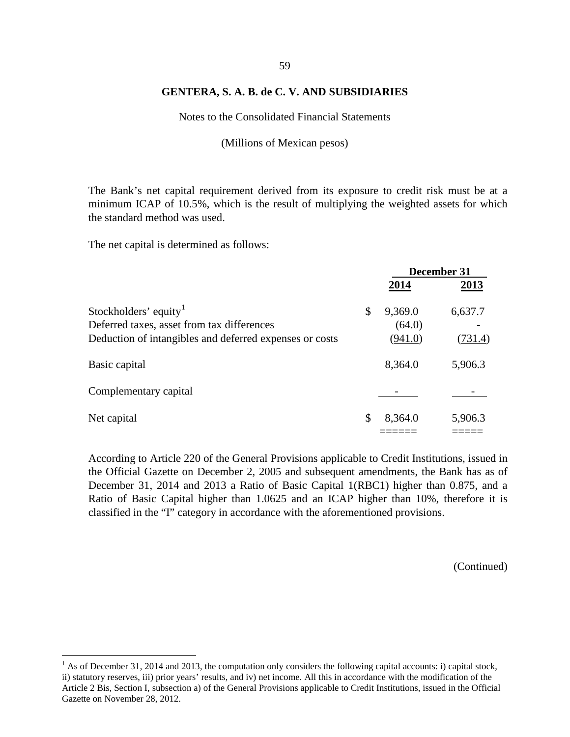**GENTERA, S. A. B. de C. V. AND SUBSIDIARIES**

Notes to the Consolidated Financial Statements

(Millions of Mexican pesos)

The Bank's net capital requirement derived from its exposure to credit risk must be at a minimum ICAP of 10.5%, which is the result of multiplying the weighted assets for which the standard method was used.

The net capital is determined as follows:

| | | December 31 | |
|---|---|---|---|
| | | **2014** | **2013** |
| Stockholders' equity[1] | $ | 9,369.0 | 6,637.7 |
| Deferred taxes, asset from tax differences | | (64.0) | - |
| Deduction of intangibles and deferred expenses or costs | | (941.0) | (731.4) |
| Basic capital | | 8,364.0 | 5,906.3 |
| Complementary capital | | - | - |
| Net capital | $ | 8,364.0 | 5,906.3 |

According to Article 220 of the General Provisions applicable to Credit Institutions, issued in the Official Gazette on December 2, 2005 and subsequent amendments, the Bank has as of December 31, 2014 and 2013 a Ratio of Basic Capital 1(RBC1) higher than 0.875, and a Ratio of Basic Capital higher than 1.0625 and an ICAP higher than 10%, therefore it is classified in the "I" category in accordance with the aforementioned provisions.

(Continued)

[1] As of December 31, 2014 and 2013, the computation only considers the following capital accounts: i) capital stock, ii) statutory reserves, iii) prior years' results, and iv) net income. All this in accordance with the modification of the Article 2 Bis, Section I, subsection a) of the General Provisions applicable to Credit Institutions, issued in the Official Gazette on November 28, 2012.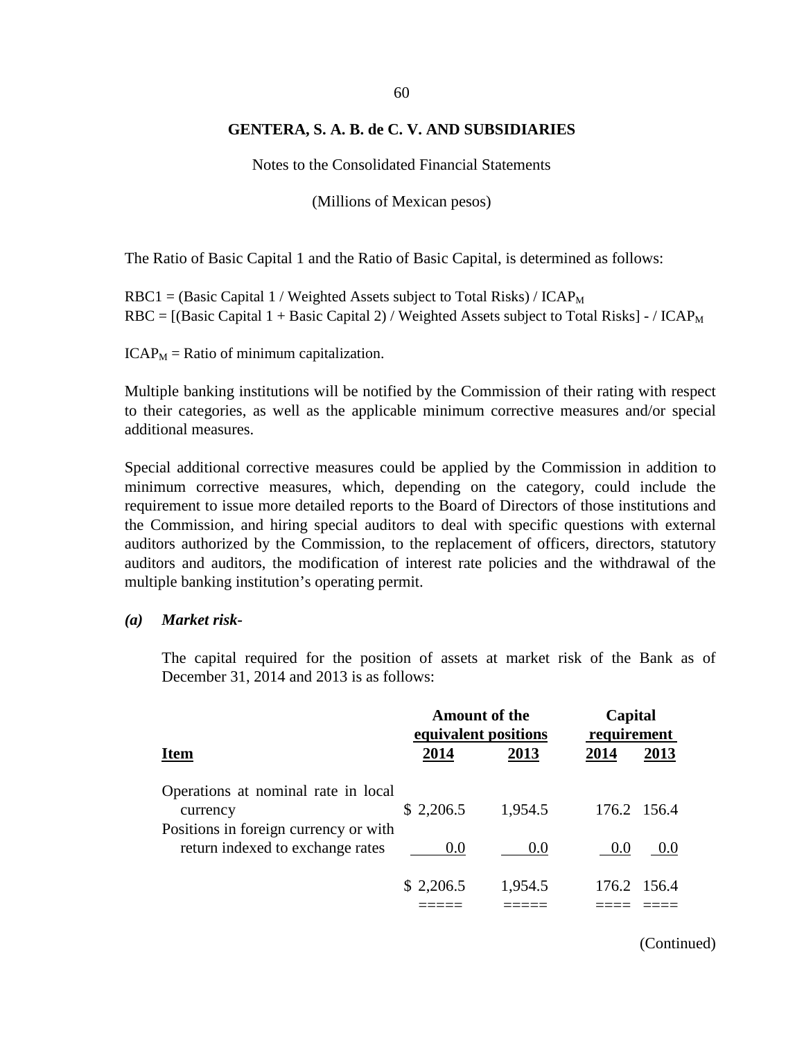# GENTERA, S. A. B. de C. V. AND SUBSIDIARIES

Notes to the Consolidated Financial Statements

(Millions of Mexican pesos)

The Ratio of Basic Capital 1 and the Ratio of Basic Capital, is determined as follows:

RBC1 = (Basic Capital 1 / Weighted Assets subject to Total Risks) / $ICAP_M$
RBC = [(Basic Capital 1 + Basic Capital 2) / Weighted Assets subject to Total Risks] - / $ICAP_M$

$ICAP_M$ = Ratio of minimum capitalization.

Multiple banking institutions will be notified by the Commission of their rating with respect to their categories, as well as the applicable minimum corrective measures and/or special additional measures.

Special additional corrective measures could be applied by the Commission in addition to minimum corrective measures, which, depending on the category, could include the requirement to issue more detailed reports to the Board of Directors of those institutions and the Commission, and hiring special auditors to deal with specific questions with external auditors authorized by the Commission, to the replacement of officers, directors, statutory auditors and auditors, the modification of interest rate policies and the withdrawal of the multiple banking institution's operating permit.

***(a) Market risk-***

The capital required for the position of assets at market risk of the Bank as of December 31, 2014 and 2013 is as follows:

| Item | Amount of the equivalent positions 2014 | Amount of the equivalent positions 2013 | Capital requirement 2014 | Capital requirement 2013 |
|---|---|---|---|---|
| Operations at nominal rate in local currency | $ 2,206.5 | 1,954.5 | 176.2 | 156.4 |
| Positions in foreign currency or with return indexed to exchange rates | 0.0 | 0.0 | 0.0 | 0.0 |
| | $ 2,206.5 | 1,954.5 | 176.2 | 156.4 |

(Continued)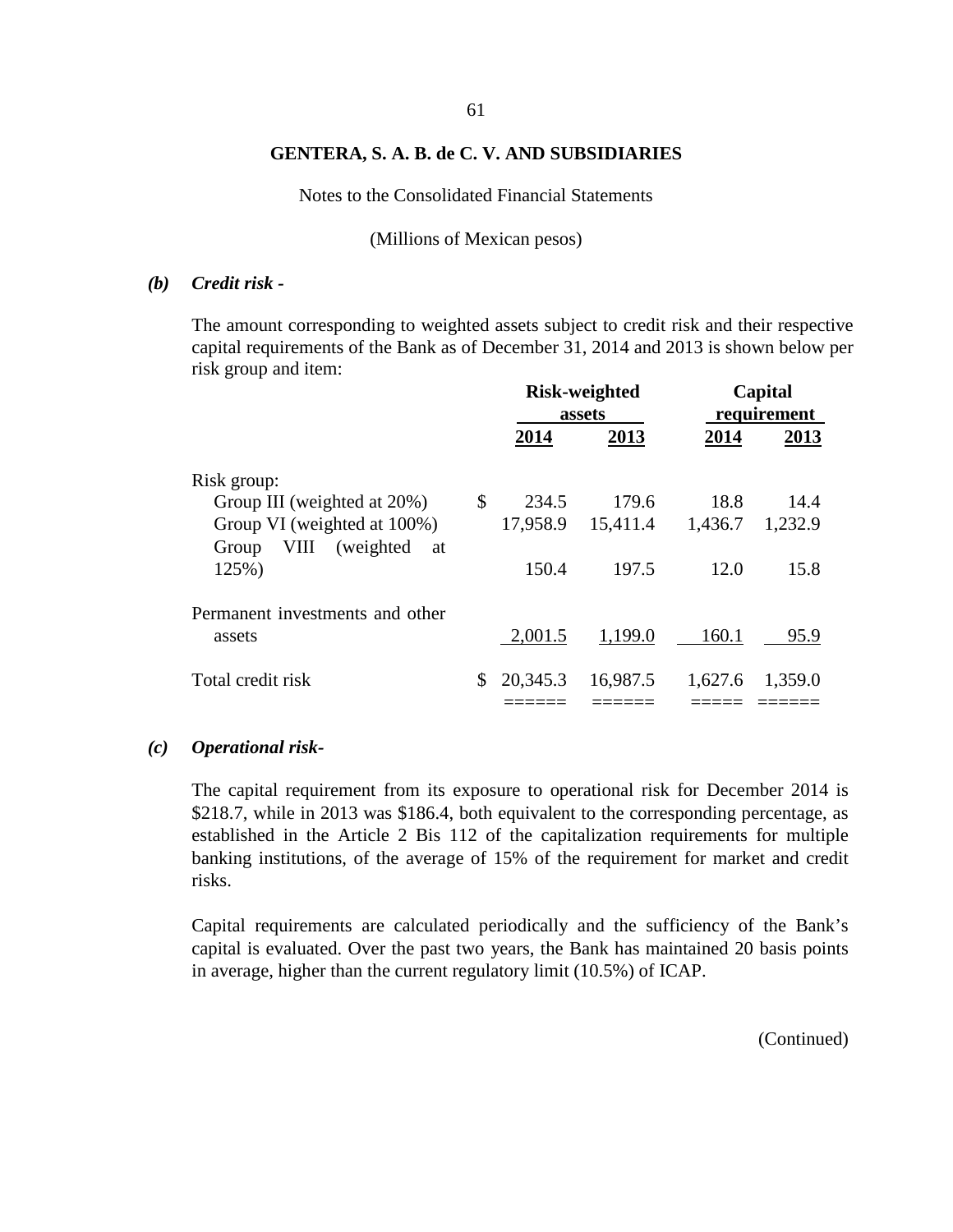**GENTERA, S. A. B. de C. V. AND SUBSIDIARIES**

Notes to the Consolidated Financial Statements

(Millions of Mexican pesos)

***(b) Credit risk -***

The amount corresponding to weighted assets subject to credit risk and their respective capital requirements of the Bank as of December 31, 2014 and 2013 is shown below per risk group and item:

| | Risk-weighted assets | | Capital requirement | |
|---|---|---|---|---|
| | **2014** | **2013** | **2014** | **2013** |
| Risk group: | | | | |
| Group III (weighted at 20%) | $ 234.5 | 179.6 | 18.8 | 14.4 |
| Group VI (weighted at 100%) | 17,958.9 | 15,411.4 | 1,436.7 | 1,232.9 |
| Group VIII (weighted at 125%) | 150.4 | 197.5 | 12.0 | 15.8 |
| Permanent investments and other assets | 2,001.5 | 1,199.0 | 160.1 | 95.9 |
| Total credit risk | $ 20,345.3 | 16,987.5 | 1,627.6 | 1,359.0 |

***(c) Operational risk-***

The capital requirement from its exposure to operational risk for December 2014 is $218.7, while in 2013 was $186.4, both equivalent to the corresponding percentage, as established in the Article 2 Bis 112 of the capitalization requirements for multiple banking institutions, of the average of 15% of the requirement for market and credit risks.

Capital requirements are calculated periodically and the sufficiency of the Bank's capital is evaluated. Over the past two years, the Bank has maintained 20 basis points in average, higher than the current regulatory limit (10.5%) of ICAP.

(Continued)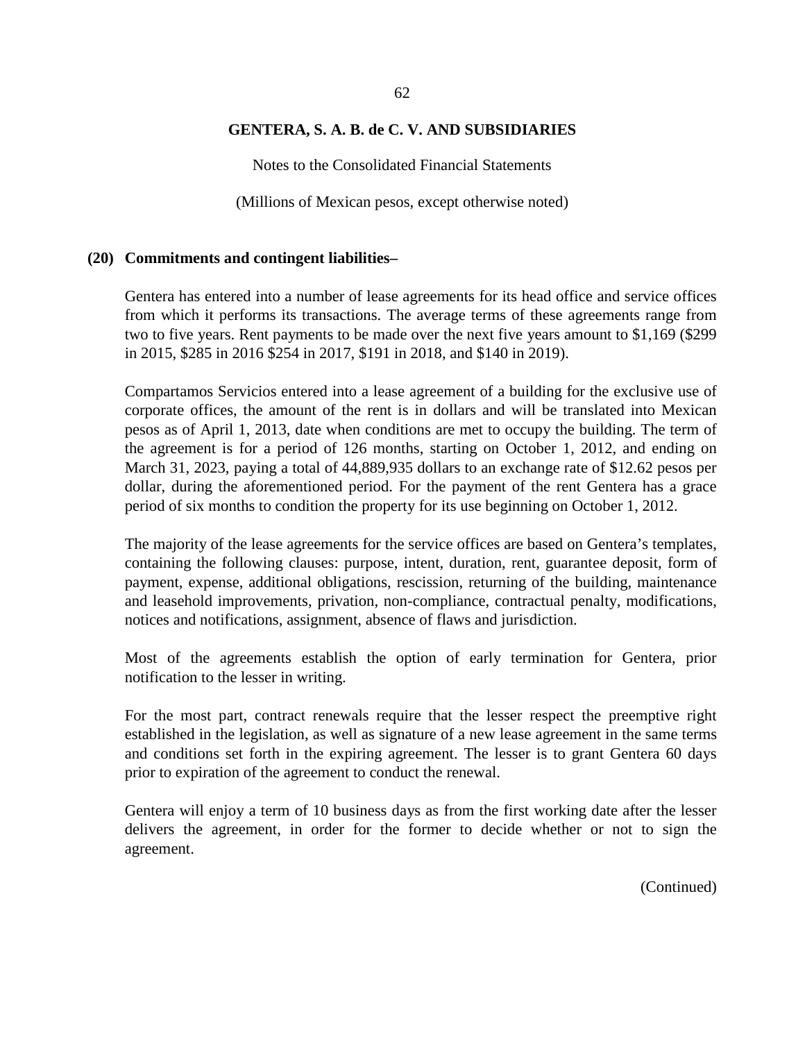**GENTERA, S. A. B. de C. V. AND SUBSIDIARIES**

Notes to the Consolidated Financial Statements

(Millions of Mexican pesos, except otherwise noted)

## (20) Commitments and contingent liabilities–

Gentera has entered into a number of lease agreements for its head office and service offices from which it performs its transactions. The average terms of these agreements range from two to five years. Rent payments to be made over the next five years amount to $1,169 ($299 in 2015, $285 in 2016 $254 in 2017, $191 in 2018, and $140 in 2019).

Compartamos Servicios entered into a lease agreement of a building for the exclusive use of corporate offices, the amount of the rent is in dollars and will be translated into Mexican pesos as of April 1, 2013, date when conditions are met to occupy the building. The term of the agreement is for a period of 126 months, starting on October 1, 2012, and ending on March 31, 2023, paying a total of 44,889,935 dollars to an exchange rate of $12.62 pesos per dollar, during the aforementioned period. For the payment of the rent Gentera has a grace period of six months to condition the property for its use beginning on October 1, 2012.

The majority of the lease agreements for the service offices are based on Gentera's templates, containing the following clauses: purpose, intent, duration, rent, guarantee deposit, form of payment, expense, additional obligations, rescission, returning of the building, maintenance and leasehold improvements, privation, non-compliance, contractual penalty, modifications, notices and notifications, assignment, absence of flaws and jurisdiction.

Most of the agreements establish the option of early termination for Gentera, prior notification to the lesser in writing.

For the most part, contract renewals require that the lesser respect the preemptive right established in the legislation, as well as signature of a new lease agreement in the same terms and conditions set forth in the expiring agreement. The lesser is to grant Gentera 60 days prior to expiration of the agreement to conduct the renewal.

Gentera will enjoy a term of 10 business days as from the first working date after the lesser delivers the agreement, in order for the former to decide whether or not to sign the agreement.

(Continued)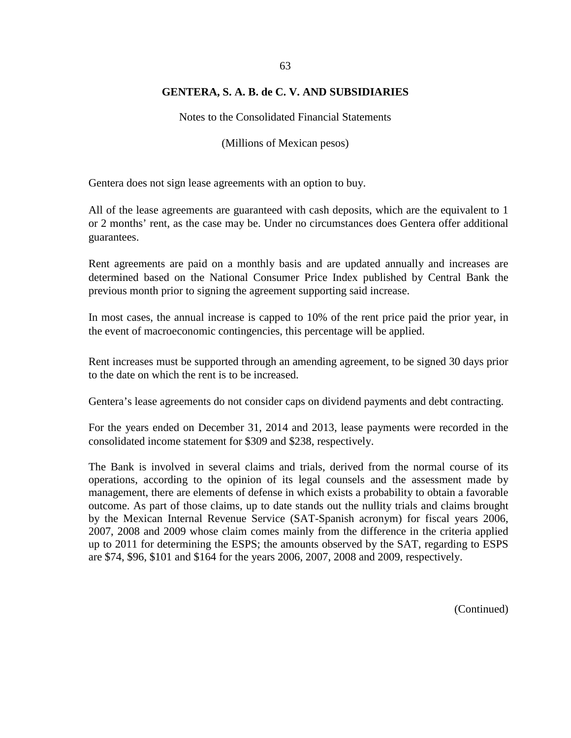Gentera does not sign lease agreements with an option to buy.

All of the lease agreements are guaranteed with cash deposits, which are the equivalent to 1 or 2 months' rent, as the case may be. Under no circumstances does Gentera offer additional guarantees.

Rent agreements are paid on a monthly basis and are updated annually and increases are determined based on the National Consumer Price Index published by Central Bank the previous month prior to signing the agreement supporting said increase.

In most cases, the annual increase is capped to 10% of the rent price paid the prior year, in the event of macroeconomic contingencies, this percentage will be applied.

Rent increases must be supported through an amending agreement, to be signed 30 days prior to the date on which the rent is to be increased.

Gentera's lease agreements do not consider caps on dividend payments and debt contracting.

For the years ended on December 31, 2014 and 2013, lease payments were recorded in the consolidated income statement for $309 and $238, respectively.

The Bank is involved in several claims and trials, derived from the normal course of its operations, according to the opinion of its legal counsels and the assessment made by management, there are elements of defense in which exists a probability to obtain a favorable outcome. As part of those claims, up to date stands out the nullity trials and claims brought by the Mexican Internal Revenue Service (SAT-Spanish acronym) for fiscal years 2006, 2007, 2008 and 2009 whose claim comes mainly from the difference in the criteria applied up to 2011 for determining the ESPS; the amounts observed by the SAT, regarding to ESPS are $74, $96, $101 and $164 for the years 2006, 2007, 2008 and 2009, respectively.

(Continued)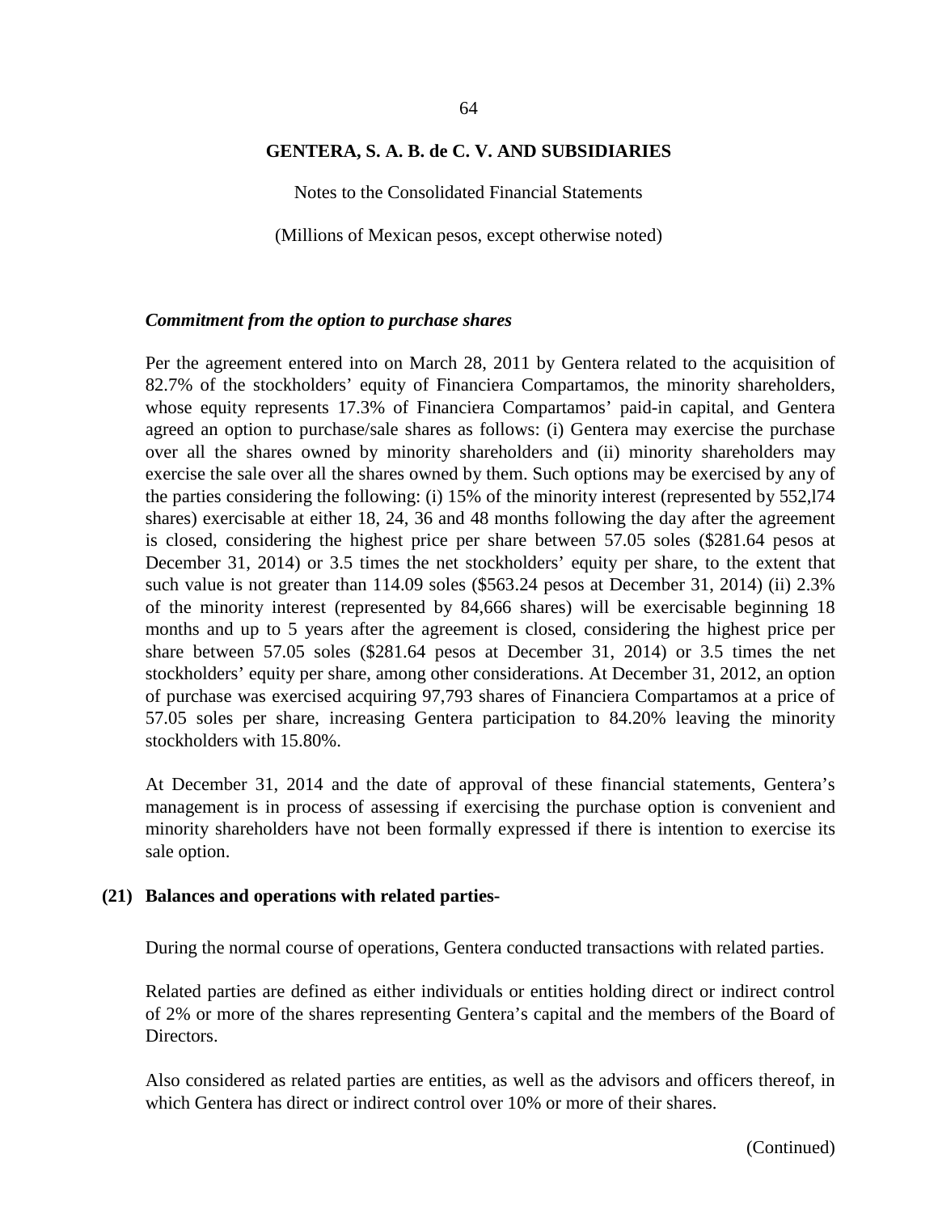### *Commitment from the option to purchase shares*

Per the agreement entered into on March 28, 2011 by Gentera related to the acquisition of 82.7% of the stockholders' equity of Financiera Compartamos, the minority shareholders, whose equity represents 17.3% of Financiera Compartamos' paid-in capital, and Gentera agreed an option to purchase/sale shares as follows: (i) Gentera may exercise the purchase over all the shares owned by minority shareholders and (ii) minority shareholders may exercise the sale over all the shares owned by them. Such options may be exercised by any of the parties considering the following: (i) 15% of the minority interest (represented by 552,l74 shares) exercisable at either 18, 24, 36 and 48 months following the day after the agreement is closed, considering the highest price per share between 57.05 soles ($281.64 pesos at December 31, 2014) or 3.5 times the net stockholders' equity per share, to the extent that such value is not greater than 114.09 soles ($563.24 pesos at December 31, 2014) (ii) 2.3% of the minority interest (represented by 84,666 shares) will be exercisable beginning 18 months and up to 5 years after the agreement is closed, considering the highest price per share between 57.05 soles ($281.64 pesos at December 31, 2014) or 3.5 times the net stockholders' equity per share, among other considerations. At December 31, 2012, an option of purchase was exercised acquiring 97,793 shares of Financiera Compartamos at a price of 57.05 soles per share, increasing Gentera participation to 84.20% leaving the minority stockholders with 15.80%.

At December 31, 2014 and the date of approval of these financial statements, Gentera's management is in process of assessing if exercising the purchase option is convenient and minority shareholders have not been formally expressed if there is intention to exercise its sale option.

## (21) Balances and operations with related parties-

During the normal course of operations, Gentera conducted transactions with related parties.

Related parties are defined as either individuals or entities holding direct or indirect control of 2% or more of the shares representing Gentera's capital and the members of the Board of Directors.

Also considered as related parties are entities, as well as the advisors and officers thereof, in which Gentera has direct or indirect control over 10% or more of their shares.

(Continued)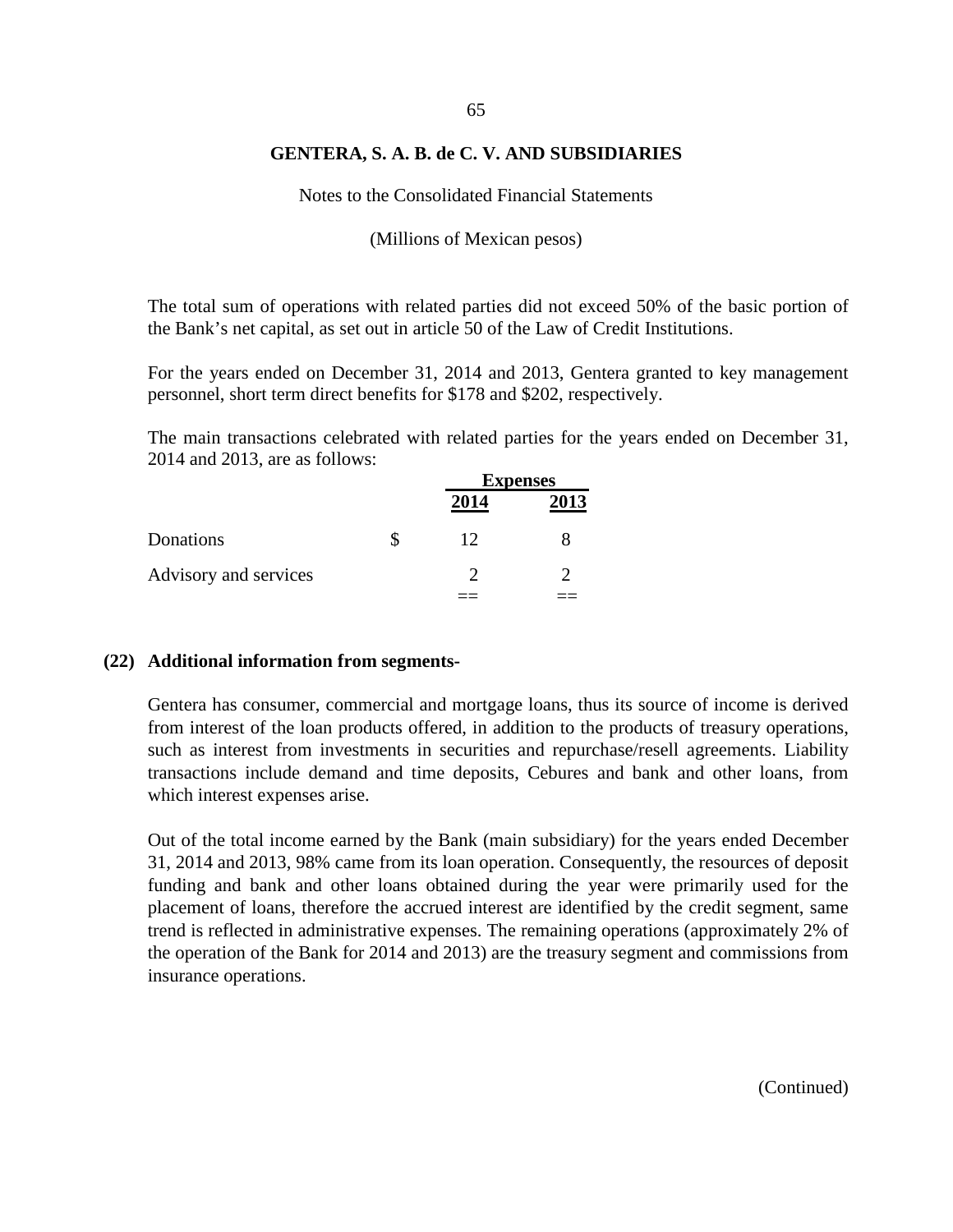**GENTERA, S. A. B. de C. V. AND SUBSIDIARIES**

Notes to the Consolidated Financial Statements

(Millions of Mexican pesos)

The total sum of operations with related parties did not exceed 50% of the basic portion of the Bank's net capital, as set out in article 50 of the Law of Credit Institutions.

For the years ended on December 31, 2014 and 2013, Gentera granted to key management personnel, short term direct benefits for $178 and $202, respectively.

The main transactions celebrated with related parties for the years ended on December 31, 2014 and 2013, are as follows:

| | | Expenses | |
|---|---|---|---|
| | | **2014** | **2013** |
| Donations | $ | 12 | 8 |
| Advisory and services | | 2 | 2 |

## (22) Additional information from segments-

Gentera has consumer, commercial and mortgage loans, thus its source of income is derived from interest of the loan products offered, in addition to the products of treasury operations, such as interest from investments in securities and repurchase/resell agreements. Liability transactions include demand and time deposits, Cebures and bank and other loans, from which interest expenses arise.

Out of the total income earned by the Bank (main subsidiary) for the years ended December 31, 2014 and 2013, 98% came from its loan operation. Consequently, the resources of deposit funding and bank and other loans obtained during the year were primarily used for the placement of loans, therefore the accrued interest are identified by the credit segment, same trend is reflected in administrative expenses. The remaining operations (approximately 2% of the operation of the Bank for 2014 and 2013) are the treasury segment and commissions from insurance operations.

(Continued)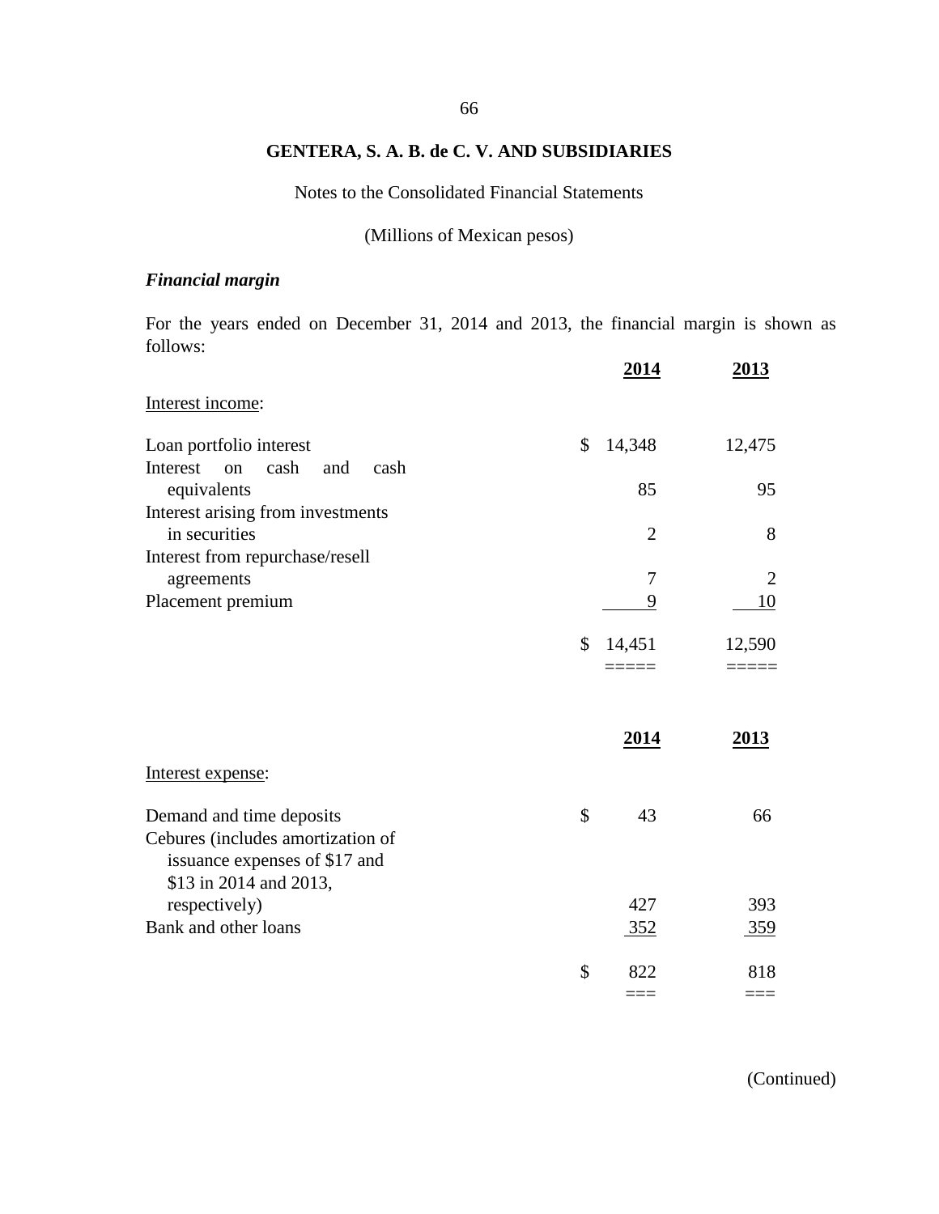**GENTERA, S. A. B. de C. V. AND SUBSIDIARIES**

Notes to the Consolidated Financial Statements

(Millions of Mexican pesos)

***Financial margin***

For the years ended on December 31, 2014 and 2013, the financial margin is shown as follows:

| | 2014 | 2013 |
|---|---|---|
| Interest income: | | |
| Loan portfolio interest | $ 14,348 | 12,475 |
| Interest on cash and cash equivalents | 85 | 95 |
| Interest arising from investments in securities | 2 | 8 |
| Interest from repurchase/resell agreements | 7 | 2 |
| Placement premium | 9 | 10 |
| | $ 14,451 | 12,590 |

| | 2014 | 2013 |
|---|---|---|
| Interest expense: | | |
| Demand and time deposits | $ 43 | 66 |
| Cebures (includes amortization of issuance expenses of $17 and $13 in 2014 and 2013, respectively) | 427 | 393 |
| Bank and other loans | 352 | 359 |
| | $ 822 | 818 |

(Continued)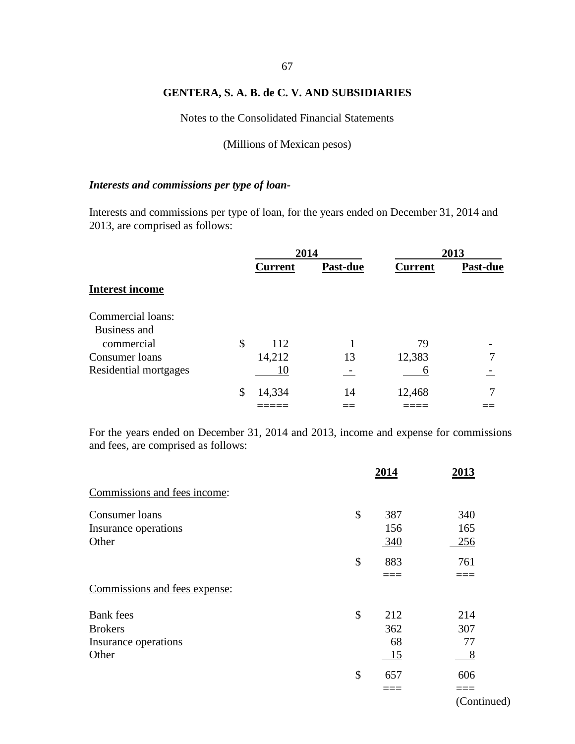**GENTERA, S. A. B. de C. V. AND SUBSIDIARIES**

Notes to the Consolidated Financial Statements

(Millions of Mexican pesos)

***Interests and commissions per type of loan-***

Interests and commissions per type of loan, for the years ended on December 31, 2014 and 2013, are comprised as follows:

| | 2014 | | 2013 | |
|---|---|---|---|---|
| | **Current** | **Past-due** | **Current** | **Past-due** |
| **Interest income** | | | | |
| Commercial loans: | | | | |
| Business and commercial | $ 112 | 1 | 79 | - |
| Consumer loans | 14,212 | 13 | 12,383 | 7 |
| Residential mortgages | 10 | - | 6 | - |
| | $ 14,334 | 14 | 12,468 | 7 |

For the years ended on December 31, 2014 and 2013, income and expense for commissions and fees, are comprised as follows:

| | 2014 | 2013 |
|---|---|---|
| Commissions and fees income: | | |
| Consumer loans | $ 387 | 340 |
| Insurance operations | 156 | 165 |
| Other | 340 | 256 |
| | $ 883 | 761 |
| Commissions and fees expense: | | |
| Bank fees | $ 212 | 214 |
| Brokers | 362 | 307 |
| Insurance operations | 68 | 77 |
| Other | 15 | 8 |
| | $ 657 | 606 |

(Continued)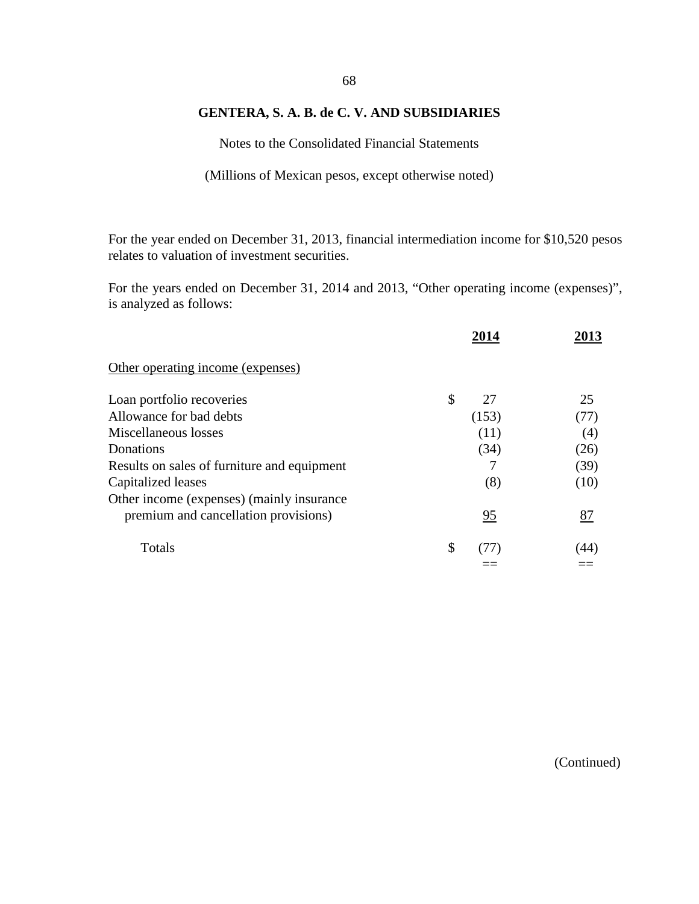**GENTERA, S. A. B. de C. V. AND SUBSIDIARIES**

Notes to the Consolidated Financial Statements

(Millions of Mexican pesos, except otherwise noted)

For the year ended on December 31, 2013, financial intermediation income for $10,520 pesos relates to valuation of investment securities.

For the years ended on December 31, 2014 and 2013, "Other operating income (expenses)", is analyzed as follows:

| | | 2014 | 2013 |
|---|---|---|---|
| Other operating income (expenses) | | | |
| Loan portfolio recoveries | $ | 27 | 25 |
| Allowance for bad debts | | (153) | (77) |
| Miscellaneous losses | | (11) | (4) |
| Donations | | (34) | (26) |
| Results on sales of furniture and equipment | | 7 | (39) |
| Capitalized leases | | (8) | (10) |
| Other income (expenses) (mainly insurance premium and cancellation provisions) | | 95 | 87 |
| Totals | $ | (77) | (44) |

(Continued)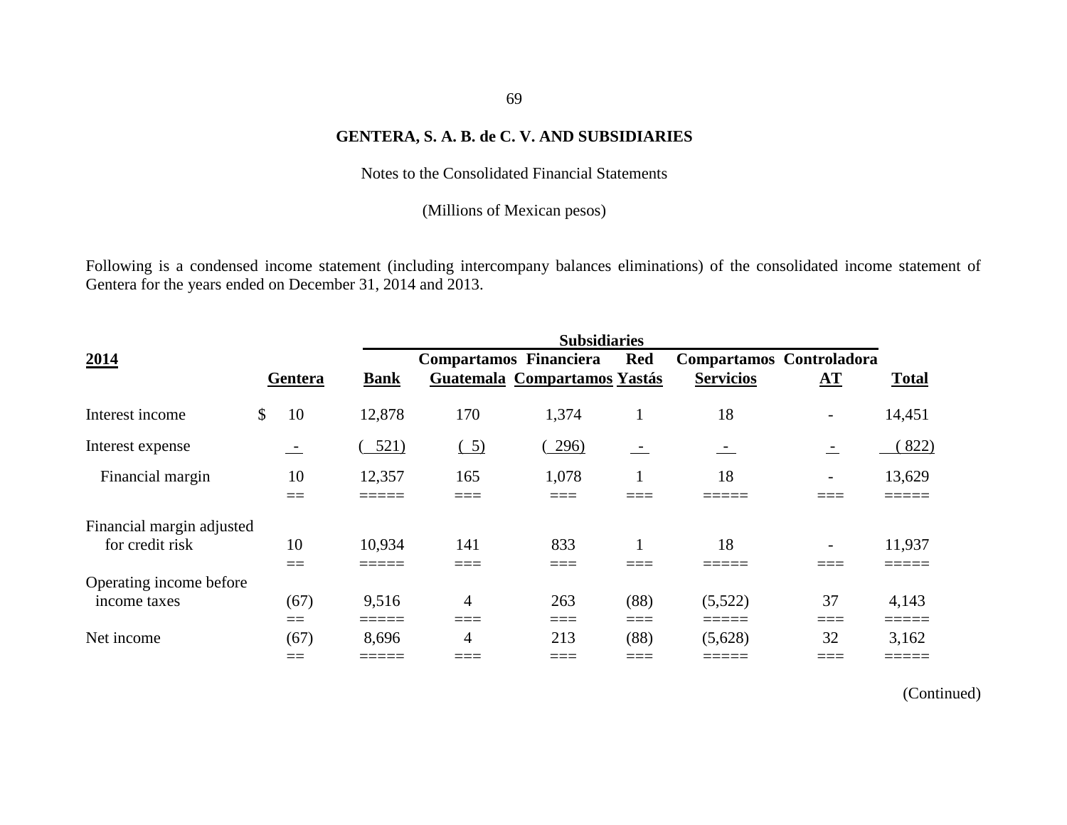**GENTERA, S. A. B. de C. V. AND SUBSIDIARIES**

Notes to the Consolidated Financial Statements

(Millions of Mexican pesos)

Following is a condensed income statement (including intercompany balances eliminations) of the consolidated income statement of Gentera for the years ended on December 31, 2014 and 2013.

| **2014** | | **Subsidiaries** | | | | | | |
|---|---|---|---|---|---|---|---|---|
| | **Gentera** | **Bank** | **Compartamos Guatemala** | **Financiera Compartamos** | **Red Yastás** | **Compartamos Servicios** | **Controladora AT** | **Total** |
| Interest income | $ 10 | 12,878 | 170 | 1,374 | 1 | 18 | - | 14,451 |
| Interest expense | - | ( 521) | ( 5) | ( 296) | - | - | - | ( 822) |
| Financial margin | 10 | 12,357 | 165 | 1,078 | 1 | 18 | - | 13,629 |
| Financial margin adjusted for credit risk | 10 | 10,934 | 141 | 833 | 1 | 18 | - | 11,937 |
| Operating income before income taxes | (67) | 9,516 | 4 | 263 | (88) | (5,522) | 37 | 4,143 |
| Net income | (67) | 8,696 | 4 | 213 | (88) | (5,628) | 32 | 3,162 |

(Continued)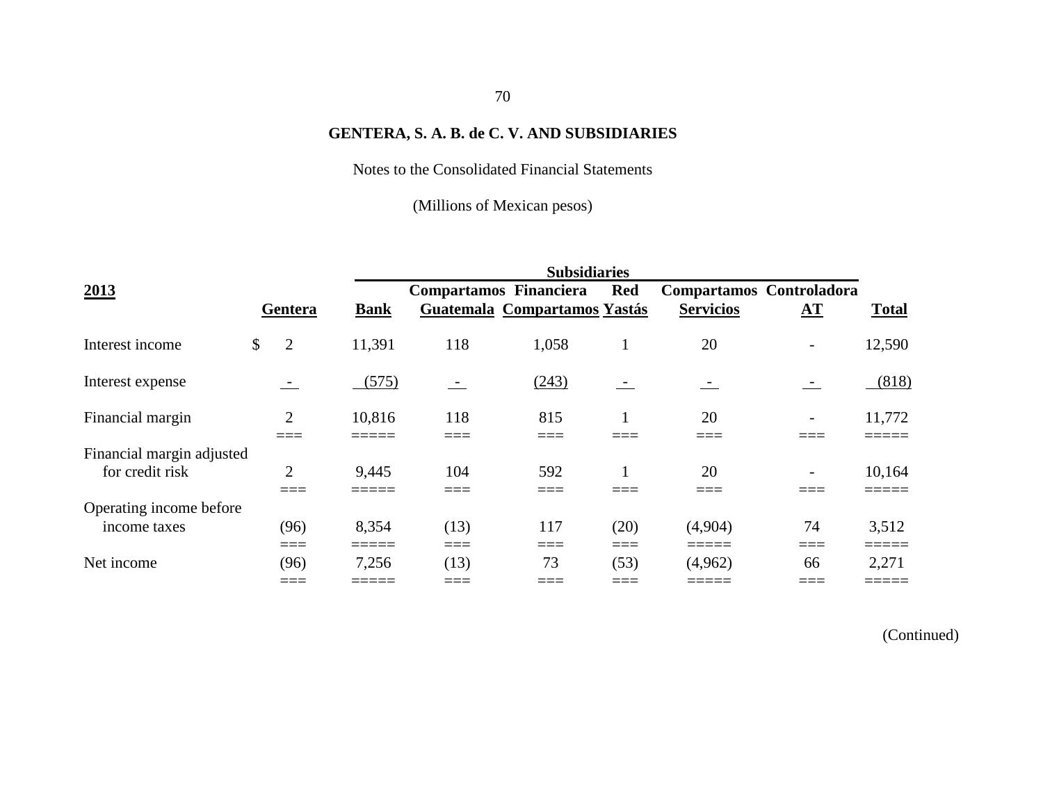**GENTERA, S. A. B. de C. V. AND SUBSIDIARIES**

Notes to the Consolidated Financial Statements

(Millions of Mexican pesos)

| **2013** | | Subsidiaries | | | | | | |
|---|---|---|---|---|---|---|---|---|
| | **Gentera** | **Bank** | **Compartamos Guatemala** | **Financiera Compartamos** | **Red Yastás** | **Compartamos Servicios** | **Controladora AT** | **Total** |
| Interest income | $ 2 | 11,391 | 118 | 1,058 | 1 | 20 | - | 12,590 |
| Interest expense | - | (575) | - | (243) | - | - | - | (818) |
| Financial margin | 2 | 10,816 | 118 | 815 | 1 | 20 | - | 11,772 |
| Financial margin adjusted for credit risk | 2 | 9,445 | 104 | 592 | 1 | 20 | - | 10,164 |
| Operating income before income taxes | (96) | 8,354 | (13) | 117 | (20) | (4,904) | 74 | 3,512 |
| Net income | (96) | 7,256 | (13) | 73 | (53) | (4,962) | 66 | 2,271 |

(Continued)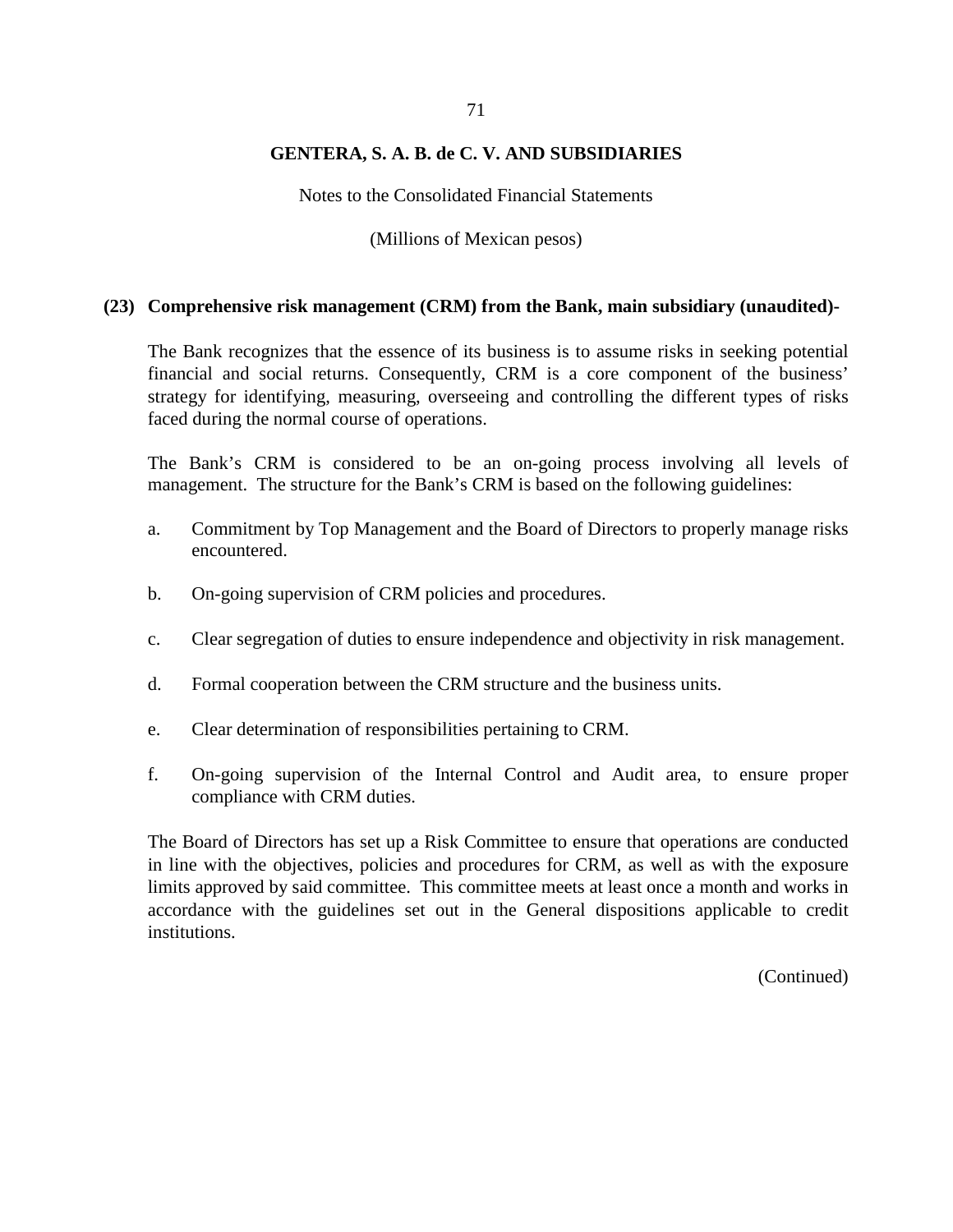## (23) Comprehensive risk management (CRM) from the Bank, main subsidiary (unaudited)-

The Bank recognizes that the essence of its business is to assume risks in seeking potential financial and social returns. Consequently, CRM is a core component of the business' strategy for identifying, measuring, overseeing and controlling the different types of risks faced during the normal course of operations.

The Bank's CRM is considered to be an on-going process involving all levels of management. The structure for the Bank's CRM is based on the following guidelines:

a. Commitment by Top Management and the Board of Directors to properly manage risks encountered.

b. On-going supervision of CRM policies and procedures.

c. Clear segregation of duties to ensure independence and objectivity in risk management.

d. Formal cooperation between the CRM structure and the business units.

e. Clear determination of responsibilities pertaining to CRM.

f. On-going supervision of the Internal Control and Audit area, to ensure proper compliance with CRM duties.

The Board of Directors has set up a Risk Committee to ensure that operations are conducted in line with the objectives, policies and procedures for CRM, as well as with the exposure limits approved by said committee. This committee meets at least once a month and works in accordance with the guidelines set out in the General dispositions applicable to credit institutions.

(Continued)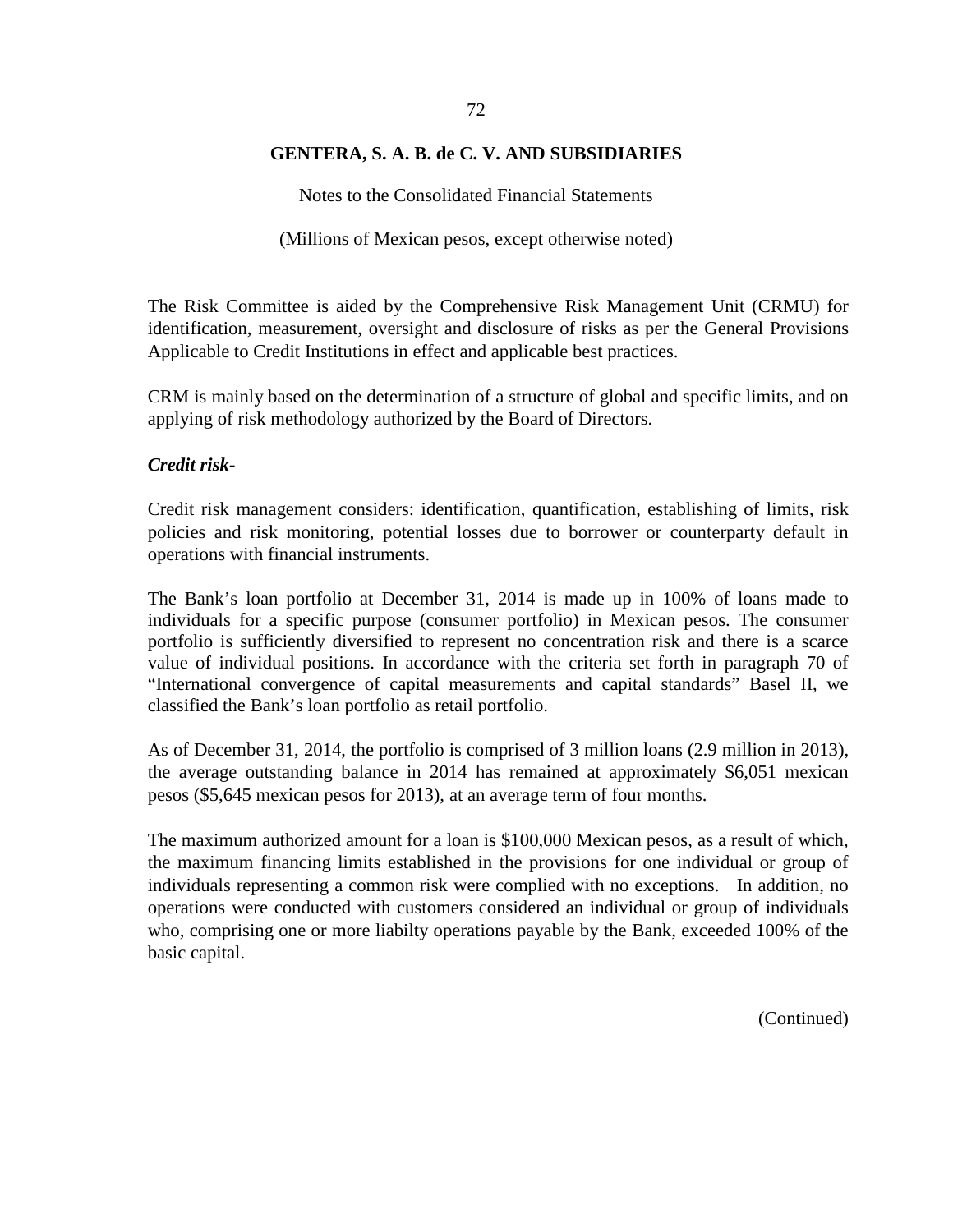The Risk Committee is aided by the Comprehensive Risk Management Unit (CRMU) for identification, measurement, oversight and disclosure of risks as per the General Provisions Applicable to Credit Institutions in effect and applicable best practices.

CRM is mainly based on the determination of a structure of global and specific limits, and on applying of risk methodology authorized by the Board of Directors.

***Credit risk-***

Credit risk management considers: identification, quantification, establishing of limits, risk policies and risk monitoring, potential losses due to borrower or counterparty default in operations with financial instruments.

The Bank's loan portfolio at December 31, 2014 is made up in 100% of loans made to individuals for a specific purpose (consumer portfolio) in Mexican pesos. The consumer portfolio is sufficiently diversified to represent no concentration risk and there is a scarce value of individual positions. In accordance with the criteria set forth in paragraph 70 of "International convergence of capital measurements and capital standards" Basel II, we classified the Bank's loan portfolio as retail portfolio.

As of December 31, 2014, the portfolio is comprised of 3 million loans (2.9 million in 2013), the average outstanding balance in 2014 has remained at approximately $6,051 mexican pesos ($5,645 mexican pesos for 2013), at an average term of four months.

The maximum authorized amount for a loan is $100,000 Mexican pesos, as a result of which, the maximum financing limits established in the provisions for one individual or group of individuals representing a common risk were complied with no exceptions. In addition, no operations were conducted with customers considered an individual or group of individuals who, comprising one or more liabilty operations payable by the Bank, exceeded 100% of the basic capital.

(Continued)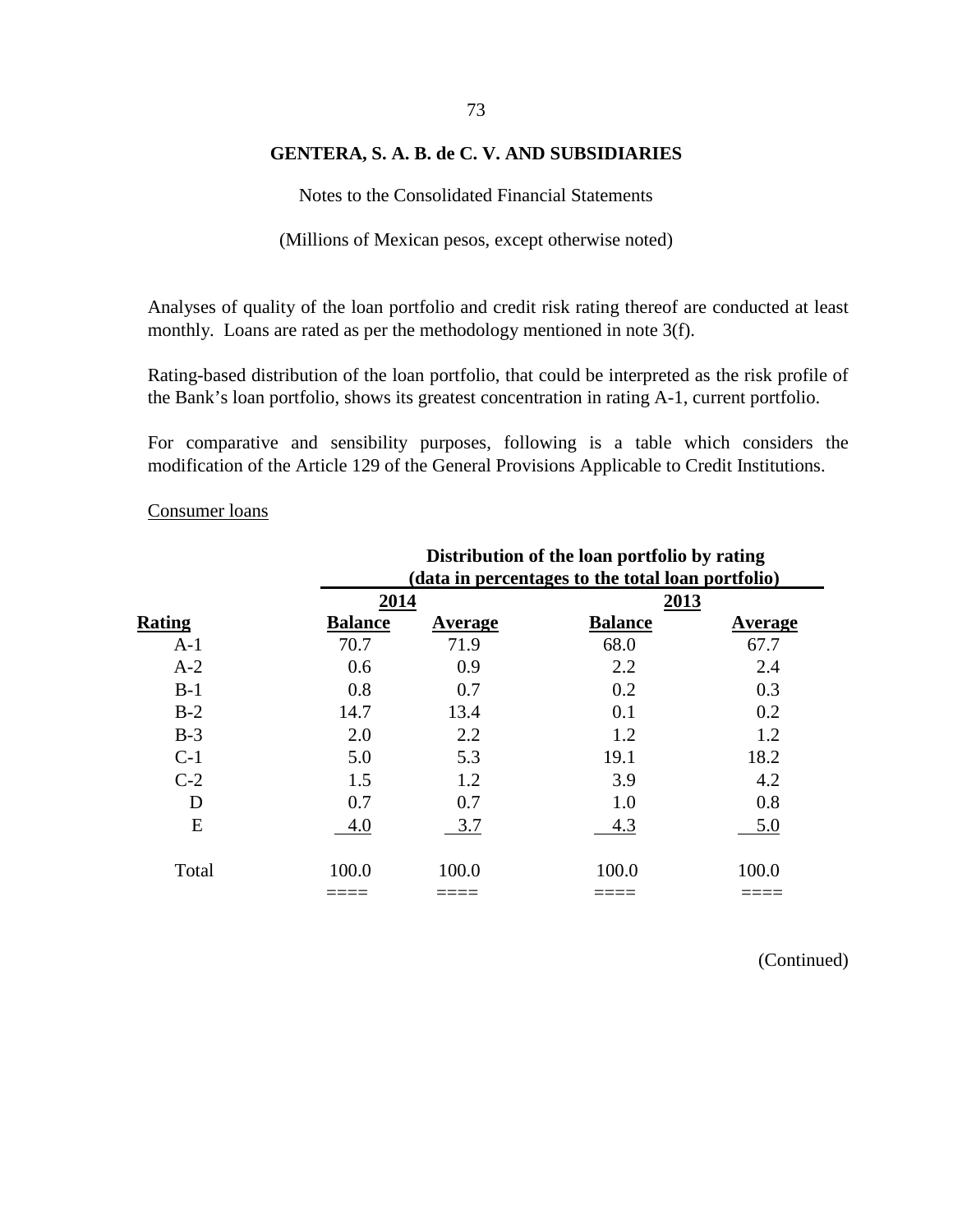Analyses of quality of the loan portfolio and credit risk rating thereof are conducted at least monthly. Loans are rated as per the methodology mentioned in note 3(f).

Rating-based distribution of the loan portfolio, that could be interpreted as the risk profile of the Bank's loan portfolio, shows its greatest concentration in rating A-1, current portfolio.

For comparative and sensibility purposes, following is a table which considers the modification of the Article 129 of the General Provisions Applicable to Credit Institutions.

Consumer loans

| | **Distribution of the loan portfolio by rating (data in percentages to the total loan portfolio)** | | | |
|---|---|---|---|---|
| | **2014** | | **2013** | |
| **Rating** | **Balance** | **Average** | **Balance** | **Average** |
| A-1 | 70.7 | 71.9 | 68.0 | 67.7 |
| A-2 | 0.6 | 0.9 | 2.2 | 2.4 |
| B-1 | 0.8 | 0.7 | 0.2 | 0.3 |
| B-2 | 14.7 | 13.4 | 0.1 | 0.2 |
| B-3 | 2.0 | 2.2 | 1.2 | 1.2 |
| C-1 | 5.0 | 5.3 | 19.1 | 18.2 |
| C-2 | 1.5 | 1.2 | 3.9 | 4.2 |
| D | 0.7 | 0.7 | 1.0 | 0.8 |
| E | 4.0 | 3.7 | 4.3 | 5.0 |
| Total | 100.0 | 100.0 | 100.0 | 100.0 |

(Continued)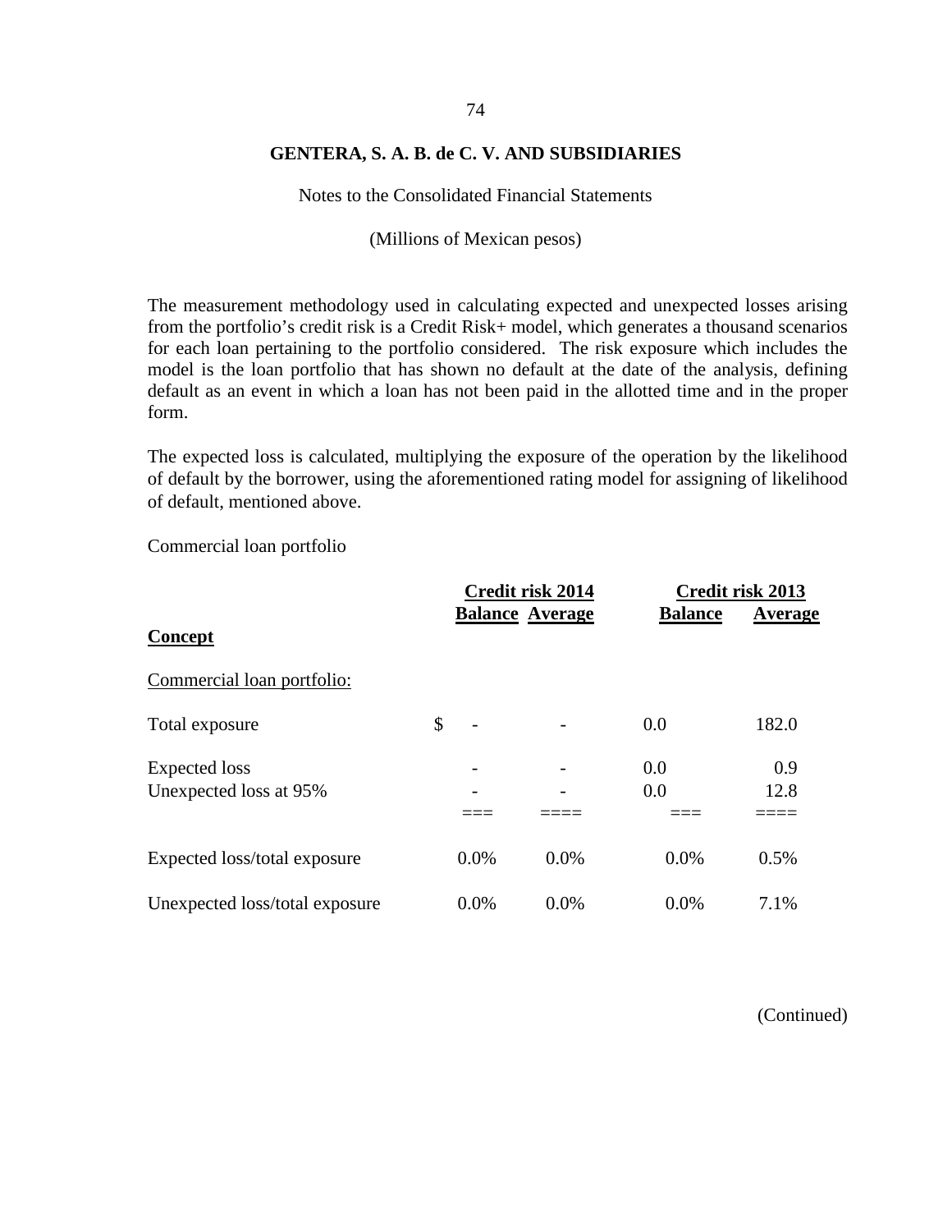The measurement methodology used in calculating expected and unexpected losses arising from the portfolio's credit risk is a Credit Risk+ model, which generates a thousand scenarios for each loan pertaining to the portfolio considered. The risk exposure which includes the model is the loan portfolio that has shown no default at the date of the analysis, defining default as an event in which a loan has not been paid in the allotted time and in the proper form.

The expected loss is calculated, multiplying the exposure of the operation by the likelihood of default by the borrower, using the aforementioned rating model for assigning of likelihood of default, mentioned above.

Commercial loan portfolio

| | Credit risk 2014 | | Credit risk 2013 | |
|---|---|---|---|---|
| **Concept** | **Balance** | **Average** | **Balance** | **Average** |
| Commercial loan portfolio: | | | | |
| Total exposure | $ - | - | 0.0 | 182.0 |
| Expected loss | - | - | 0.0 | 0.9 |
| Unexpected loss at 95% | - | - | 0.0 | 12.8 |
| Expected loss/total exposure | 0.0% | 0.0% | 0.0% | 0.5% |
| Unexpected loss/total exposure | 0.0% | 0.0% | 0.0% | 7.1% |

(Continued)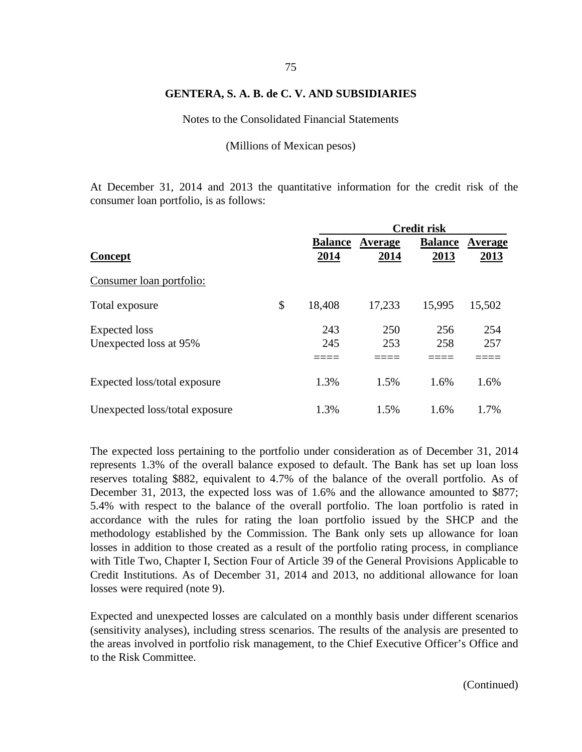**GENTERA, S. A. B. de C. V. AND SUBSIDIARIES**

Notes to the Consolidated Financial Statements

(Millions of Mexican pesos)

At December 31, 2014 and 2013 the quantitative information for the credit risk of the consumer loan portfolio, is as follows:

| Concept | | Credit risk | | | |
|---|---|---|---|---|---|
| | | **Balance 2014** | **Average 2014** | **Balance 2013** | **Average 2013** |
| Consumer loan portfolio: | | | | | |
| Total exposure | $ | 18,408 | 17,233 | 15,995 | 15,502 |
| Expected loss | | 243 | 250 | 256 | 254 |
| Unexpected loss at 95% | | 245 | 253 | 258 | 257 |
| Expected loss/total exposure | | 1.3% | 1.5% | 1.6% | 1.6% |
| Unexpected loss/total exposure | | 1.3% | 1.5% | 1.6% | 1.7% |

The expected loss pertaining to the portfolio under consideration as of December 31, 2014 represents 1.3% of the overall balance exposed to default. The Bank has set up loan loss reserves totaling $882, equivalent to 4.7% of the balance of the overall portfolio. As of December 31, 2013, the expected loss was of 1.6% and the allowance amounted to $877; 5.4% with respect to the balance of the overall portfolio. The loan portfolio is rated in accordance with the rules for rating the loan portfolio issued by the SHCP and the methodology established by the Commission. The Bank only sets up allowance for loan losses in addition to those created as a result of the portfolio rating process, in compliance with Title Two, Chapter I, Section Four of Article 39 of the General Provisions Applicable to Credit Institutions. As of December 31, 2014 and 2013, no additional allowance for loan losses were required (note 9).

Expected and unexpected losses are calculated on a monthly basis under different scenarios (sensitivity analyses), including stress scenarios. The results of the analysis are presented to the areas involved in portfolio risk management, to the Chief Executive Officer's Office and to the Risk Committee.

(Continued)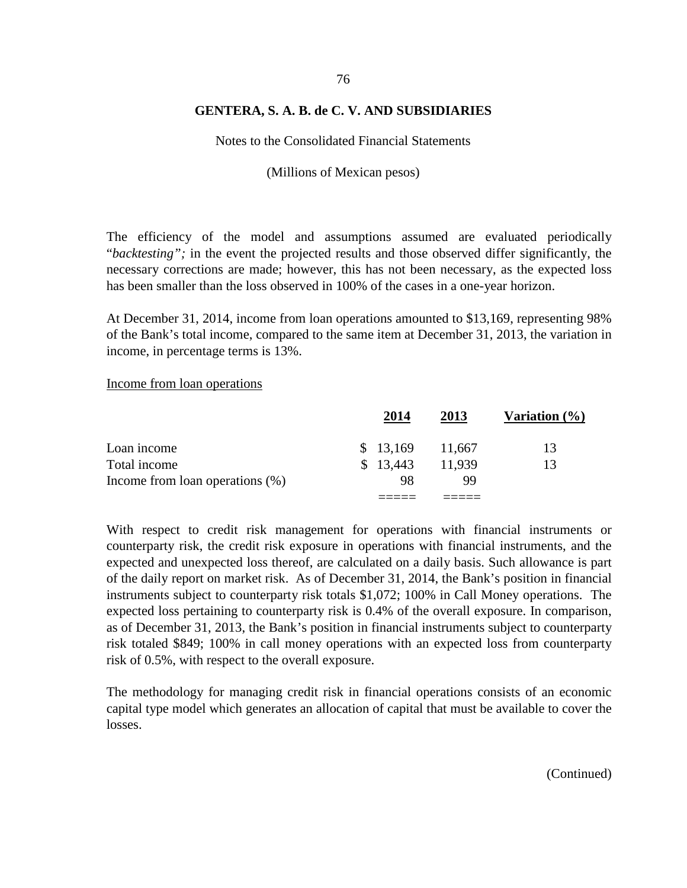The efficiency of the model and assumptions assumed are evaluated periodically "*backtesting";* in the event the projected results and those observed differ significantly, the necessary corrections are made; however, this has not been necessary, as the expected loss has been smaller than the loss observed in 100% of the cases in a one-year horizon.

At December 31, 2014, income from loan operations amounted to $13,169, representing 98% of the Bank's total income, compared to the same item at December 31, 2013, the variation in income, in percentage terms is 13%.

Income from loan operations

| | **2014** | **2013** | **Variation (%)** |
|---|---|---|---|
| Loan income | $ 13,169 | 11,667 | 13 |
| Total income | $ 13,443 | 11,939 | 13 |
| Income from loan operations (%) | 98 | 99 | |

With respect to credit risk management for operations with financial instruments or counterparty risk, the credit risk exposure in operations with financial instruments, and the expected and unexpected loss thereof, are calculated on a daily basis. Such allowance is part of the daily report on market risk. As of December 31, 2014, the Bank's position in financial instruments subject to counterparty risk totals $1,072; 100% in Call Money operations. The expected loss pertaining to counterparty risk is 0.4% of the overall exposure. In comparison, as of December 31, 2013, the Bank's position in financial instruments subject to counterparty risk totaled $849; 100% in call money operations with an expected loss from counterparty risk of 0.5%, with respect to the overall exposure.

The methodology for managing credit risk in financial operations consists of an economic capital type model which generates an allocation of capital that must be available to cover the losses.

(Continued)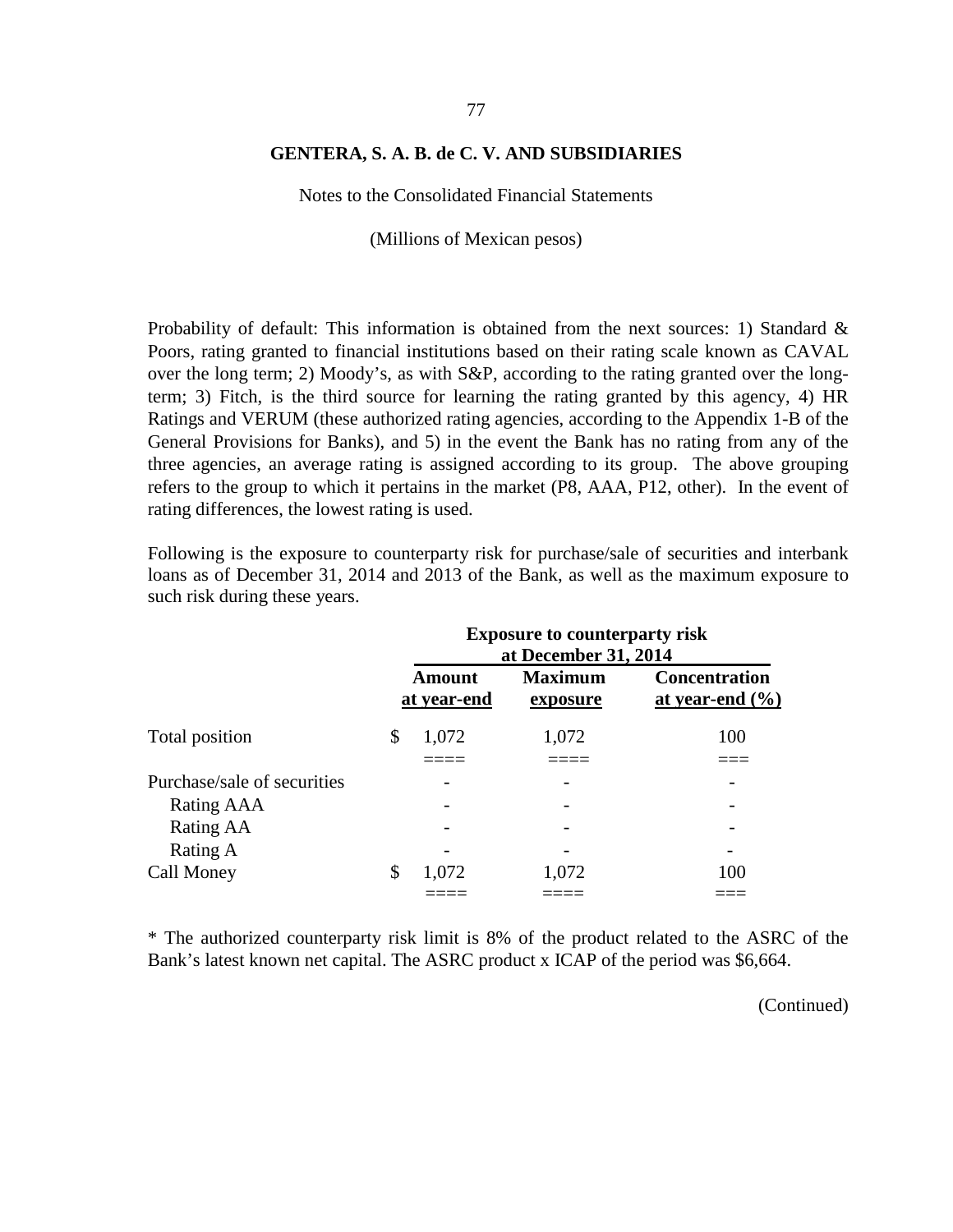**GENTERA, S. A. B. de C. V. AND SUBSIDIARIES**

Notes to the Consolidated Financial Statements

(Millions of Mexican pesos)

Probability of default: This information is obtained from the next sources: 1) Standard & Poors, rating granted to financial institutions based on their rating scale known as CAVAL over the long term; 2) Moody's, as with S&P, according to the rating granted over the long-term; 3) Fitch, is the third source for learning the rating granted by this agency, 4) HR Ratings and VERUM (these authorized rating agencies, according to the Appendix 1-B of the General Provisions for Banks), and 5) in the event the Bank has no rating from any of the three agencies, an average rating is assigned according to its group. The above grouping refers to the group to which it pertains in the market (P8, AAA, P12, other). In the event of rating differences, the lowest rating is used.

Following is the exposure to counterparty risk for purchase/sale of securities and interbank loans as of December 31, 2014 and 2013 of the Bank, as well as the maximum exposure to such risk during these years.

| | Exposure to counterparty risk at December 31, 2014 | | |
|---|---|---|---|
| | Amount at year-end | Maximum exposure | Concentration at year-end (%) |
| Total position | $ 1,072 | 1,072 | 100 |
| Purchase/sale of securities | - | - | - |
| Rating AAA | - | - | - |
| Rating AA | - | - | - |
| Rating A | - | - | - |
| Call Money | $ 1,072 | 1,072 | 100 |

* The authorized counterparty risk limit is 8% of the product related to the ASRC of the Bank's latest known net capital. The ASRC product x ICAP of the period was $6,664.

(Continued)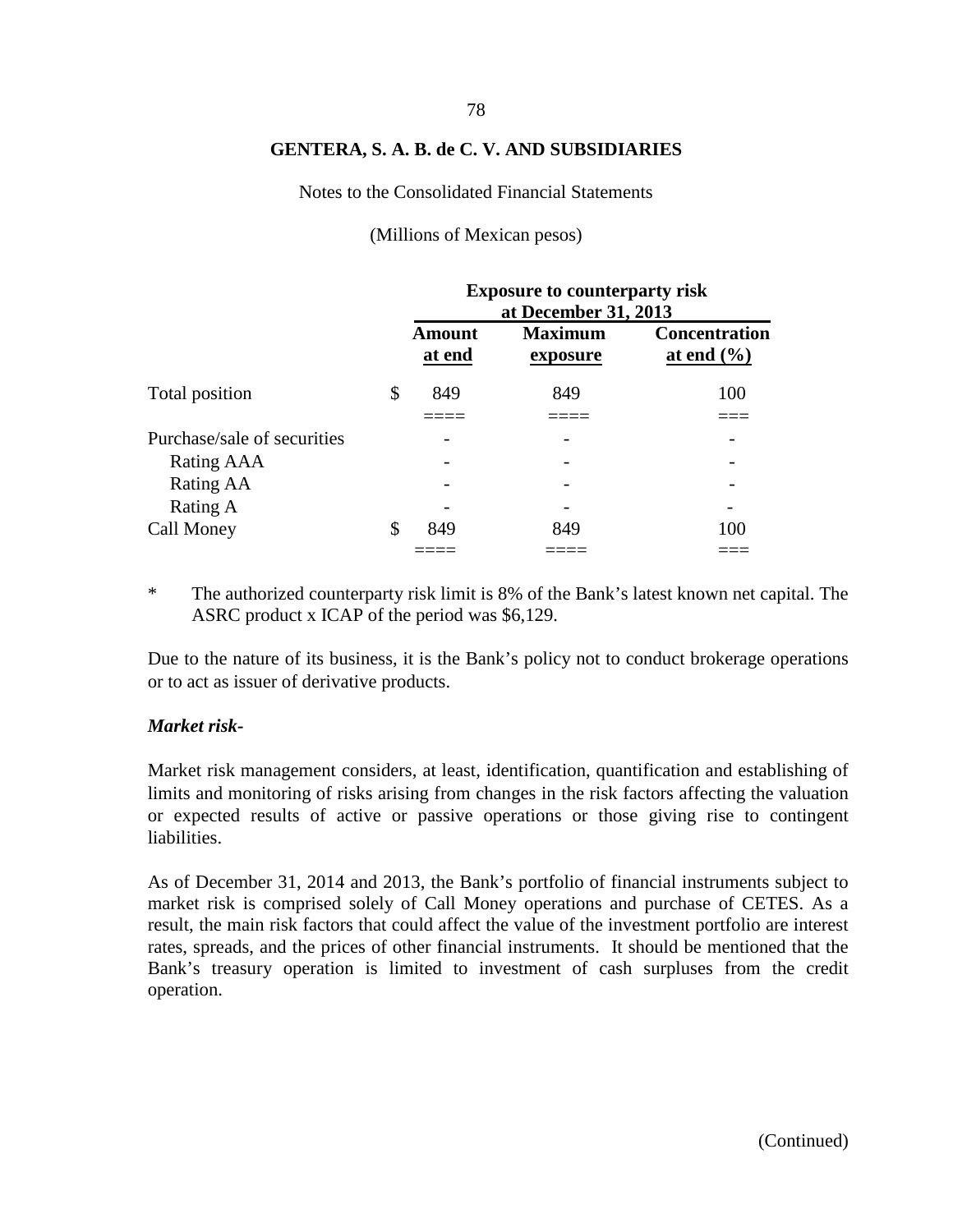**GENTERA, S. A. B. de C. V. AND SUBSIDIARIES**

Notes to the Consolidated Financial Statements

(Millions of Mexican pesos)

| | Exposure to counterparty risk at December 31, 2013 | | |
|---|---|---|---|
| | Amount at end | Maximum exposure | Concentration at end (%) |
| Total position | $ 849 | 849 | 100 |
| Purchase/sale of securities | - | - | - |
| Rating AAA | - | - | - |
| Rating AA | - | - | - |
| Rating A | - | - | - |
| Call Money | $ 849 | 849 | 100 |

\* The authorized counterparty risk limit is 8% of the Bank's latest known net capital. The ASRC product x ICAP of the period was $6,129.

Due to the nature of its business, it is the Bank's policy not to conduct brokerage operations or to act as issuer of derivative products.

***Market risk-***

Market risk management considers, at least, identification, quantification and establishing of limits and monitoring of risks arising from changes in the risk factors affecting the valuation or expected results of active or passive operations or those giving rise to contingent liabilities.

As of December 31, 2014 and 2013, the Bank's portfolio of financial instruments subject to market risk is comprised solely of Call Money operations and purchase of CETES. As a result, the main risk factors that could affect the value of the investment portfolio are interest rates, spreads, and the prices of other financial instruments. It should be mentioned that the Bank's treasury operation is limited to investment of cash surpluses from the credit operation.

(Continued)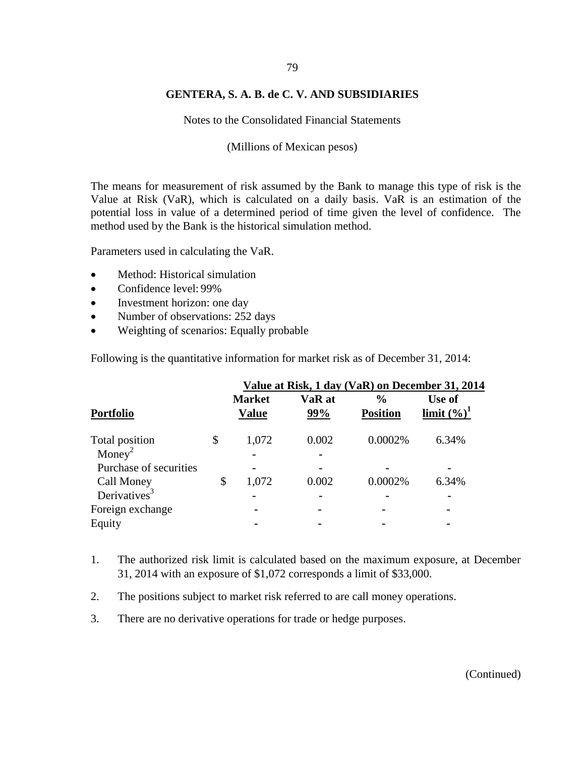# GENTERA, S. A. B. de C. V. AND SUBSIDIARIES

Notes to the Consolidated Financial Statements

(Millions of Mexican pesos)

The means for measurement of risk assumed by the Bank to manage this type of risk is the Value at Risk (VaR), which is calculated on a daily basis. VaR is an estimation of the potential loss in value of a determined period of time given the level of confidence. The method used by the Bank is the historical simulation method.

Parameters used in calculating the VaR.

- Method: Historical simulation
- Confidence level: 99%
- Investment horizon: one day
- Number of observations: 252 days
- Weighting of scenarios: Equally probable

Following is the quantitative information for market risk as of December 31, 2014:

| | Value at Risk, 1 day (VaR) on December 31, 2014 | | | |
|---|---|---|---|---|
| **Portfolio** | **Market Value** | **VaR at 99%** | **% Position** | **Use of limit (%)[1]** |
| Total position | $ 1,072 | 0.002 | 0.0002% | 6.34% |
| Money[2] | - | - | | |
| Purchase of securities | - | - | - | - |
| Call Money | $ 1,072 | 0.002 | 0.0002% | 6.34% |
| Derivatives[3] | - | - | - | - |
| Foreign exchange | - | - | - | - |
| Equity | - | - | - | - |

1. The authorized risk limit is calculated based on the maximum exposure, at December 31, 2014 with an exposure of $1,072 corresponds a limit of $33,000.
2. The positions subject to market risk referred to are call money operations.
3. There are no derivative operations for trade or hedge purposes.

(Continued)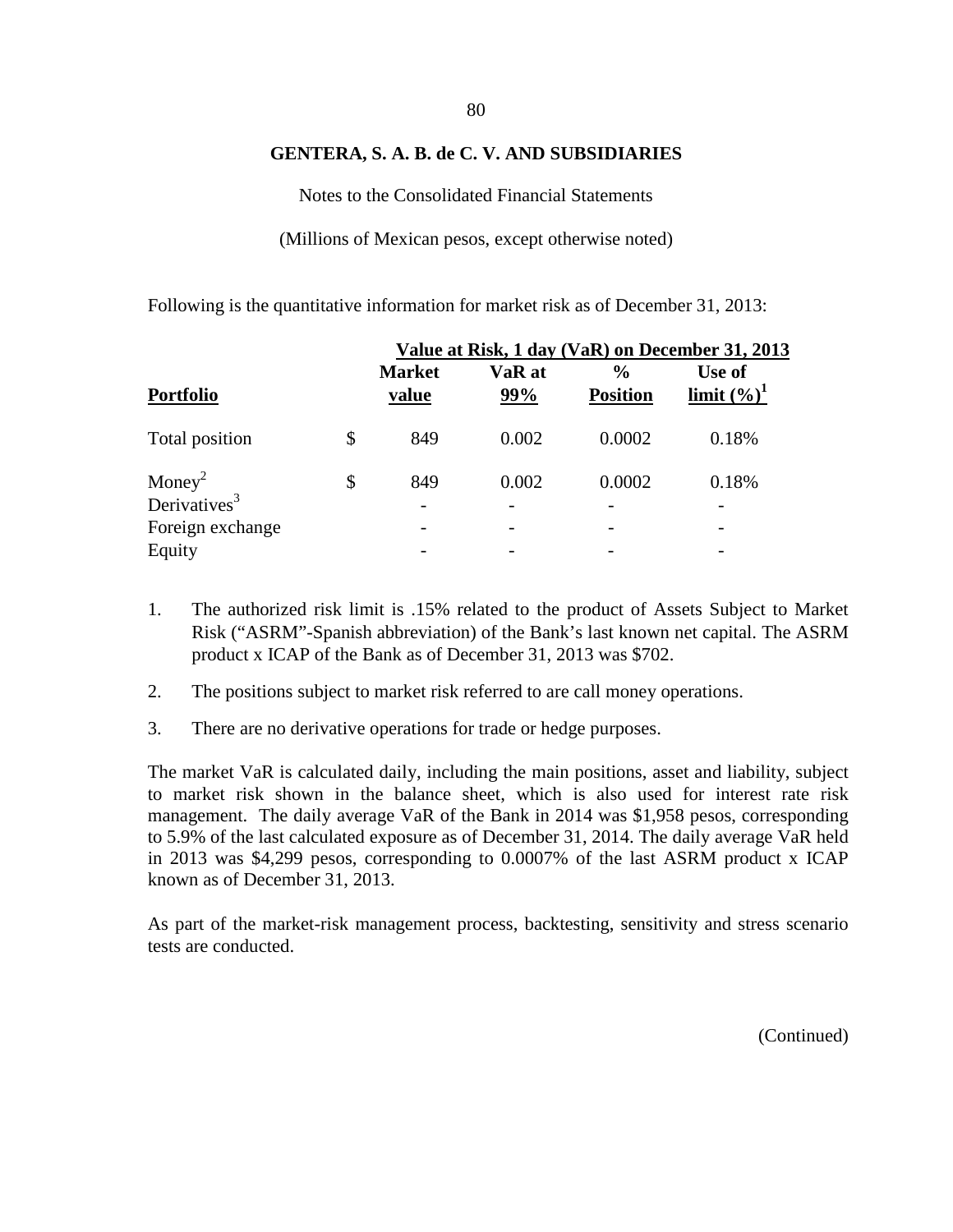**GENTERA, S. A. B. de C. V. AND SUBSIDIARIES**

Notes to the Consolidated Financial Statements

(Millions of Mexican pesos, except otherwise noted)

Following is the quantitative information for market risk as of December 31, 2013:

| | | Value at Risk, 1 day (VaR) on December 31, 2013 | | | |
|---|---|---|---|---|---|
| **Portfolio** | | **Market value** | **VaR at 99%** | **% Position** | **Use of limit (%)[1]** |
| Total position | $ | 849 | 0.002 | 0.0002 | 0.18% |
| Money[2] | $ | 849 | 0.002 | 0.0002 | 0.18% |
| Derivatives[3] | | - | - | - | - |
| Foreign exchange | | - | - | - | - |
| Equity | | - | - | - | - |

1. The authorized risk limit is .15% related to the product of Assets Subject to Market Risk ("ASRM"-Spanish abbreviation) of the Bank's last known net capital. The ASRM product x ICAP of the Bank as of December 31, 2013 was $702.
2. The positions subject to market risk referred to are call money operations.
3. There are no derivative operations for trade or hedge purposes.

The market VaR is calculated daily, including the main positions, asset and liability, subject to market risk shown in the balance sheet, which is also used for interest rate risk management. The daily average VaR of the Bank in 2014 was $1,958 pesos, corresponding to 5.9% of the last calculated exposure as of December 31, 2014. The daily average VaR held in 2013 was $4,299 pesos, corresponding to 0.0007% of the last ASRM product x ICAP known as of December 31, 2013.

As part of the market-risk management process, backtesting, sensitivity and stress scenario tests are conducted.

(Continued)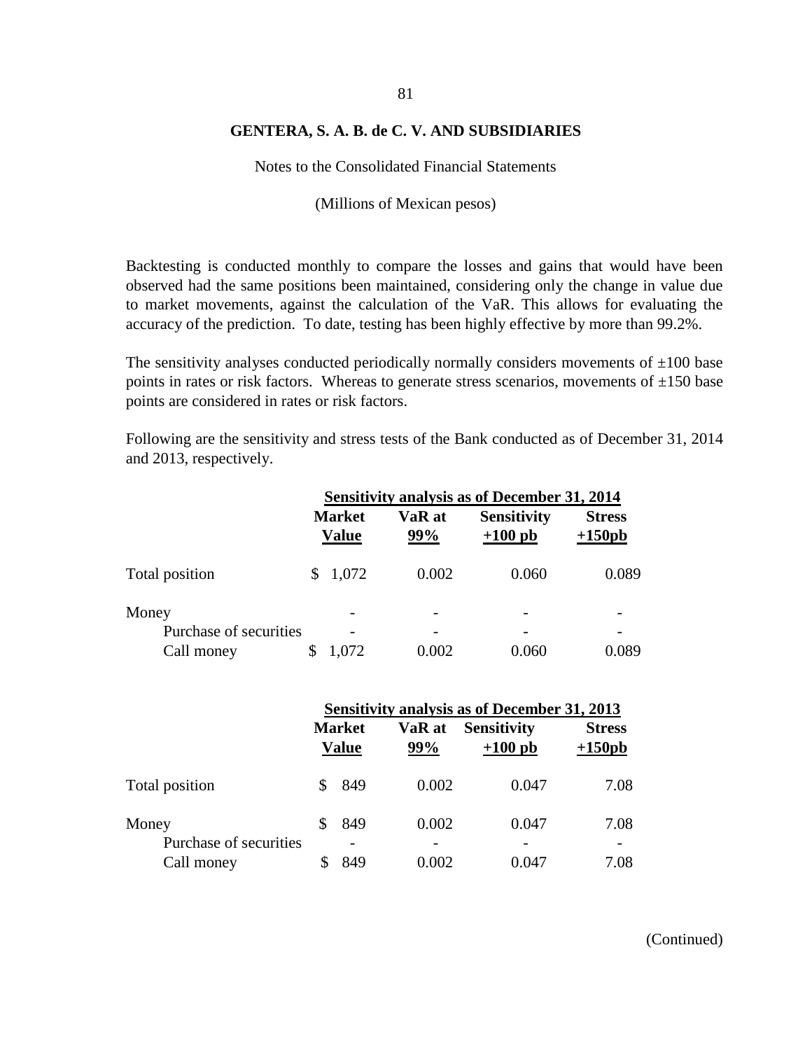**GENTERA, S. A. B. de C. V. AND SUBSIDIARIES**

Notes to the Consolidated Financial Statements

(Millions of Mexican pesos)

Backtesting is conducted monthly to compare the losses and gains that would have been observed had the same positions been maintained, considering only the change in value due to market movements, against the calculation of the VaR. This allows for evaluating the accuracy of the prediction. To date, testing has been highly effective by more than 99.2%.

The sensitivity analyses conducted periodically normally considers movements of ±100 base points in rates or risk factors. Whereas to generate stress scenarios, movements of ±150 base points are considered in rates or risk factors.

Following are the sensitivity and stress tests of the Bank conducted as of December 31, 2014 and 2013, respectively.

| | Sensitivity analysis as of December 31, 2014 | | | |
|---|---|---|---|---|
| | Market Value | VaR at 99% | Sensitivity +100 pb | Stress +150pb |
| Total position | $ 1,072 | 0.002 | 0.060 | 0.089 |
| Money | - | - | - | - |
| Purchase of securities | - | - | - | - |
| Call money | $ 1,072 | 0.002 | 0.060 | 0.089 |

| | Sensitivity analysis as of December 31, 2013 | | | |
|---|---|---|---|---|
| | Market Value | VaR at 99% | Sensitivity +100 pb | Stress +150pb |
| Total position | $ 849 | 0.002 | 0.047 | 7.08 |
| Money | $ 849 | 0.002 | 0.047 | 7.08 |
| Purchase of securities | - | - | - | - |
| Call money | $ 849 | 0.002 | 0.047 | 7.08 |

(Continued)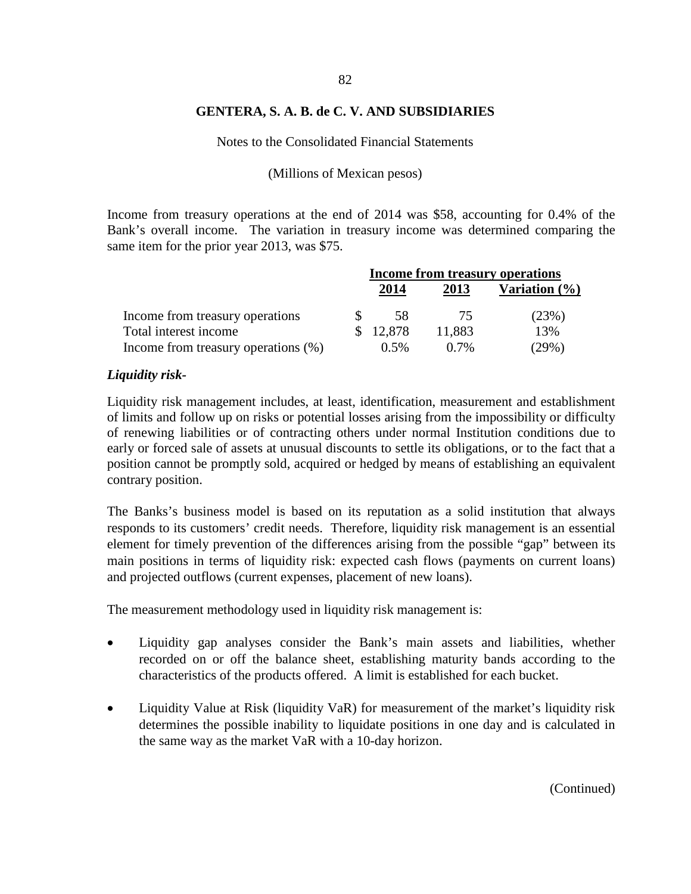**GENTERA, S. A. B. de C. V. AND SUBSIDIARIES**

Notes to the Consolidated Financial Statements

(Millions of Mexican pesos)

Income from treasury operations at the end of 2014 was $58, accounting for 0.4% of the Bank's overall income. The variation in treasury income was determined comparing the same item for the prior year 2013, was $75.

| | Income from treasury operations | | |
|---|---|---|---|
| | 2014 | 2013 | Variation (%) |
| Income from treasury operations | $ 58 | 75 | (23%) |
| Total interest income | $ 12,878 | 11,883 | 13% |
| Income from treasury operations (%) | 0.5% | 0.7% | (29%) |

***Liquidity risk-***

Liquidity risk management includes, at least, identification, measurement and establishment of limits and follow up on risks or potential losses arising from the impossibility or difficulty of renewing liabilities or of contracting others under normal Institution conditions due to early or forced sale of assets at unusual discounts to settle its obligations, or to the fact that a position cannot be promptly sold, acquired or hedged by means of establishing an equivalent contrary position.

The Banks's business model is based on its reputation as a solid institution that always responds to its customers' credit needs. Therefore, liquidity risk management is an essential element for timely prevention of the differences arising from the possible "gap" between its main positions in terms of liquidity risk: expected cash flows (payments on current loans) and projected outflows (current expenses, placement of new loans).

The measurement methodology used in liquidity risk management is:

- Liquidity gap analyses consider the Bank's main assets and liabilities, whether recorded on or off the balance sheet, establishing maturity bands according to the characteristics of the products offered. A limit is established for each bucket.

- Liquidity Value at Risk (liquidity VaR) for measurement of the market's liquidity risk determines the possible inability to liquidate positions in one day and is calculated in the same way as the market VaR with a 10-day horizon.

(Continued)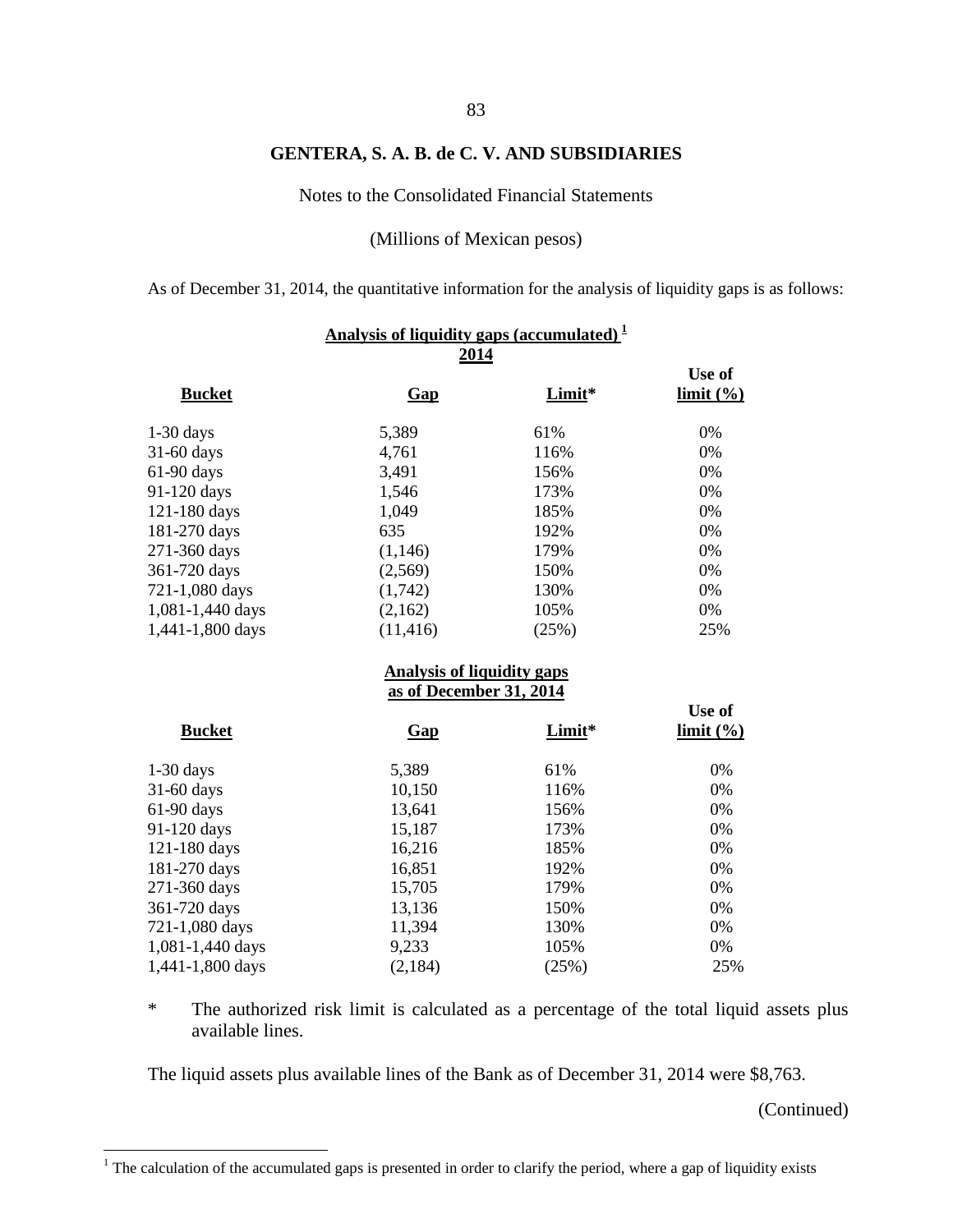## GENTERA, S. A. B. de C. V. AND SUBSIDIARIES

Notes to the Consolidated Financial Statements

(Millions of Mexican pesos)

As of December 31, 2014, the quantitative information for the analysis of liquidity gaps is as follows:

**Analysis of liquidity gaps (accumulated) [1]**
**2014**

| Bucket | Gap | Limit* | Use of limit (%) |
|---|---|---|---|
| 1-30 days | 5,389 | 61% | 0% |
| 31-60 days | 4,761 | 116% | 0% |
| 61-90 days | 3,491 | 156% | 0% |
| 91-120 days | 1,546 | 173% | 0% |
| 121-180 days | 1,049 | 185% | 0% |
| 181-270 days | 635 | 192% | 0% |
| 271-360 days | (1,146) | 179% | 0% |
| 361-720 days | (2,569) | 150% | 0% |
| 721-1,080 days | (1,742) | 130% | 0% |
| 1,081-1,440 days | (2,162) | 105% | 0% |
| 1,441-1,800 days | (11,416) | (25%) | 25% |

**Analysis of liquidity gaps as of December 31, 2014**

| Bucket | Gap | Limit* | Use of limit (%) |
|---|---|---|---|
| 1-30 days | 5,389 | 61% | 0% |
| 31-60 days | 10,150 | 116% | 0% |
| 61-90 days | 13,641 | 156% | 0% |
| 91-120 days | 15,187 | 173% | 0% |
| 121-180 days | 16,216 | 185% | 0% |
| 181-270 days | 16,851 | 192% | 0% |
| 271-360 days | 15,705 | 179% | 0% |
| 361-720 days | 13,136 | 150% | 0% |
| 721-1,080 days | 11,394 | 130% | 0% |
| 1,081-1,440 days | 9,233 | 105% | 0% |
| 1,441-1,800 days | (2,184) | (25%) | 25% |

\* The authorized risk limit is calculated as a percentage of the total liquid assets plus available lines.

The liquid assets plus available lines of the Bank as of December 31, 2014 were $8,763.

(Continued)

[1] The calculation of the accumulated gaps is presented in order to clarify the period, where a gap of liquidity exists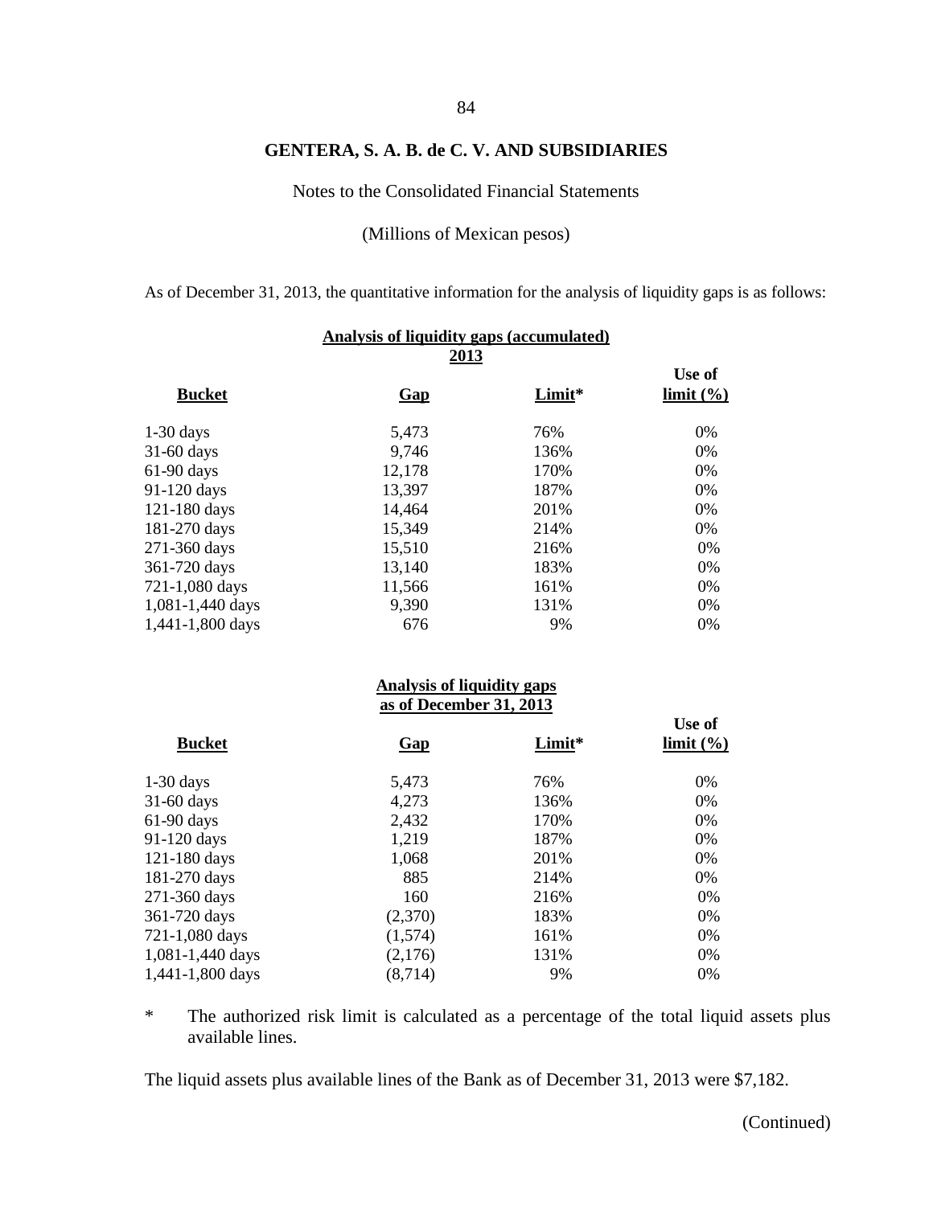**GENTERA, S. A. B. de C. V. AND SUBSIDIARIES**

Notes to the Consolidated Financial Statements

(Millions of Mexican pesos)

As of December 31, 2013, the quantitative information for the analysis of liquidity gaps is as follows:

**Analysis of liquidity gaps (accumulated)**
**2013**

| Bucket | Gap | Limit* | Use of limit (%) |
|---|---|---|---|
| 1-30 days | 5,473 | 76% | 0% |
| 31-60 days | 9,746 | 136% | 0% |
| 61-90 days | 12,178 | 170% | 0% |
| 91-120 days | 13,397 | 187% | 0% |
| 121-180 days | 14,464 | 201% | 0% |
| 181-270 days | 15,349 | 214% | 0% |
| 271-360 days | 15,510 | 216% | 0% |
| 361-720 days | 13,140 | 183% | 0% |
| 721-1,080 days | 11,566 | 161% | 0% |
| 1,081-1,440 days | 9,390 | 131% | 0% |
| 1,441-1,800 days | 676 | 9% | 0% |

**Analysis of liquidity gaps**
**as of December 31, 2013**

| Bucket | Gap | Limit* | Use of limit (%) |
|---|---|---|---|
| 1-30 days | 5,473 | 76% | 0% |
| 31-60 days | 4,273 | 136% | 0% |
| 61-90 days | 2,432 | 170% | 0% |
| 91-120 days | 1,219 | 187% | 0% |
| 121-180 days | 1,068 | 201% | 0% |
| 181-270 days | 885 | 214% | 0% |
| 271-360 days | 160 | 216% | 0% |
| 361-720 days | (2,370) | 183% | 0% |
| 721-1,080 days | (1,574) | 161% | 0% |
| 1,081-1,440 days | (2,176) | 131% | 0% |
| 1,441-1,800 days | (8,714) | 9% | 0% |

\* The authorized risk limit is calculated as a percentage of the total liquid assets plus available lines.

The liquid assets plus available lines of the Bank as of December 31, 2013 were $7,182.

(Continued)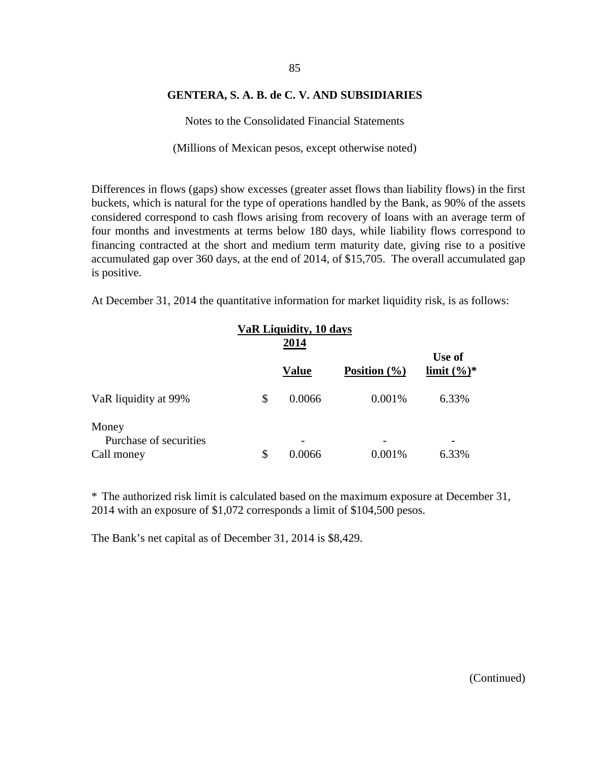**GENTERA, S. A. B. de C. V. AND SUBSIDIARIES**

Notes to the Consolidated Financial Statements

(Millions of Mexican pesos, except otherwise noted)

Differences in flows (gaps) show excesses (greater asset flows than liability flows) in the first buckets, which is natural for the type of operations handled by the Bank, as 90% of the assets considered correspond to cash flows arising from recovery of loans with an average term of four months and investments at terms below 180 days, while liability flows correspond to financing contracted at the short and medium term maturity date, giving rise to a positive accumulated gap over 360 days, at the end of 2014, of $15,705. The overall accumulated gap is positive.

At December 31, 2014 the quantitative information for market liquidity risk, is as follows:

| | VaR Liquidity, 10 days 2014 | | | |
|---|---|---|---|---|
| | | **Value** | **Position (%)** | **Use of limit (%)*** |
| VaR liquidity at 99% | $ | 0.0066 | 0.001% | 6.33% |
| Money | | | | |
| Purchase of securities | | - | - | - |
| Call money | $ | 0.0066 | 0.001% | 6.33% |

* The authorized risk limit is calculated based on the maximum exposure at December 31, 2014 with an exposure of $1,072 corresponds a limit of $104,500 pesos.

The Bank's net capital as of December 31, 2014 is $8,429.

(Continued)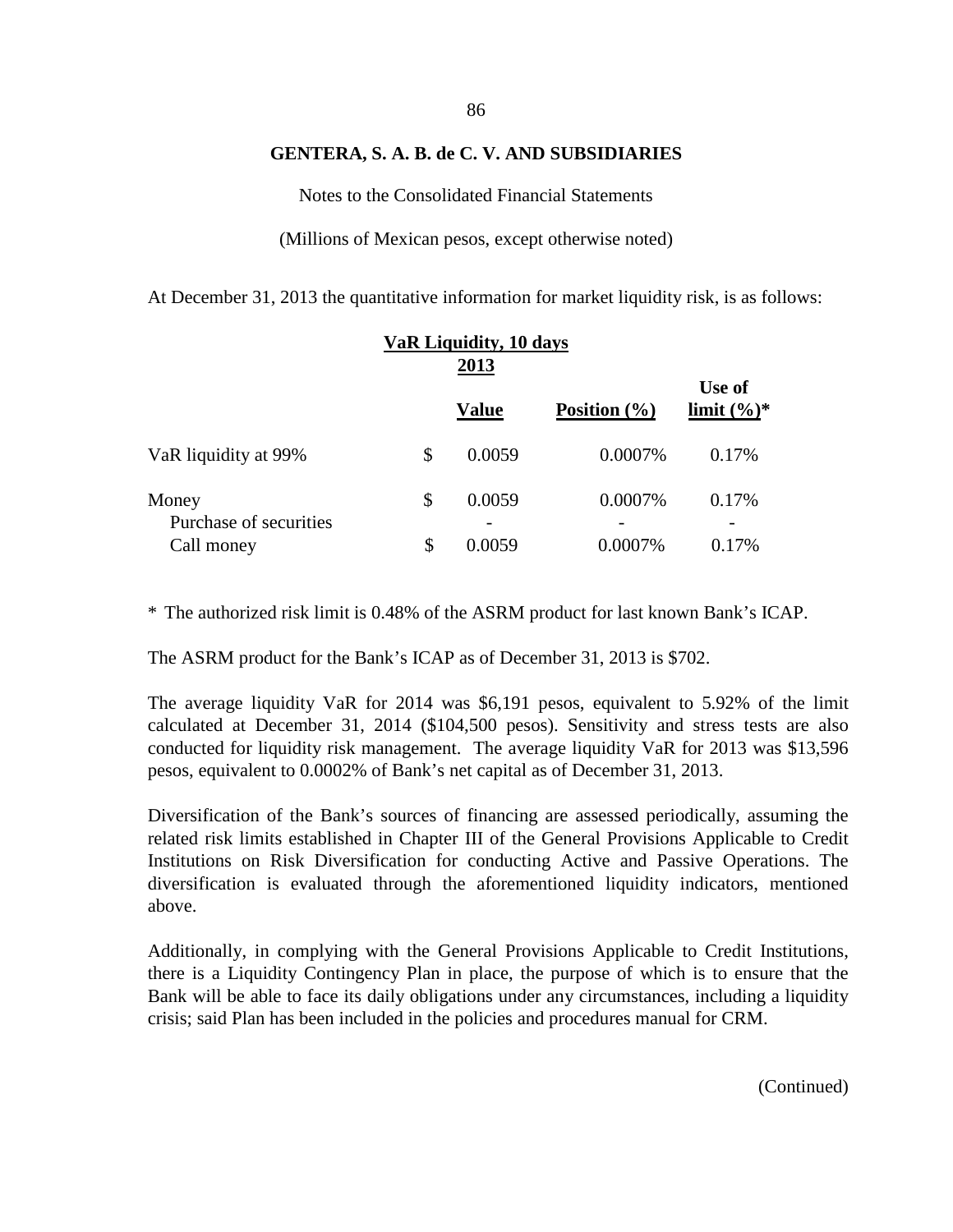**GENTERA, S. A. B. de C. V. AND SUBSIDIARIES**

Notes to the Consolidated Financial Statements

(Millions of Mexican pesos, except otherwise noted)

At December 31, 2013 the quantitative information for market liquidity risk, is as follows:

| | VaR Liquidity, 10 days 2013 | | | |
|---|---|---|---|---|
| | | **Value** | **Position (%)** | **Use of limit (%)*** |
| VaR liquidity at 99% | $ | 0.0059 | 0.0007% | 0.17% |
| Money | $ | 0.0059 | 0.0007% | 0.17% |
| Purchase of securities | | - | - | - |
| Call money | $ | 0.0059 | 0.0007% | 0.17% |

\* The authorized risk limit is 0.48% of the ASRM product for last known Bank's ICAP.

The ASRM product for the Bank's ICAP as of December 31, 2013 is $702.

The average liquidity VaR for 2014 was $6,191 pesos, equivalent to 5.92% of the limit calculated at December 31, 2014 ($104,500 pesos). Sensitivity and stress tests are also conducted for liquidity risk management. The average liquidity VaR for 2013 was $13,596 pesos, equivalent to 0.0002% of Bank's net capital as of December 31, 2013.

Diversification of the Bank's sources of financing are assessed periodically, assuming the related risk limits established in Chapter III of the General Provisions Applicable to Credit Institutions on Risk Diversification for conducting Active and Passive Operations. The diversification is evaluated through the aforementioned liquidity indicators, mentioned above.

Additionally, in complying with the General Provisions Applicable to Credit Institutions, there is a Liquidity Contingency Plan in place, the purpose of which is to ensure that the Bank will be able to face its daily obligations under any circumstances, including a liquidity crisis; said Plan has been included in the policies and procedures manual for CRM.

(Continued)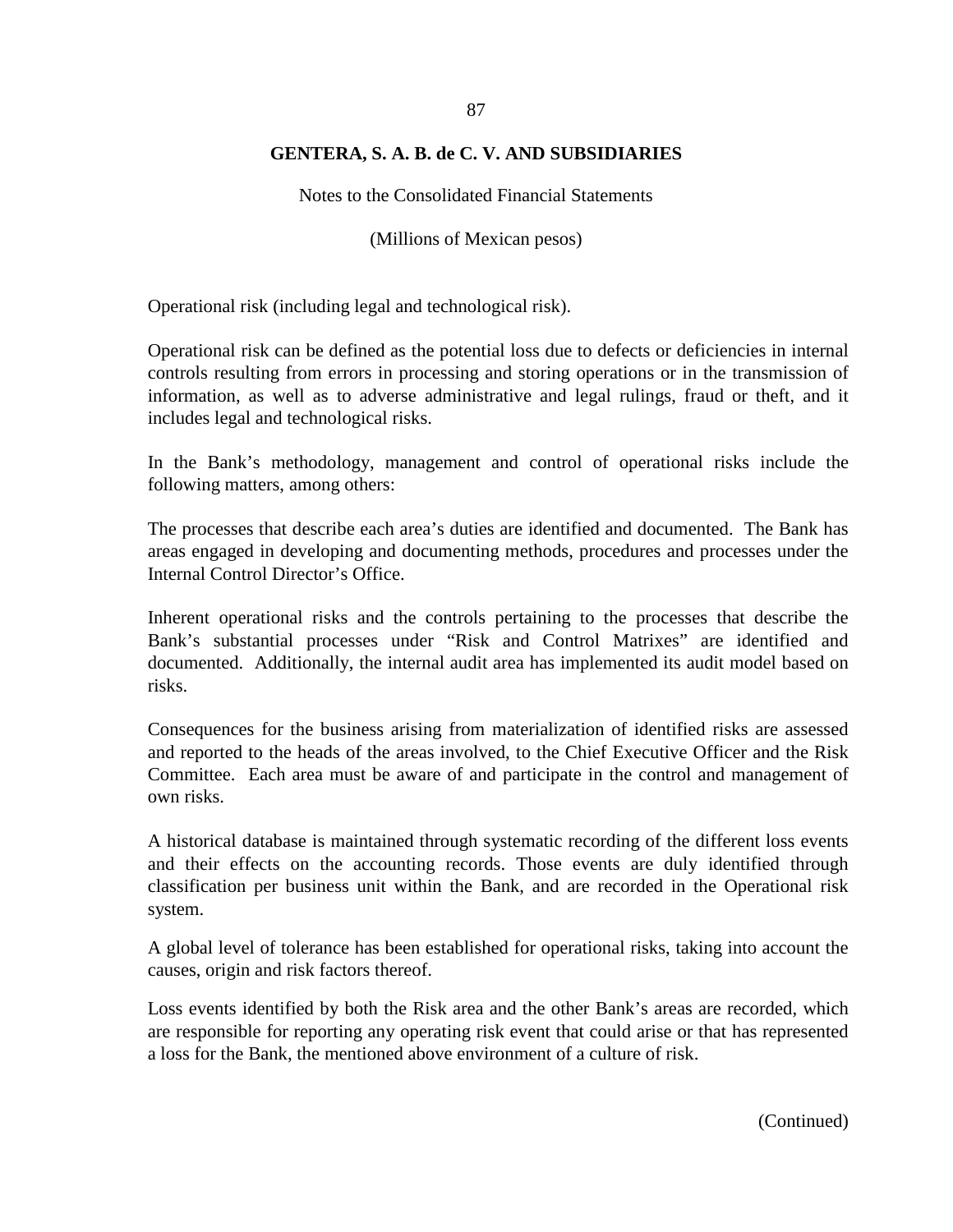Operational risk (including legal and technological risk).

Operational risk can be defined as the potential loss due to defects or deficiencies in internal controls resulting from errors in processing and storing operations or in the transmission of information, as well as to adverse administrative and legal rulings, fraud or theft, and it includes legal and technological risks.

In the Bank's methodology, management and control of operational risks include the following matters, among others:

The processes that describe each area's duties are identified and documented. The Bank has areas engaged in developing and documenting methods, procedures and processes under the Internal Control Director's Office.

Inherent operational risks and the controls pertaining to the processes that describe the Bank's substantial processes under "Risk and Control Matrixes" are identified and documented. Additionally, the internal audit area has implemented its audit model based on risks.

Consequences for the business arising from materialization of identified risks are assessed and reported to the heads of the areas involved, to the Chief Executive Officer and the Risk Committee. Each area must be aware of and participate in the control and management of own risks.

A historical database is maintained through systematic recording of the different loss events and their effects on the accounting records. Those events are duly identified through classification per business unit within the Bank, and are recorded in the Operational risk system.

A global level of tolerance has been established for operational risks, taking into account the causes, origin and risk factors thereof.

Loss events identified by both the Risk area and the other Bank's areas are recorded, which are responsible for reporting any operating risk event that could arise or that has represented a loss for the Bank, the mentioned above environment of a culture of risk.

(Continued)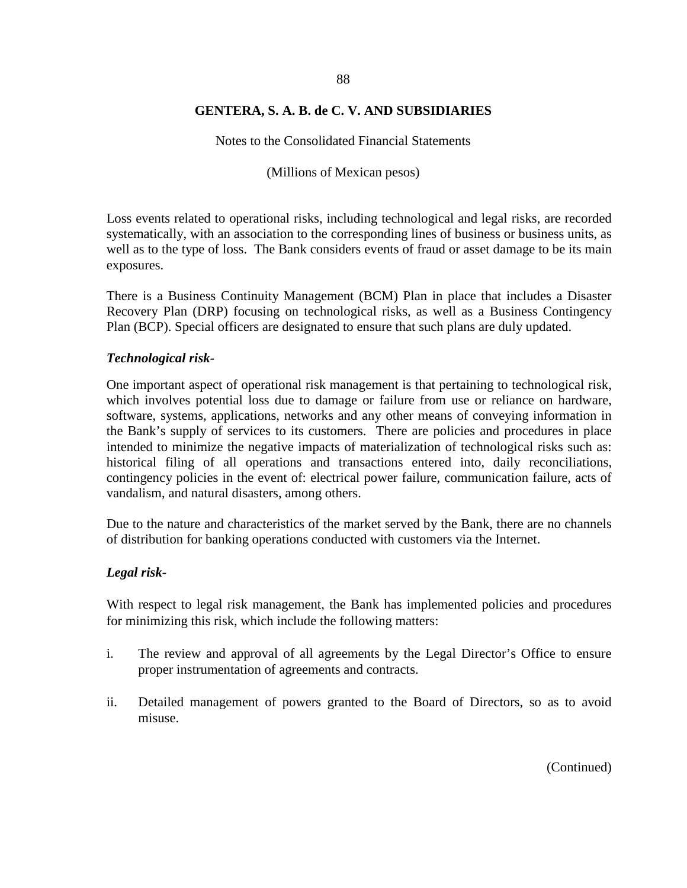Loss events related to operational risks, including technological and legal risks, are recorded systematically, with an association to the corresponding lines of business or business units, as well as to the type of loss. The Bank considers events of fraud or asset damage to be its main exposures.

There is a Business Continuity Management (BCM) Plan in place that includes a Disaster Recovery Plan (DRP) focusing on technological risks, as well as a Business Contingency Plan (BCP). Special officers are designated to ensure that such plans are duly updated.

***Technological risk-***

One important aspect of operational risk management is that pertaining to technological risk, which involves potential loss due to damage or failure from use or reliance on hardware, software, systems, applications, networks and any other means of conveying information in the Bank's supply of services to its customers. There are policies and procedures in place intended to minimize the negative impacts of materialization of technological risks such as: historical filing of all operations and transactions entered into, daily reconciliations, contingency policies in the event of: electrical power failure, communication failure, acts of vandalism, and natural disasters, among others.

Due to the nature and characteristics of the market served by the Bank, there are no channels of distribution for banking operations conducted with customers via the Internet.

***Legal risk-***

With respect to legal risk management, the Bank has implemented policies and procedures for minimizing this risk, which include the following matters:

i. The review and approval of all agreements by the Legal Director's Office to ensure proper instrumentation of agreements and contracts.

ii. Detailed management of powers granted to the Board of Directors, so as to avoid misuse.

(Continued)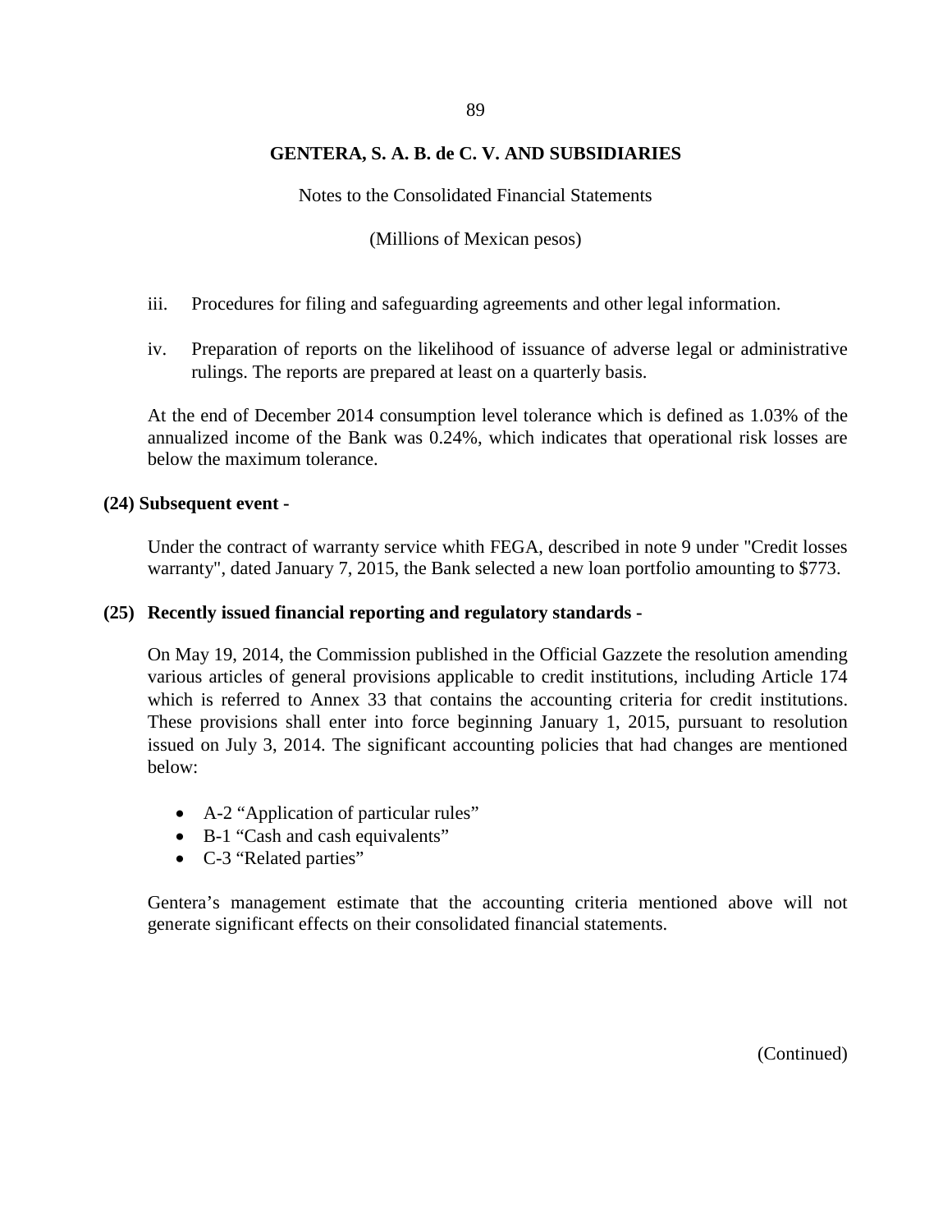iii. Procedures for filing and safeguarding agreements and other legal information.

iv. Preparation of reports on the likelihood of issuance of adverse legal or administrative rulings. The reports are prepared at least on a quarterly basis.

At the end of December 2014 consumption level tolerance which is defined as 1.03% of the annualized income of the Bank was 0.24%, which indicates that operational risk losses are below the maximum tolerance.

**(24) Subsequent event -**

Under the contract of warranty service whith FEGA, described in note 9 under "Credit losses warranty", dated January 7, 2015, the Bank selected a new loan portfolio amounting to $773.

**(25) Recently issued financial reporting and regulatory standards -**

On May 19, 2014, the Commission published in the Official Gazzete the resolution amending various articles of general provisions applicable to credit institutions, including Article 174 which is referred to Annex 33 that contains the accounting criteria for credit institutions. These provisions shall enter into force beginning January 1, 2015, pursuant to resolution issued on July 3, 2014. The significant accounting policies that had changes are mentioned below:

- A-2 "Application of particular rules"
- B-1 "Cash and cash equivalents"
- C-3 "Related parties"

Gentera's management estimate that the accounting criteria mentioned above will not generate significant effects on their consolidated financial statements.

(Continued)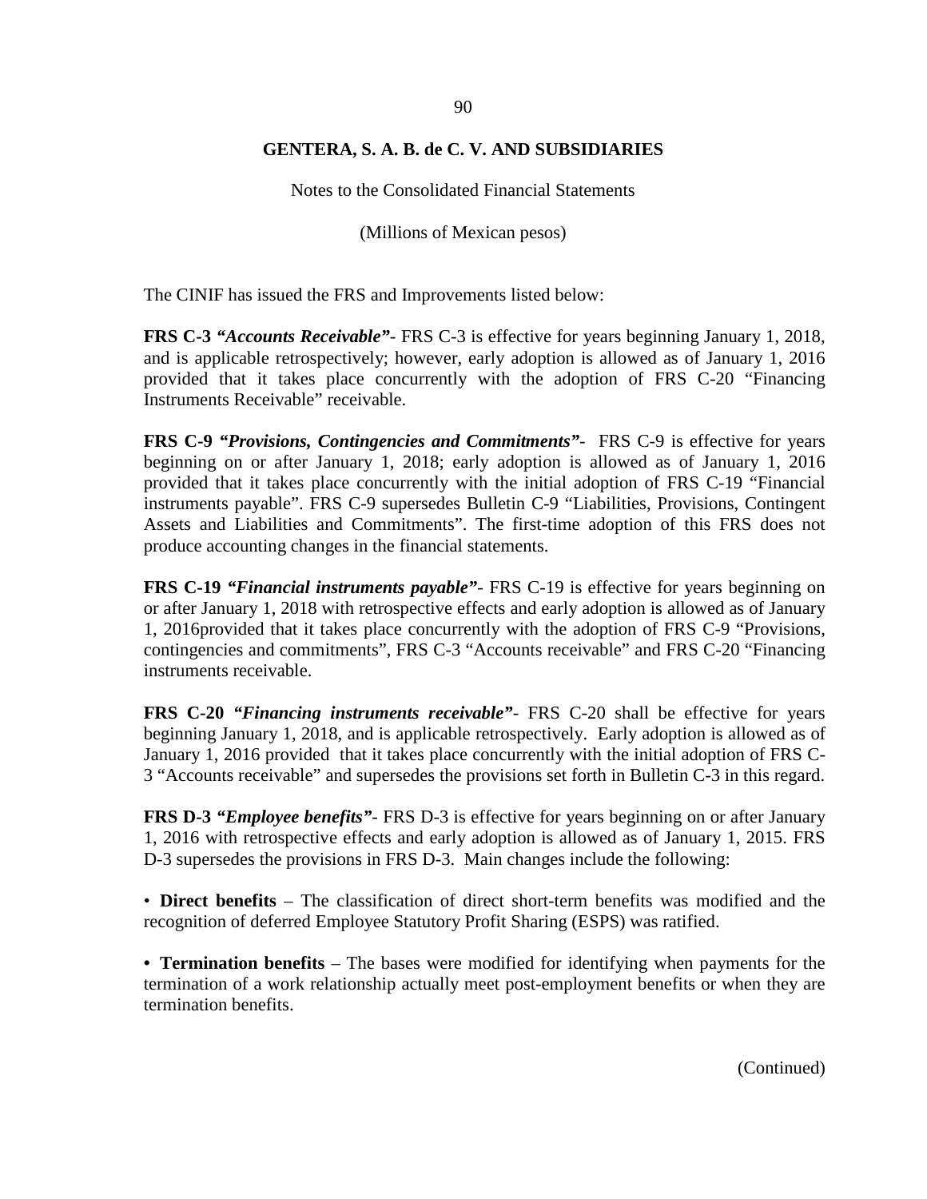The CINIF has issued the FRS and Improvements listed below:

**FRS C-3** ***"Accounts Receivable"***- FRS C-3 is effective for years beginning January 1, 2018, and is applicable retrospectively; however, early adoption is allowed as of January 1, 2016 provided that it takes place concurrently with the adoption of FRS C-20 "Financing Instruments Receivable" receivable.

**FRS C-9** ***"Provisions, Contingencies and Commitments"***- FRS C-9 is effective for years beginning on or after January 1, 2018; early adoption is allowed as of January 1, 2016 provided that it takes place concurrently with the initial adoption of FRS C-19 "Financial instruments payable". FRS C-9 supersedes Bulletin C-9 "Liabilities, Provisions, Contingent Assets and Liabilities and Commitments". The first-time adoption of this FRS does not produce accounting changes in the financial statements.

**FRS C-19** ***"Financial instruments payable"***- FRS C-19 is effective for years beginning on or after January 1, 2018 with retrospective effects and early adoption is allowed as of January 1, 2016provided that it takes place concurrently with the adoption of FRS C-9 "Provisions, contingencies and commitments", FRS C-3 "Accounts receivable" and FRS C-20 "Financing instruments receivable.

**FRS C-20** ***"Financing instruments receivable"***- FRS C-20 shall be effective for years beginning January 1, 2018, and is applicable retrospectively. Early adoption is allowed as of January 1, 2016 provided that it takes place concurrently with the initial adoption of FRS C-3 "Accounts receivable" and supersedes the provisions set forth in Bulletin C-3 in this regard.

**FRS D-3** ***"Employee benefits"***- FRS D-3 is effective for years beginning on or after January 1, 2016 with retrospective effects and early adoption is allowed as of January 1, 2015. FRS D-3 supersedes the provisions in FRS D-3. Main changes include the following:

- **Direct benefits** – The classification of direct short-term benefits was modified and the recognition of deferred Employee Statutory Profit Sharing (ESPS) was ratified.

- **Termination benefits** – The bases were modified for identifying when payments for the termination of a work relationship actually meet post-employment benefits or when they are termination benefits.

(Continued)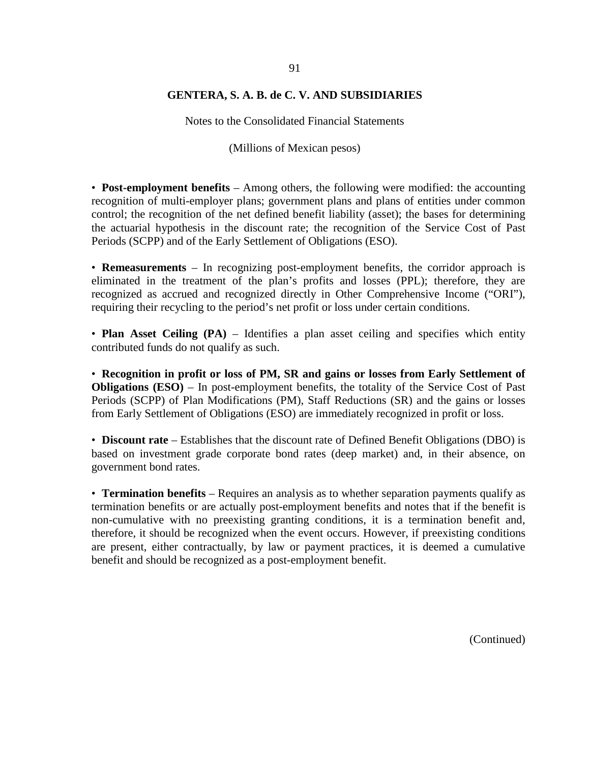• **Post-employment benefits** – Among others, the following were modified: the accounting recognition of multi-employer plans; government plans and plans of entities under common control; the recognition of the net defined benefit liability (asset); the bases for determining the actuarial hypothesis in the discount rate; the recognition of the Service Cost of Past Periods (SCPP) and of the Early Settlement of Obligations (ESO).

• **Remeasurements** – In recognizing post-employment benefits, the corridor approach is eliminated in the treatment of the plan's profits and losses (PPL); therefore, they are recognized as accrued and recognized directly in Other Comprehensive Income ("ORI"), requiring their recycling to the period's net profit or loss under certain conditions.

• **Plan Asset Ceiling (PA)** – Identifies a plan asset ceiling and specifies which entity contributed funds do not qualify as such.

• **Recognition in profit or loss of PM, SR and gains or losses from Early Settlement of Obligations (ESO)** – In post-employment benefits, the totality of the Service Cost of Past Periods (SCPP) of Plan Modifications (PM), Staff Reductions (SR) and the gains or losses from Early Settlement of Obligations (ESO) are immediately recognized in profit or loss.

• **Discount rate** – Establishes that the discount rate of Defined Benefit Obligations (DBO) is based on investment grade corporate bond rates (deep market) and, in their absence, on government bond rates.

• **Termination benefits** – Requires an analysis as to whether separation payments qualify as termination benefits or are actually post-employment benefits and notes that if the benefit is non-cumulative with no preexisting granting conditions, it is a termination benefit and, therefore, it should be recognized when the event occurs. However, if preexisting conditions are present, either contractually, by law or payment practices, it is deemed a cumulative benefit and should be recognized as a post-employment benefit.

(Continued)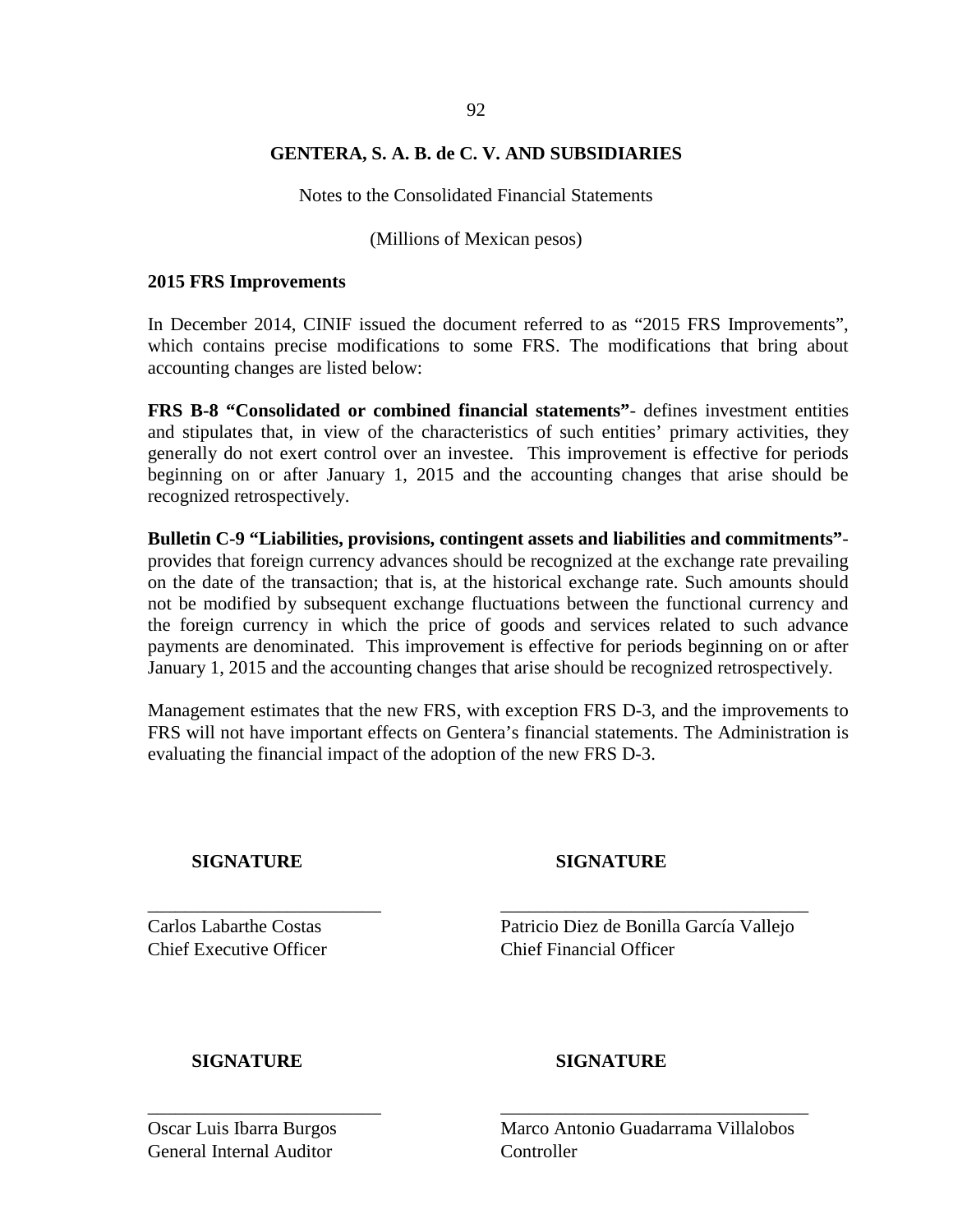**GENTERA, S. A. B. de C. V. AND SUBSIDIARIES**

Notes to the Consolidated Financial Statements

(Millions of Mexican pesos)

**2015 FRS Improvements**

In December 2014, CINIF issued the document referred to as "2015 FRS Improvements", which contains precise modifications to some FRS. The modifications that bring about accounting changes are listed below:

**FRS B-8 "Consolidated or combined financial statements"**- defines investment entities and stipulates that, in view of the characteristics of such entities' primary activities, they generally do not exert control over an investee. This improvement is effective for periods beginning on or after January 1, 2015 and the accounting changes that arise should be recognized retrospectively.

**Bulletin C-9 "Liabilities, provisions, contingent assets and liabilities and commitments"**- provides that foreign currency advances should be recognized at the exchange rate prevailing on the date of the transaction; that is, at the historical exchange rate. Such amounts should not be modified by subsequent exchange fluctuations between the functional currency and the foreign currency in which the price of goods and services related to such advance payments are denominated. This improvement is effective for periods beginning on or after January 1, 2015 and the accounting changes that arise should be recognized retrospectively.

Management estimates that the new FRS, with exception FRS D-3, and the improvements to FRS will not have important effects on Gentera's financial statements. The Administration is evaluating the financial impact of the adoption of the new FRS D-3.

**SIGNATURE**

Carlos Labarthe Costas
Chief Executive Officer

**SIGNATURE**

Patricio Diez de Bonilla García Vallejo
Chief Financial Officer

**SIGNATURE**

Oscar Luis Ibarra Burgos
General Internal Auditor

**SIGNATURE**

Marco Antonio Guadarrama Villalobos
Controller